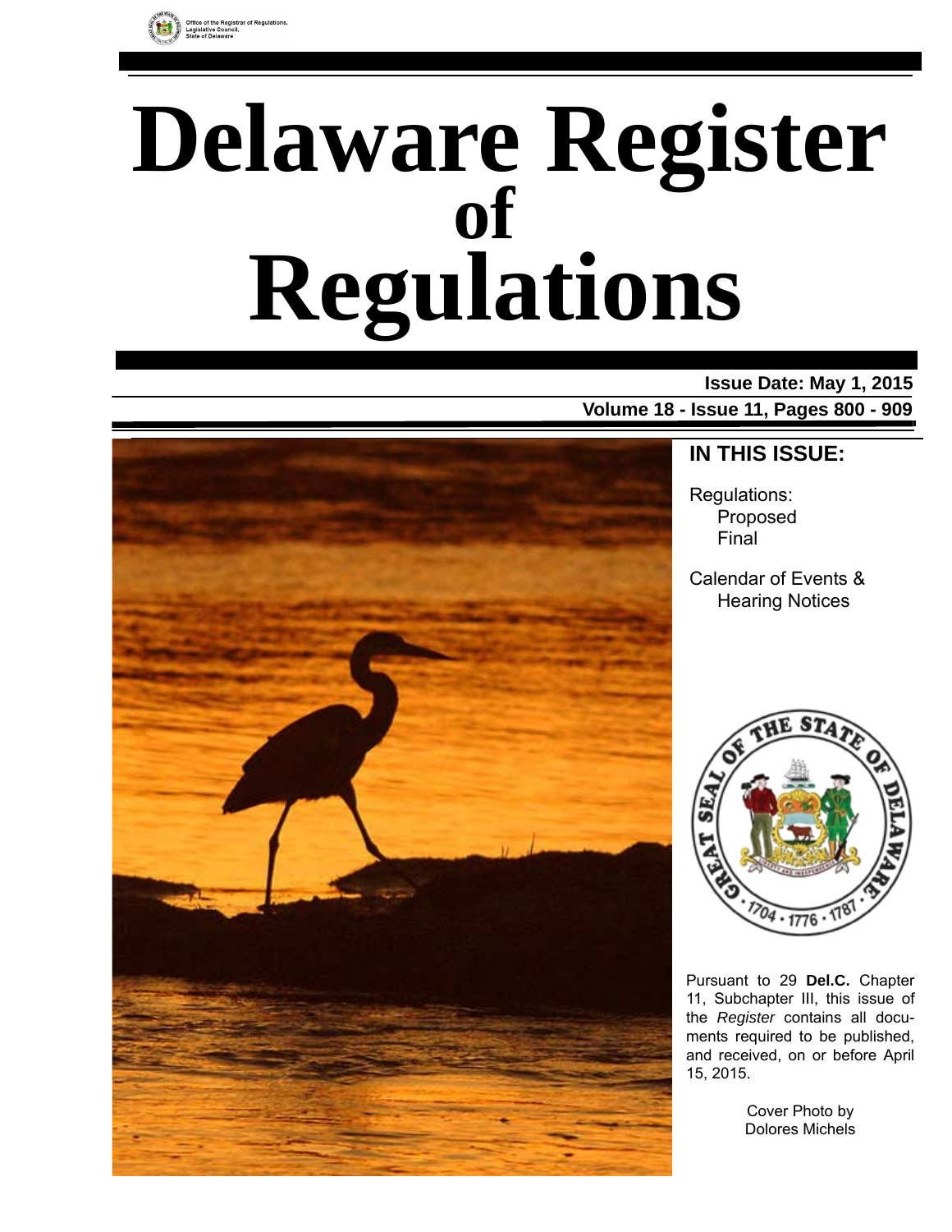Office of the Registrar of Regulations, Legislative Council, State of Delaware

# Delaware Register of Regulations

**Issue Date: May 1, 2015**

**Volume 18 - Issue 11, Pages 800 - 909**

## IN THIS ISSUE:

Regulations:
- Proposed
- Final

Calendar of Events & Hearing Notices

Pursuant to 29 **Del.C.** Chapter 11, Subchapter III, this issue of the *Register* contains all documents required to be published, and received, on or before April 15, 2015.

Cover Photo by Dolores Michels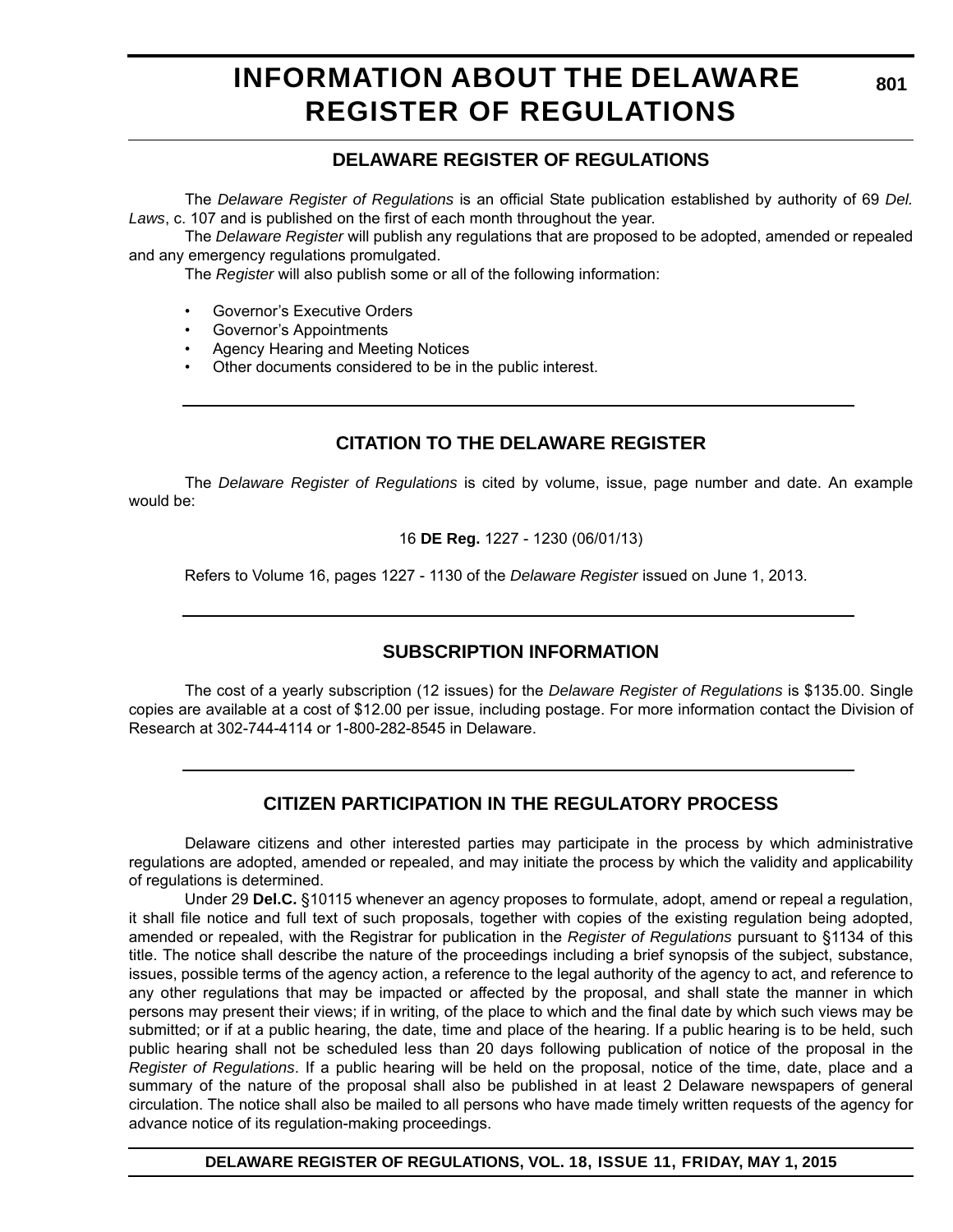# INFORMATION ABOUT THE DELAWARE REGISTER OF REGULATIONS

## DELAWARE REGISTER OF REGULATIONS

The *Delaware Register of Regulations* is an official State publication established by authority of 69 *Del. Laws*, c. 107 and is published on the first of each month throughout the year.

The *Delaware Register* will publish any regulations that are proposed to be adopted, amended or repealed and any emergency regulations promulgated.

The *Register* will also publish some or all of the following information:

- Governor's Executive Orders
- Governor's Appointments
- Agency Hearing and Meeting Notices
- Other documents considered to be in the public interest.

## CITATION TO THE DELAWARE REGISTER

The *Delaware Register of Regulations* is cited by volume, issue, page number and date. An example would be:

16 **DE Reg.** 1227 - 1230 (06/01/13)

Refers to Volume 16, pages 1227 - 1130 of the *Delaware Register* issued on June 1, 2013.

## SUBSCRIPTION INFORMATION

The cost of a yearly subscription (12 issues) for the *Delaware Register of Regulations* is $135.00. Single copies are available at a cost of $12.00 per issue, including postage. For more information contact the Division of Research at 302-744-4114 or 1-800-282-8545 in Delaware.

## CITIZEN PARTICIPATION IN THE REGULATORY PROCESS

Delaware citizens and other interested parties may participate in the process by which administrative regulations are adopted, amended or repealed, and may initiate the process by which the validity and applicability of regulations is determined.

Under 29 **Del.C.** §10115 whenever an agency proposes to formulate, adopt, amend or repeal a regulation, it shall file notice and full text of such proposals, together with copies of the existing regulation being adopted, amended or repealed, with the Registrar for publication in the *Register of Regulations* pursuant to §1134 of this title. The notice shall describe the nature of the proceedings including a brief synopsis of the subject, substance, issues, possible terms of the agency action, a reference to the legal authority of the agency to act, and reference to any other regulations that may be impacted or affected by the proposal, and shall state the manner in which persons may present their views; if in writing, of the place to which and the final date by which such views may be submitted; or if at a public hearing, the date, time and place of the hearing. If a public hearing is to be held, such public hearing shall not be scheduled less than 20 days following publication of notice of the proposal in the *Register of Regulations*. If a public hearing will be held on the proposal, notice of the time, date, place and a summary of the nature of the proposal shall also be published in at least 2 Delaware newspapers of general circulation. The notice shall also be mailed to all persons who have made timely written requests of the agency for advance notice of its regulation-making proceedings.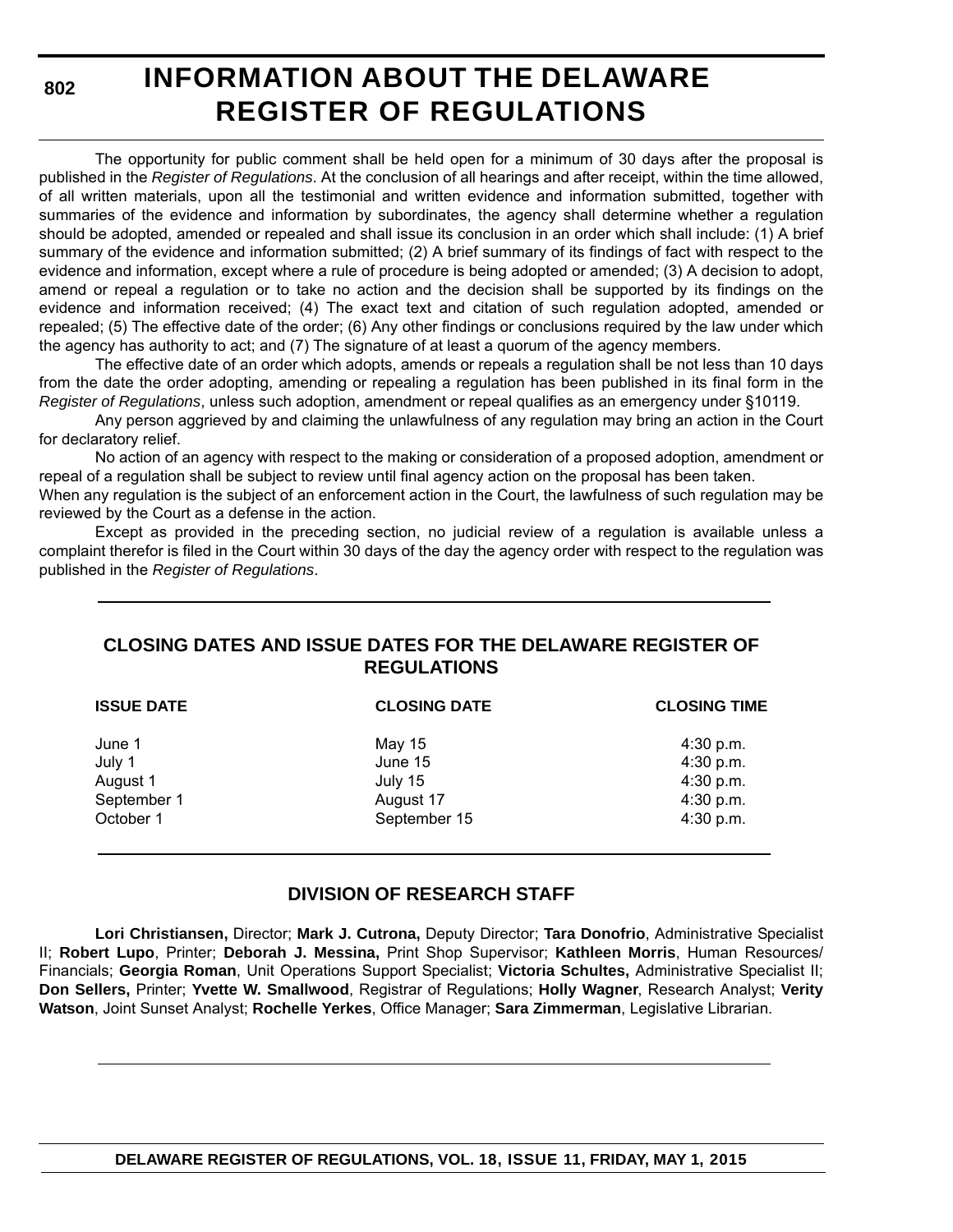# INFORMATION ABOUT THE DELAWARE REGISTER OF REGULATIONS

The opportunity for public comment shall be held open for a minimum of 30 days after the proposal is published in the *Register of Regulations*. At the conclusion of all hearings and after receipt, within the time allowed, of all written materials, upon all the testimonial and written evidence and information submitted, together with summaries of the evidence and information by subordinates, the agency shall determine whether a regulation should be adopted, amended or repealed and shall issue its conclusion in an order which shall include: (1) A brief summary of the evidence and information submitted; (2) A brief summary of its findings of fact with respect to the evidence and information, except where a rule of procedure is being adopted or amended; (3) A decision to adopt, amend or repeal a regulation or to take no action and the decision shall be supported by its findings on the evidence and information received; (4) The exact text and citation of such regulation adopted, amended or repealed; (5) The effective date of the order; (6) Any other findings or conclusions required by the law under which the agency has authority to act; and (7) The signature of at least a quorum of the agency members.

The effective date of an order which adopts, amends or repeals a regulation shall be not less than 10 days from the date the order adopting, amending or repealing a regulation has been published in its final form in the *Register of Regulations*, unless such adoption, amendment or repeal qualifies as an emergency under §10119.

Any person aggrieved by and claiming the unlawfulness of any regulation may bring an action in the Court for declaratory relief.

No action of an agency with respect to the making or consideration of a proposed adoption, amendment or repeal of a regulation shall be subject to review until final agency action on the proposal has been taken.

When any regulation is the subject of an enforcement action in the Court, the lawfulness of such regulation may be reviewed by the Court as a defense in the action.

Except as provided in the preceding section, no judicial review of a regulation is available unless a complaint therefor is filed in the Court within 30 days of the day the agency order with respect to the regulation was published in the *Register of Regulations*.

## CLOSING DATES AND ISSUE DATES FOR THE DELAWARE REGISTER OF REGULATIONS

| ISSUE DATE | CLOSING DATE | CLOSING TIME |
|---|---|---|
| June 1 | May 15 | 4:30 p.m. |
| July 1 | June 15 | 4:30 p.m. |
| August 1 | July 15 | 4:30 p.m. |
| September 1 | August 17 | 4:30 p.m. |
| October 1 | September 15 | 4:30 p.m. |

## DIVISION OF RESEARCH STAFF

**Lori Christiansen,** Director; **Mark J. Cutrona,** Deputy Director; **Tara Donofrio**, Administrative Specialist II; **Robert Lupo**, Printer; **Deborah J. Messina,** Print Shop Supervisor; **Kathleen Morris**, Human Resources/ Financials; **Georgia Roman**, Unit Operations Support Specialist; **Victoria Schultes,** Administrative Specialist II; **Don Sellers,** Printer; **Yvette W. Smallwood**, Registrar of Regulations; **Holly Wagner**, Research Analyst; **Verity Watson**, Joint Sunset Analyst; **Rochelle Yerkes**, Office Manager; **Sara Zimmerman**, Legislative Librarian.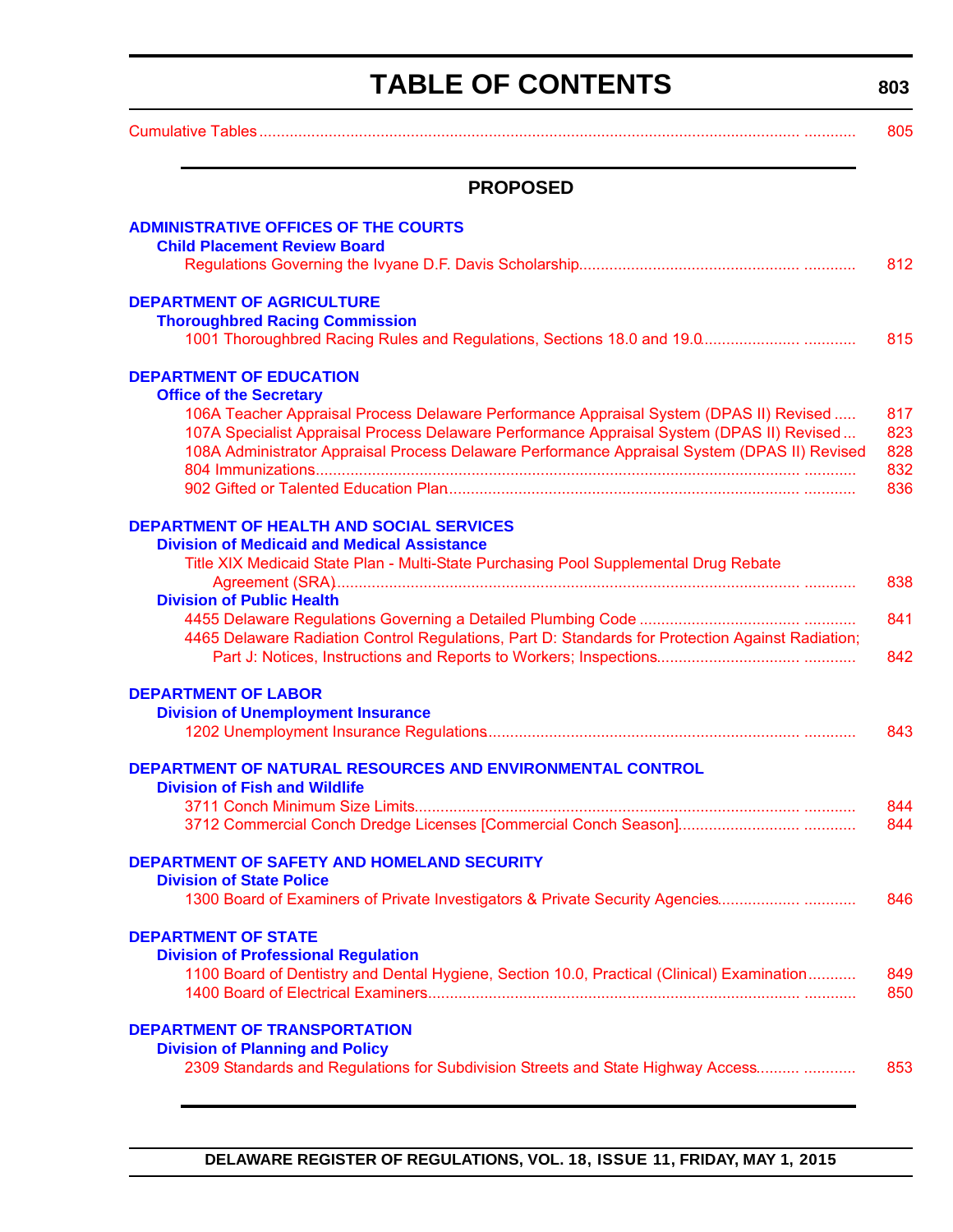# TABLE OF CONTENTS

Cumulative Tables ........................................................................ 805

## PROPOSED

**ADMINISTRATIVE OFFICES OF THE COURTS**

**Child Placement Review Board**

Regulations Governing the Ivyane D.F. Davis Scholarship........................................ 812

**DEPARTMENT OF AGRICULTURE**

**Thoroughbred Racing Commission**

1001 Thoroughbred Racing Rules and Regulations, Sections 18.0 and 19.0........................ 815

**DEPARTMENT OF EDUCATION**

**Office of the Secretary**

106A Teacher Appraisal Process Delaware Performance Appraisal System (DPAS II) Revised ..... 817

107A Specialist Appraisal Process Delaware Performance Appraisal System (DPAS II) Revised ... 823

108A Administrator Appraisal Process Delaware Performance Appraisal System (DPAS II) Revised 828

804 Immunizations........................................................................ 832

902 Gifted or Talented Education Plan........................................................ 836

**DEPARTMENT OF HEALTH AND SOCIAL SERVICES**

**Division of Medicaid and Medical Assistance**

Title XIX Medicaid State Plan - Multi-State Purchasing Pool Supplemental Drug Rebate Agreement (SRA)........................................................................ 838

**Division of Public Health**

4455 Delaware Regulations Governing a Detailed Plumbing Code ..................................... 841

4465 Delaware Radiation Control Regulations, Part D: Standards for Protection Against Radiation; Part J: Notices, Instructions and Reports to Workers; Inspections.................................. 842

**DEPARTMENT OF LABOR**

**Division of Unemployment Insurance**

1202 Unemployment Insurance Regulations..................................................... 843

**DEPARTMENT OF NATURAL RESOURCES AND ENVIRONMENTAL CONTROL**

**Division of Fish and Wildlife**

3711 Conch Minimum Size Limits.............................................................. 844

3712 Commercial Conch Dredge Licenses [Commercial Conch Season].................................. 844

**DEPARTMENT OF SAFETY AND HOMELAND SECURITY**

**Division of State Police**

1300 Board of Examiners of Private Investigators & Private Security Agencies......................... 846

**DEPARTMENT OF STATE**

**Division of Professional Regulation**

1100 Board of Dentistry and Dental Hygiene, Section 10.0, Practical (Clinical) Examination........... 849

1400 Board of Electrical Examiners........................................................... 850

**DEPARTMENT OF TRANSPORTATION**

**Division of Planning and Policy**

2309 Standards and Regulations for Subdivision Streets and State Highway Access.................... 853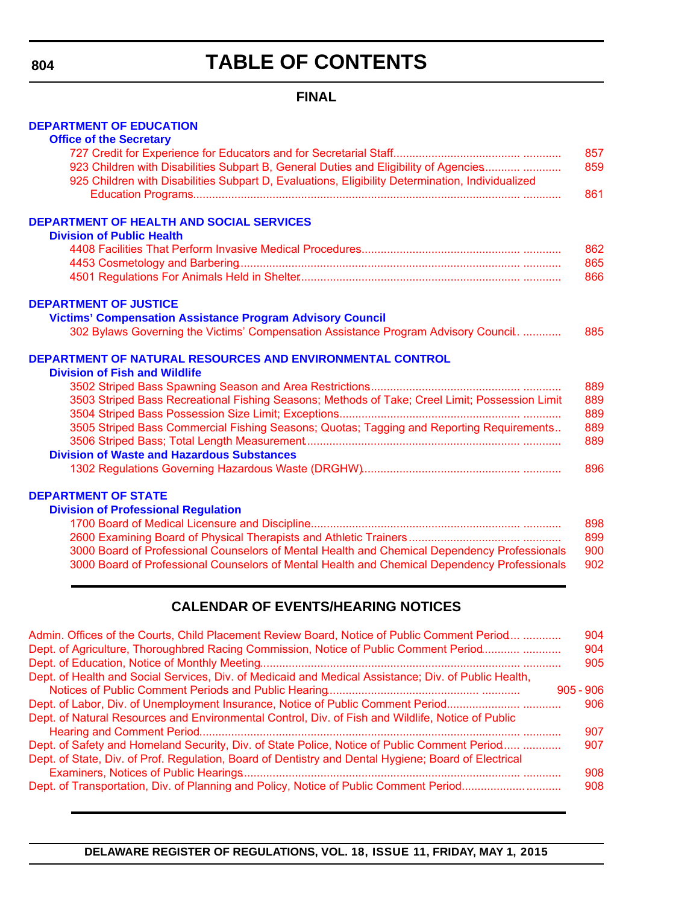# TABLE OF CONTENTS

## FINAL

### DEPARTMENT OF EDUCATION

**Office of the Secretary**

- 727 Credit for Experience for Educators and for Secretarial Staff ... 857
- 923 Children with Disabilities Subpart B, General Duties and Eligibility of Agencies ... 859
- 925 Children with Disabilities Subpart D, Evaluations, Eligibility Determination, Individualized Education Programs ... 861

### DEPARTMENT OF HEALTH AND SOCIAL SERVICES

**Division of Public Health**

- 4408 Facilities That Perform Invasive Medical Procedures ... 862
- 4453 Cosmetology and Barbering ... 865
- 4501 Regulations For Animals Held in Shelter ... 866

### DEPARTMENT OF JUSTICE

**Victims' Compensation Assistance Program Advisory Council**

- 302 Bylaws Governing the Victims' Compensation Assistance Program Advisory Council ... 885

### DEPARTMENT OF NATURAL RESOURCES AND ENVIRONMENTAL CONTROL

**Division of Fish and Wildlife**

- 3502 Striped Bass Spawning Season and Area Restrictions ... 889
- 3503 Striped Bass Recreational Fishing Seasons; Methods of Take; Creel Limit; Possession Limit ... 889
- 3504 Striped Bass Possession Size Limit; Exceptions ... 889
- 3505 Striped Bass Commercial Fishing Seasons; Quotas; Tagging and Reporting Requirements ... 889
- 3506 Striped Bass; Total Length Measurement ... 889

**Division of Waste and Hazardous Substances**

- 1302 Regulations Governing Hazardous Waste (DRGHW) ... 896

### DEPARTMENT OF STATE

**Division of Professional Regulation**

- 1700 Board of Medical Licensure and Discipline ... 898
- 2600 Examining Board of Physical Therapists and Athletic Trainers ... 899
- 3000 Board of Professional Counselors of Mental Health and Chemical Dependency Professionals ... 900
- 3000 Board of Professional Counselors of Mental Health and Chemical Dependency Professionals ... 902

## CALENDAR OF EVENTS/HEARING NOTICES

- Admin. Offices of the Courts, Child Placement Review Board, Notice of Public Comment Period ... 904
- Dept. of Agriculture, Thoroughbred Racing Commission, Notice of Public Comment Period ... 904
- Dept. of Education, Notice of Monthly Meeting ... 905
- Dept. of Health and Social Services, Div. of Medicaid and Medical Assistance; Div. of Public Health, Notices of Public Comment Periods and Public Hearing ... 905 - 906
- Dept. of Labor, Div. of Unemployment Insurance, Notice of Public Comment Period ... 906
- Dept. of Natural Resources and Environmental Control, Div. of Fish and Wildlife, Notice of Public Hearing and Comment Period ... 907
- Dept. of Safety and Homeland Security, Div. of State Police, Notice of Public Comment Period ... 907
- Dept. of State, Div. of Prof. Regulation, Board of Dentistry and Dental Hygiene; Board of Electrical Examiners, Notices of Public Hearings ... 908
- Dept. of Transportation, Div. of Planning and Policy, Notice of Public Comment Period ... 908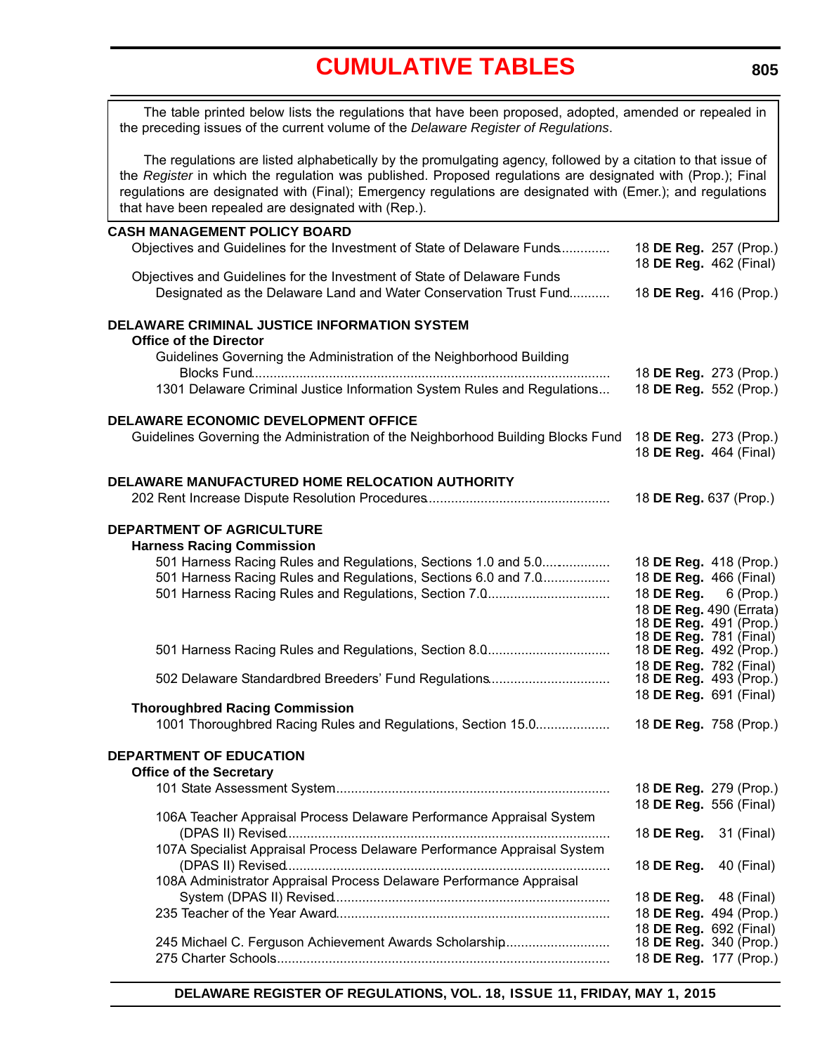# CUMULATIVE TABLES

The table printed below lists the regulations that have been proposed, adopted, amended or repealed in the preceding issues of the current volume of the *Delaware Register of Regulations*.

The regulations are listed alphabetically by the promulgating agency, followed by a citation to that issue of the *Register* in which the regulation was published. Proposed regulations are designated with (Prop.); Final regulations are designated with (Final); Emergency regulations are designated with (Emer.); and regulations that have been repealed are designated with (Rep.).

**CASH MANAGEMENT POLICY BOARD**

Objectives and Guidelines for the Investment of State of Delaware Funds ............. 18 **DE Reg.** 257 (Prop.)
18 **DE Reg.** 462 (Final)

Objectives and Guidelines for the Investment of State of Delaware Funds Designated as the Delaware Land and Water Conservation Trust Fund ........... 18 **DE Reg.** 416 (Prop.)

**DELAWARE CRIMINAL JUSTICE INFORMATION SYSTEM**

**Office of the Director**

Guidelines Governing the Administration of the Neighborhood Building Blocks Fund ........ 18 **DE Reg.** 273 (Prop.)

1301 Delaware Criminal Justice Information System Rules and Regulations ... 18 **DE Reg.** 552 (Prop.)

**DELAWARE ECONOMIC DEVELOPMENT OFFICE**

Guidelines Governing the Administration of the Neighborhood Building Blocks Fund 18 **DE Reg.** 273 (Prop.)
18 **DE Reg.** 464 (Final)

**DELAWARE MANUFACTURED HOME RELOCATION AUTHORITY**

202 Rent Increase Dispute Resolution Procedures ........ 18 **DE Reg.** 637 (Prop.)

**DEPARTMENT OF AGRICULTURE**

**Harness Racing Commission**

501 Harness Racing Rules and Regulations, Sections 1.0 and 5.0 ........ 18 **DE Reg.** 418 (Prop.)

501 Harness Racing Rules and Regulations, Sections 6.0 and 7.0 ........ 18 **DE Reg.** 466 (Final)

501 Harness Racing Rules and Regulations, Section 7.0 ........ 18 **DE Reg.** 6 (Prop.)
18 **DE Reg.** 490 (Errata)
18 **DE Reg.** 491 (Prop.)
18 **DE Reg.** 781 (Final)

501 Harness Racing Rules and Regulations, Section 8.0 ........ 18 **DE Reg.** 492 (Prop.)
18 **DE Reg.** 782 (Final)

502 Delaware Standardbred Breeders' Fund Regulations ........ 18 **DE Reg.** 493 (Prop.)
18 **DE Reg.** 691 (Final)

**Thoroughbred Racing Commission**

1001 Thoroughbred Racing Rules and Regulations, Section 15.0 ........ 18 **DE Reg.** 758 (Prop.)

**DEPARTMENT OF EDUCATION**

**Office of the Secretary**

101 State Assessment System ........ 18 **DE Reg.** 279 (Prop.)
18 **DE Reg.** 556 (Final)

106A Teacher Appraisal Process Delaware Performance Appraisal System (DPAS II) Revised ........ 18 **DE Reg.** 31 (Final)

107A Specialist Appraisal Process Delaware Performance Appraisal System (DPAS II) Revised ........ 18 **DE Reg.** 40 (Final)

108A Administrator Appraisal Process Delaware Performance Appraisal System (DPAS II) Revised ........ 18 **DE Reg.** 48 (Final)

235 Teacher of the Year Award ........ 18 **DE Reg.** 494 (Prop.)
18 **DE Reg.** 692 (Final)

245 Michael C. Ferguson Achievement Awards Scholarship ........ 18 **DE Reg.** 340 (Prop.)

275 Charter Schools ........ 18 **DE Reg.** 177 (Prop.)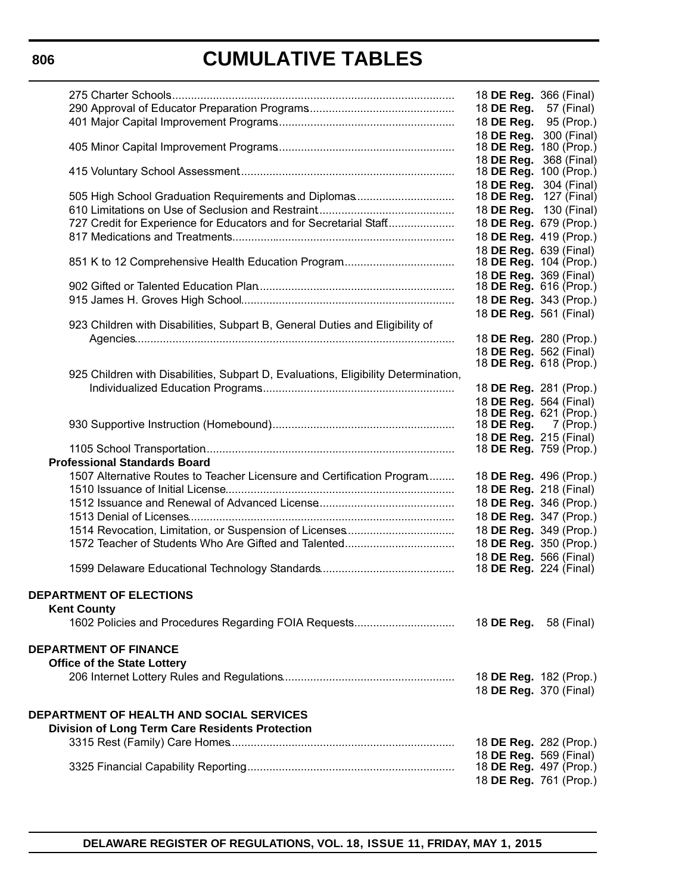# CUMULATIVE TABLES

| | |
|---|---|
| 275 Charter Schools | 18 **DE Reg.** 366 (Final) |
| 290 Approval of Educator Preparation Programs | 18 **DE Reg.** 57 (Final) |
| 401 Major Capital Improvement Programs | 18 **DE Reg.** 95 (Prop.) |
| | 18 **DE Reg.** 300 (Final) |
| 405 Minor Capital Improvement Programs | 18 **DE Reg.** 180 (Prop.) |
| | 18 **DE Reg.** 368 (Final) |
| 415 Voluntary School Assessment | 18 **DE Reg.** 100 (Prop.) |
| | 18 **DE Reg.** 304 (Final) |
| 505 High School Graduation Requirements and Diplomas | 18 **DE Reg.** 127 (Final) |
| 610 Limitations on Use of Seclusion and Restraint | 18 **DE Reg.** 130 (Final) |
| 727 Credit for Experience for Educators and for Secretarial Staff | 18 **DE Reg.** 679 (Prop.) |
| 817 Medications and Treatments | 18 **DE Reg.** 419 (Prop.) |
| | 18 **DE Reg.** 639 (Final) |
| 851 K to 12 Comprehensive Health Education Program | 18 **DE Reg.** 104 (Prop.) |
| | 18 **DE Reg.** 369 (Final) |
| 902 Gifted or Talented Education Plan | 18 **DE Reg.** 616 (Prop.) |
| 915 James H. Groves High School | 18 **DE Reg.** 343 (Prop.) |
| | 18 **DE Reg.** 561 (Final) |
| 923 Children with Disabilities, Subpart B, General Duties and Eligibility of Agencies | 18 **DE Reg.** 280 (Prop.) |
| | 18 **DE Reg.** 562 (Final) |
| | 18 **DE Reg.** 618 (Prop.) |
| 925 Children with Disabilities, Subpart D, Evaluations, Eligibility Determination, Individualized Education Programs | 18 **DE Reg.** 281 (Prop.) |
| | 18 **DE Reg.** 564 (Final) |
| | 18 **DE Reg.** 621 (Prop.) |
| 930 Supportive Instruction (Homebound) | 18 **DE Reg.** 7 (Prop.) |
| | 18 **DE Reg.** 215 (Final) |
| 1105 School Transportation | 18 **DE Reg.** 759 (Prop.) |
| **Professional Standards Board** | |
| 1507 Alternative Routes to Teacher Licensure and Certification Program | 18 **DE Reg.** 496 (Prop.) |
| 1510 Issuance of Initial License | 18 **DE Reg.** 218 (Final) |
| 1512 Issuance and Renewal of Advanced License | 18 **DE Reg.** 346 (Prop.) |
| 1513 Denial of Licenses | 18 **DE Reg.** 347 (Prop.) |
| 1514 Revocation, Limitation, or Suspension of Licenses | 18 **DE Reg.** 349 (Prop.) |
| 1572 Teacher of Students Who Are Gifted and Talented | 18 **DE Reg.** 350 (Prop.) |
| | 18 **DE Reg.** 566 (Final) |
| 1599 Delaware Educational Technology Standards | 18 **DE Reg.** 224 (Final) |

**DEPARTMENT OF ELECTIONS**

| | |
|---|---|
| **Kent County** | |
| 1602 Policies and Procedures Regarding FOIA Requests | 18 **DE Reg.** 58 (Final) |

**DEPARTMENT OF FINANCE**

| | |
|---|---|
| **Office of the State Lottery** | |
| 206 Internet Lottery Rules and Regulations | 18 **DE Reg.** 182 (Prop.) |
| | 18 **DE Reg.** 370 (Final) |

**DEPARTMENT OF HEALTH AND SOCIAL SERVICES**

| | |
|---|---|
| **Division of Long Term Care Residents Protection** | |
| 3315 Rest (Family) Care Homes | 18 **DE Reg.** 282 (Prop.) |
| | 18 **DE Reg.** 569 (Final) |
| 3325 Financial Capability Reporting | 18 **DE Reg.** 497 (Prop.) |
| | 18 **DE Reg.** 761 (Prop.) |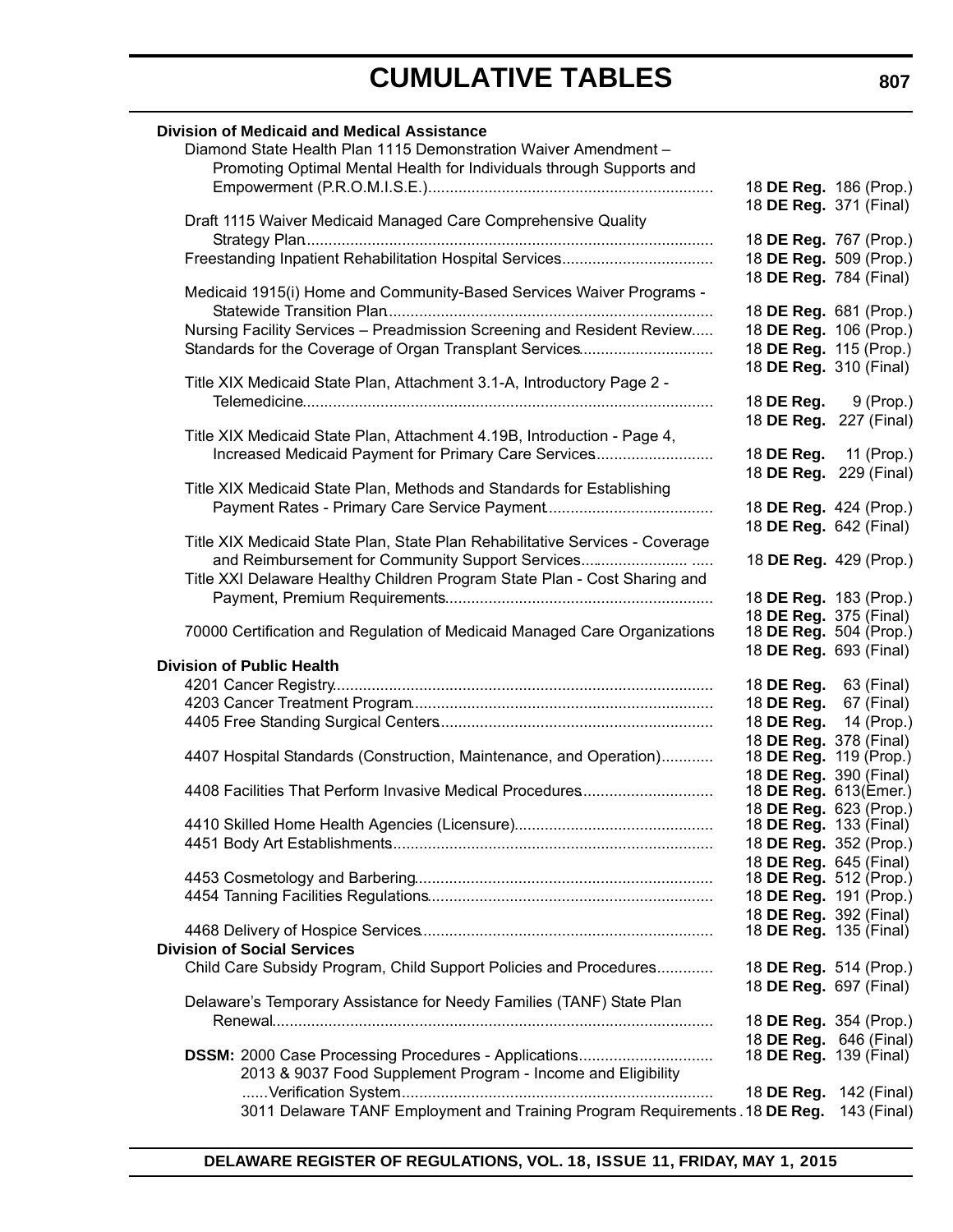## CUMULATIVE TABLES

**Division of Medicaid and Medical Assistance**

| | |
|---|---|
| Diamond State Health Plan 1115 Demonstration Waiver Amendment – Promoting Optimal Mental Health for Individuals through Supports and Empowerment (P.R.O.M.I.S.E.) | 18 **DE Reg.** 186 (Prop.)<br>18 **DE Reg.** 371 (Final) |
| Draft 1115 Waiver Medicaid Managed Care Comprehensive Quality Strategy Plan | 18 **DE Reg.** 767 (Prop.) |
| Freestanding Inpatient Rehabilitation Hospital Services | 18 **DE Reg.** 509 (Prop.)<br>18 **DE Reg.** 784 (Final) |
| Medicaid 1915(i) Home and Community-Based Services Waiver Programs - Statewide Transition Plan | 18 **DE Reg.** 681 (Prop.) |
| Nursing Facility Services – Preadmission Screening and Resident Review | 18 **DE Reg.** 106 (Prop.) |
| Standards for the Coverage of Organ Transplant Services | 18 **DE Reg.** 115 (Prop.)<br>18 **DE Reg.** 310 (Final) |
| Title XIX Medicaid State Plan, Attachment 3.1-A, Introductory Page 2 - Telemedicine | 18 **DE Reg.** 9 (Prop.)<br>18 **DE Reg.** 227 (Final) |
| Title XIX Medicaid State Plan, Attachment 4.19B, Introduction - Page 4, Increased Medicaid Payment for Primary Care Services | 18 **DE Reg.** 11 (Prop.)<br>18 **DE Reg.** 229 (Final) |
| Title XIX Medicaid State Plan, Methods and Standards for Establishing Payment Rates - Primary Care Service Payment | 18 **DE Reg.** 424 (Prop.)<br>18 **DE Reg.** 642 (Final) |
| Title XIX Medicaid State Plan, State Plan Rehabilitative Services - Coverage and Reimbursement for Community Support Services | 18 **DE Reg.** 429 (Prop.) |
| Title XXI Delaware Healthy Children Program State Plan - Cost Sharing and Payment, Premium Requirements | 18 **DE Reg.** 183 (Prop.)<br>18 **DE Reg.** 375 (Final) |
| 70000 Certification and Regulation of Medicaid Managed Care Organizations | 18 **DE Reg.** 504 (Prop.)<br>18 **DE Reg.** 693 (Final) |

**Division of Public Health**

| | |
|---|---|
| 4201 Cancer Registry | 18 **DE Reg.** 63 (Final) |
| 4203 Cancer Treatment Program | 18 **DE Reg.** 67 (Final) |
| 4405 Free Standing Surgical Centers | 18 **DE Reg.** 14 (Prop.)<br>18 **DE Reg.** 378 (Final) |
| 4407 Hospital Standards (Construction, Maintenance, and Operation) | 18 **DE Reg.** 119 (Prop.)<br>18 **DE Reg.** 390 (Final) |
| 4408 Facilities That Perform Invasive Medical Procedures | 18 **DE Reg.** 613(Emer.)<br>18 **DE Reg.** 623 (Prop.) |
| 4410 Skilled Home Health Agencies (Licensure) | 18 **DE Reg.** 133 (Final) |
| 4451 Body Art Establishments | 18 **DE Reg.** 352 (Prop.)<br>18 **DE Reg.** 645 (Final) |
| 4453 Cosmetology and Barbering | 18 **DE Reg.** 512 (Prop.) |
| 4454 Tanning Facilities Regulations | 18 **DE Reg.** 191 (Prop.)<br>18 **DE Reg.** 392 (Final) |
| 4468 Delivery of Hospice Services | 18 **DE Reg.** 135 (Final) |

**Division of Social Services**

| | |
|---|---|
| Child Care Subsidy Program, Child Support Policies and Procedures | 18 **DE Reg.** 514 (Prop.)<br>18 **DE Reg.** 697 (Final) |
| Delaware's Temporary Assistance for Needy Families (TANF) State Plan Renewal | 18 **DE Reg.** 354 (Prop.)<br>18 **DE Reg.** 646 (Final) |
| **DSSM:** 2000 Case Processing Procedures - Applications | 18 **DE Reg.** 139 (Final) |
| 2013 & 9037 Food Supplement Program - Income and Eligibility Verification System | 18 **DE Reg.** 142 (Final) |
| 3011 Delaware TANF Employment and Training Program Requirements | 18 **DE Reg.** 143 (Final) |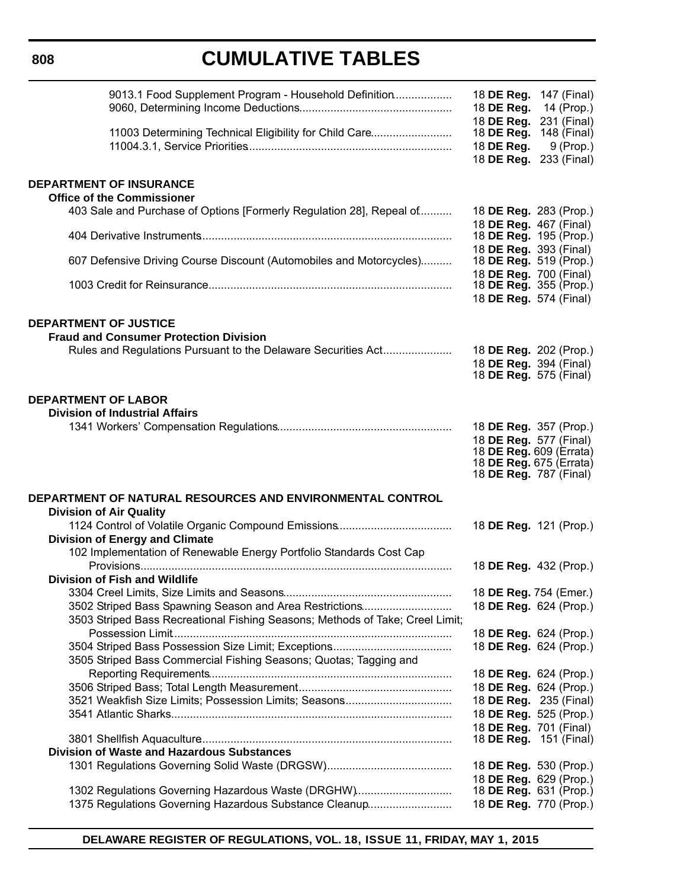# CUMULATIVE TABLES

| | |
|---|---|
| 9013.1 Food Supplement Program - Household Definition | 18 **DE Reg.** 147 (Final) |
| 9060, Determining Income Deductions | 18 **DE Reg.** 14 (Prop.) |
| | 18 **DE Reg.** 231 (Final) |
| 11003 Determining Technical Eligibility for Child Care | 18 **DE Reg.** 148 (Final) |
| 11004.3.1, Service Priorities | 18 **DE Reg.** 9 (Prop.) |
| | 18 **DE Reg.** 233 (Final) |

**DEPARTMENT OF INSURANCE**

**Office of the Commissioner**

| | |
|---|---|
| 403 Sale and Purchase of Options [Formerly Regulation 28], Repeal of | 18 **DE Reg.** 283 (Prop.) |
| | 18 **DE Reg.** 467 (Final) |
| 404 Derivative Instruments | 18 **DE Reg.** 195 (Prop.) |
| | 18 **DE Reg.** 393 (Final) |
| 607 Defensive Driving Course Discount (Automobiles and Motorcycles) | 18 **DE Reg.** 519 (Prop.) |
| | 18 **DE Reg.** 700 (Final) |
| 1003 Credit for Reinsurance | 18 **DE Reg.** 355 (Prop.) |
| | 18 **DE Reg.** 574 (Final) |

**DEPARTMENT OF JUSTICE**

**Fraud and Consumer Protection Division**

| | |
|---|---|
| Rules and Regulations Pursuant to the Delaware Securities Act | 18 **DE Reg.** 202 (Prop.) |
| | 18 **DE Reg.** 394 (Final) |
| | 18 **DE Reg.** 575 (Final) |

**DEPARTMENT OF LABOR**

**Division of Industrial Affairs**

| | |
|---|---|
| 1341 Workers' Compensation Regulations | 18 **DE Reg.** 357 (Prop.) |
| | 18 **DE Reg.** 577 (Final) |
| | 18 **DE Reg.** 609 (Errata) |
| | 18 **DE Reg.** 675 (Errata) |
| | 18 **DE Reg.** 787 (Final) |

**DEPARTMENT OF NATURAL RESOURCES AND ENVIRONMENTAL CONTROL**

**Division of Air Quality**

| | |
|---|---|
| 1124 Control of Volatile Organic Compound Emissions | 18 **DE Reg.** 121 (Prop.) |

**Division of Energy and Climate**

| | |
|---|---|
| 102 Implementation of Renewable Energy Portfolio Standards Cost Cap Provisions | 18 **DE Reg.** 432 (Prop.) |

**Division of Fish and Wildlife**

| | |
|---|---|
| 3304 Creel Limits, Size Limits and Seasons | 18 **DE Reg.** 754 (Emer.) |
| 3502 Striped Bass Spawning Season and Area Restrictions | 18 **DE Reg.** 624 (Prop.) |
| 3503 Striped Bass Recreational Fishing Seasons; Methods of Take; Creel Limit; Possession Limit | 18 **DE Reg.** 624 (Prop.) |
| 3504 Striped Bass Possession Size Limit; Exceptions | 18 **DE Reg.** 624 (Prop.) |
| 3505 Striped Bass Commercial Fishing Seasons; Quotas; Tagging and Reporting Requirements | 18 **DE Reg.** 624 (Prop.) |
| 3506 Striped Bass; Total Length Measurement | 18 **DE Reg.** 624 (Prop.) |
| 3521 Weakfish Size Limits; Possession Limits; Seasons | 18 **DE Reg.** 235 (Final) |
| 3541 Atlantic Sharks | 18 **DE Reg.** 525 (Prop.) |
| | 18 **DE Reg.** 701 (Final) |
| 3801 Shellfish Aquaculture | 18 **DE Reg.** 151 (Final) |

**Division of Waste and Hazardous Substances**

| | |
|---|---|
| 1301 Regulations Governing Solid Waste (DRGSW) | 18 **DE Reg.** 530 (Prop.) |
| | 18 **DE Reg.** 629 (Prop.) |
| 1302 Regulations Governing Hazardous Waste (DRGHW) | 18 **DE Reg.** 631 (Prop.) |
| 1375 Regulations Governing Hazardous Substance Cleanup | 18 **DE Reg.** 770 (Prop.) |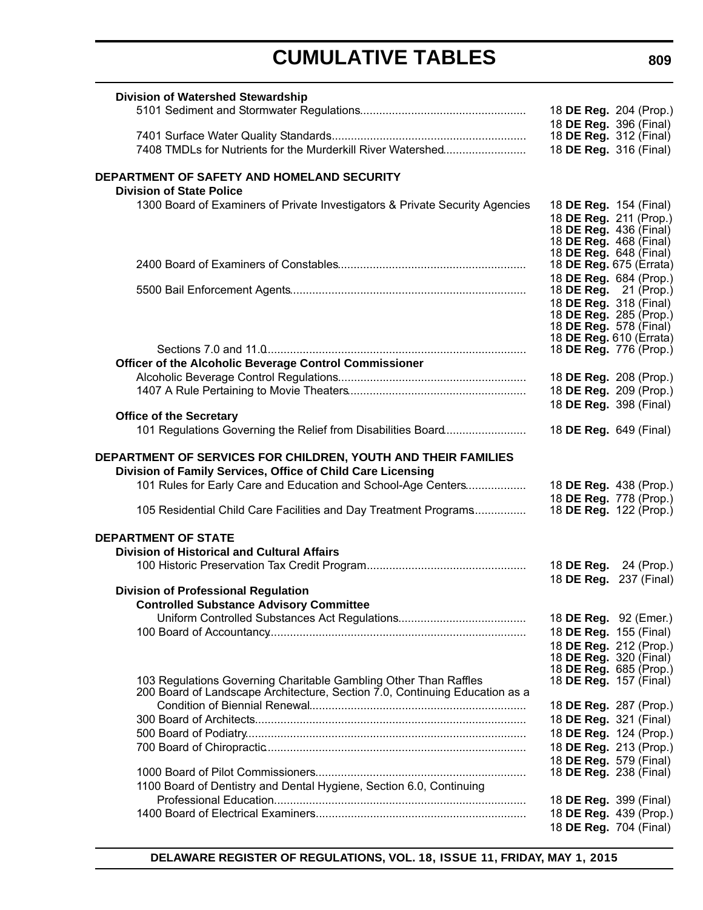# CUMULATIVE TABLES

**Division of Watershed Stewardship**

| Regulation | Citation |
|---|---|
| 5101 Sediment and Stormwater Regulations | 18 **DE Reg.** 204 (Prop.) |
| | 18 **DE Reg.** 396 (Final) |
| 7401 Surface Water Quality Standards | 18 **DE Reg.** 312 (Final) |
| 7408 TMDLs for Nutrients for the Murderkill River Watershed | 18 **DE Reg.** 316 (Final) |

**DEPARTMENT OF SAFETY AND HOMELAND SECURITY**

**Division of State Police**

| Regulation | Citation |
|---|---|
| 1300 Board of Examiners of Private Investigators & Private Security Agencies | 18 **DE Reg.** 154 (Final) |
| | 18 **DE Reg.** 211 (Prop.) |
| | 18 **DE Reg.** 436 (Final) |
| | 18 **DE Reg.** 468 (Final) |
| | 18 **DE Reg.** 648 (Final) |
| 2400 Board of Examiners of Constables | 18 **DE Reg.** 675 (Errata) |
| | 18 **DE Reg.** 684 (Prop.) |
| 5500 Bail Enforcement Agents | 18 **DE Reg.** 21 (Prop.) |
| | 18 **DE Reg.** 318 (Final) |
| | 18 **DE Reg.** 285 (Prop.) |
| | 18 **DE Reg.** 578 (Final) |
| | 18 **DE Reg.** 610 (Errata) |
| Sections 7.0 and 11.0 | 18 **DE Reg.** 776 (Prop.) |

**Officer of the Alcoholic Beverage Control Commissioner**

| Regulation | Citation |
|---|---|
| Alcoholic Beverage Control Regulations | 18 **DE Reg.** 208 (Prop.) |
| 1407 A Rule Pertaining to Movie Theaters | 18 **DE Reg.** 209 (Prop.) |
| | 18 **DE Reg.** 398 (Final) |

**Office of the Secretary**

| Regulation | Citation |
|---|---|
| 101 Regulations Governing the Relief from Disabilities Board | 18 **DE Reg.** 649 (Final) |

**DEPARTMENT OF SERVICES FOR CHILDREN, YOUTH AND THEIR FAMILIES**

**Division of Family Services, Office of Child Care Licensing**

| Regulation | Citation |
|---|---|
| 101 Rules for Early Care and Education and School-Age Centers | 18 **DE Reg.** 438 (Prop.) |
| | 18 **DE Reg.** 778 (Prop.) |
| 105 Residential Child Care Facilities and Day Treatment Programs | 18 **DE Reg.** 122 (Prop.) |

**DEPARTMENT OF STATE**

**Division of Historical and Cultural Affairs**

| Regulation | Citation |
|---|---|
| 100 Historic Preservation Tax Credit Program | 18 **DE Reg.** 24 (Prop.) |
| | 18 **DE Reg.** 237 (Final) |

**Division of Professional Regulation**

**Controlled Substance Advisory Committee**

| Regulation | Citation |
|---|---|
| Uniform Controlled Substances Act Regulations | 18 **DE Reg.** 92 (Emer.) |
| 100 Board of Accountancy | 18 **DE Reg.** 155 (Final) |
| | 18 **DE Reg.** 212 (Prop.) |
| | 18 **DE Reg.** 320 (Final) |
| | 18 **DE Reg.** 685 (Prop.) |
| 103 Regulations Governing Charitable Gambling Other Than Raffles | 18 **DE Reg.** 157 (Final) |
| 200 Board of Landscape Architecture, Section 7.0, Continuing Education as a Condition of Biennial Renewal | 18 **DE Reg.** 287 (Prop.) |
| 300 Board of Architects | 18 **DE Reg.** 321 (Final) |
| 500 Board of Podiatry | 18 **DE Reg.** 124 (Prop.) |
| 700 Board of Chiropractic | 18 **DE Reg.** 213 (Prop.) |
| | 18 **DE Reg.** 579 (Final) |
| 1000 Board of Pilot Commissioners | 18 **DE Reg.** 238 (Final) |
| 1100 Board of Dentistry and Dental Hygiene, Section 6.0, Continuing Professional Education | 18 **DE Reg.** 399 (Final) |
| 1400 Board of Electrical Examiners | 18 **DE Reg.** 439 (Prop.) |
| | 18 **DE Reg.** 704 (Final) |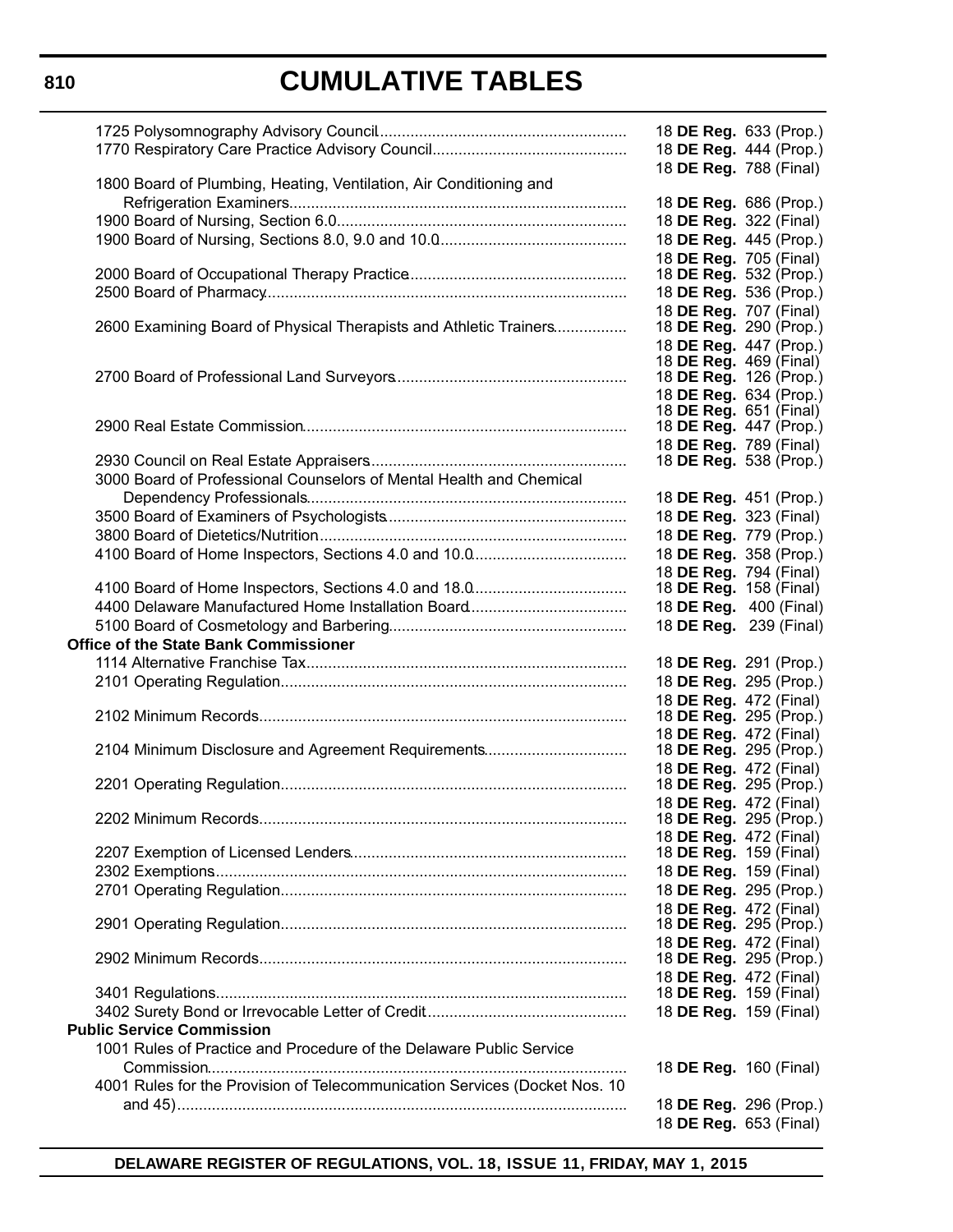# CUMULATIVE TABLES

| Regulation | Citation |
|---|---|
| 1725 Polysomnography Advisory Council | 18 **DE Reg.** 633 (Prop.) |
| 1770 Respiratory Care Practice Advisory Council | 18 **DE Reg.** 444 (Prop.) |
| | 18 **DE Reg.** 788 (Final) |
| 1800 Board of Plumbing, Heating, Ventilation, Air Conditioning and Refrigeration Examiners | 18 **DE Reg.** 686 (Prop.) |
| 1900 Board of Nursing, Section 6.0 | 18 **DE Reg.** 322 (Final) |
| 1900 Board of Nursing, Sections 8.0, 9.0 and 10.0 | 18 **DE Reg.** 445 (Prop.) |
| | 18 **DE Reg.** 705 (Final) |
| 2000 Board of Occupational Therapy Practice | 18 **DE Reg.** 532 (Prop.) |
| 2500 Board of Pharmacy | 18 **DE Reg.** 536 (Prop.) |
| | 18 **DE Reg.** 707 (Final) |
| 2600 Examining Board of Physical Therapists and Athletic Trainers | 18 **DE Reg.** 290 (Prop.) |
| | 18 **DE Reg.** 447 (Prop.) |
| | 18 **DE Reg.** 469 (Final) |
| 2700 Board of Professional Land Surveyors | 18 **DE Reg.** 126 (Prop.) |
| | 18 **DE Reg.** 634 (Prop.) |
| | 18 **DE Reg.** 651 (Final) |
| 2900 Real Estate Commission | 18 **DE Reg.** 447 (Prop.) |
| | 18 **DE Reg.** 789 (Final) |
| 2930 Council on Real Estate Appraisers | 18 **DE Reg.** 538 (Prop.) |
| 3000 Board of Professional Counselors of Mental Health and Chemical Dependency Professionals | 18 **DE Reg.** 451 (Prop.) |
| 3500 Board of Examiners of Psychologists | 18 **DE Reg.** 323 (Final) |
| 3800 Board of Dietetics/Nutrition | 18 **DE Reg.** 779 (Prop.) |
| 4100 Board of Home Inspectors, Sections 4.0 and 10.0 | 18 **DE Reg.** 358 (Prop.) |
| | 18 **DE Reg.** 794 (Final) |
| 4100 Board of Home Inspectors, Sections 4.0 and 18.0 | 18 **DE Reg.** 158 (Final) |
| 4400 Delaware Manufactured Home Installation Board | 18 **DE Reg.** 400 (Final) |
| 5100 Board of Cosmetology and Barbering | 18 **DE Reg.** 239 (Final) |
| **Office of the State Bank Commissioner** | |
| 1114 Alternative Franchise Tax | 18 **DE Reg.** 291 (Prop.) |
| 2101 Operating Regulation | 18 **DE Reg.** 295 (Prop.) |
| | 18 **DE Reg.** 472 (Final) |
| 2102 Minimum Records | 18 **DE Reg.** 295 (Prop.) |
| | 18 **DE Reg.** 472 (Final) |
| 2104 Minimum Disclosure and Agreement Requirements | 18 **DE Reg.** 295 (Prop.) |
| | 18 **DE Reg.** 472 (Final) |
| 2201 Operating Regulation | 18 **DE Reg.** 295 (Prop.) |
| | 18 **DE Reg.** 472 (Final) |
| 2202 Minimum Records | 18 **DE Reg.** 295 (Prop.) |
| | 18 **DE Reg.** 472 (Final) |
| 2207 Exemption of Licensed Lenders | 18 **DE Reg.** 159 (Final) |
| 2302 Exemptions | 18 **DE Reg.** 159 (Final) |
| 2701 Operating Regulation | 18 **DE Reg.** 295 (Prop.) |
| | 18 **DE Reg.** 472 (Final) |
| 2901 Operating Regulation | 18 **DE Reg.** 295 (Prop.) |
| | 18 **DE Reg.** 472 (Final) |
| 2902 Minimum Records | 18 **DE Reg.** 295 (Prop.) |
| | 18 **DE Reg.** 472 (Final) |
| 3401 Regulations | 18 **DE Reg.** 159 (Final) |
| 3402 Surety Bond or Irrevocable Letter of Credit | 18 **DE Reg.** 159 (Final) |
| **Public Service Commission** | |
| 1001 Rules of Practice and Procedure of the Delaware Public Service Commission | 18 **DE Reg.** 160 (Final) |
| 4001 Rules for the Provision of Telecommunication Services (Docket Nos. 10 and 45) | 18 **DE Reg.** 296 (Prop.) |
| | 18 **DE Reg.** 653 (Final) |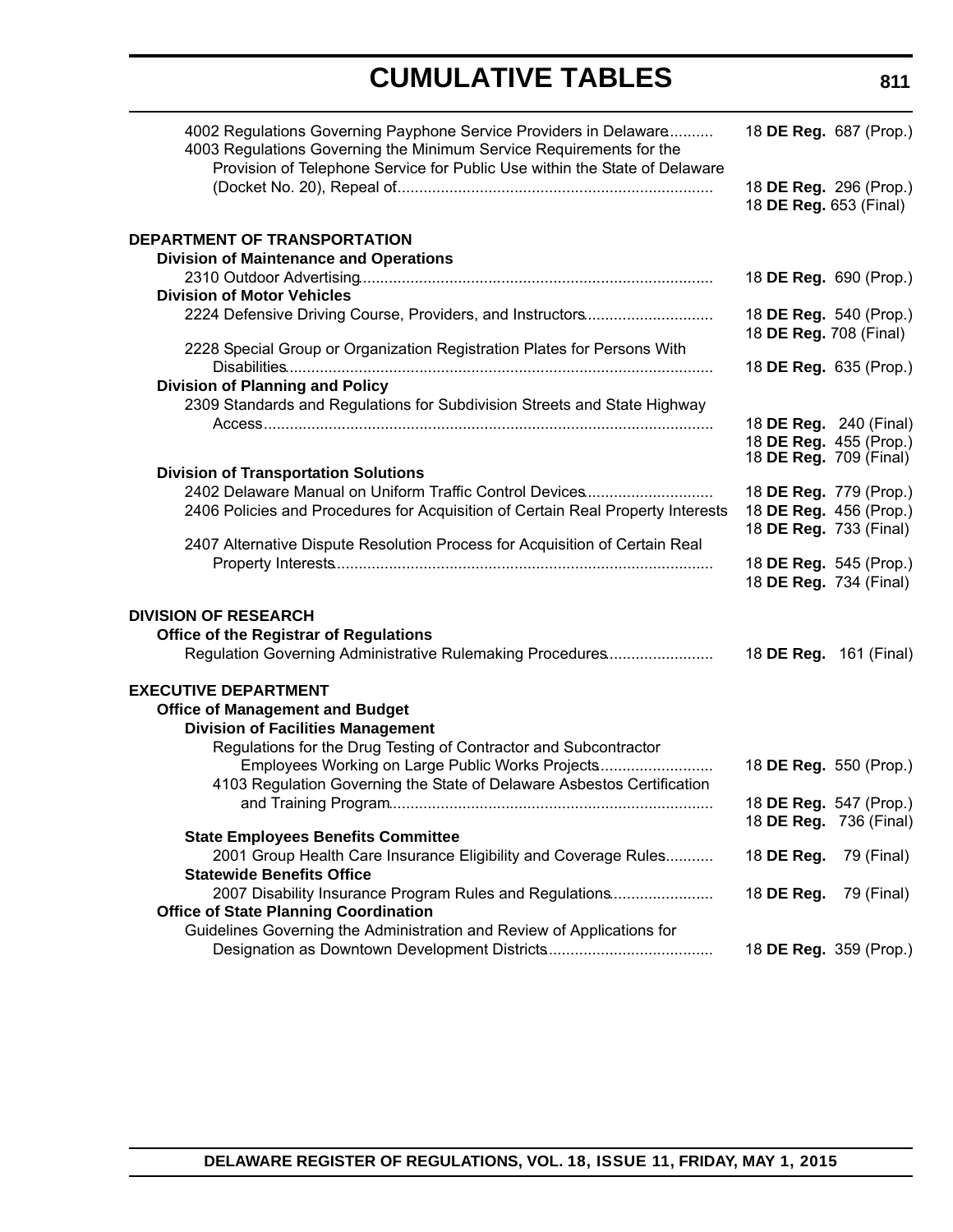# CUMULATIVE TABLES

4002 Regulations Governing Payphone Service Providers in Delaware.......... 18 **DE Reg.** 687 (Prop.)

4003 Regulations Governing the Minimum Service Requirements for the Provision of Telephone Service for Public Use within the State of Delaware (Docket No. 20), Repeal of........................................................................ 18 **DE Reg.** 296 (Prop.)
18 **DE Reg.** 653 (Final)

**DEPARTMENT OF TRANSPORTATION**

**Division of Maintenance and Operations**

2310 Outdoor Advertising................................................................................ 18 **DE Reg.** 690 (Prop.)

**Division of Motor Vehicles**

2224 Defensive Driving Course, Providers, and Instructors............................. 18 **DE Reg.** 540 (Prop.)
18 **DE Reg.** 708 (Final)

2228 Special Group or Organization Registration Plates for Persons With Disabilities................................................................................................ 18 **DE Reg.** 635 (Prop.)

**Division of Planning and Policy**

2309 Standards and Regulations for Subdivision Streets and State Highway Access...................................................................................................... 18 **DE Reg.** 240 (Final)
18 **DE Reg.** 455 (Prop.)
18 **DE Reg.** 709 (Final)

**Division of Transportation Solutions**

2402 Delaware Manual on Uniform Traffic Control Devices............................. 18 **DE Reg.** 779 (Prop.)

2406 Policies and Procedures for Acquisition of Certain Real Property Interests 18 **DE Reg.** 456 (Prop.)
18 **DE Reg.** 733 (Final)

2407 Alternative Dispute Resolution Process for Acquisition of Certain Real Property Interests...................................................................................... 18 **DE Reg.** 545 (Prop.)
18 **DE Reg.** 734 (Final)

**DIVISION OF RESEARCH**

**Office of the Registrar of Regulations**

Regulation Governing Administrative Rulemaking Procedures........................ 18 **DE Reg.** 161 (Final)

**EXECUTIVE DEPARTMENT**

**Office of Management and Budget**

**Division of Facilities Management**

Regulations for the Drug Testing of Contractor and Subcontractor Employees Working on Large Public Works Projects.......................... 18 **DE Reg.** 550 (Prop.)

4103 Regulation Governing the State of Delaware Asbestos Certification and Training Program.......................................................................... 18 **DE Reg.** 547 (Prop.)
18 **DE Reg.** 736 (Final)

**State Employees Benefits Committee**

2001 Group Health Care Insurance Eligibility and Coverage Rules........... 18 **DE Reg.** 79 (Final)

**Statewide Benefits Office**

2007 Disability Insurance Program Rules and Regulations....................... 18 **DE Reg.** 79 (Final)

**Office of State Planning Coordination**

Guidelines Governing the Administration and Review of Applications for Designation as Downtown Development Districts...................................... 18 **DE Reg.** 359 (Prop.)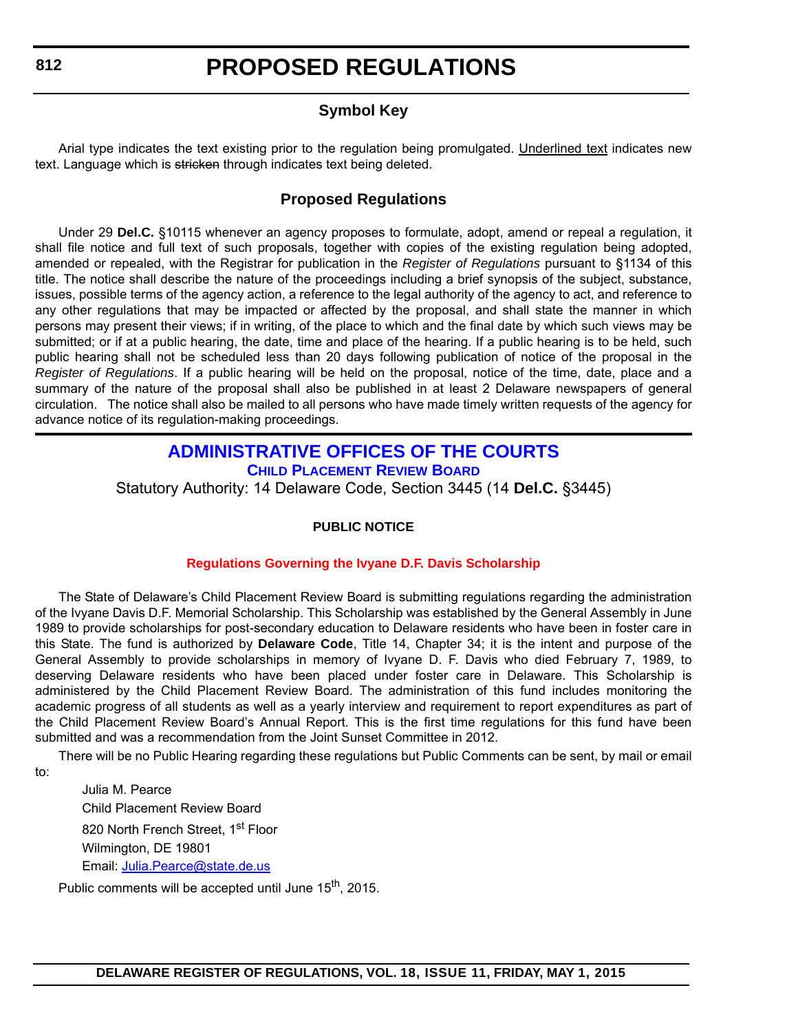# PROPOSED REGULATIONS

## Symbol Key

Arial type indicates the text existing prior to the regulation being promulgated. Underlined text indicates new text. Language which is ~~stricken~~ through indicates text being deleted.

## Proposed Regulations

Under 29 **Del.C.** §10115 whenever an agency proposes to formulate, adopt, amend or repeal a regulation, it shall file notice and full text of such proposals, together with copies of the existing regulation being adopted, amended or repealed, with the Registrar for publication in the *Register of Regulations* pursuant to §1134 of this title. The notice shall describe the nature of the proceedings including a brief synopsis of the subject, substance, issues, possible terms of the agency action, a reference to the legal authority of the agency to act, and reference to any other regulations that may be impacted or affected by the proposal, and shall state the manner in which persons may present their views; if in writing, of the place to which and the final date by which such views may be submitted; or if at a public hearing, the date, time and place of the hearing. If a public hearing is to be held, such public hearing shall not be scheduled less than 20 days following publication of notice of the proposal in the *Register of Regulations*. If a public hearing will be held on the proposal, notice of the time, date, place and a summary of the nature of the proposal shall also be published in at least 2 Delaware newspapers of general circulation. The notice shall also be mailed to all persons who have made timely written requests of the agency for advance notice of its regulation-making proceedings.

## ADMINISTRATIVE OFFICES OF THE COURTS

### CHILD PLACEMENT REVIEW BOARD

Statutory Authority: 14 Delaware Code, Section 3445 (14 **Del.C.** §3445)

**PUBLIC NOTICE**

**Regulations Governing the Ivyane D.F. Davis Scholarship**

The State of Delaware's Child Placement Review Board is submitting regulations regarding the administration of the Ivyane Davis D.F. Memorial Scholarship. This Scholarship was established by the General Assembly in June 1989 to provide scholarships for post-secondary education to Delaware residents who have been in foster care in this State. The fund is authorized by **Delaware Code**, Title 14, Chapter 34; it is the intent and purpose of the General Assembly to provide scholarships in memory of Ivyane D. F. Davis who died February 7, 1989, to deserving Delaware residents who have been placed under foster care in Delaware. This Scholarship is administered by the Child Placement Review Board. The administration of this fund includes monitoring the academic progress of all students as well as a yearly interview and requirement to report expenditures as part of the Child Placement Review Board's Annual Report. This is the first time regulations for this fund have been submitted and was a recommendation from the Joint Sunset Committee in 2012.

There will be no Public Hearing regarding these regulations but Public Comments can be sent, by mail or email to:

Julia M. Pearce
Child Placement Review Board
820 North French Street, 1st Floor
Wilmington, DE 19801
Email: Julia.Pearce@state.de.us

Public comments will be accepted until June 15th, 2015.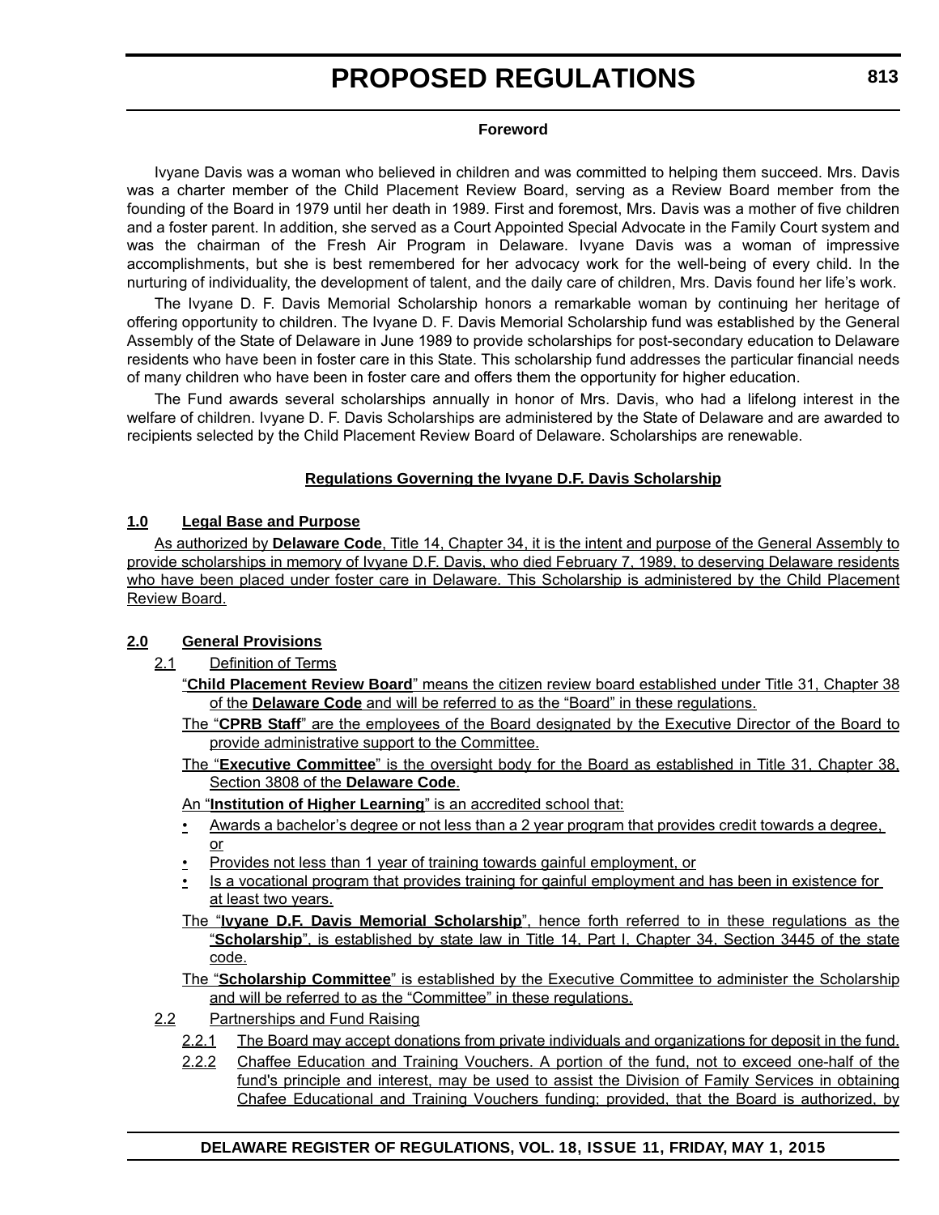### Foreword

Ivyane Davis was a woman who believed in children and was committed to helping them succeed. Mrs. Davis was a charter member of the Child Placement Review Board, serving as a Review Board member from the founding of the Board in 1979 until her death in 1989. First and foremost, Mrs. Davis was a mother of five children and a foster parent. In addition, she served as a Court Appointed Special Advocate in the Family Court system and was the chairman of the Fresh Air Program in Delaware. Ivyane Davis was a woman of impressive accomplishments, but she is best remembered for her advocacy work for the well-being of every child. In the nurturing of individuality, the development of talent, and the daily care of children, Mrs. Davis found her life's work.

The Ivyane D. F. Davis Memorial Scholarship honors a remarkable woman by continuing her heritage of offering opportunity to children. The Ivyane D. F. Davis Memorial Scholarship fund was established by the General Assembly of the State of Delaware in June 1989 to provide scholarships for post-secondary education to Delaware residents who have been in foster care in this State. This scholarship fund addresses the particular financial needs of many children who have been in foster care and offers them the opportunity for higher education.

The Fund awards several scholarships annually in honor of Mrs. Davis, who had a lifelong interest in the welfare of children. Ivyane D. F. Davis Scholarships are administered by the State of Delaware and are awarded to recipients selected by the Child Placement Review Board of Delaware. Scholarships are renewable.

### Regulations Governing the Ivyane D.F. Davis Scholarship

**1.0 Legal Base and Purpose**

As authorized by **Delaware Code**, Title 14, Chapter 34, it is the intent and purpose of the General Assembly to provide scholarships in memory of Ivyane D.F. Davis, who died February 7, 1989, to deserving Delaware residents who have been placed under foster care in Delaware. This Scholarship is administered by the Child Placement Review Board.

**2.0 General Provisions**

2.1 Definition of Terms

"**Child Placement Review Board**" means the citizen review board established under Title 31, Chapter 38 of the **Delaware Code** and will be referred to as the "Board" in these regulations.

The "**CPRB Staff**" are the employees of the Board designated by the Executive Director of the Board to provide administrative support to the Committee.

The "**Executive Committee**" is the oversight body for the Board as established in Title 31, Chapter 38, Section 3808 of the **Delaware Code**.

An "**Institution of Higher Learning**" is an accredited school that:

- Awards a bachelor's degree or not less than a 2 year program that provides credit towards a degree, or
- Provides not less than 1 year of training towards gainful employment, or
- Is a vocational program that provides training for gainful employment and has been in existence for at least two years.

The "**Ivyane D.F. Davis Memorial Scholarship**", hence forth referred to in these regulations as the "**Scholarship**", is established by state law in Title 14, Part I, Chapter 34, Section 3445 of the state code.

The "**Scholarship Committee**" is established by the Executive Committee to administer the Scholarship and will be referred to as the "Committee" in these regulations.

2.2 Partnerships and Fund Raising

2.2.1 The Board may accept donations from private individuals and organizations for deposit in the fund.

2.2.2 Chaffee Education and Training Vouchers. A portion of the fund, not to exceed one-half of the fund's principle and interest, may be used to assist the Division of Family Services in obtaining Chafee Educational and Training Vouchers funding; provided, that the Board is authorized, by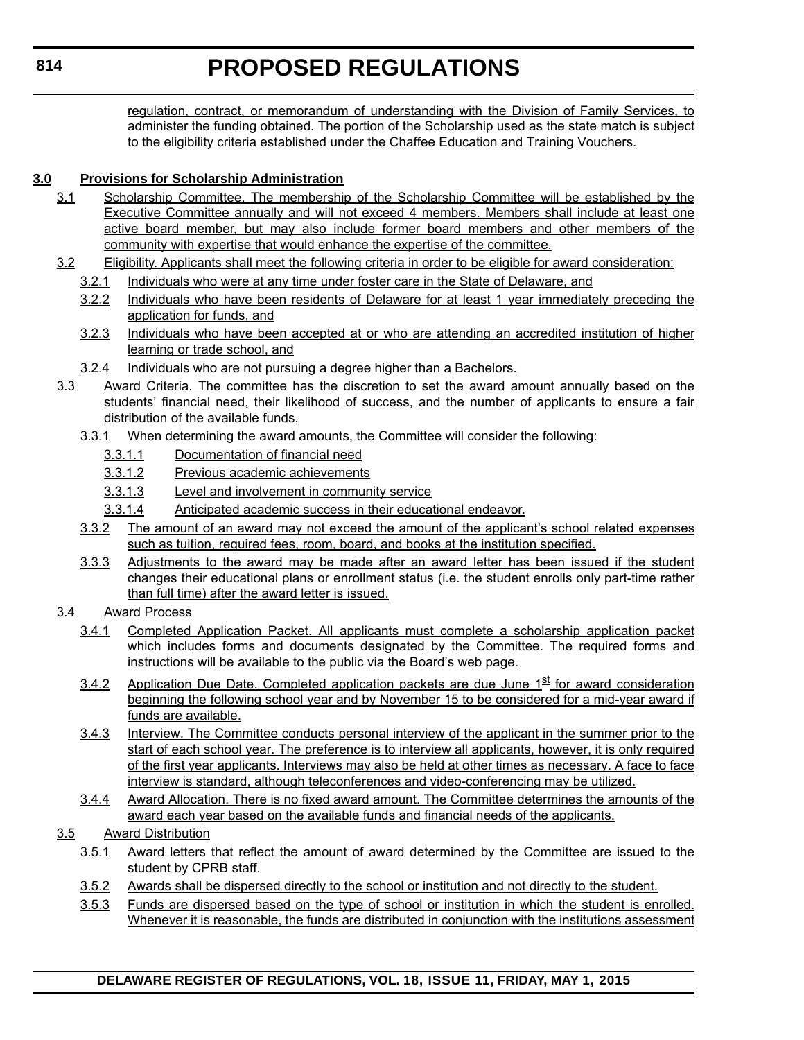regulation, contract, or memorandum of understanding with the Division of Family Services, to administer the funding obtained. The portion of the Scholarship used as the state match is subject to the eligibility criteria established under the Chaffee Education and Training Vouchers.

**3.0 Provisions for Scholarship Administration**

3.1 Scholarship Committee. The membership of the Scholarship Committee will be established by the Executive Committee annually and will not exceed 4 members. Members shall include at least one active board member, but may also include former board members and other members of the community with expertise that would enhance the expertise of the committee.

3.2 Eligibility. Applicants shall meet the following criteria in order to be eligible for award consideration:

3.2.1 Individuals who were at any time under foster care in the State of Delaware, and

3.2.2 Individuals who have been residents of Delaware for at least 1 year immediately preceding the application for funds, and

3.2.3 Individuals who have been accepted at or who are attending an accredited institution of higher learning or trade school, and

3.2.4 Individuals who are not pursuing a degree higher than a Bachelors.

3.3 Award Criteria. The committee has the discretion to set the award amount annually based on the students' financial need, their likelihood of success, and the number of applicants to ensure a fair distribution of the available funds.

3.3.1 When determining the award amounts, the Committee will consider the following:

3.3.1.1 Documentation of financial need

3.3.1.2 Previous academic achievements

3.3.1.3 Level and involvement in community service

3.3.1.4 Anticipated academic success in their educational endeavor.

3.3.2 The amount of an award may not exceed the amount of the applicant's school related expenses such as tuition, required fees, room, board, and books at the institution specified.

3.3.3 Adjustments to the award may be made after an award letter has been issued if the student changes their educational plans or enrollment status (i.e. the student enrolls only part-time rather than full time) after the award letter is issued.

3.4 Award Process

3.4.1 Completed Application Packet. All applicants must complete a scholarship application packet which includes forms and documents designated by the Committee. The required forms and instructions will be available to the public via the Board's web page.

3.4.2 Application Due Date. Completed application packets are due June 1st for award consideration beginning the following school year and by November 15 to be considered for a mid-year award if funds are available.

3.4.3 Interview. The Committee conducts personal interview of the applicant in the summer prior to the start of each school year. The preference is to interview all applicants, however, it is only required of the first year applicants. Interviews may also be held at other times as necessary. A face to face interview is standard, although teleconferences and video-conferencing may be utilized.

3.4.4 Award Allocation. There is no fixed award amount. The Committee determines the amounts of the award each year based on the available funds and financial needs of the applicants.

3.5 Award Distribution

3.5.1 Award letters that reflect the amount of award determined by the Committee are issued to the student by CPRB staff.

3.5.2 Awards shall be dispersed directly to the school or institution and not directly to the student.

3.5.3 Funds are dispersed based on the type of school or institution in which the student is enrolled. Whenever it is reasonable, the funds are distributed in conjunction with the institutions assessment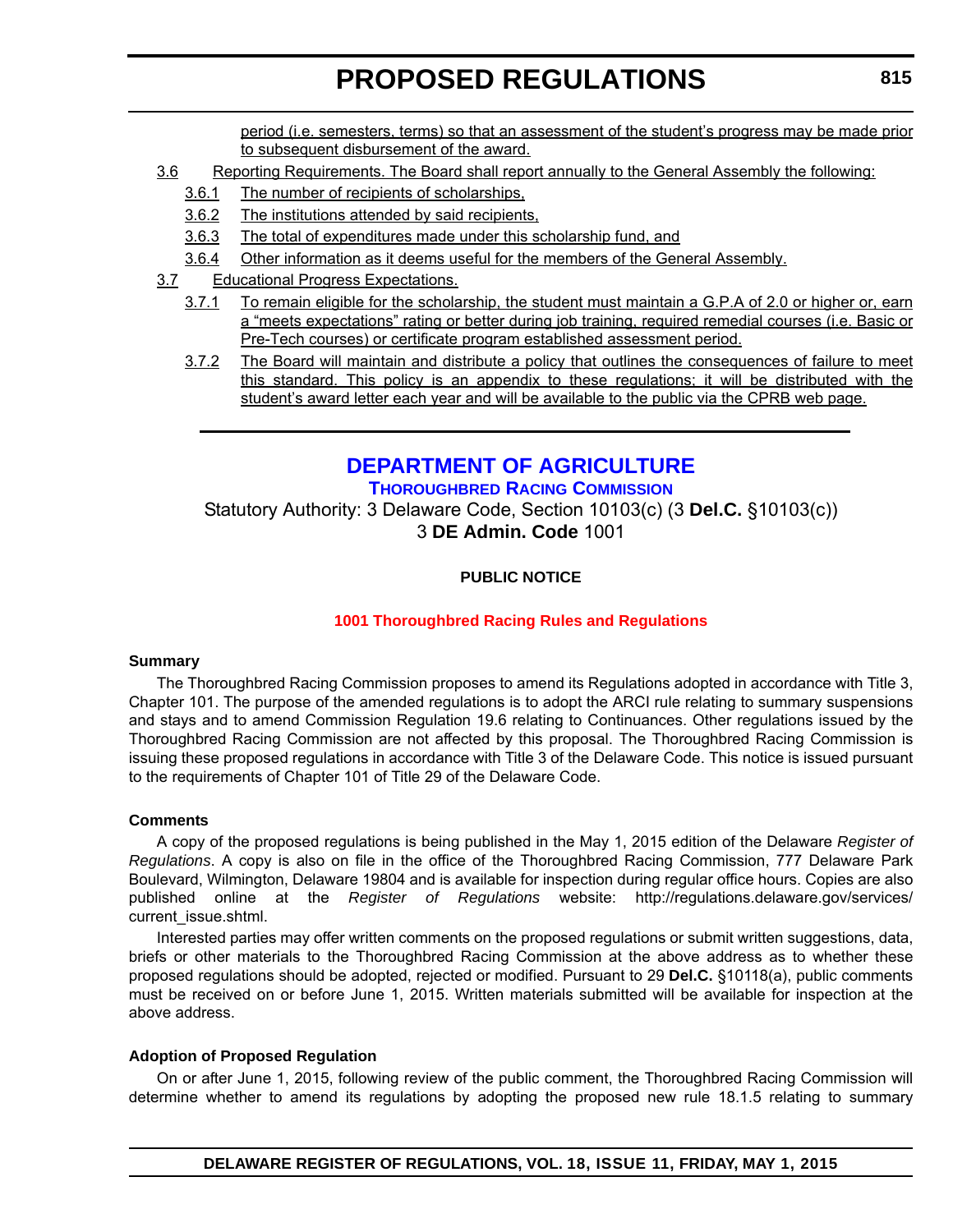period (i.e. semesters, terms) so that an assessment of the student's progress may be made prior to subsequent disbursement of the award.

3.6 Reporting Requirements. The Board shall report annually to the General Assembly the following:

3.6.1 The number of recipients of scholarships,

3.6.2 The institutions attended by said recipients,

3.6.3 The total of expenditures made under this scholarship fund, and

3.6.4 Other information as it deems useful for the members of the General Assembly.

3.7 Educational Progress Expectations.

3.7.1 To remain eligible for the scholarship, the student must maintain a G.P.A of 2.0 or higher or, earn a "meets expectations" rating or better during job training, required remedial courses (i.e. Basic or Pre-Tech courses) or certificate program established assessment period.

3.7.2 The Board will maintain and distribute a policy that outlines the consequences of failure to meet this standard. This policy is an appendix to these regulations; it will be distributed with the student's award letter each year and will be available to the public via the CPRB web page.

---

# DEPARTMENT OF AGRICULTURE

## Thoroughbred Racing Commission

Statutory Authority: 3 Delaware Code, Section 10103(c) (3 **Del.C.** §10103(c))
3 **DE Admin. Code** 1001

**PUBLIC NOTICE**

**1001 Thoroughbred Racing Rules and Regulations**

**Summary**

The Thoroughbred Racing Commission proposes to amend its Regulations adopted in accordance with Title 3, Chapter 101. The purpose of the amended regulations is to adopt the ARCI rule relating to summary suspensions and stays and to amend Commission Regulation 19.6 relating to Continuances. Other regulations issued by the Thoroughbred Racing Commission are not affected by this proposal. The Thoroughbred Racing Commission is issuing these proposed regulations in accordance with Title 3 of the Delaware Code. This notice is issued pursuant to the requirements of Chapter 101 of Title 29 of the Delaware Code.

**Comments**

A copy of the proposed regulations is being published in the May 1, 2015 edition of the Delaware *Register of Regulations*. A copy is also on file in the office of the Thoroughbred Racing Commission, 777 Delaware Park Boulevard, Wilmington, Delaware 19804 and is available for inspection during regular office hours. Copies are also published online at the *Register of Regulations* website: http://regulations.delaware.gov/services/current_issue.shtml.

Interested parties may offer written comments on the proposed regulations or submit written suggestions, data, briefs or other materials to the Thoroughbred Racing Commission at the above address as to whether these proposed regulations should be adopted, rejected or modified. Pursuant to 29 **Del.C.** §10118(a), public comments must be received on or before June 1, 2015. Written materials submitted will be available for inspection at the above address.

**Adoption of Proposed Regulation**

On or after June 1, 2015, following review of the public comment, the Thoroughbred Racing Commission will determine whether to amend its regulations by adopting the proposed new rule 18.1.5 relating to summary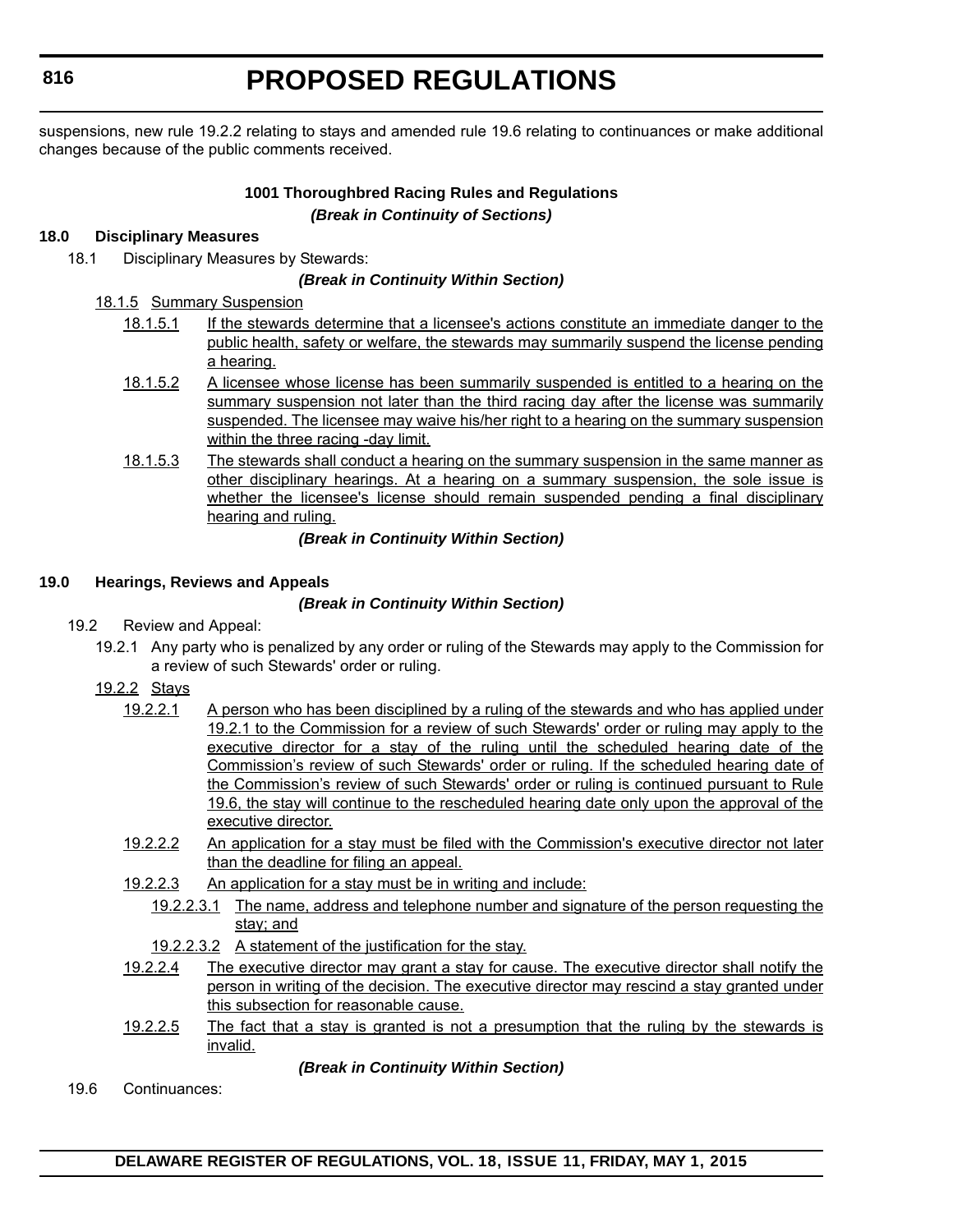suspensions, new rule 19.2.2 relating to stays and amended rule 19.6 relating to continuances or make additional changes because of the public comments received.

**1001 Thoroughbred Racing Rules and Regulations**

***(Break in Continuity of Sections)***

**18.0 Disciplinary Measures**

18.1 Disciplinary Measures by Stewards:

***(Break in Continuity Within Section)***

18.1.5 Summary Suspension

18.1.5.1 If the stewards determine that a licensee's actions constitute an immediate danger to the public health, safety or welfare, the stewards may summarily suspend the license pending a hearing.

18.1.5.2 A licensee whose license has been summarily suspended is entitled to a hearing on the summary suspension not later than the third racing day after the license was summarily suspended. The licensee may waive his/her right to a hearing on the summary suspension within the three racing -day limit.

18.1.5.3 The stewards shall conduct a hearing on the summary suspension in the same manner as other disciplinary hearings. At a hearing on a summary suspension, the sole issue is whether the licensee's license should remain suspended pending a final disciplinary hearing and ruling.

***(Break in Continuity Within Section)***

**19.0 Hearings, Reviews and Appeals**

***(Break in Continuity Within Section)***

19.2 Review and Appeal:

19.2.1 Any party who is penalized by any order or ruling of the Stewards may apply to the Commission for a review of such Stewards' order or ruling.

19.2.2 Stays

19.2.2.1 A person who has been disciplined by a ruling of the stewards and who has applied under 19.2.1 to the Commission for a review of such Stewards' order or ruling may apply to the executive director for a stay of the ruling until the scheduled hearing date of the Commission's review of such Stewards' order or ruling. If the scheduled hearing date of the Commission's review of such Stewards' order or ruling is continued pursuant to Rule 19.6, the stay will continue to the rescheduled hearing date only upon the approval of the executive director.

19.2.2.2 An application for a stay must be filed with the Commission's executive director not later than the deadline for filing an appeal.

19.2.2.3 An application for a stay must be in writing and include:

19.2.2.3.1 The name, address and telephone number and signature of the person requesting the stay; and

19.2.2.3.2 A statement of the justification for the stay.

19.2.2.4 The executive director may grant a stay for cause. The executive director shall notify the person in writing of the decision. The executive director may rescind a stay granted under this subsection for reasonable cause.

19.2.2.5 The fact that a stay is granted is not a presumption that the ruling by the stewards is invalid.

***(Break in Continuity Within Section)***

19.6 Continuances: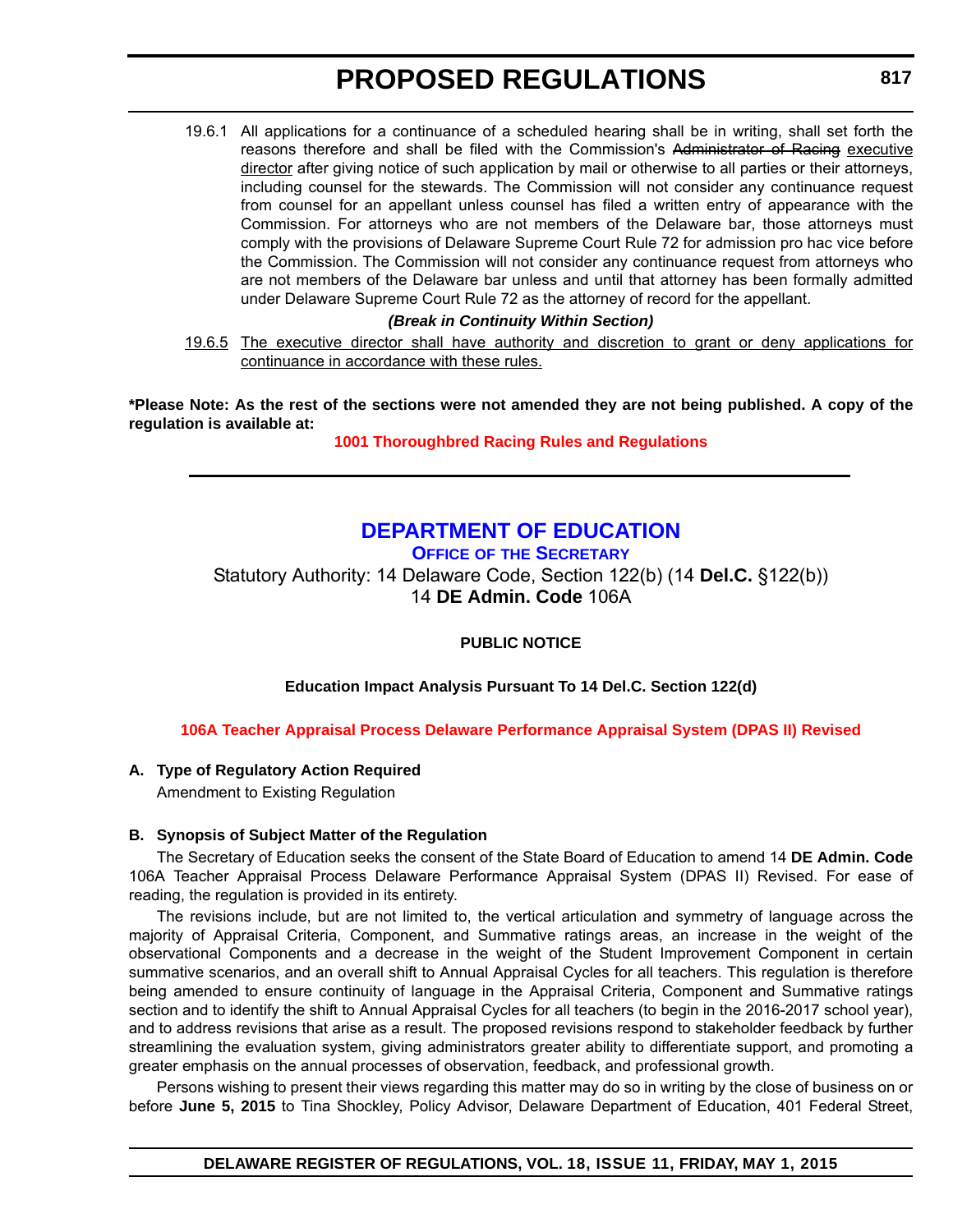19.6.1 All applications for a continuance of a scheduled hearing shall be in writing, shall set forth the reasons therefore and shall be filed with the Commission's ~~Administrator of Racing~~ executive director after giving notice of such application by mail or otherwise to all parties or their attorneys, including counsel for the stewards. The Commission will not consider any continuance request from counsel for an appellant unless counsel has filed a written entry of appearance with the Commission. For attorneys who are not members of the Delaware bar, those attorneys must comply with the provisions of Delaware Supreme Court Rule 72 for admission pro hac vice before the Commission. The Commission will not consider any continuance request from attorneys who are not members of the Delaware bar unless and until that attorney has been formally admitted under Delaware Supreme Court Rule 72 as the attorney of record for the appellant.

***(Break in Continuity Within Section)***

19.6.5 The executive director shall have authority and discretion to grant or deny applications for continuance in accordance with these rules.

**\*Please Note: As the rest of the sections were not amended they are not being published. A copy of the regulation is available at:**

**1001 Thoroughbred Racing Rules and Regulations**

---

## DEPARTMENT OF EDUCATION

### OFFICE OF THE SECRETARY

Statutory Authority: 14 Delaware Code, Section 122(b) (14 **Del.C.** §122(b))
14 **DE Admin. Code** 106A

**PUBLIC NOTICE**

**Education Impact Analysis Pursuant To 14 Del.C. Section 122(d)**

**106A Teacher Appraisal Process Delaware Performance Appraisal System (DPAS II) Revised**

**A. Type of Regulatory Action Required**

Amendment to Existing Regulation

**B. Synopsis of Subject Matter of the Regulation**

The Secretary of Education seeks the consent of the State Board of Education to amend 14 **DE Admin. Code** 106A Teacher Appraisal Process Delaware Performance Appraisal System (DPAS II) Revised. For ease of reading, the regulation is provided in its entirety.

The revisions include, but are not limited to, the vertical articulation and symmetry of language across the majority of Appraisal Criteria, Component, and Summative ratings areas, an increase in the weight of the observational Components and a decrease in the weight of the Student Improvement Component in certain summative scenarios, and an overall shift to Annual Appraisal Cycles for all teachers. This regulation is therefore being amended to ensure continuity of language in the Appraisal Criteria, Component and Summative ratings section and to identify the shift to Annual Appraisal Cycles for all teachers (to begin in the 2016-2017 school year), and to address revisions that arise as a result. The proposed revisions respond to stakeholder feedback by further streamlining the evaluation system, giving administrators greater ability to differentiate support, and promoting a greater emphasis on the annual processes of observation, feedback, and professional growth.

Persons wishing to present their views regarding this matter may do so in writing by the close of business on or before **June 5, 2015** to Tina Shockley, Policy Advisor, Delaware Department of Education, 401 Federal Street,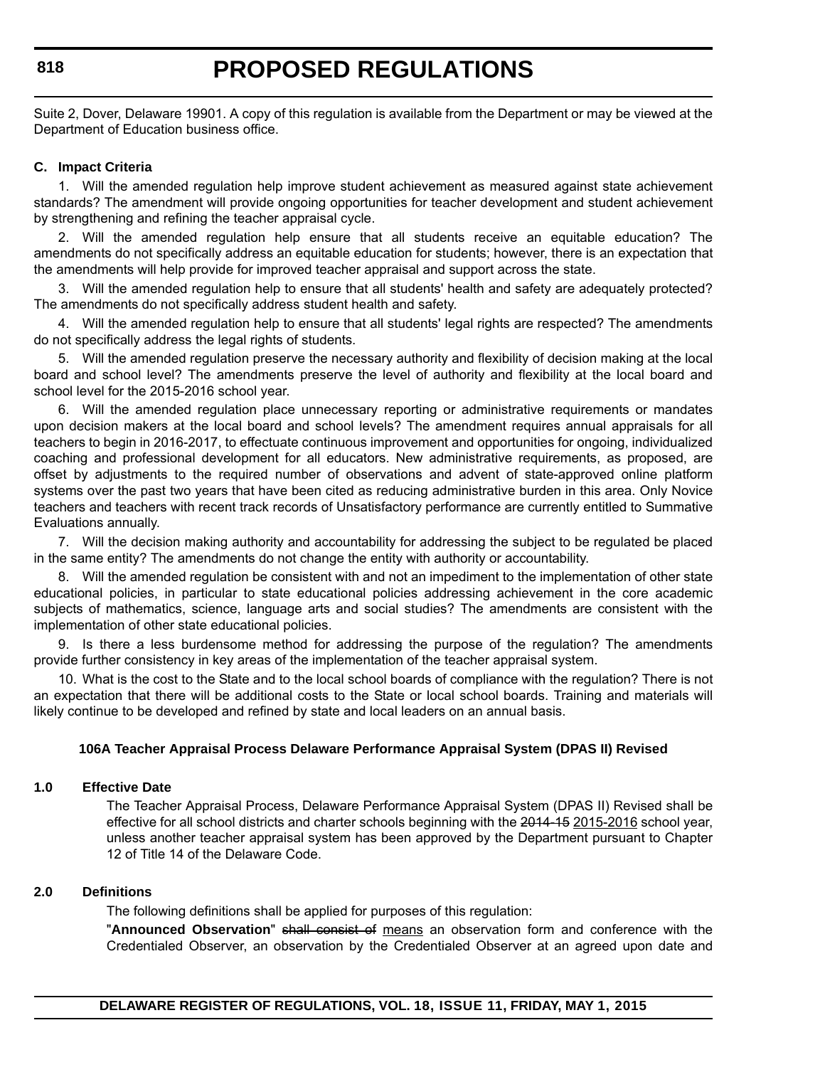Suite 2, Dover, Delaware 19901. A copy of this regulation is available from the Department or may be viewed at the Department of Education business office.

**C. Impact Criteria**

1. Will the amended regulation help improve student achievement as measured against state achievement standards? The amendment will provide ongoing opportunities for teacher development and student achievement by strengthening and refining the teacher appraisal cycle.

2. Will the amended regulation help ensure that all students receive an equitable education? The amendments do not specifically address an equitable education for students; however, there is an expectation that the amendments will help provide for improved teacher appraisal and support across the state.

3. Will the amended regulation help to ensure that all students' health and safety are adequately protected? The amendments do not specifically address student health and safety.

4. Will the amended regulation help to ensure that all students' legal rights are respected? The amendments do not specifically address the legal rights of students.

5. Will the amended regulation preserve the necessary authority and flexibility of decision making at the local board and school level? The amendments preserve the level of authority and flexibility at the local board and school level for the 2015-2016 school year.

6. Will the amended regulation place unnecessary reporting or administrative requirements or mandates upon decision makers at the local board and school levels? The amendment requires annual appraisals for all teachers to begin in 2016-2017, to effectuate continuous improvement and opportunities for ongoing, individualized coaching and professional development for all educators. New administrative requirements, as proposed, are offset by adjustments to the required number of observations and advent of state-approved online platform systems over the past two years that have been cited as reducing administrative burden in this area. Only Novice teachers and teachers with recent track records of Unsatisfactory performance are currently entitled to Summative Evaluations annually.

7. Will the decision making authority and accountability for addressing the subject to be regulated be placed in the same entity? The amendments do not change the entity with authority or accountability.

8. Will the amended regulation be consistent with and not an impediment to the implementation of other state educational policies, in particular to state educational policies addressing achievement in the core academic subjects of mathematics, science, language arts and social studies? The amendments are consistent with the implementation of other state educational policies.

9. Is there a less burdensome method for addressing the purpose of the regulation? The amendments provide further consistency in key areas of the implementation of the teacher appraisal system.

10. What is the cost to the State and to the local school boards of compliance with the regulation? There is not an expectation that there will be additional costs to the State or local school boards. Training and materials will likely continue to be developed and refined by state and local leaders on an annual basis.

### 106A Teacher Appraisal Process Delaware Performance Appraisal System (DPAS II) Revised

**1.0 Effective Date**

The Teacher Appraisal Process, Delaware Performance Appraisal System (DPAS II) Revised shall be effective for all school districts and charter schools beginning with the ~~2014-15~~ 2015-2016 school year, unless another teacher appraisal system has been approved by the Department pursuant to Chapter 12 of Title 14 of the Delaware Code.

**2.0 Definitions**

The following definitions shall be applied for purposes of this regulation:

"**Announced Observation**" ~~shall consist of~~ means an observation form and conference with the Credentialed Observer, an observation by the Credentialed Observer at an agreed upon date and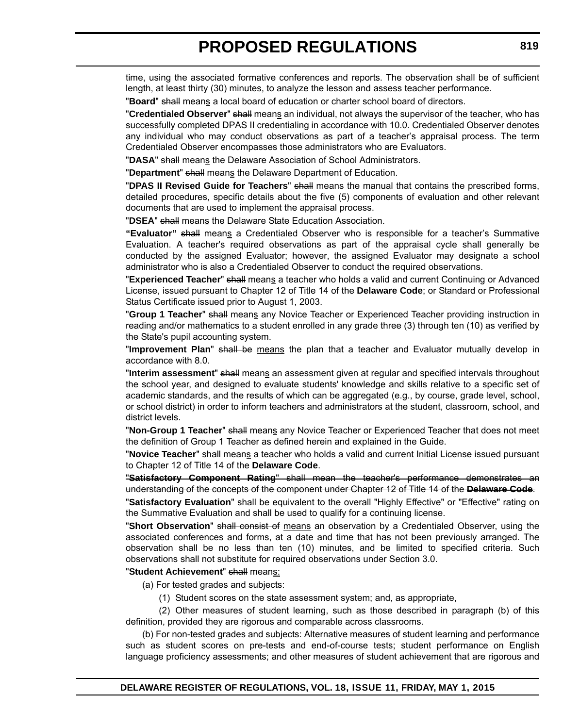time, using the associated formative conferences and reports. The observation shall be of sufficient length, at least thirty (30) minutes, to analyze the lesson and assess teacher performance.

"**Board**" ~~shall~~ means a local board of education or charter school board of directors.

"**Credentialed Observer**" ~~shall~~ means an individual, not always the supervisor of the teacher, who has successfully completed DPAS II credentialing in accordance with 10.0. Credentialed Observer denotes any individual who may conduct observations as part of a teacher's appraisal process. The term Credentialed Observer encompasses those administrators who are Evaluators.

"**DASA**" ~~shall~~ means the Delaware Association of School Administrators.

"**Department**" ~~shall~~ means the Delaware Department of Education.

"**DPAS II Revised Guide for Teachers**" ~~shall~~ means the manual that contains the prescribed forms, detailed procedures, specific details about the five (5) components of evaluation and other relevant documents that are used to implement the appraisal process.

"**DSEA**" ~~shall~~ means the Delaware State Education Association.

**"Evaluator"** ~~shall~~ means a Credentialed Observer who is responsible for a teacher's Summative Evaluation. A teacher's required observations as part of the appraisal cycle shall generally be conducted by the assigned Evaluator; however, the assigned Evaluator may designate a school administrator who is also a Credentialed Observer to conduct the required observations.

"**Experienced Teacher**" ~~shall~~ means a teacher who holds a valid and current Continuing or Advanced License, issued pursuant to Chapter 12 of Title 14 of the **Delaware Code**; or Standard or Professional Status Certificate issued prior to August 1, 2003.

"**Group 1 Teacher**" ~~shall~~ means any Novice Teacher or Experienced Teacher providing instruction in reading and/or mathematics to a student enrolled in any grade three (3) through ten (10) as verified by the State's pupil accounting system.

"**Improvement Plan**" ~~shall be~~ means the plan that a teacher and Evaluator mutually develop in accordance with 8.0.

"**Interim assessment**" ~~shall~~ means an assessment given at regular and specified intervals throughout the school year, and designed to evaluate students' knowledge and skills relative to a specific set of academic standards, and the results of which can be aggregated (e.g., by course, grade level, school, or school district) in order to inform teachers and administrators at the student, classroom, school, and district levels.

"**Non-Group 1 Teacher**" ~~shall~~ means any Novice Teacher or Experienced Teacher that does not meet the definition of Group 1 Teacher as defined herein and explained in the Guide.

"**Novice Teacher**" ~~shall~~ means a teacher who holds a valid and current Initial License issued pursuant to Chapter 12 of Title 14 of the **Delaware Code**.

~~"**Satisfactory Component Rating**" shall mean the teacher's performance demonstrates an understanding of the concepts of the component under Chapter 12 of Title 14 of the **Delaware Code**.~~

"**Satisfactory Evaluation**" shall be equivalent to the overall "Highly Effective" or "Effective" rating on the Summative Evaluation and shall be used to qualify for a continuing license.

"**Short Observation**" ~~shall consist of~~ means an observation by a Credentialed Observer, using the associated conferences and forms, at a date and time that has not been previously arranged. The observation shall be no less than ten (10) minutes, and be limited to specified criteria. Such observations shall not substitute for required observations under Section 3.0.

"**Student Achievement**" ~~shall~~ means:

(a) For tested grades and subjects:

(1) Student scores on the state assessment system; and, as appropriate,

(2) Other measures of student learning, such as those described in paragraph (b) of this definition, provided they are rigorous and comparable across classrooms.

(b) For non-tested grades and subjects: Alternative measures of student learning and performance such as student scores on pre-tests and end-of-course tests; student performance on English language proficiency assessments; and other measures of student achievement that are rigorous and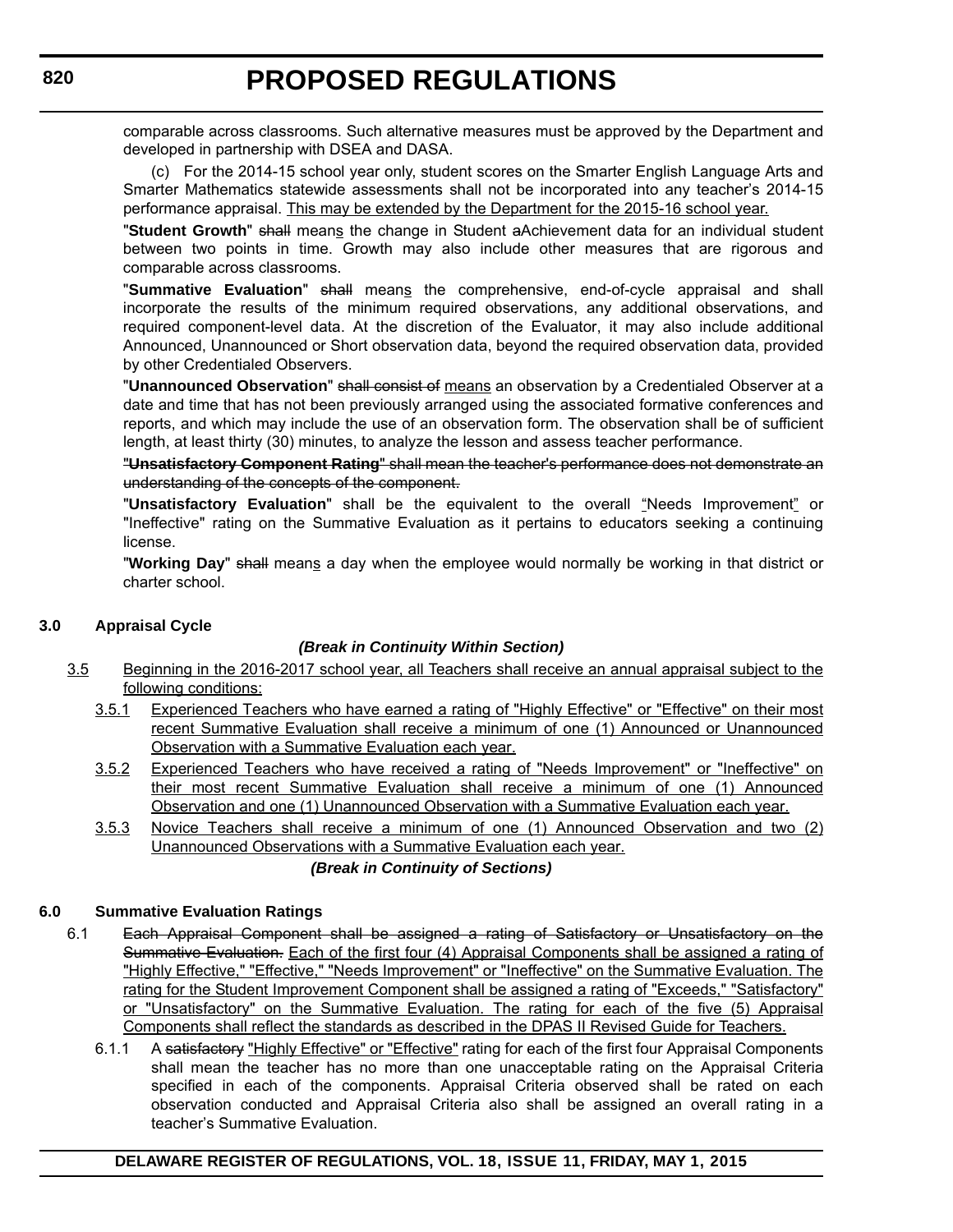comparable across classrooms. Such alternative measures must be approved by the Department and developed in partnership with DSEA and DASA.

(c) For the 2014-15 school year only, student scores on the Smarter English Language Arts and Smarter Mathematics statewide assessments shall not be incorporated into any teacher's 2014-15 performance appraisal. <u>This may be extended by the Department for the 2015-16 school year.</u>

"**Student Growth**" ~~shall~~ mean<u>s</u> the change in Student ~~a~~Achievement data for an individual student between two points in time. Growth may also include other measures that are rigorous and comparable across classrooms.

"**Summative Evaluation**" ~~shall~~ mean<u>s</u> the comprehensive, end-of-cycle appraisal and shall incorporate the results of the minimum required observations, any additional observations, and required component-level data. At the discretion of the Evaluator, it may also include additional Announced, Unannounced or Short observation data, beyond the required observation data, provided by other Credentialed Observers.

"**Unannounced Observation**" ~~shall consist of~~ <u>means</u> an observation by a Credentialed Observer at a date and time that has not been previously arranged using the associated formative conferences and reports, and which may include the use of an observation form. The observation shall be of sufficient length, at least thirty (30) minutes, to analyze the lesson and assess teacher performance.

~~"**Unsatisfactory Component Rating**" shall mean the teacher's performance does not demonstrate an understanding of the concepts of the component.~~

"**Unsatisfactory Evaluation**" shall be the equivalent to the overall <u>"</u>Needs Improvement<u>"</u> or "Ineffective" rating on the Summative Evaluation as it pertains to educators seeking a continuing license.

"**Working Day**" ~~shall~~ mean<u>s</u> a day when the employee would normally be working in that district or charter school.

## 3.0 Appraisal Cycle

***(Break in Continuity Within Section)***

<u>3.5 Beginning in the 2016-2017 school year, all Teachers shall receive an annual appraisal subject to the following conditions:</u>

<u>3.5.1 Experienced Teachers who have earned a rating of "Highly Effective" or "Effective" on their most recent Summative Evaluation shall receive a minimum of one (1) Announced or Unannounced Observation with a Summative Evaluation each year.</u>

<u>3.5.2 Experienced Teachers who have received a rating of "Needs Improvement" or "Ineffective" on their most recent Summative Evaluation shall receive a minimum of one (1) Announced Observation and one (1) Unannounced Observation with a Summative Evaluation each year.</u>

<u>3.5.3 Novice Teachers shall receive a minimum of one (1) Announced Observation and two (2) Unannounced Observations with a Summative Evaluation each year.</u>

***(Break in Continuity of Sections)***

## 6.0 Summative Evaluation Ratings

6.1 ~~Each Appraisal Component shall be assigned a rating of Satisfactory or Unsatisfactory on the Summative Evaluation.~~ <u>Each of the first four (4) Appraisal Components shall be assigned a rating of "Highly Effective," "Effective," "Needs Improvement" or "Ineffective" on the Summative Evaluation. The rating for the Student Improvement Component shall be assigned a rating of "Exceeds," "Satisfactory" or "Unsatisfactory" on the Summative Evaluation. The rating for each of the five (5) Appraisal Components shall reflect the standards as described in the DPAS II Revised Guide for Teachers.</u>

6.1.1 A ~~satisfactory~~ <u>"Highly Effective" or "Effective"</u> rating for each of the first four Appraisal Components shall mean the teacher has no more than one unacceptable rating on the Appraisal Criteria specified in each of the components. Appraisal Criteria observed shall be rated on each observation conducted and Appraisal Criteria also shall be assigned an overall rating in a teacher's Summative Evaluation.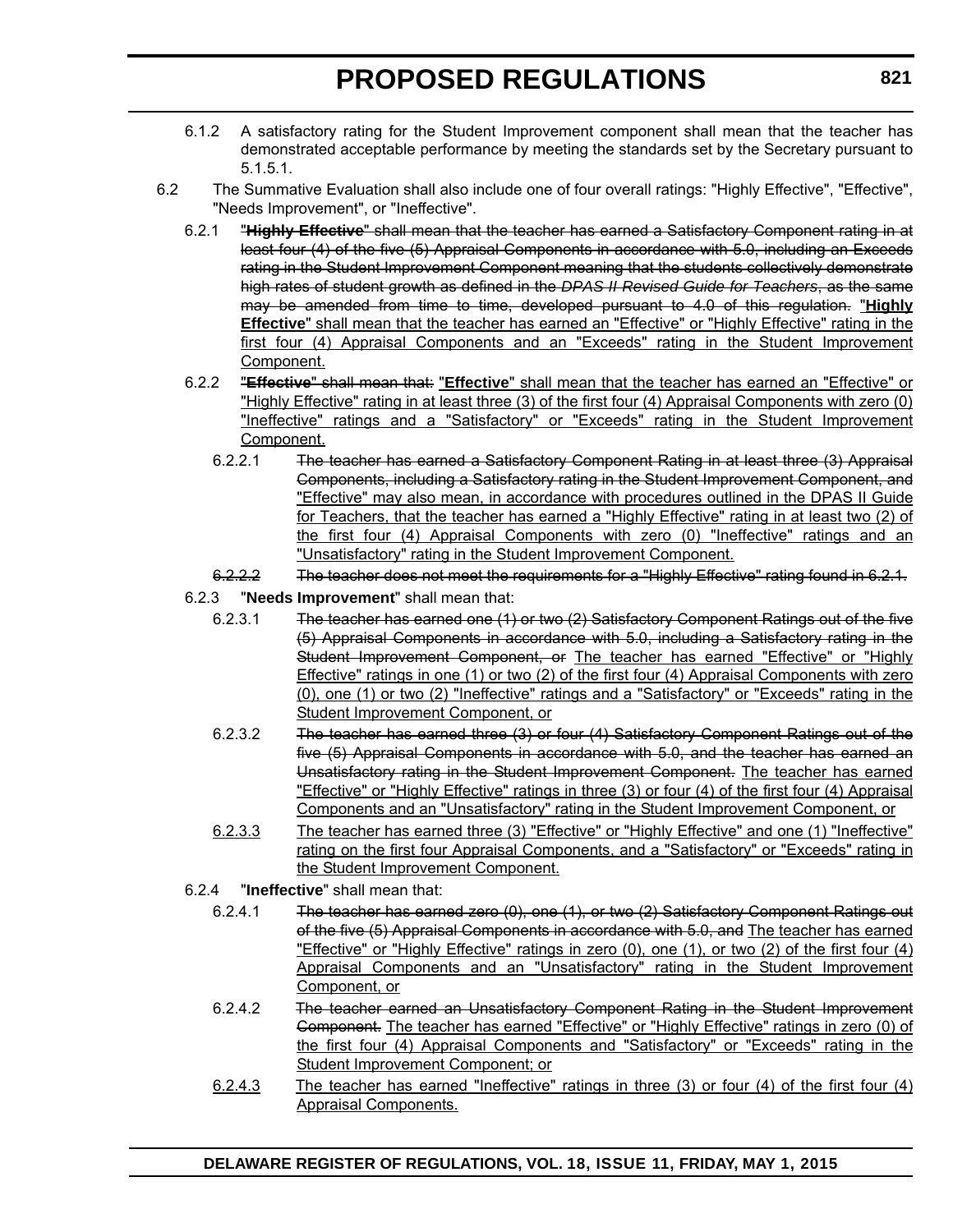6.1.2 A satisfactory rating for the Student Improvement component shall mean that the teacher has demonstrated acceptable performance by meeting the standards set by the Secretary pursuant to 5.1.5.1.

6.2 The Summative Evaluation shall also include one of four overall ratings: "Highly Effective", "Effective", "Needs Improvement", or "Ineffective".

6.2.1 ~~"**Highly Effective**" shall mean that the teacher has earned a Satisfactory Component rating in at least four (4) of the five (5) Appraisal Components in accordance with 5.0, including an Exceeds rating in the Student Improvement Component meaning that the students collectively demonstrate high rates of student growth as defined in the *DPAS II Revised Guide for Teachers*, as the same may be amended from time to time, developed pursuant to 4.0 of this regulation.~~ <u>"**Highly Effective**" shall mean that the teacher has earned an "Effective" or "Highly Effective" rating in the first four (4) Appraisal Components and an "Exceeds" rating in the Student Improvement Component.</u>

6.2.2 ~~"**Effective**" shall mean that:~~ <u>"**Effective**" shall mean that the teacher has earned an "Effective" or "Highly Effective" rating in at least three (3) of the first four (4) Appraisal Components with zero (0) "Ineffective" ratings and a "Satisfactory" or "Exceeds" rating in the Student Improvement Component.</u>

6.2.2.1 ~~The teacher has earned a Satisfactory Component Rating in at least three (3) Appraisal Components, including a Satisfactory rating in the Student Improvement Component, and~~ <u>"Effective" may also mean, in accordance with procedures outlined in the DPAS II Guide for Teachers, that the teacher has earned a "Highly Effective" rating in at least two (2) of the first four (4) Appraisal Components with zero (0) "Ineffective" ratings and an "Unsatisfactory" rating in the Student Improvement Component.</u>

~~6.2.2.2 The teacher does not meet the requirements for a "Highly Effective" rating found in 6.2.1.~~

6.2.3 "**Needs Improvement**" shall mean that:

6.2.3.1 ~~The teacher has earned one (1) or two (2) Satisfactory Component Ratings out of the five (5) Appraisal Components in accordance with 5.0, including a Satisfactory rating in the Student Improvement Component, or~~ <u>The teacher has earned "Effective" or "Highly Effective" ratings in one (1) or two (2) of the first four (4) Appraisal Components with zero (0), one (1) or two (2) "Ineffective" ratings and a "Satisfactory" or "Exceeds" rating in the Student Improvement Component, or</u>

6.2.3.2 ~~The teacher has earned three (3) or four (4) Satisfactory Component Ratings out of the five (5) Appraisal Components in accordance with 5.0, and the teacher has earned an Unsatisfactory rating in the Student Improvement Component.~~ <u>The teacher has earned "Effective" or "Highly Effective" ratings in three (3) or four (4) of the first four (4) Appraisal Components and an "Unsatisfactory" rating in the Student Improvement Component, or</u>

<u>6.2.3.3 The teacher has earned three (3) "Effective" or "Highly Effective" and one (1) "Ineffective" rating on the first four Appraisal Components, and a "Satisfactory" or "Exceeds" rating in the Student Improvement Component.</u>

6.2.4 "**Ineffective**" shall mean that:

6.2.4.1 ~~The teacher has earned zero (0), one (1), or two (2) Satisfactory Component Ratings out of the five (5) Appraisal Components in accordance with 5.0, and~~ <u>The teacher has earned "Effective" or "Highly Effective" ratings in zero (0), one (1), or two (2) of the first four (4) Appraisal Components and an "Unsatisfactory" rating in the Student Improvement Component, or</u>

6.2.4.2 ~~The teacher earned an Unsatisfactory Component Rating in the Student Improvement Component.~~ <u>The teacher has earned "Effective" or "Highly Effective" ratings in zero (0) of the first four (4) Appraisal Components and "Satisfactory" or "Exceeds" rating in the Student Improvement Component; or</u>

<u>6.2.4.3 The teacher has earned "Ineffective" ratings in three (3) or four (4) of the first four (4) Appraisal Components.</u>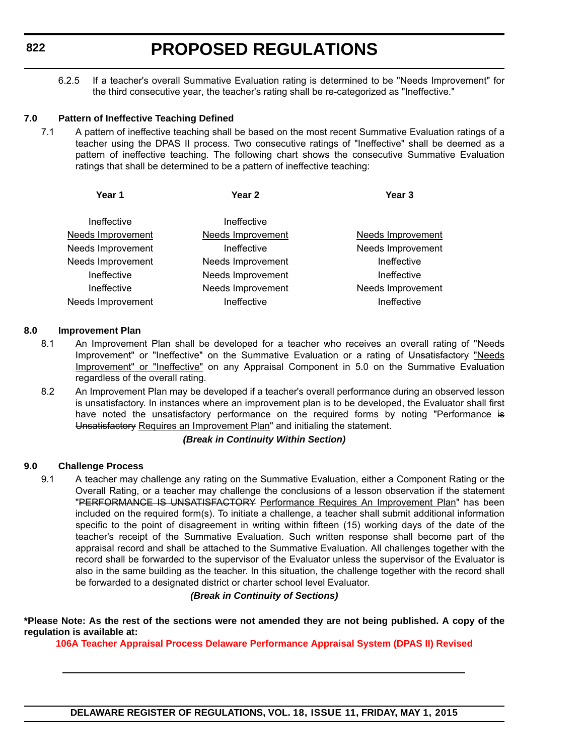6.2.5 If a teacher's overall Summative Evaluation rating is determined to be "Needs Improvement" for the third consecutive year, the teacher's rating shall be re-categorized as "Ineffective."

**7.0 Pattern of Ineffective Teaching Defined**

7.1 A pattern of ineffective teaching shall be based on the most recent Summative Evaluation ratings of a teacher using the DPAS II process. Two consecutive ratings of "Ineffective" shall be deemed as a pattern of ineffective teaching. The following chart shows the consecutive Summative Evaluation ratings that shall be determined to be a pattern of ineffective teaching:

| Year 1 | Year 2 | Year 3 |
|---|---|---|
| Ineffective | Ineffective | |
| <u>Needs Improvement</u> | <u>Needs Improvement</u> | <u>Needs Improvement</u> |
| Needs Improvement | Ineffective | Needs Improvement |
| Needs Improvement | Needs Improvement | Ineffective |
| Ineffective | Needs Improvement | Ineffective |
| Ineffective | Needs Improvement | Needs Improvement |
| Needs Improvement | Ineffective | Ineffective |

**8.0 Improvement Plan**

8.1 An Improvement Plan shall be developed for a teacher who receives an overall rating of "Needs Improvement" or "Ineffective" on the Summative Evaluation or a rating of ~~Unsatisfactory~~ <u>"Needs Improvement" or "Ineffective"</u> on any Appraisal Component in 5.0 on the Summative Evaluation regardless of the overall rating.

8.2 An Improvement Plan may be developed if a teacher's overall performance during an observed lesson is unsatisfactory. In instances where an improvement plan is to be developed, the Evaluator shall first have noted the unsatisfactory performance on the required forms by noting "Performance ~~is Unsatisfactory~~ <u>Requires an Improvement Plan</u>" and initialing the statement.

***(Break in Continuity Within Section)***

**9.0 Challenge Process**

9.1 A teacher may challenge any rating on the Summative Evaluation, either a Component Rating or the Overall Rating, or a teacher may challenge the conclusions of a lesson observation if the statement "~~PERFORMANCE IS UNSATISFACTORY~~ <u>Performance Requires An Improvement Plan</u>" has been included on the required form(s). To initiate a challenge, a teacher shall submit additional information specific to the point of disagreement in writing within fifteen (15) working days of the date of the teacher's receipt of the Summative Evaluation. Such written response shall become part of the appraisal record and shall be attached to the Summative Evaluation. All challenges together with the record shall be forwarded to the supervisor of the Evaluator unless the supervisor of the Evaluator is also in the same building as the teacher. In this situation, the challenge together with the record shall be forwarded to a designated district or charter school level Evaluator.

***(Break in Continuity of Sections)***

**\*Please Note: As the rest of the sections were not amended they are not being published. A copy of the regulation is available at:**

**106A Teacher Appraisal Process Delaware Performance Appraisal System (DPAS II) Revised**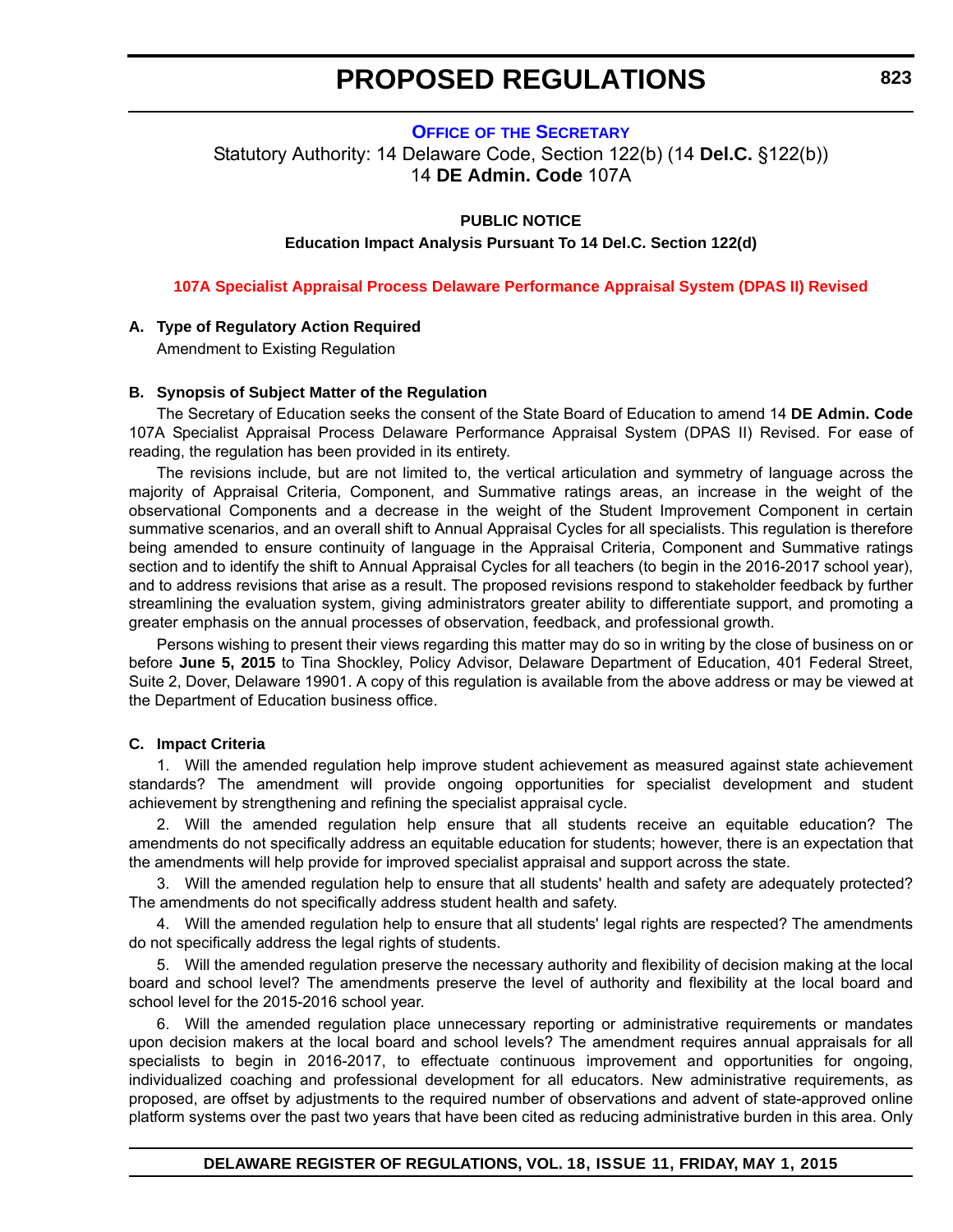# PROPOSED REGULATIONS

**OFFICE OF THE SECRETARY**

Statutory Authority: 14 Delaware Code, Section 122(b) (14 **Del.C.** §122(b))
14 **DE Admin. Code** 107A

**PUBLIC NOTICE**

**Education Impact Analysis Pursuant To 14 Del.C. Section 122(d)**

**107A Specialist Appraisal Process Delaware Performance Appraisal System (DPAS II) Revised**

**A. Type of Regulatory Action Required**

Amendment to Existing Regulation

**B. Synopsis of Subject Matter of the Regulation**

The Secretary of Education seeks the consent of the State Board of Education to amend 14 **DE Admin. Code** 107A Specialist Appraisal Process Delaware Performance Appraisal System (DPAS II) Revised. For ease of reading, the regulation has been provided in its entirety.

The revisions include, but are not limited to, the vertical articulation and symmetry of language across the majority of Appraisal Criteria, Component, and Summative ratings areas, an increase in the weight of the observational Components and a decrease in the weight of the Student Improvement Component in certain summative scenarios, and an overall shift to Annual Appraisal Cycles for all specialists. This regulation is therefore being amended to ensure continuity of language in the Appraisal Criteria, Component and Summative ratings section and to identify the shift to Annual Appraisal Cycles for all teachers (to begin in the 2016-2017 school year), and to address revisions that arise as a result. The proposed revisions respond to stakeholder feedback by further streamlining the evaluation system, giving administrators greater ability to differentiate support, and promoting a greater emphasis on the annual processes of observation, feedback, and professional growth.

Persons wishing to present their views regarding this matter may do so in writing by the close of business on or before **June 5, 2015** to Tina Shockley, Policy Advisor, Delaware Department of Education, 401 Federal Street, Suite 2, Dover, Delaware 19901. A copy of this regulation is available from the above address or may be viewed at the Department of Education business office.

**C. Impact Criteria**

1. Will the amended regulation help improve student achievement as measured against state achievement standards? The amendment will provide ongoing opportunities for specialist development and student achievement by strengthening and refining the specialist appraisal cycle.

2. Will the amended regulation help ensure that all students receive an equitable education? The amendments do not specifically address an equitable education for students; however, there is an expectation that the amendments will help provide for improved specialist appraisal and support across the state.

3. Will the amended regulation help to ensure that all students' health and safety are adequately protected? The amendments do not specifically address student health and safety.

4. Will the amended regulation help to ensure that all students' legal rights are respected? The amendments do not specifically address the legal rights of students.

5. Will the amended regulation preserve the necessary authority and flexibility of decision making at the local board and school level? The amendments preserve the level of authority and flexibility at the local board and school level for the 2015-2016 school year.

6. Will the amended regulation place unnecessary reporting or administrative requirements or mandates upon decision makers at the local board and school levels? The amendment requires annual appraisals for all specialists to begin in 2016-2017, to effectuate continuous improvement and opportunities for ongoing, individualized coaching and professional development for all educators. New administrative requirements, as proposed, are offset by adjustments to the required number of observations and advent of state-approved online platform systems over the past two years that have been cited as reducing administrative burden in this area. Only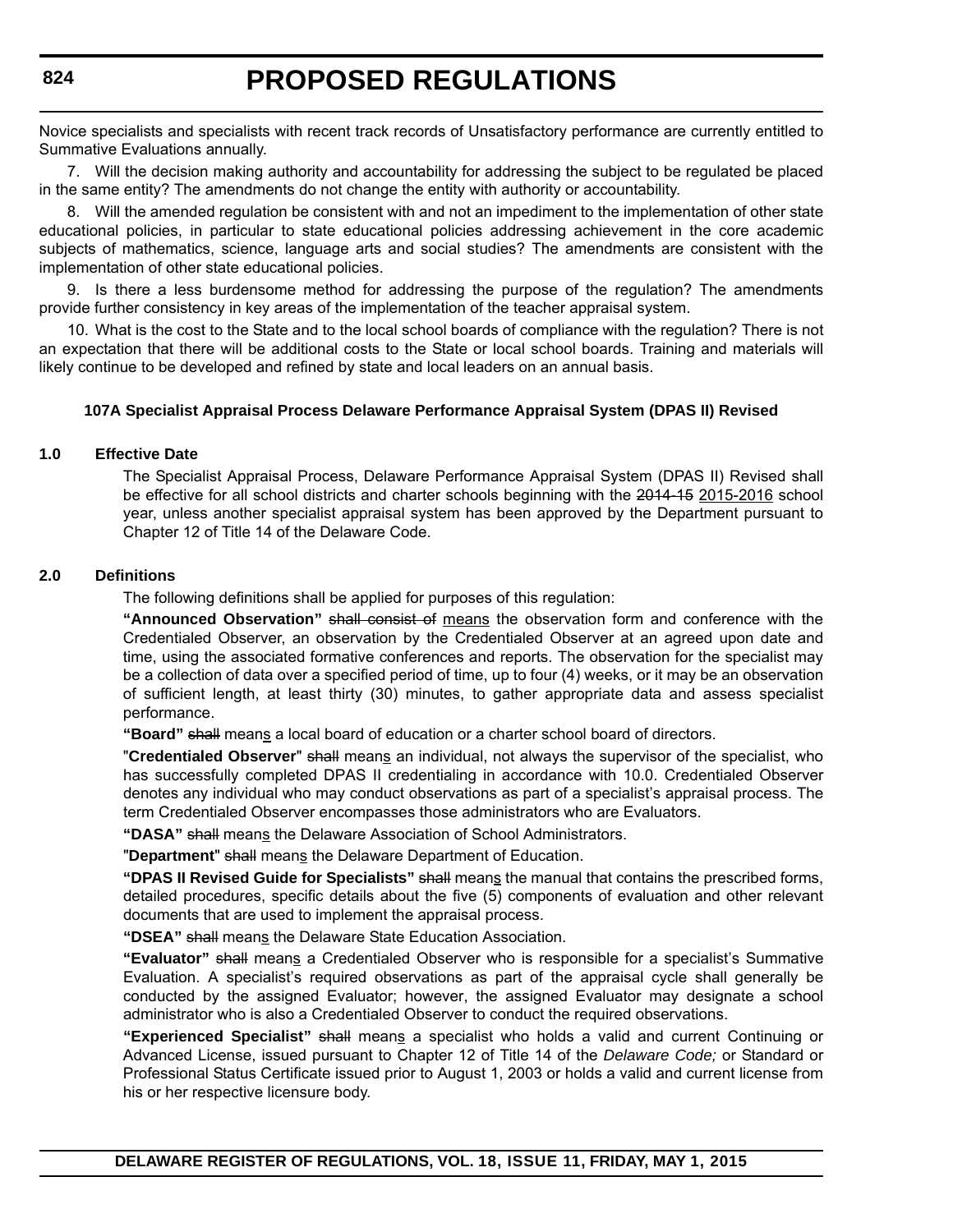Novice specialists and specialists with recent track records of Unsatisfactory performance are currently entitled to Summative Evaluations annually.

7. Will the decision making authority and accountability for addressing the subject to be regulated be placed in the same entity? The amendments do not change the entity with authority or accountability.

8. Will the amended regulation be consistent with and not an impediment to the implementation of other state educational policies, in particular to state educational policies addressing achievement in the core academic subjects of mathematics, science, language arts and social studies? The amendments are consistent with the implementation of other state educational policies.

9. Is there a less burdensome method for addressing the purpose of the regulation? The amendments provide further consistency in key areas of the implementation of the teacher appraisal system.

10. What is the cost to the State and to the local school boards of compliance with the regulation? There is not an expectation that there will be additional costs to the State or local school boards. Training and materials will likely continue to be developed and refined by state and local leaders on an annual basis.

**107A Specialist Appraisal Process Delaware Performance Appraisal System (DPAS II) Revised**

**1.0 Effective Date**

The Specialist Appraisal Process, Delaware Performance Appraisal System (DPAS II) Revised shall be effective for all school districts and charter schools beginning with the ~~2014-15~~ <u>2015-2016</u> school year, unless another specialist appraisal system has been approved by the Department pursuant to Chapter 12 of Title 14 of the Delaware Code.

**2.0 Definitions**

The following definitions shall be applied for purposes of this regulation:

**"Announced Observation"** ~~shall consist of~~ <u>means</u> the observation form and conference with the Credentialed Observer, an observation by the Credentialed Observer at an agreed upon date and time, using the associated formative conferences and reports. The observation for the specialist may be a collection of data over a specified period of time, up to four (4) weeks, or it may be an observation of sufficient length, at least thirty (30) minutes, to gather appropriate data and assess specialist performance.

**"Board"** ~~shall~~ mean<u>s</u> a local board of education or a charter school board of directors.

"**Credentialed Observer**" ~~shall~~ mean<u>s</u> an individual, not always the supervisor of the specialist, who has successfully completed DPAS II credentialing in accordance with 10.0. Credentialed Observer denotes any individual who may conduct observations as part of a specialist's appraisal process. The term Credentialed Observer encompasses those administrators who are Evaluators.

**"DASA"** ~~shall~~ mean<u>s</u> the Delaware Association of School Administrators.

"**Department**" ~~shall~~ mean<u>s</u> the Delaware Department of Education.

**"DPAS II Revised Guide for Specialists"** ~~shall~~ mean<u>s</u> the manual that contains the prescribed forms, detailed procedures, specific details about the five (5) components of evaluation and other relevant documents that are used to implement the appraisal process.

**"DSEA"** ~~shall~~ mean<u>s</u> the Delaware State Education Association.

**"Evaluator"** ~~shall~~ mean<u>s</u> a Credentialed Observer who is responsible for a specialist's Summative Evaluation. A specialist's required observations as part of the appraisal cycle shall generally be conducted by the assigned Evaluator; however, the assigned Evaluator may designate a school administrator who is also a Credentialed Observer to conduct the required observations.

**"Experienced Specialist"** ~~shall~~ mean<u>s</u> a specialist who holds a valid and current Continuing or Advanced License, issued pursuant to Chapter 12 of Title 14 of the *Delaware Code;* or Standard or Professional Status Certificate issued prior to August 1, 2003 or holds a valid and current license from his or her respective licensure body.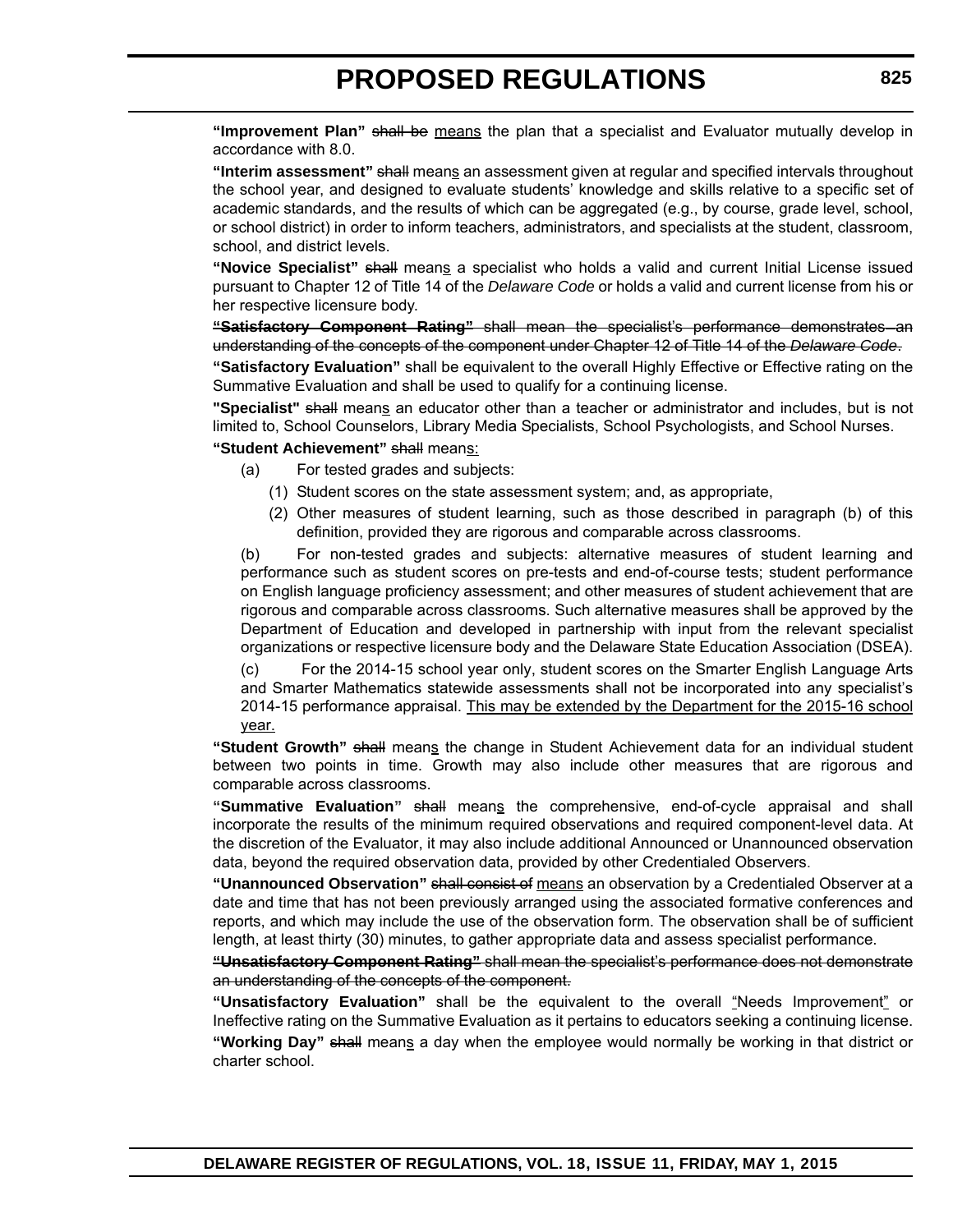**"Improvement Plan"** ~~shall be~~ <u>means</u> the plan that a specialist and Evaluator mutually develop in accordance with 8.0.

**"Interim assessment"** ~~shall~~ mean<u>s</u> an assessment given at regular and specified intervals throughout the school year, and designed to evaluate students' knowledge and skills relative to a specific set of academic standards, and the results of which can be aggregated (e.g., by course, grade level, school, or school district) in order to inform teachers, administrators, and specialists at the student, classroom, school, and district levels.

**"Novice Specialist"** ~~shall~~ mean<u>s</u> a specialist who holds a valid and current Initial License issued pursuant to Chapter 12 of Title 14 of the *Delaware Code* or holds a valid and current license from his or her respective licensure body.

~~**"Satisfactory Component Rating"** shall mean the specialist's performance demonstrates an understanding of the concepts of the component under Chapter 12 of Title 14 of the *Delaware Code*.~~

**"Satisfactory Evaluation"** shall be equivalent to the overall Highly Effective or Effective rating on the Summative Evaluation and shall be used to qualify for a continuing license.

**"Specialist"** ~~shall~~ mean<u>s</u> an educator other than a teacher or administrator and includes, but is not limited to, School Counselors, Library Media Specialists, School Psychologists, and School Nurses.

**"Student Achievement"** ~~shall~~ mean<u>s:</u>

(a) For tested grades and subjects:

(1) Student scores on the state assessment system; and, as appropriate,

(2) Other measures of student learning, such as those described in paragraph (b) of this definition, provided they are rigorous and comparable across classrooms.

(b) For non-tested grades and subjects: alternative measures of student learning and performance such as student scores on pre-tests and end-of-course tests; student performance on English language proficiency assessment; and other measures of student achievement that are rigorous and comparable across classrooms. Such alternative measures shall be approved by the Department of Education and developed in partnership with input from the relevant specialist organizations or respective licensure body and the Delaware State Education Association (DSEA).

(c) For the 2014-15 school year only, student scores on the Smarter English Language Arts and Smarter Mathematics statewide assessments shall not be incorporated into any specialist's 2014-15 performance appraisal. <u>This may be extended by the Department for the 2015-16 school year.</u>

**"Student Growth"** ~~shall~~ mean<u>s</u> the change in Student Achievement data for an individual student between two points in time. Growth may also include other measures that are rigorous and comparable across classrooms.

**"Summative Evaluation"** ~~shall~~ mean<u>s</u> the comprehensive, end-of-cycle appraisal and shall incorporate the results of the minimum required observations and required component-level data. At the discretion of the Evaluator, it may also include additional Announced or Unannounced observation data, beyond the required observation data, provided by other Credentialed Observers.

**"Unannounced Observation"** ~~shall consist of~~ <u>means</u> an observation by a Credentialed Observer at a date and time that has not been previously arranged using the associated formative conferences and reports, and which may include the use of the observation form. The observation shall be of sufficient length, at least thirty (30) minutes, to gather appropriate data and assess specialist performance.

~~**"Unsatisfactory Component Rating"** shall mean the specialist's performance does not demonstrate an understanding of the concepts of the component.~~

**"Unsatisfactory Evaluation"** shall be the equivalent to the overall <u>"</u>Needs Improvement<u>"</u> or Ineffective rating on the Summative Evaluation as it pertains to educators seeking a continuing license.

**"Working Day"** ~~shall~~ mean<u>s</u> a day when the employee would normally be working in that district or charter school.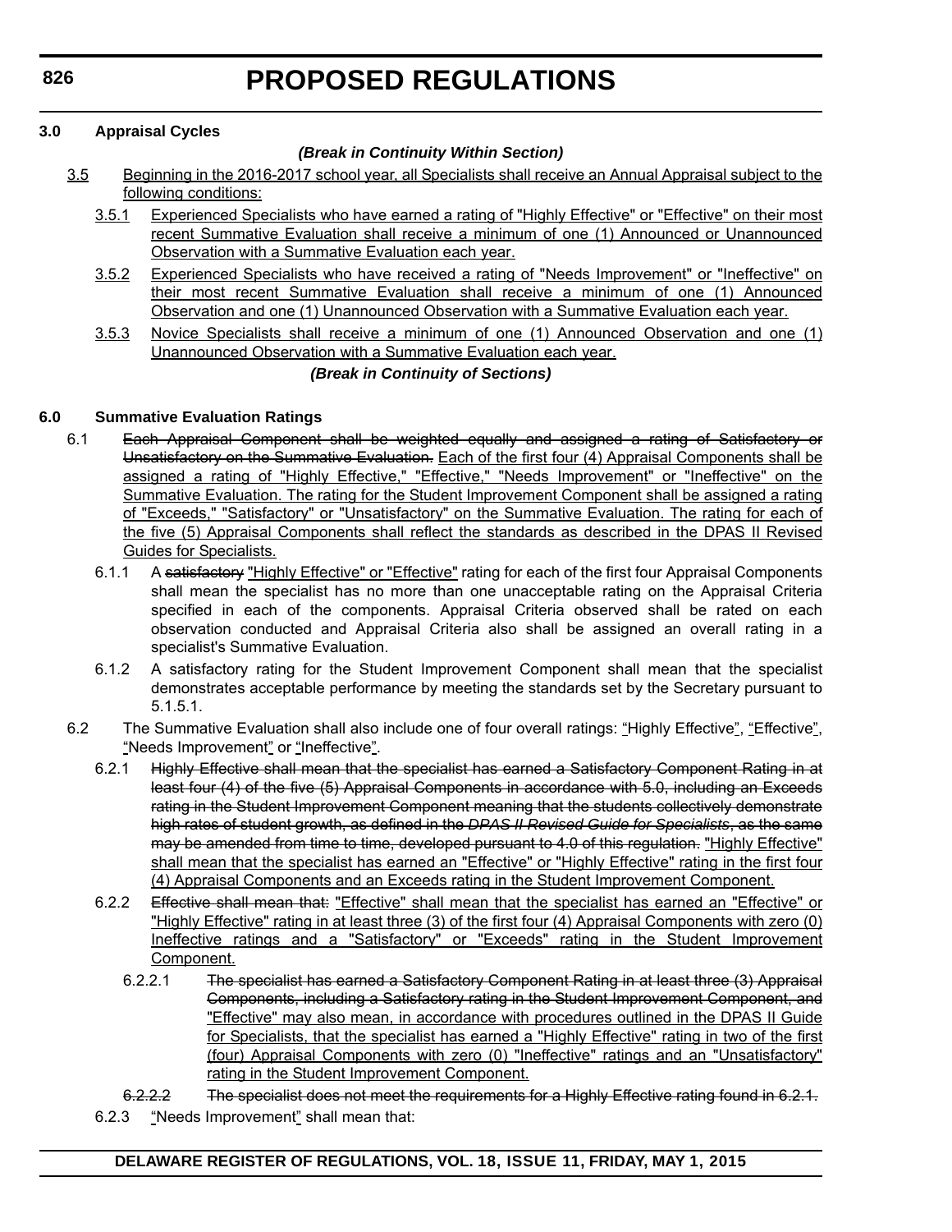**3.0 Appraisal Cycles**

***(Break in Continuity Within Section)***

3.5 Beginning in the 2016-2017 school year, all Specialists shall receive an Annual Appraisal subject to the following conditions:

3.5.1 Experienced Specialists who have earned a rating of "Highly Effective" or "Effective" on their most recent Summative Evaluation shall receive a minimum of one (1) Announced or Unannounced Observation with a Summative Evaluation each year.

3.5.2 Experienced Specialists who have received a rating of "Needs Improvement" or "Ineffective" on their most recent Summative Evaluation shall receive a minimum of one (1) Announced Observation and one (1) Unannounced Observation with a Summative Evaluation each year.

3.5.3 Novice Specialists shall receive a minimum of one (1) Announced Observation and one (1) Unannounced Observation with a Summative Evaluation each year.

***(Break in Continuity of Sections)***

**6.0 Summative Evaluation Ratings**

6.1 ~~Each Appraisal Component shall be weighted equally and assigned a rating of Satisfactory or Unsatisfactory on the Summative Evaluation.~~ Each of the first four (4) Appraisal Components shall be assigned a rating of "Highly Effective," "Effective," "Needs Improvement" or "Ineffective" on the Summative Evaluation. The rating for the Student Improvement Component shall be assigned a rating of "Exceeds," "Satisfactory" or "Unsatisfactory" on the Summative Evaluation. The rating for each of the five (5) Appraisal Components shall reflect the standards as described in the DPAS II Revised Guides for Specialists.

6.1.1 A ~~satisfactory~~ "Highly Effective" or "Effective" rating for each of the first four Appraisal Components shall mean the specialist has no more than one unacceptable rating on the Appraisal Criteria specified in each of the components. Appraisal Criteria observed shall be rated on each observation conducted and Appraisal Criteria also shall be assigned an overall rating in a specialist's Summative Evaluation.

6.1.2 A satisfactory rating for the Student Improvement Component shall mean that the specialist demonstrates acceptable performance by meeting the standards set by the Secretary pursuant to 5.1.5.1.

6.2 The Summative Evaluation shall also include one of four overall ratings: "Highly Effective", "Effective", "Needs Improvement" or "Ineffective".

6.2.1 ~~Highly Effective shall mean that the specialist has earned a Satisfactory Component Rating in at least four (4) of the five (5) Appraisal Components in accordance with 5.0, including an Exceeds rating in the Student Improvement Component meaning that the students collectively demonstrate high rates of student growth, as defined in the *DPAS II Revised Guide for Specialists*, as the same may be amended from time to time, developed pursuant to 4.0 of this regulation.~~ "Highly Effective" shall mean that the specialist has earned an "Effective" or "Highly Effective" rating in the first four (4) Appraisal Components and an Exceeds rating in the Student Improvement Component.

6.2.2 ~~Effective shall mean that:~~ "Effective" shall mean that the specialist has earned an "Effective" or "Highly Effective" rating in at least three (3) of the first four (4) Appraisal Components with zero (0) Ineffective ratings and a "Satisfactory" or "Exceeds" rating in the Student Improvement Component.

6.2.2.1 ~~The specialist has earned a Satisfactory Component Rating in at least three (3) Appraisal Components, including a Satisfactory rating in the Student Improvement Component, and~~ "Effective" may also mean, in accordance with procedures outlined in the DPAS II Guide for Specialists, that the specialist has earned a "Highly Effective" rating in two of the first (four) Appraisal Components with zero (0) "Ineffective" ratings and an "Unsatisfactory" rating in the Student Improvement Component.

~~6.2.2.2 The specialist does not meet the requirements for a Highly Effective rating found in 6.2.1.~~

6.2.3 "Needs Improvement" shall mean that: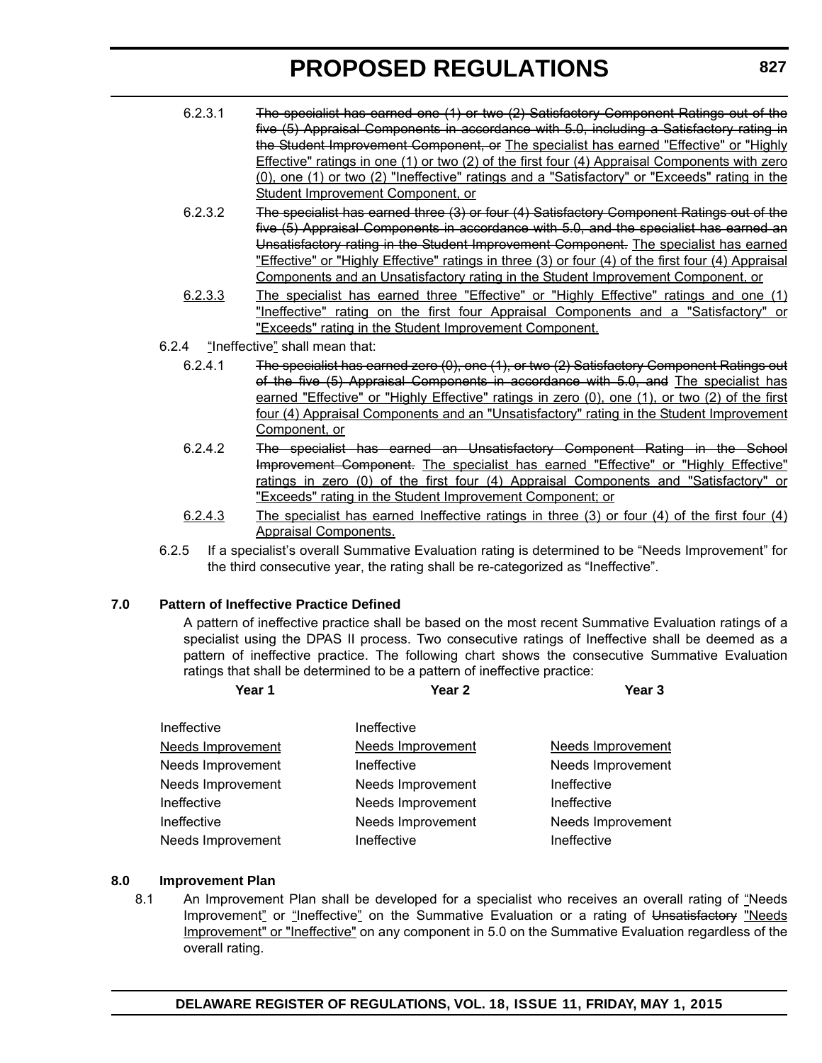6.2.3.1 ~~The specialist has earned one (1) or two (2) Satisfactory Component Ratings out of the five (5) Appraisal Components in accordance with 5.0, including a Satisfactory rating in the Student Improvement Component, or~~ <u>The specialist has earned "Effective" or "Highly Effective" ratings in one (1) or two (2) of the first four (4) Appraisal Components with zero (0), one (1) or two (2) "Ineffective" ratings and a "Satisfactory" or "Exceeds" rating in the Student Improvement Component, or</u>

6.2.3.2 ~~The specialist has earned three (3) or four (4) Satisfactory Component Ratings out of the five (5) Appraisal Components in accordance with 5.0, and the specialist has earned an Unsatisfactory rating in the Student Improvement Component.~~ <u>The specialist has earned "Effective" or "Highly Effective" ratings in three (3) or four (4) of the first four (4) Appraisal Components and an Unsatisfactory rating in the Student Improvement Component, or</u>

<u>6.2.3.3</u> <u>The specialist has earned three "Effective" or "Highly Effective" ratings and one (1) "Ineffective" rating on the first four Appraisal Components and a "Satisfactory" or "Exceeds" rating in the Student Improvement Component.</u>

6.2.4 <u>"</u>Ineffective<u>"</u> shall mean that:

6.2.4.1 ~~The specialist has earned zero (0), one (1), or two (2) Satisfactory Component Ratings out of the five (5) Appraisal Components in accordance with 5.0, and~~ <u>The specialist has earned "Effective" or "Highly Effective" ratings in zero (0), one (1), or two (2) of the first four (4) Appraisal Components and an "Unsatisfactory" rating in the Student Improvement Component, or</u>

6.2.4.2 ~~The specialist has earned an Unsatisfactory Component Rating in the School Improvement Component.~~ <u>The specialist has earned "Effective" or "Highly Effective" ratings in zero (0) of the first four (4) Appraisal Components and "Satisfactory" or "Exceeds" rating in the Student Improvement Component; or</u>

<u>6.2.4.3</u> <u>The specialist has earned Ineffective ratings in three (3) or four (4) of the first four (4) Appraisal Components.</u>

6.2.5 If a specialist's overall Summative Evaluation rating is determined to be "Needs Improvement" for the third consecutive year, the rating shall be re-categorized as "Ineffective".

### 7.0 Pattern of Ineffective Practice Defined

A pattern of ineffective practice shall be based on the most recent Summative Evaluation ratings of a specialist using the DPAS II process. Two consecutive ratings of Ineffective shall be deemed as a pattern of ineffective practice. The following chart shows the consecutive Summative Evaluation ratings that shall be determined to be a pattern of ineffective practice:

| Year 1 | Year 2 | Year 3 |
|---|---|---|
| Ineffective | Ineffective | |
| <u>Needs Improvement</u> | <u>Needs Improvement</u> | <u>Needs Improvement</u> |
| Needs Improvement | Ineffective | Needs Improvement |
| Needs Improvement | Needs Improvement | Ineffective |
| Ineffective | Needs Improvement | Ineffective |
| Ineffective | Needs Improvement | Needs Improvement |
| Needs Improvement | Ineffective | Ineffective |

### 8.0 Improvement Plan

8.1 An Improvement Plan shall be developed for a specialist who receives an overall rating of <u>"</u>Needs Improvement<u>"</u> or <u>"</u>Ineffective<u>"</u> on the Summative Evaluation or a rating of ~~Unsatisfactory~~ <u>"Needs Improvement" or "Ineffective"</u> on any component in 5.0 on the Summative Evaluation regardless of the overall rating.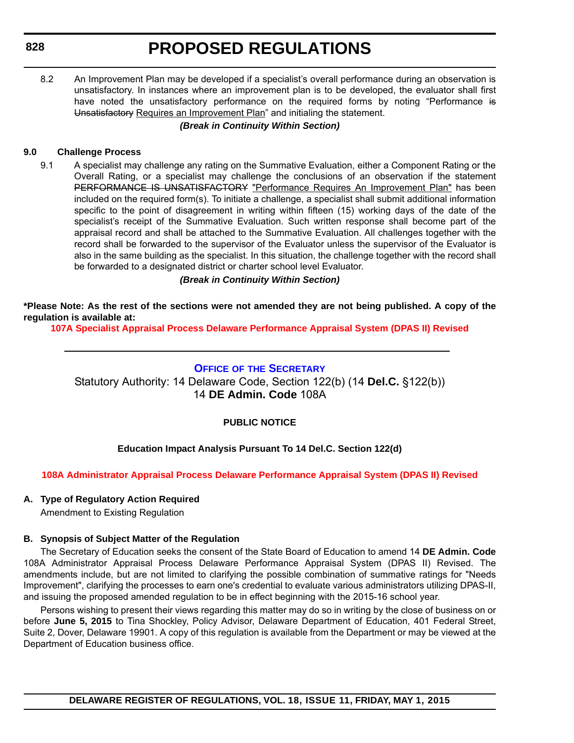8.2 An Improvement Plan may be developed if a specialist's overall performance during an observation is unsatisfactory. In instances where an improvement plan is to be developed, the evaluator shall first have noted the unsatisfactory performance on the required forms by noting "Performance ~~is Unsatisfactory~~ Requires an Improvement Plan" and initialing the statement.

***(Break in Continuity Within Section)***

**9.0 Challenge Process**

9.1 A specialist may challenge any rating on the Summative Evaluation, either a Component Rating or the Overall Rating, or a specialist may challenge the conclusions of an observation if the statement ~~PERFORMANCE IS UNSATISFACTORY~~ "Performance Requires An Improvement Plan" has been included on the required form(s). To initiate a challenge, a specialist shall submit additional information specific to the point of disagreement in writing within fifteen (15) working days of the date of the specialist's receipt of the Summative Evaluation. Such written response shall become part of the appraisal record and shall be attached to the Summative Evaluation. All challenges together with the record shall be forwarded to the supervisor of the Evaluator unless the supervisor of the Evaluator is also in the same building as the specialist. In this situation, the challenge together with the record shall be forwarded to a designated district or charter school level Evaluator.

***(Break in Continuity Within Section)***

**\*Please Note: As the rest of the sections were not amended they are not being published. A copy of the regulation is available at:**

**107A Specialist Appraisal Process Delaware Performance Appraisal System (DPAS II) Revised**

---

## OFFICE OF THE SECRETARY

Statutory Authority: 14 Delaware Code, Section 122(b) (14 **Del.C.** §122(b))
14 **DE Admin. Code** 108A

**PUBLIC NOTICE**

**Education Impact Analysis Pursuant To 14 Del.C. Section 122(d)**

**108A Administrator Appraisal Process Delaware Performance Appraisal System (DPAS II) Revised**

**A. Type of Regulatory Action Required**

Amendment to Existing Regulation

**B. Synopsis of Subject Matter of the Regulation**

The Secretary of Education seeks the consent of the State Board of Education to amend 14 **DE Admin. Code** 108A Administrator Appraisal Process Delaware Performance Appraisal System (DPAS II) Revised. The amendments include, but are not limited to clarifying the possible combination of summative ratings for "Needs Improvement", clarifying the processes to earn one's credential to evaluate various administrators utilizing DPAS-II, and issuing the proposed amended regulation to be in effect beginning with the 2015-16 school year.

Persons wishing to present their views regarding this matter may do so in writing by the close of business on or before **June 5, 2015** to Tina Shockley, Policy Advisor, Delaware Department of Education, 401 Federal Street, Suite 2, Dover, Delaware 19901. A copy of this regulation is available from the Department or may be viewed at the Department of Education business office.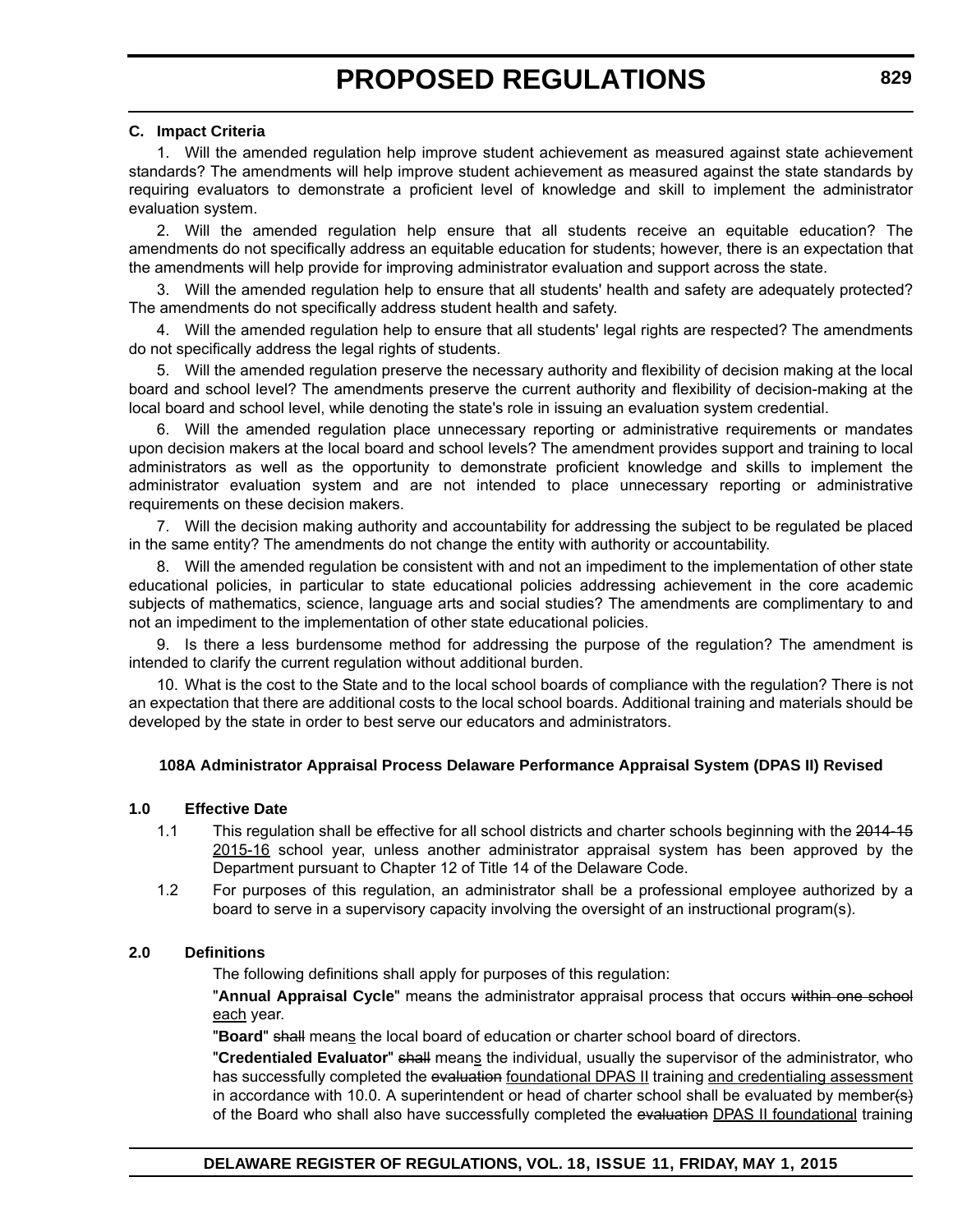### C. Impact Criteria

1. Will the amended regulation help improve student achievement as measured against state achievement standards? The amendments will help improve student achievement as measured against the state standards by requiring evaluators to demonstrate a proficient level of knowledge and skill to implement the administrator evaluation system.

2. Will the amended regulation help ensure that all students receive an equitable education? The amendments do not specifically address an equitable education for students; however, there is an expectation that the amendments will help provide for improving administrator evaluation and support across the state.

3. Will the amended regulation help to ensure that all students' health and safety are adequately protected? The amendments do not specifically address student health and safety.

4. Will the amended regulation help to ensure that all students' legal rights are respected? The amendments do not specifically address the legal rights of students.

5. Will the amended regulation preserve the necessary authority and flexibility of decision making at the local board and school level? The amendments preserve the current authority and flexibility of decision-making at the local board and school level, while denoting the state's role in issuing an evaluation system credential.

6. Will the amended regulation place unnecessary reporting or administrative requirements or mandates upon decision makers at the local board and school levels? The amendment provides support and training to local administrators as well as the opportunity to demonstrate proficient knowledge and skills to implement the administrator evaluation system and are not intended to place unnecessary reporting or administrative requirements on these decision makers.

7. Will the decision making authority and accountability for addressing the subject to be regulated be placed in the same entity? The amendments do not change the entity with authority or accountability.

8. Will the amended regulation be consistent with and not an impediment to the implementation of other state educational policies, in particular to state educational policies addressing achievement in the core academic subjects of mathematics, science, language arts and social studies? The amendments are complimentary to and not an impediment to the implementation of other state educational policies.

9. Is there a less burdensome method for addressing the purpose of the regulation? The amendment is intended to clarify the current regulation without additional burden.

10. What is the cost to the State and to the local school boards of compliance with the regulation? There is not an expectation that there are additional costs to the local school boards. Additional training and materials should be developed by the state in order to best serve our educators and administrators.

**108A Administrator Appraisal Process Delaware Performance Appraisal System (DPAS II) Revised**

**1.0 Effective Date**

1.1 This regulation shall be effective for all school districts and charter schools beginning with the ~~2014-15~~ <u>2015-16</u> school year, unless another administrator appraisal system has been approved by the Department pursuant to Chapter 12 of Title 14 of the Delaware Code.

1.2 For purposes of this regulation, an administrator shall be a professional employee authorized by a board to serve in a supervisory capacity involving the oversight of an instructional program(s).

**2.0 Definitions**

The following definitions shall apply for purposes of this regulation:

"**Annual Appraisal Cycle**" means the administrator appraisal process that occurs ~~within one school~~ <u>each</u> year.

"**Board**" ~~shall~~ mean<u>s</u> the local board of education or charter school board of directors.

"**Credentialed Evaluator**" ~~shall~~ mean<u>s</u> the individual, usually the supervisor of the administrator, who has successfully completed the ~~evaluation~~ <u>foundational DPAS II</u> training <u>and credentialing assessment</u> in accordance with 10.0. A superintendent or head of charter school shall be evaluated by member~~(s)~~ of the Board who shall also have successfully completed the ~~evaluation~~ <u>DPAS II foundational</u> training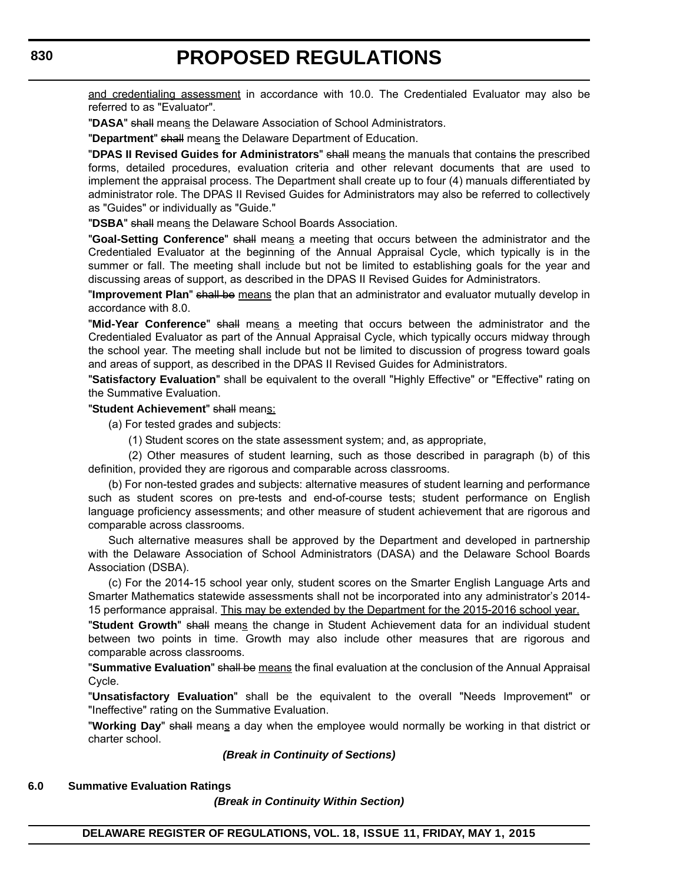<u>and credentialing assessment</u> in accordance with 10.0. The Credentialed Evaluator may also be referred to as "Evaluator".

"**DASA**" ~~shall~~ mean<u>s</u> the Delaware Association of School Administrators.

"**Department**" ~~shall~~ mean<u>s</u> the Delaware Department of Education.

"**DPAS II Revised Guides for Administrators**" ~~shall~~ mean<u>s</u> the manuals that contain~~s~~ the prescribed forms, detailed procedures, evaluation criteria and other relevant documents that are used to implement the appraisal process. The Department shall create up to four (4) manuals differentiated by administrator role. The DPAS II Revised Guides for Administrators may also be referred to collectively as "Guides" or individually as "Guide."

"**DSBA**" ~~shall~~ mean<u>s</u> the Delaware School Boards Association.

"**Goal-Setting Conference**" ~~shall~~ mean<u>s</u> a meeting that occurs between the administrator and the Credentialed Evaluator at the beginning of the Annual Appraisal Cycle, which typically is in the summer or fall. The meeting shall include but not be limited to establishing goals for the year and discussing areas of support, as described in the DPAS II Revised Guides for Administrators.

"**Improvement Plan**" ~~shall be~~ <u>means</u> the plan that an administrator and evaluator mutually develop in accordance with 8.0.

"**Mid-Year Conference**" ~~shall~~ mean<u>s</u> a meeting that occurs between the administrator and the Credentialed Evaluator as part of the Annual Appraisal Cycle, which typically occurs midway through the school year. The meeting shall include but not be limited to discussion of progress toward goals and areas of support, as described in the DPAS II Revised Guides for Administrators.

"**Satisfactory Evaluation**" shall be equivalent to the overall "Highly Effective" or "Effective" rating on the Summative Evaluation.

"**Student Achievement**" ~~shall~~ mean<u>s:</u>

(a) For tested grades and subjects:

(1) Student scores on the state assessment system; and, as appropriate,

(2) Other measures of student learning, such as those described in paragraph (b) of this definition, provided they are rigorous and comparable across classrooms.

(b) For non-tested grades and subjects: alternative measures of student learning and performance such as student scores on pre-tests and end-of-course tests; student performance on English language proficiency assessments; and other measure of student achievement that are rigorous and comparable across classrooms.

Such alternative measures shall be approved by the Department and developed in partnership with the Delaware Association of School Administrators (DASA) and the Delaware School Boards Association (DSBA).

(c) For the 2014-15 school year only, student scores on the Smarter English Language Arts and Smarter Mathematics statewide assessments shall not be incorporated into any administrator's 2014-15 performance appraisal. <u>This may be extended by the Department for the 2015-2016 school year.</u>

"**Student Growth**" ~~shall~~ mean<u>s</u> the change in Student Achievement data for an individual student between two points in time. Growth may also include other measures that are rigorous and comparable across classrooms.

"**Summative Evaluation**" ~~shall be~~ <u>means</u> the final evaluation at the conclusion of the Annual Appraisal Cycle.

"**Unsatisfactory Evaluation**" shall be the equivalent to the overall "Needs Improvement" or "Ineffective" rating on the Summative Evaluation.

"**Working Day**" ~~shall~~ mean<u>s</u> a day when the employee would normally be working in that district or charter school.

***(Break in Continuity of Sections)***

**6.0 Summative Evaluation Ratings**

***(Break in Continuity Within Section)***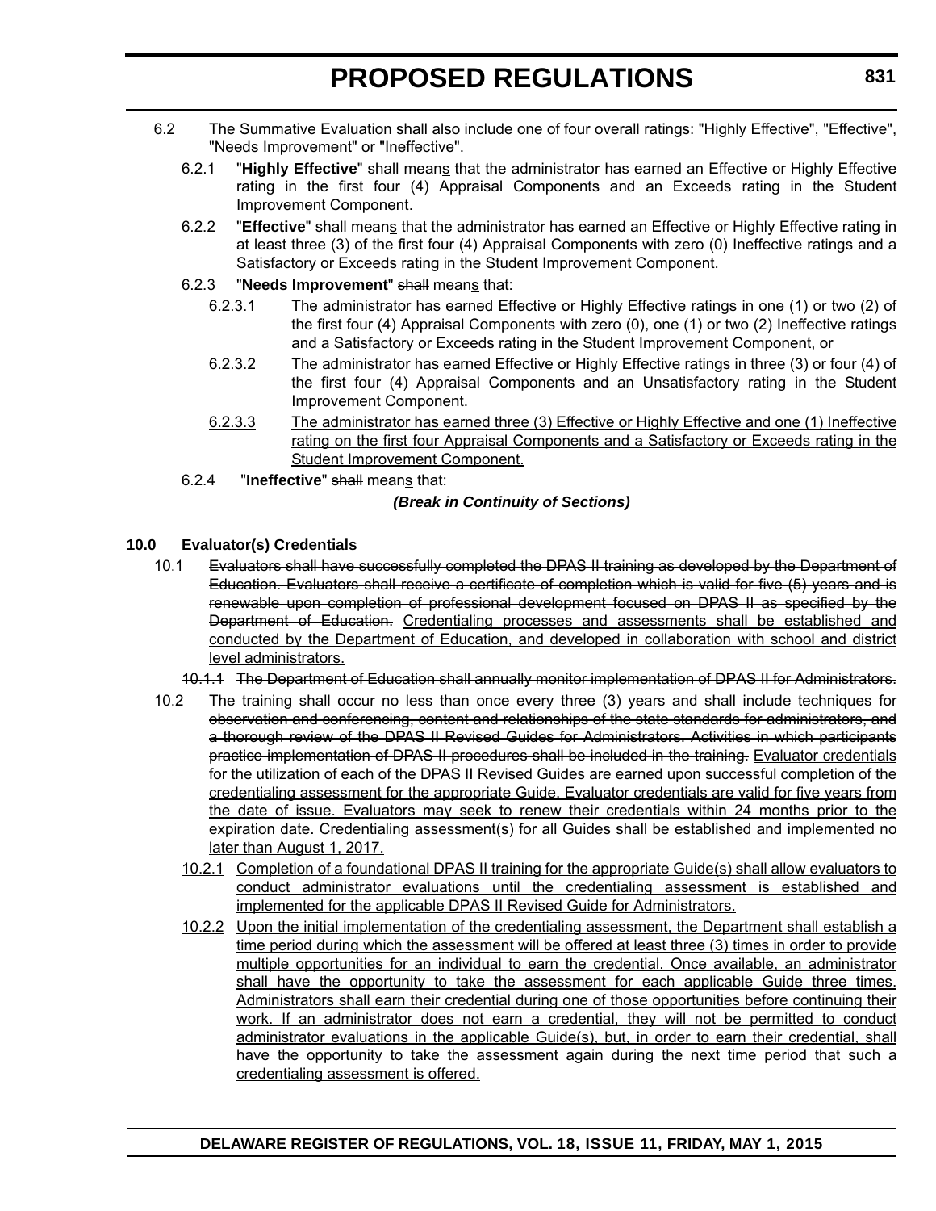6.2 The Summative Evaluation shall also include one of four overall ratings: "Highly Effective", "Effective", "Needs Improvement" or "Ineffective".

6.2.1 "**Highly Effective**" ~~shall~~ mean<u>s</u> that the administrator has earned an Effective or Highly Effective rating in the first four (4) Appraisal Components and an Exceeds rating in the Student Improvement Component.

6.2.2 "**Effective**" ~~shall~~ mean<u>s</u> that the administrator has earned an Effective or Highly Effective rating in at least three (3) of the first four (4) Appraisal Components with zero (0) Ineffective ratings and a Satisfactory or Exceeds rating in the Student Improvement Component.

6.2.3 "**Needs Improvement**" ~~shall~~ mean<u>s</u> that:

6.2.3.1 The administrator has earned Effective or Highly Effective ratings in one (1) or two (2) of the first four (4) Appraisal Components with zero (0), one (1) or two (2) Ineffective ratings and a Satisfactory or Exceeds rating in the Student Improvement Component, or

6.2.3.2 The administrator has earned Effective or Highly Effective ratings in three (3) or four (4) of the first four (4) Appraisal Components and an Unsatisfactory rating in the Student Improvement Component.

<u>6.2.3.3 The administrator has earned three (3) Effective or Highly Effective and one (1) Ineffective rating on the first four Appraisal Components and a Satisfactory or Exceeds rating in the Student Improvement Component.</u>

6.2.4 "**Ineffective**" ~~shall~~ mean<u>s</u> that:

***(Break in Continuity of Sections)***

**10.0 Evaluator(s) Credentials**

10.1 ~~Evaluators shall have successfully completed the DPAS II training as developed by the Department of Education. Evaluators shall receive a certificate of completion which is valid for five (5) years and is renewable upon completion of professional development focused on DPAS II as specified by the Department of Education.~~ <u>Credentialing processes and assessments shall be established and conducted by the Department of Education, and developed in collaboration with school and district level administrators.</u>

~~10.1.1 The Department of Education shall annually monitor implementation of DPAS II for Administrators.~~

10.2 ~~The training shall occur no less than once every three (3) years and shall include techniques for observation and conferencing, content and relationships of the state standards for administrators, and a thorough review of the DPAS II Revised Guides for Administrators. Activities in which participants practice implementation of DPAS II procedures shall be included in the training.~~ <u>Evaluator credentials for the utilization of each of the DPAS II Revised Guides are earned upon successful completion of the credentialing assessment for the appropriate Guide. Evaluator credentials are valid for five years from the date of issue. Evaluators may seek to renew their credentials within 24 months prior to the expiration date. Credentialing assessment(s) for all Guides shall be established and implemented no later than August 1, 2017.</u>

<u>10.2.1 Completion of a foundational DPAS II training for the appropriate Guide(s) shall allow evaluators to conduct administrator evaluations until the credentialing assessment is established and implemented for the applicable DPAS II Revised Guide for Administrators.</u>

<u>10.2.2 Upon the initial implementation of the credentialing assessment, the Department shall establish a time period during which the assessment will be offered at least three (3) times in order to provide multiple opportunities for an individual to earn the credential. Once available, an administrator shall have the opportunity to take the assessment for each applicable Guide three times. Administrators shall earn their credential during one of those opportunities before continuing their work. If an administrator does not earn a credential, they will not be permitted to conduct administrator evaluations in the applicable Guide(s), but, in order to earn their credential, shall have the opportunity to take the assessment again during the next time period that such a credentialing assessment is offered.</u>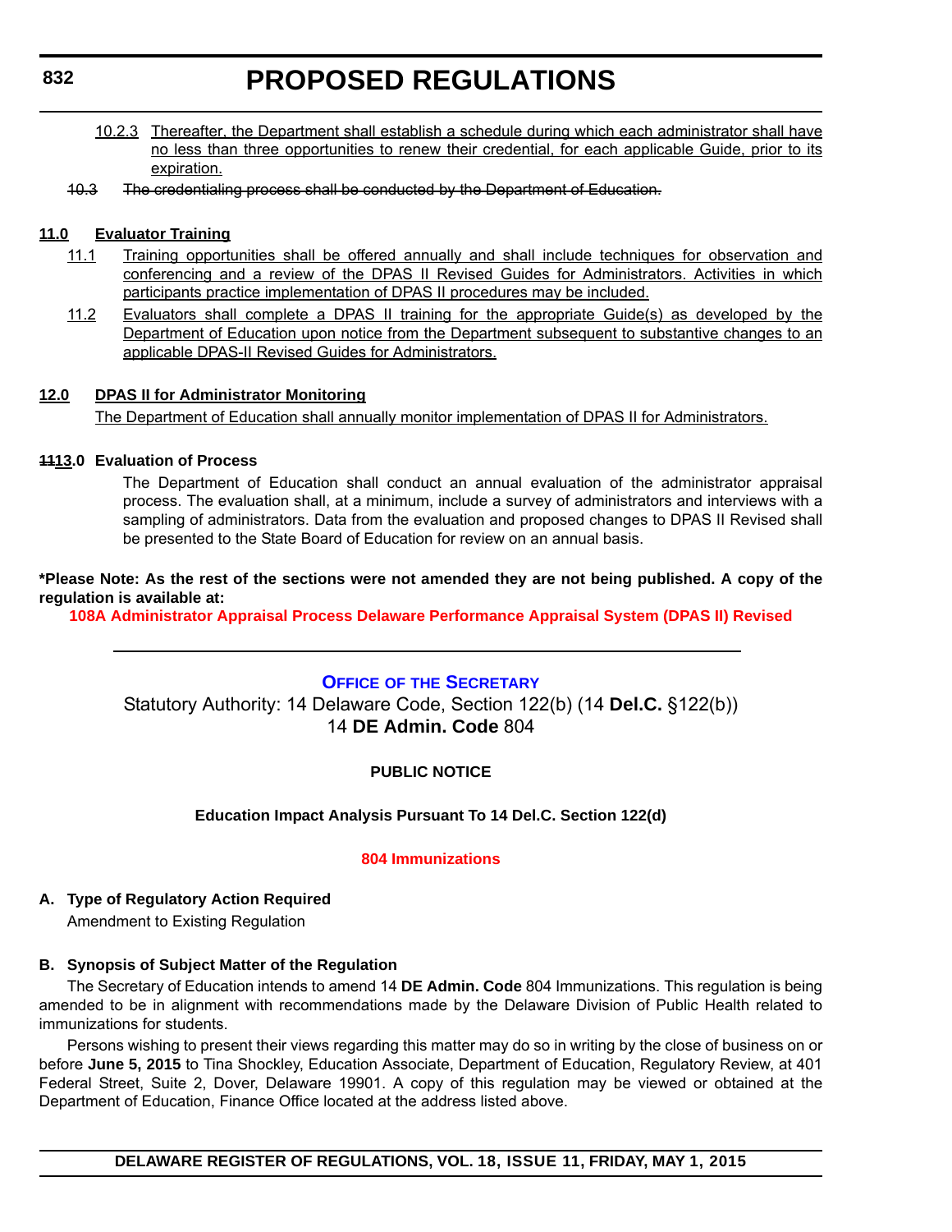10.2.3 Thereafter, the Department shall establish a schedule during which each administrator shall have no less than three opportunities to renew their credential, for each applicable Guide, prior to its expiration.

~~10.3 The credentialing process shall be conducted by the Department of Education.~~

**11.0 Evaluator Training**

11.1 Training opportunities shall be offered annually and shall include techniques for observation and conferencing and a review of the DPAS II Revised Guides for Administrators. Activities in which participants practice implementation of DPAS II procedures may be included.

11.2 Evaluators shall complete a DPAS II training for the appropriate Guide(s) as developed by the Department of Education upon notice from the Department subsequent to substantive changes to an applicable DPAS-II Revised Guides for Administrators.

**12.0 DPAS II for Administrator Monitoring**

The Department of Education shall annually monitor implementation of DPAS II for Administrators.

**~~11~~13.0 Evaluation of Process**

The Department of Education shall conduct an annual evaluation of the administrator appraisal process. The evaluation shall, at a minimum, include a survey of administrators and interviews with a sampling of administrators. Data from the evaluation and proposed changes to DPAS II Revised shall be presented to the State Board of Education for review on an annual basis.

**\*Please Note: As the rest of the sections were not amended they are not being published. A copy of the regulation is available at:**

**108A Administrator Appraisal Process Delaware Performance Appraisal System (DPAS II) Revised**

---

## OFFICE OF THE SECRETARY

Statutory Authority: 14 Delaware Code, Section 122(b) (14 **Del.C.** §122(b))
14 **DE Admin. Code** 804

**PUBLIC NOTICE**

**Education Impact Analysis Pursuant To 14 Del.C. Section 122(d)**

**804 Immunizations**

**A. Type of Regulatory Action Required**

Amendment to Existing Regulation

**B. Synopsis of Subject Matter of the Regulation**

The Secretary of Education intends to amend 14 **DE Admin. Code** 804 Immunizations. This regulation is being amended to be in alignment with recommendations made by the Delaware Division of Public Health related to immunizations for students.

Persons wishing to present their views regarding this matter may do so in writing by the close of business on or before **June 5, 2015** to Tina Shockley, Education Associate, Department of Education, Regulatory Review, at 401 Federal Street, Suite 2, Dover, Delaware 19901. A copy of this regulation may be viewed or obtained at the Department of Education, Finance Office located at the address listed above.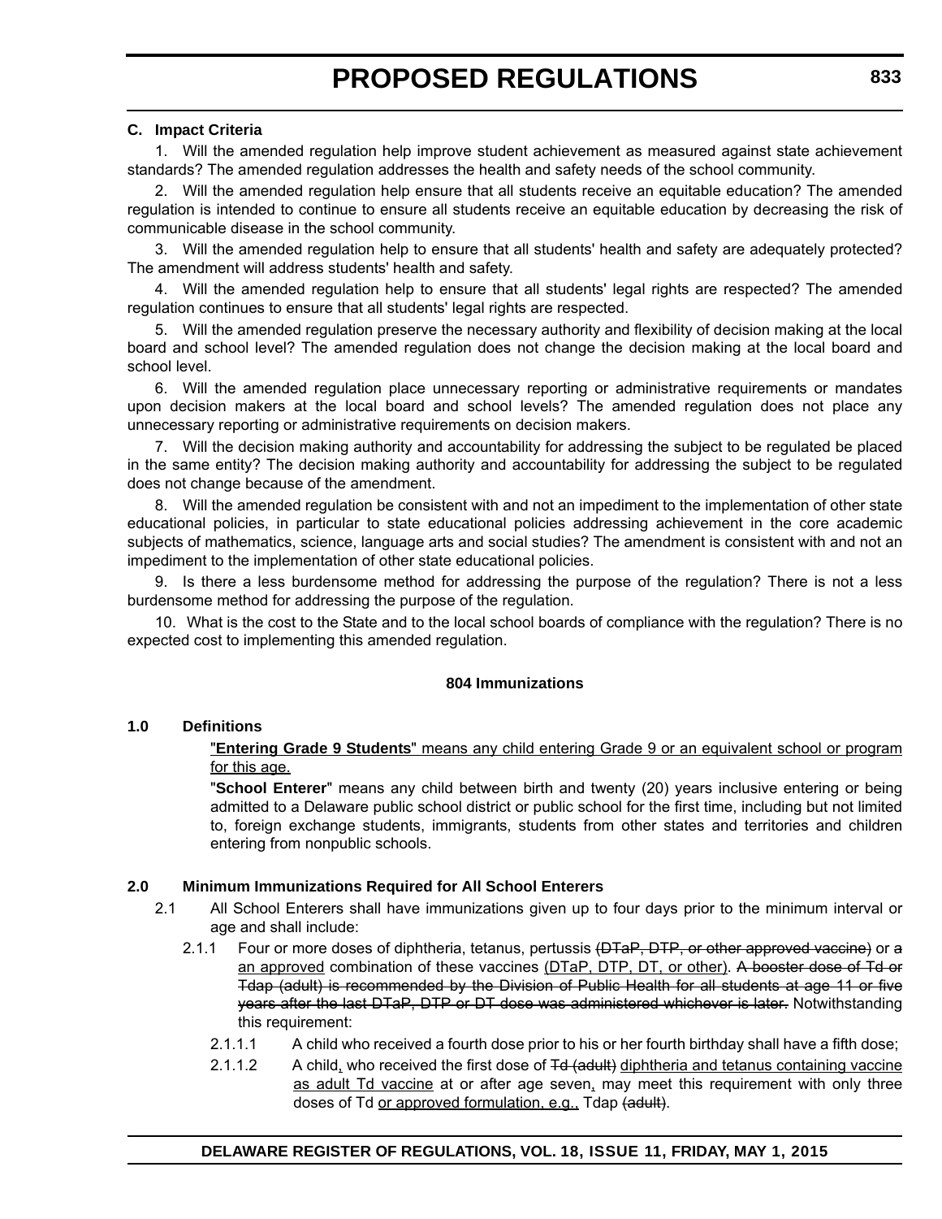**C. Impact Criteria**

1. Will the amended regulation help improve student achievement as measured against state achievement standards? The amended regulation addresses the health and safety needs of the school community.

2. Will the amended regulation help ensure that all students receive an equitable education? The amended regulation is intended to continue to ensure all students receive an equitable education by decreasing the risk of communicable disease in the school community.

3. Will the amended regulation help to ensure that all students' health and safety are adequately protected? The amendment will address students' health and safety.

4. Will the amended regulation help to ensure that all students' legal rights are respected? The amended regulation continues to ensure that all students' legal rights are respected.

5. Will the amended regulation preserve the necessary authority and flexibility of decision making at the local board and school level? The amended regulation does not change the decision making at the local board and school level.

6. Will the amended regulation place unnecessary reporting or administrative requirements or mandates upon decision makers at the local board and school levels? The amended regulation does not place any unnecessary reporting or administrative requirements on decision makers.

7. Will the decision making authority and accountability for addressing the subject to be regulated be placed in the same entity? The decision making authority and accountability for addressing the subject to be regulated does not change because of the amendment.

8. Will the amended regulation be consistent with and not an impediment to the implementation of other state educational policies, in particular to state educational policies addressing achievement in the core academic subjects of mathematics, science, language arts and social studies? The amendment is consistent with and not an impediment to the implementation of other state educational policies.

9. Is there a less burdensome method for addressing the purpose of the regulation? There is not a less burdensome method for addressing the purpose of the regulation.

10. What is the cost to the State and to the local school boards of compliance with the regulation? There is no expected cost to implementing this amended regulation.

**804 Immunizations**

**1.0 Definitions**

<u>"**Entering Grade 9 Students**" means any child entering Grade 9 or an equivalent school or program for this age.</u>

"**School Enterer**" means any child between birth and twenty (20) years inclusive entering or being admitted to a Delaware public school district or public school for the first time, including but not limited to, foreign exchange students, immigrants, students from other states and territories and children entering from nonpublic schools.

**2.0 Minimum Immunizations Required for All School Enterers**

2.1 All School Enterers shall have immunizations given up to four days prior to the minimum interval or age and shall include:

2.1.1 Four or more doses of diphtheria, tetanus, pertussis ~~(DTaP, DTP, or other approved vaccine)~~ or ~~a~~ <u>an approved</u> combination of these vaccines <u>(DTaP, DTP, DT, or other)</u>. ~~A booster dose of Td or Tdap (adult) is recommended by the Division of Public Health for all students at age 11 or five years after the last DTaP, DTP or DT dose was administered whichever is later.~~ Notwithstanding this requirement:

2.1.1.1 A child who received a fourth dose prior to his or her fourth birthday shall have a fifth dose;

2.1.1.2 A child<u>,</u> who received the first dose of ~~Td (adult)~~ <u>diphtheria and tetanus containing vaccine as adult Td vaccine</u> at or after age seven<u>,</u> may meet this requirement with only three doses of Td <u>or approved formulation, e.g.,</u> Tdap ~~(adult)~~.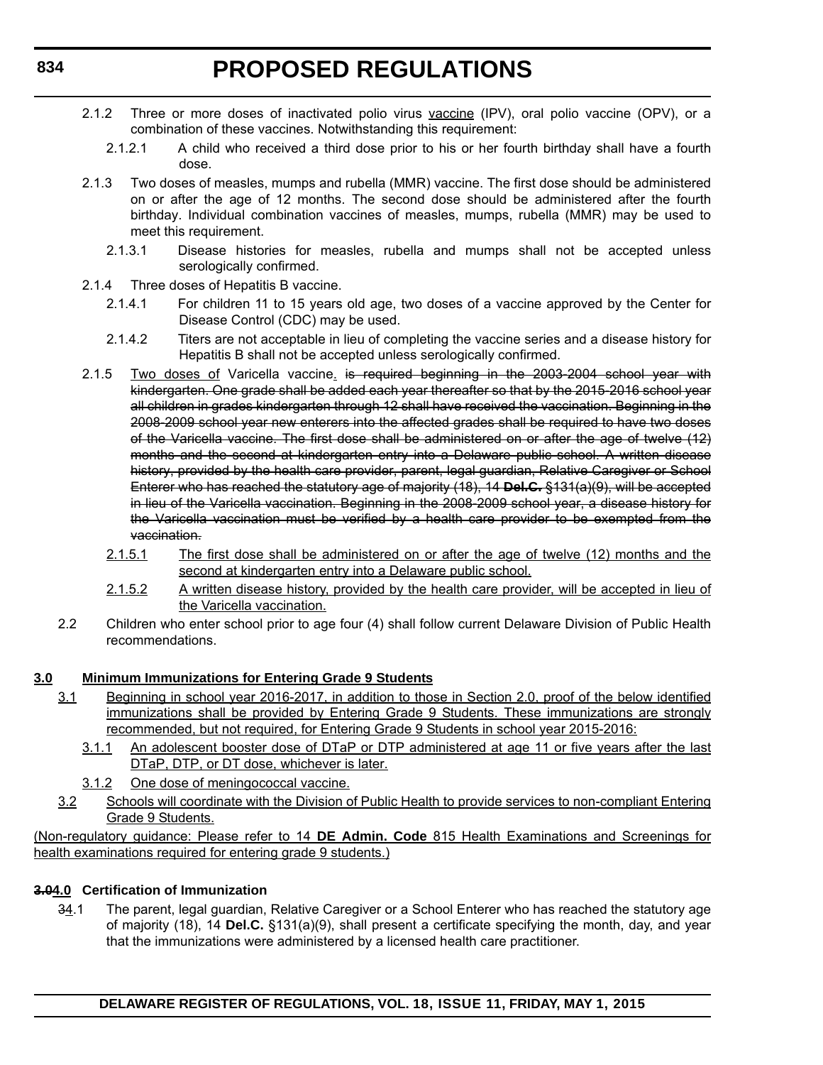2.1.2 Three or more doses of inactivated polio virus <u>vaccine</u> (IPV), oral polio vaccine (OPV), or a combination of these vaccines. Notwithstanding this requirement:

2.1.2.1 A child who received a third dose prior to his or her fourth birthday shall have a fourth dose.

2.1.3 Two doses of measles, mumps and rubella (MMR) vaccine. The first dose should be administered on or after the age of 12 months. The second dose should be administered after the fourth birthday. Individual combination vaccines of measles, mumps, rubella (MMR) may be used to meet this requirement.

2.1.3.1 Disease histories for measles, rubella and mumps shall not be accepted unless serologically confirmed.

2.1.4 Three doses of Hepatitis B vaccine.

2.1.4.1 For children 11 to 15 years old age, two doses of a vaccine approved by the Center for Disease Control (CDC) may be used.

2.1.4.2 Titers are not acceptable in lieu of completing the vaccine series and a disease history for Hepatitis B shall not be accepted unless serologically confirmed.

2.1.5 <u>Two doses of</u> Varicella vaccine<u>.</u> ~~is required beginning in the 2003-2004 school year with kindergarten. One grade shall be added each year thereafter so that by the 2015-2016 school year all children in grades kindergarten through 12 shall have received the vaccination. Beginning in the 2008-2009 school year new enterers into the affected grades shall be required to have two doses of the Varicella vaccine. The first dose shall be administered on or after the age of twelve (12) months and the second at kindergarten entry into a Delaware public school. A written disease history, provided by the health care provider, parent, legal guardian, Relative Caregiver or School Enterer who has reached the statutory age of majority (18), 14 **Del.C.** §131(a)(9), will be accepted in lieu of the Varicella vaccination. Beginning in the 2008-2009 school year, a disease history for the Varicella vaccination must be verified by a health care provider to be exempted from the vaccination.~~

<u>2.1.5.1</u> <u>The first dose shall be administered on or after the age of twelve (12) months and the second at kindergarten entry into a Delaware public school.</u>

<u>2.1.5.2</u> <u>A written disease history, provided by the health care provider, will be accepted in lieu of the Varicella vaccination.</u>

2.2 Children who enter school prior to age four (4) shall follow current Delaware Division of Public Health recommendations.

**<u>3.0 Minimum Immunizations for Entering Grade 9 Students</u>**

<u>3.1</u> <u>Beginning in school year 2016-2017, in addition to those in Section 2.0, proof of the below identified immunizations shall be provided by Entering Grade 9 Students. These immunizations are strongly recommended, but not required, for Entering Grade 9 Students in school year 2015-2016:</u>

<u>3.1.1</u> <u>An adolescent booster dose of DTaP or DTP administered at age 11 or five years after the last DTaP, DTP, or DT dose, whichever is later.</u>

<u>3.1.2</u> <u>One dose of meningococcal vaccine.</u>

<u>3.2</u> <u>Schools will coordinate with the Division of Public Health to provide services to non-compliant Entering Grade 9 Students.</u>

<u>(Non-regulatory guidance: Please refer to 14 **DE Admin. Code** 815 Health Examinations and Screenings for health examinations required for entering grade 9 students.)</u>

**~~3.0~~<u>4.0</u> Certification of Immunization**

~~3~~<u>4</u>.1 The parent, legal guardian, Relative Caregiver or a School Enterer who has reached the statutory age of majority (18), 14 **Del.C.** §131(a)(9), shall present a certificate specifying the month, day, and year that the immunizations were administered by a licensed health care practitioner.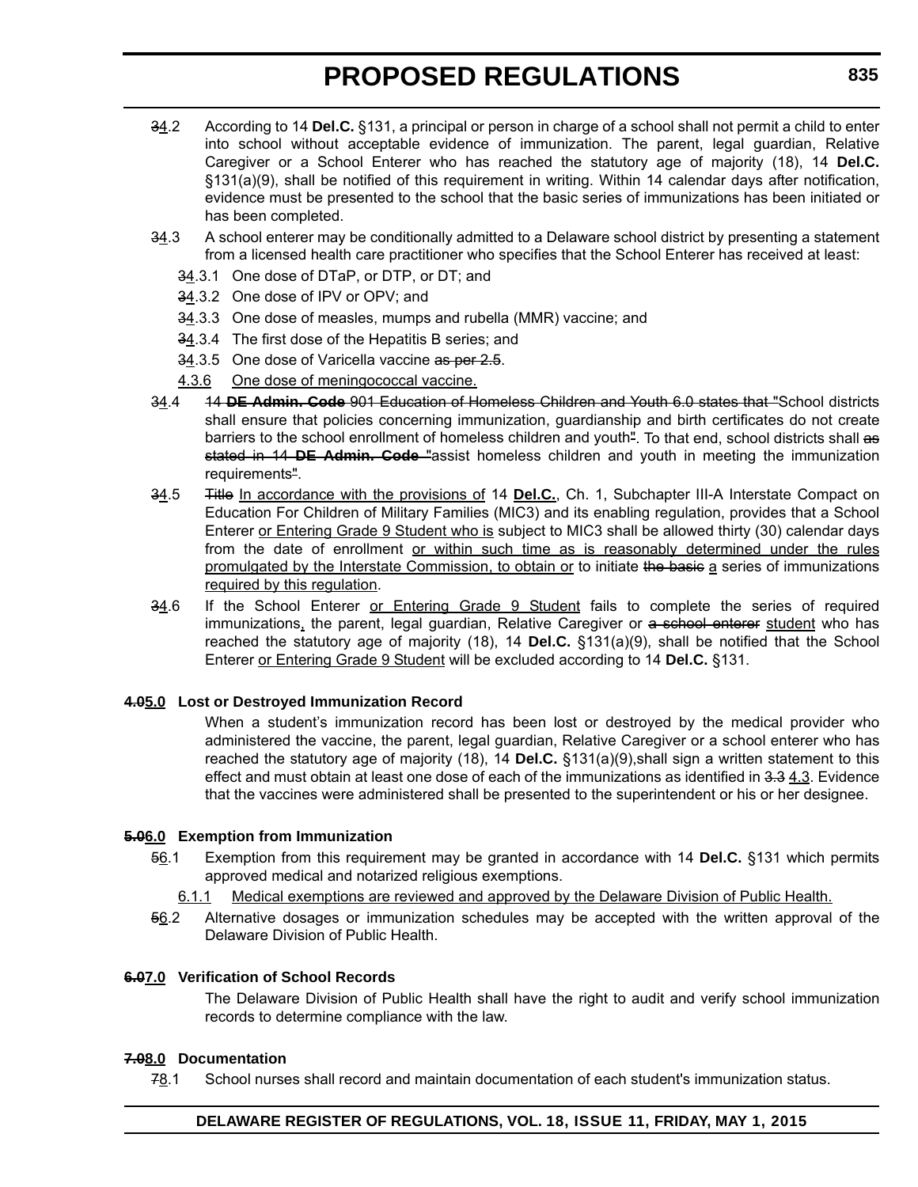~~3~~4.2 According to 14 **Del.C.** §131, a principal or person in charge of a school shall not permit a child to enter into school without acceptable evidence of immunization. The parent, legal guardian, Relative Caregiver or a School Enterer who has reached the statutory age of majority (18), 14 **Del.C.** §131(a)(9), shall be notified of this requirement in writing. Within 14 calendar days after notification, evidence must be presented to the school that the basic series of immunizations has been initiated or has been completed.

~~3~~4.3 A school enterer may be conditionally admitted to a Delaware school district by presenting a statement from a licensed health care practitioner who specifies that the School Enterer has received at least:

- ~~3~~4.3.1 One dose of DTaP, or DTP, or DT; and
- ~~3~~4.3.2 One dose of IPV or OPV; and
- ~~3~~4.3.3 One dose of measles, mumps and rubella (MMR) vaccine; and
- ~~3~~4.3.4 The first dose of the Hepatitis B series; and
- ~~3~~4.3.5 One dose of Varicella vaccine ~~as per 2.5~~.
- <u>4.3.6 One dose of meningococcal vaccine.</u>

~~3~~4.4 ~~14 **DE Admin. Code** 901 Education of Homeless Children and Youth 6.0 states that "~~School districts shall ensure that policies concerning immunization, guardianship and birth certificates do not create barriers to the school enrollment of homeless children and youth~~"~~. To that end, school districts shall ~~as stated in 14 **DE Admin. Code** "~~assist homeless children and youth in meeting the immunization requirements~~"~~.

~~3~~4.5 ~~Title~~ <u>In accordance with the provisions of</u> 14 **Del.C.**, Ch. 1, Subchapter III-A Interstate Compact on Education For Children of Military Families (MIC3) and its enabling regulation, provides that a School Enterer <u>or Entering Grade 9 Student who is</u> subject to MIC3 shall be allowed thirty (30) calendar days from the date of enrollment <u>or within such time as is reasonably determined under the rules promulgated by the Interstate Commission, to obtain or</u> to initiate ~~the basic~~ <u>a</u> series of immunizations <u>required by this regulation</u>.

~~3~~4.6 If the School Enterer <u>or Entering Grade 9 Student</u> fails to complete the series of required immunizations<u>,</u> the parent, legal guardian, Relative Caregiver or ~~a school enterer~~ <u>student</u> who has reached the statutory age of majority (18), 14 **Del.C.** §131(a)(9), shall be notified that the School Enterer <u>or Entering Grade 9 Student</u> will be excluded according to 14 **Del.C.** §131.

### ~~4.0~~5.0 Lost or Destroyed Immunization Record

When a student's immunization record has been lost or destroyed by the medical provider who administered the vaccine, the parent, legal guardian, Relative Caregiver or a school enterer who has reached the statutory age of majority (18), 14 **Del.C.** §131(a)(9),shall sign a written statement to this effect and must obtain at least one dose of each of the immunizations as identified in ~~3.3~~ <u>4.3</u>. Evidence that the vaccines were administered shall be presented to the superintendent or his or her designee.

### ~~5.0~~6.0 Exemption from Immunization

~~5~~6.1 Exemption from this requirement may be granted in accordance with 14 **Del.C.** §131 which permits approved medical and notarized religious exemptions.

<u>6.1.1 Medical exemptions are reviewed and approved by the Delaware Division of Public Health.</u>

~~5~~6.2 Alternative dosages or immunization schedules may be accepted with the written approval of the Delaware Division of Public Health.

### ~~6.0~~7.0 Verification of School Records

The Delaware Division of Public Health shall have the right to audit and verify school immunization records to determine compliance with the law.

### ~~7.0~~8.0 Documentation

~~7~~8.1 School nurses shall record and maintain documentation of each student's immunization status.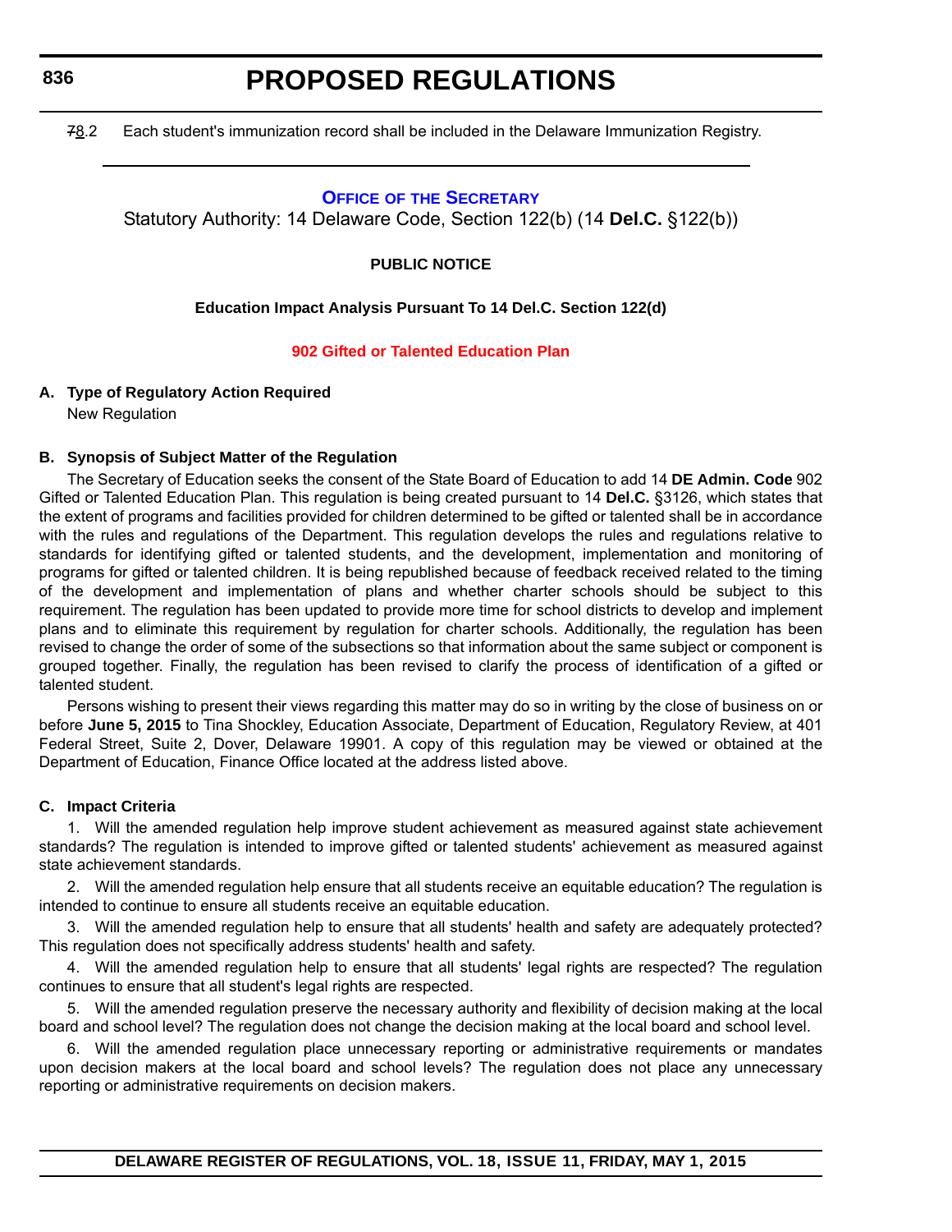~~7~~8.2 Each student's immunization record shall be included in the Delaware Immunization Registry.

---

## OFFICE OF THE SECRETARY

Statutory Authority: 14 Delaware Code, Section 122(b) (14 **Del.C.** §122(b))

**PUBLIC NOTICE**

**Education Impact Analysis Pursuant To 14 Del.C. Section 122(d)**

**902 Gifted or Talented Education Plan**

**A. Type of Regulatory Action Required**

New Regulation

**B. Synopsis of Subject Matter of the Regulation**

The Secretary of Education seeks the consent of the State Board of Education to add 14 **DE Admin. Code** 902 Gifted or Talented Education Plan. This regulation is being created pursuant to 14 **Del.C.** §3126, which states that the extent of programs and facilities provided for children determined to be gifted or talented shall be in accordance with the rules and regulations of the Department. This regulation develops the rules and regulations relative to standards for identifying gifted or talented students, and the development, implementation and monitoring of programs for gifted or talented children. It is being republished because of feedback received related to the timing of the development and implementation of plans and whether charter schools should be subject to this requirement. The regulation has been updated to provide more time for school districts to develop and implement plans and to eliminate this requirement by regulation for charter schools. Additionally, the regulation has been revised to change the order of some of the subsections so that information about the same subject or component is grouped together. Finally, the regulation has been revised to clarify the process of identification of a gifted or talented student.

Persons wishing to present their views regarding this matter may do so in writing by the close of business on or before **June 5, 2015** to Tina Shockley, Education Associate, Department of Education, Regulatory Review, at 401 Federal Street, Suite 2, Dover, Delaware 19901. A copy of this regulation may be viewed or obtained at the Department of Education, Finance Office located at the address listed above.

**C. Impact Criteria**

1. Will the amended regulation help improve student achievement as measured against state achievement standards? The regulation is intended to improve gifted or talented students' achievement as measured against state achievement standards.

2. Will the amended regulation help ensure that all students receive an equitable education? The regulation is intended to continue to ensure all students receive an equitable education.

3. Will the amended regulation help to ensure that all students' health and safety are adequately protected? This regulation does not specifically address students' health and safety.

4. Will the amended regulation help to ensure that all students' legal rights are respected? The regulation continues to ensure that all student's legal rights are respected.

5. Will the amended regulation preserve the necessary authority and flexibility of decision making at the local board and school level? The regulation does not change the decision making at the local board and school level.

6. Will the amended regulation place unnecessary reporting or administrative requirements or mandates upon decision makers at the local board and school levels? The regulation does not place any unnecessary reporting or administrative requirements on decision makers.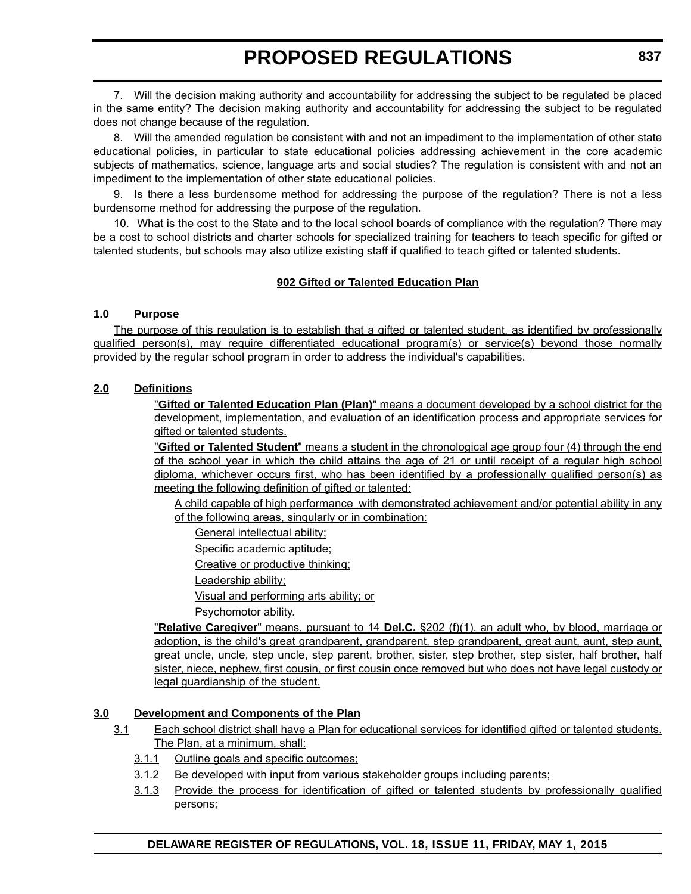7. Will the decision making authority and accountability for addressing the subject to be regulated be placed in the same entity? The decision making authority and accountability for addressing the subject to be regulated does not change because of the regulation.

8. Will the amended regulation be consistent with and not an impediment to the implementation of other state educational policies, in particular to state educational policies addressing achievement in the core academic subjects of mathematics, science, language arts and social studies? The regulation is consistent with and not an impediment to the implementation of other state educational policies.

9. Is there a less burdensome method for addressing the purpose of the regulation? There is not a less burdensome method for addressing the purpose of the regulation.

10. What is the cost to the State and to the local school boards of compliance with the regulation? There may be a cost to school districts and charter schools for specialized training for teachers to teach specific for gifted or talented students, but schools may also utilize existing staff if qualified to teach gifted or talented students.

## 902 Gifted or Talented Education Plan

### 1.0 Purpose

The purpose of this regulation is to establish that a gifted or talented student, as identified by professionally qualified person(s), may require differentiated educational program(s) or service(s) beyond those normally provided by the regular school program in order to address the individual's capabilities.

### 2.0 Definitions

"**Gifted or Talented Education Plan (Plan)**" means a document developed by a school district for the development, implementation, and evaluation of an identification process and appropriate services for gifted or talented students.

"**Gifted or Talented Student**" means a student in the chronological age group four (4) through the end of the school year in which the child attains the age of 21 or until receipt of a regular high school diploma, whichever occurs first, who has been identified by a professionally qualified person(s) as meeting the following definition of gifted or talented:

A child capable of high performance with demonstrated achievement and/or potential ability in any of the following areas, singularly or in combination:

General intellectual ability;

Specific academic aptitude;

Creative or productive thinking;

Leadership ability;

Visual and performing arts ability; or

Psychomotor ability.

"**Relative Caregiver**" means, pursuant to 14 **Del.C.** §202 (f)(1), an adult who, by blood, marriage or adoption, is the child's great grandparent, grandparent, step grandparent, great aunt, aunt, step aunt, great uncle, uncle, step uncle, step parent, brother, sister, step brother, step sister, half brother, half sister, niece, nephew, first cousin, or first cousin once removed but who does not have legal custody or legal guardianship of the student.

### 3.0 Development and Components of the Plan

3.1 Each school district shall have a Plan for educational services for identified gifted or talented students. The Plan, at a minimum, shall:

3.1.1 Outline goals and specific outcomes;

3.1.2 Be developed with input from various stakeholder groups including parents;

3.1.3 Provide the process for identification of gifted or talented students by professionally qualified persons;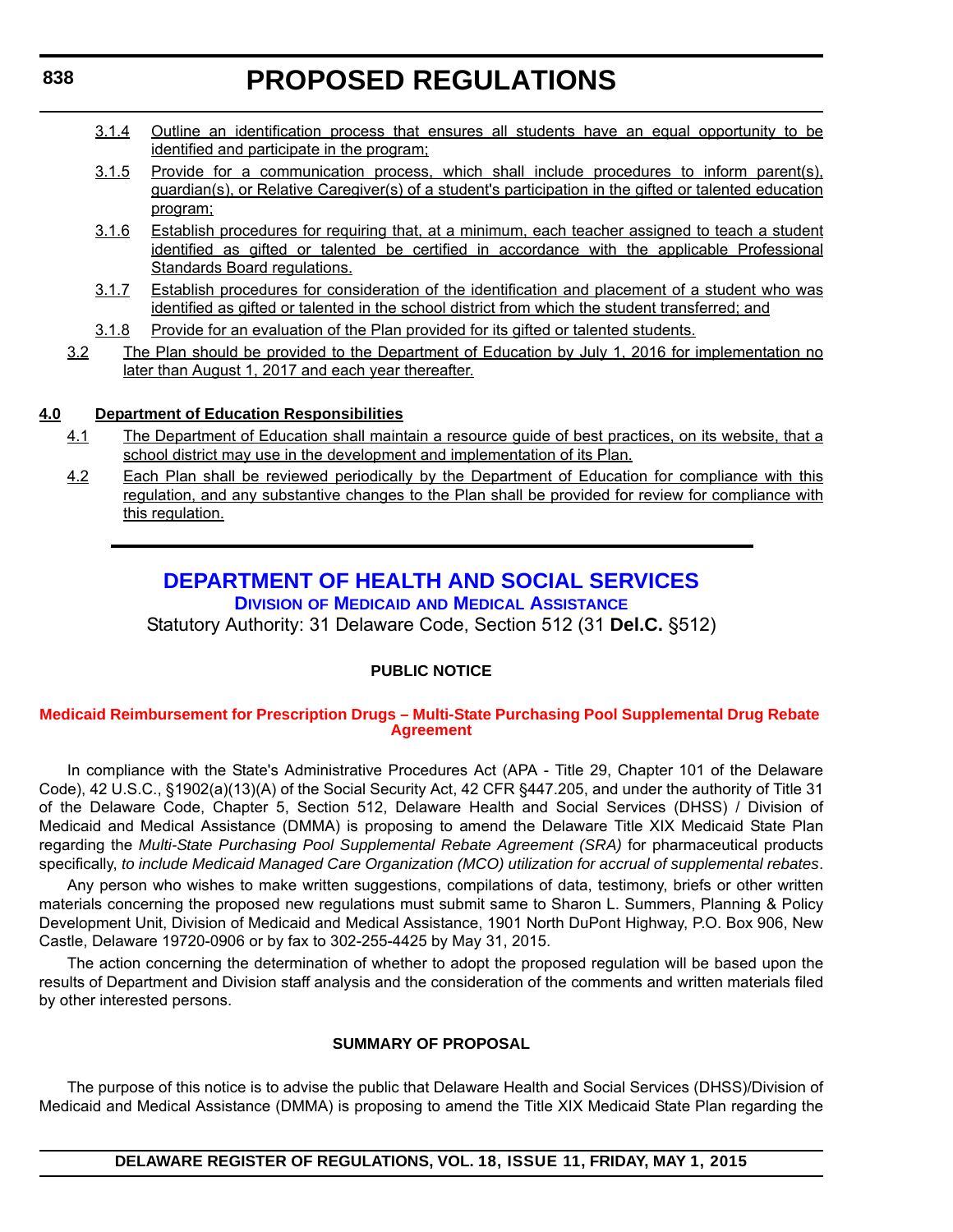3.1.4 Outline an identification process that ensures all students have an equal opportunity to be identified and participate in the program;

3.1.5 Provide for a communication process, which shall include procedures to inform parent(s), guardian(s), or Relative Caregiver(s) of a student's participation in the gifted or talented education program;

3.1.6 Establish procedures for requiring that, at a minimum, each teacher assigned to teach a student identified as gifted or talented be certified in accordance with the applicable Professional Standards Board regulations.

3.1.7 Establish procedures for consideration of the identification and placement of a student who was identified as gifted or talented in the school district from which the student transferred; and

3.1.8 Provide for an evaluation of the Plan provided for its gifted or talented students.

3.2 The Plan should be provided to the Department of Education by July 1, 2016 for implementation no later than August 1, 2017 and each year thereafter.

**4.0 Department of Education Responsibilities**

4.1 The Department of Education shall maintain a resource guide of best practices, on its website, that a school district may use in the development and implementation of its Plan.

4.2 Each Plan shall be reviewed periodically by the Department of Education for compliance with this regulation, and any substantive changes to the Plan shall be provided for review for compliance with this regulation.

---

## DEPARTMENT OF HEALTH AND SOCIAL SERVICES

### Division of Medicaid and Medical Assistance

Statutory Authority: 31 Delaware Code, Section 512 (31 **Del.C.** §512)

**PUBLIC NOTICE**

**Medicaid Reimbursement for Prescription Drugs – Multi-State Purchasing Pool Supplemental Drug Rebate Agreement**

In compliance with the State's Administrative Procedures Act (APA - Title 29, Chapter 101 of the Delaware Code), 42 U.S.C., §1902(a)(13)(A) of the Social Security Act, 42 CFR §447.205, and under the authority of Title 31 of the Delaware Code, Chapter 5, Section 512, Delaware Health and Social Services (DHSS) / Division of Medicaid and Medical Assistance (DMMA) is proposing to amend the Delaware Title XIX Medicaid State Plan regarding the *Multi-State Purchasing Pool Supplemental Rebate Agreement (SRA)* for pharmaceutical products specifically, *to include Medicaid Managed Care Organization (MCO) utilization for accrual of supplemental rebates*.

Any person who wishes to make written suggestions, compilations of data, testimony, briefs or other written materials concerning the proposed new regulations must submit same to Sharon L. Summers, Planning & Policy Development Unit, Division of Medicaid and Medical Assistance, 1901 North DuPont Highway, P.O. Box 906, New Castle, Delaware 19720-0906 or by fax to 302-255-4425 by May 31, 2015.

The action concerning the determination of whether to adopt the proposed regulation will be based upon the results of Department and Division staff analysis and the consideration of the comments and written materials filed by other interested persons.

**SUMMARY OF PROPOSAL**

The purpose of this notice is to advise the public that Delaware Health and Social Services (DHSS)/Division of Medicaid and Medical Assistance (DMMA) is proposing to amend the Title XIX Medicaid State Plan regarding the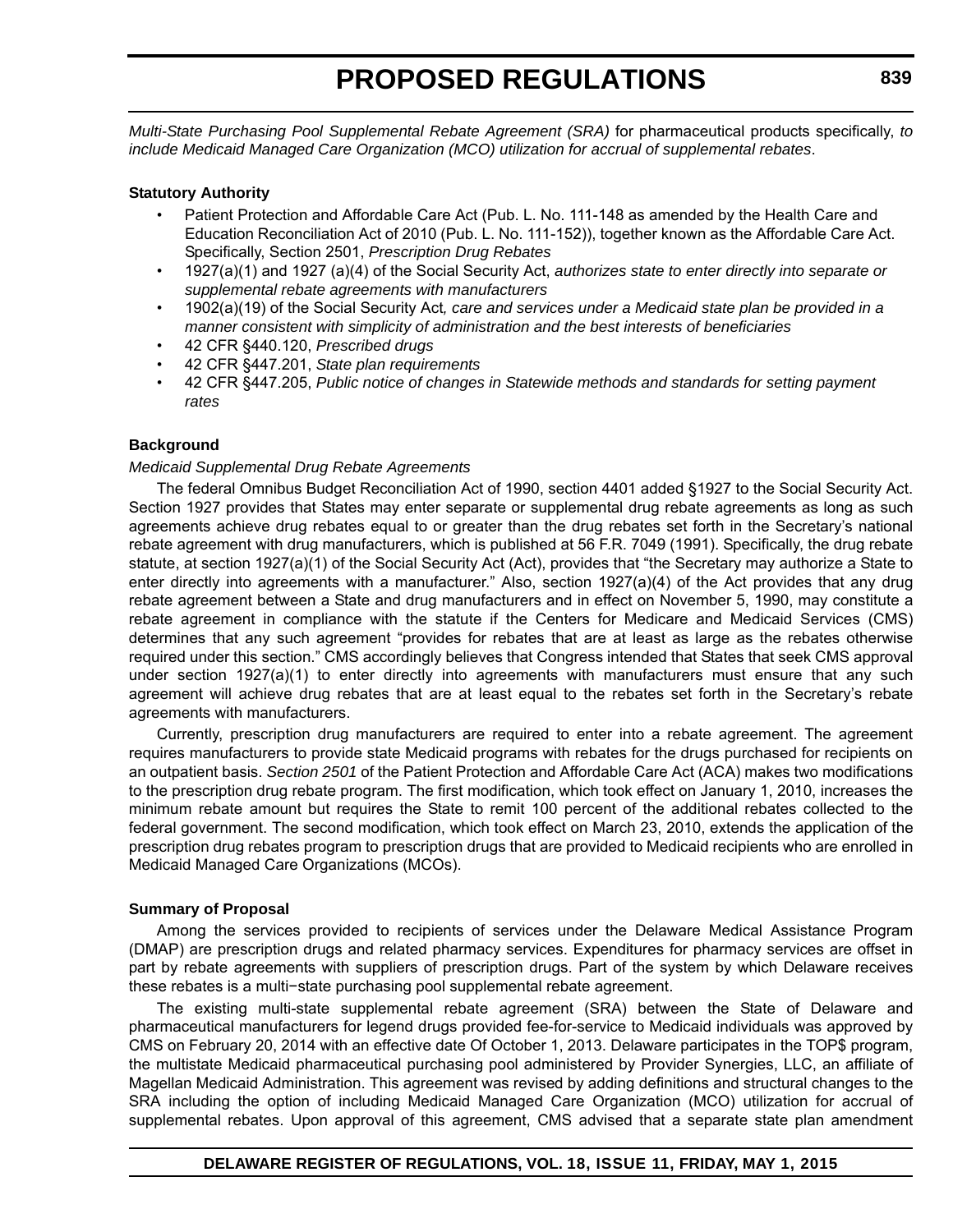*Multi-State Purchasing Pool Supplemental Rebate Agreement (SRA)* for pharmaceutical products specifically, *to include Medicaid Managed Care Organization (MCO) utilization for accrual of supplemental rebates*.

**Statutory Authority**

- Patient Protection and Affordable Care Act (Pub. L. No. 111-148 as amended by the Health Care and Education Reconciliation Act of 2010 (Pub. L. No. 111-152)), together known as the Affordable Care Act. Specifically, Section 2501, *Prescription Drug Rebates*
- 1927(a)(1) and 1927 (a)(4) of the Social Security Act, *authorizes state to enter directly into separate or supplemental rebate agreements with manufacturers*
- 1902(a)(19) of the Social Security Act*, care and services under a Medicaid state plan be provided in a manner consistent with simplicity of administration and the best interests of beneficiaries*
- 42 CFR §440.120, *Prescribed drugs*
- 42 CFR §447.201, *State plan requirements*
- 42 CFR §447.205, *Public notice of changes in Statewide methods and standards for setting payment rates*

**Background**

*Medicaid Supplemental Drug Rebate Agreements*

The federal Omnibus Budget Reconciliation Act of 1990, section 4401 added §1927 to the Social Security Act. Section 1927 provides that States may enter separate or supplemental drug rebate agreements as long as such agreements achieve drug rebates equal to or greater than the drug rebates set forth in the Secretary's national rebate agreement with drug manufacturers, which is published at 56 F.R. 7049 (1991). Specifically, the drug rebate statute, at section 1927(a)(1) of the Social Security Act (Act), provides that "the Secretary may authorize a State to enter directly into agreements with a manufacturer." Also, section 1927(a)(4) of the Act provides that any drug rebate agreement between a State and drug manufacturers and in effect on November 5, 1990, may constitute a rebate agreement in compliance with the statute if the Centers for Medicare and Medicaid Services (CMS) determines that any such agreement "provides for rebates that are at least as large as the rebates otherwise required under this section." CMS accordingly believes that Congress intended that States that seek CMS approval under section 1927(a)(1) to enter directly into agreements with manufacturers must ensure that any such agreement will achieve drug rebates that are at least equal to the rebates set forth in the Secretary's rebate agreements with manufacturers.

Currently, prescription drug manufacturers are required to enter into a rebate agreement. The agreement requires manufacturers to provide state Medicaid programs with rebates for the drugs purchased for recipients on an outpatient basis. *Section 2501* of the Patient Protection and Affordable Care Act (ACA) makes two modifications to the prescription drug rebate program. The first modification, which took effect on January 1, 2010, increases the minimum rebate amount but requires the State to remit 100 percent of the additional rebates collected to the federal government. The second modification, which took effect on March 23, 2010, extends the application of the prescription drug rebates program to prescription drugs that are provided to Medicaid recipients who are enrolled in Medicaid Managed Care Organizations (MCOs).

**Summary of Proposal**

Among the services provided to recipients of services under the Delaware Medical Assistance Program (DMAP) are prescription drugs and related pharmacy services. Expenditures for pharmacy services are offset in part by rebate agreements with suppliers of prescription drugs. Part of the system by which Delaware receives these rebates is a multi−state purchasing pool supplemental rebate agreement.

The existing multi-state supplemental rebate agreement (SRA) between the State of Delaware and pharmaceutical manufacturers for legend drugs provided fee-for-service to Medicaid individuals was approved by CMS on February 20, 2014 with an effective date Of October 1, 2013. Delaware participates in the TOP$ program, the multistate Medicaid pharmaceutical purchasing pool administered by Provider Synergies, LLC, an affiliate of Magellan Medicaid Administration. This agreement was revised by adding definitions and structural changes to the SRA including the option of including Medicaid Managed Care Organization (MCO) utilization for accrual of supplemental rebates. Upon approval of this agreement, CMS advised that a separate state plan amendment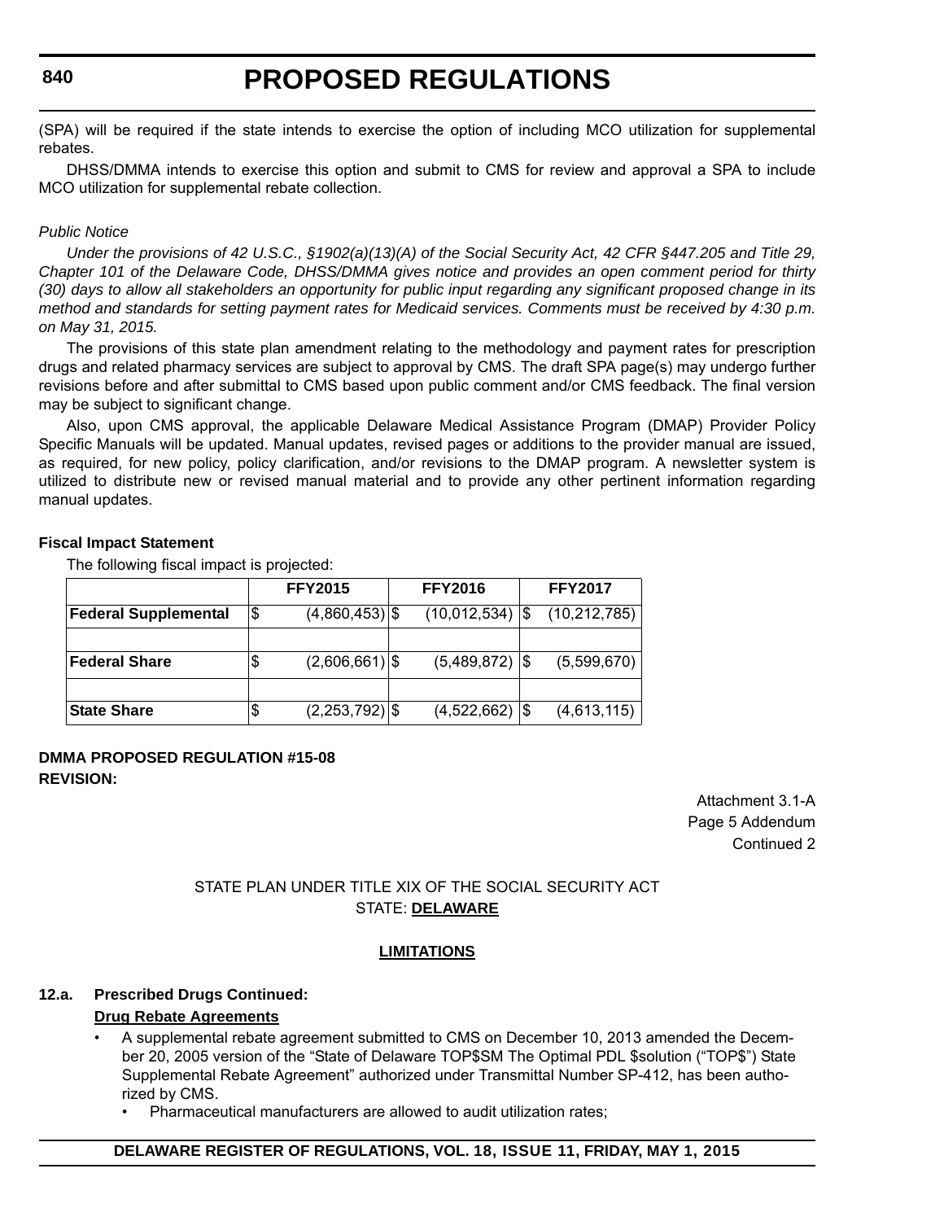(SPA) will be required if the state intends to exercise the option of including MCO utilization for supplemental rebates.

DHSS/DMMA intends to exercise this option and submit to CMS for review and approval a SPA to include MCO utilization for supplemental rebate collection.

*Public Notice*

*Under the provisions of 42 U.S.C., §1902(a)(13)(A) of the Social Security Act, 42 CFR §447.205 and Title 29, Chapter 101 of the Delaware Code, DHSS/DMMA gives notice and provides an open comment period for thirty (30) days to allow all stakeholders an opportunity for public input regarding any significant proposed change in its method and standards for setting payment rates for Medicaid services. Comments must be received by 4:30 p.m. on May 31, 2015.*

The provisions of this state plan amendment relating to the methodology and payment rates for prescription drugs and related pharmacy services are subject to approval by CMS. The draft SPA page(s) may undergo further revisions before and after submittal to CMS based upon public comment and/or CMS feedback. The final version may be subject to significant change.

Also, upon CMS approval, the applicable Delaware Medical Assistance Program (DMAP) Provider Policy Specific Manuals will be updated. Manual updates, revised pages or additions to the provider manual are issued, as required, for new policy, policy clarification, and/or revisions to the DMAP program. A newsletter system is utilized to distribute new or revised manual material and to provide any other pertinent information regarding manual updates.

**Fiscal Impact Statement**

The following fiscal impact is projected:

| | FFY2015 | FFY2016 | FFY2017 |
|---|---|---|---|
| **Federal Supplemental** | $ (4,860,453) | $ (10,012,534) | $ (10,212,785) |
| | | | |
| **Federal Share** | $ (2,606,661) | $ (5,489,872) | $ (5,599,670) |
| | | | |
| **State Share** | $ (2,253,792) | $ (4,522,662) | $ (4,613,115) |

**DMMA PROPOSED REGULATION #15-08**
**REVISION:**

Attachment 3.1-A
Page 5 Addendum
Continued 2

STATE PLAN UNDER TITLE XIX OF THE SOCIAL SECURITY ACT
STATE: **DELAWARE**

**LIMITATIONS**

**12.a. Prescribed Drugs Continued:**

**Drug Rebate Agreements**

- A supplemental rebate agreement submitted to CMS on December 10, 2013 amended the December 20, 2005 version of the "State of Delaware TOP$SM The Optimal PDL $solution ("TOP$") State Supplemental Rebate Agreement" authorized under Transmittal Number SP-412, has been authorized by CMS.
  - Pharmaceutical manufacturers are allowed to audit utilization rates;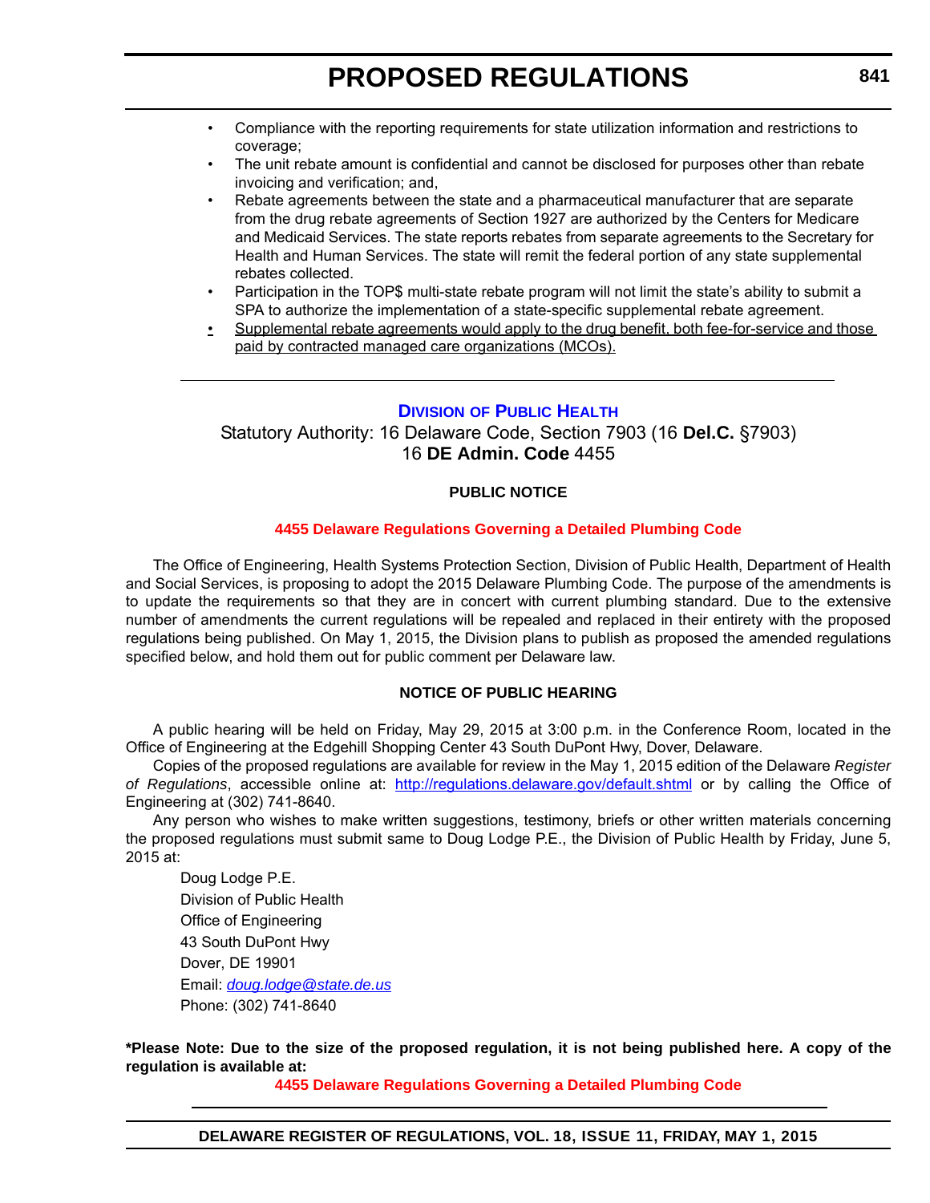- Compliance with the reporting requirements for state utilization information and restrictions to coverage;
- The unit rebate amount is confidential and cannot be disclosed for purposes other than rebate invoicing and verification; and,
- Rebate agreements between the state and a pharmaceutical manufacturer that are separate from the drug rebate agreements of Section 1927 are authorized by the Centers for Medicare and Medicaid Services. The state reports rebates from separate agreements to the Secretary for Health and Human Services. The state will remit the federal portion of any state supplemental rebates collected.
- Participation in the TOP$ multi-state rebate program will not limit the state's ability to submit a SPA to authorize the implementation of a state-specific supplemental rebate agreement.
- <u>Supplemental rebate agreements would apply to the drug benefit, both fee-for-service and those paid by contracted managed care organizations (MCOs).</u>

---

## DIVISION OF PUBLIC HEALTH

Statutory Authority: 16 Delaware Code, Section 7903 (16 **Del.C.** §7903)
16 **DE Admin. Code** 4455

### PUBLIC NOTICE

### 4455 Delaware Regulations Governing a Detailed Plumbing Code

The Office of Engineering, Health Systems Protection Section, Division of Public Health, Department of Health and Social Services, is proposing to adopt the 2015 Delaware Plumbing Code. The purpose of the amendments is to update the requirements so that they are in concert with current plumbing standard. Due to the extensive number of amendments the current regulations will be repealed and replaced in their entirety with the proposed regulations being published. On May 1, 2015, the Division plans to publish as proposed the amended regulations specified below, and hold them out for public comment per Delaware law.

### NOTICE OF PUBLIC HEARING

A public hearing will be held on Friday, May 29, 2015 at 3:00 p.m. in the Conference Room, located in the Office of Engineering at the Edgehill Shopping Center 43 South DuPont Hwy, Dover, Delaware.

Copies of the proposed regulations are available for review in the May 1, 2015 edition of the Delaware *Register of Regulations*, accessible online at: http://regulations.delaware.gov/default.shtml or by calling the Office of Engineering at (302) 741-8640.

Any person who wishes to make written suggestions, testimony, briefs or other written materials concerning the proposed regulations must submit same to Doug Lodge P.E., the Division of Public Health by Friday, June 5, 2015 at:

Doug Lodge P.E.
Division of Public Health
Office of Engineering
43 South DuPont Hwy
Dover, DE 19901
Email: *doug.lodge@state.de.us*
Phone: (302) 741-8640

**\*Please Note: Due to the size of the proposed regulation, it is not being published here. A copy of the regulation is available at:**

**4455 Delaware Regulations Governing a Detailed Plumbing Code**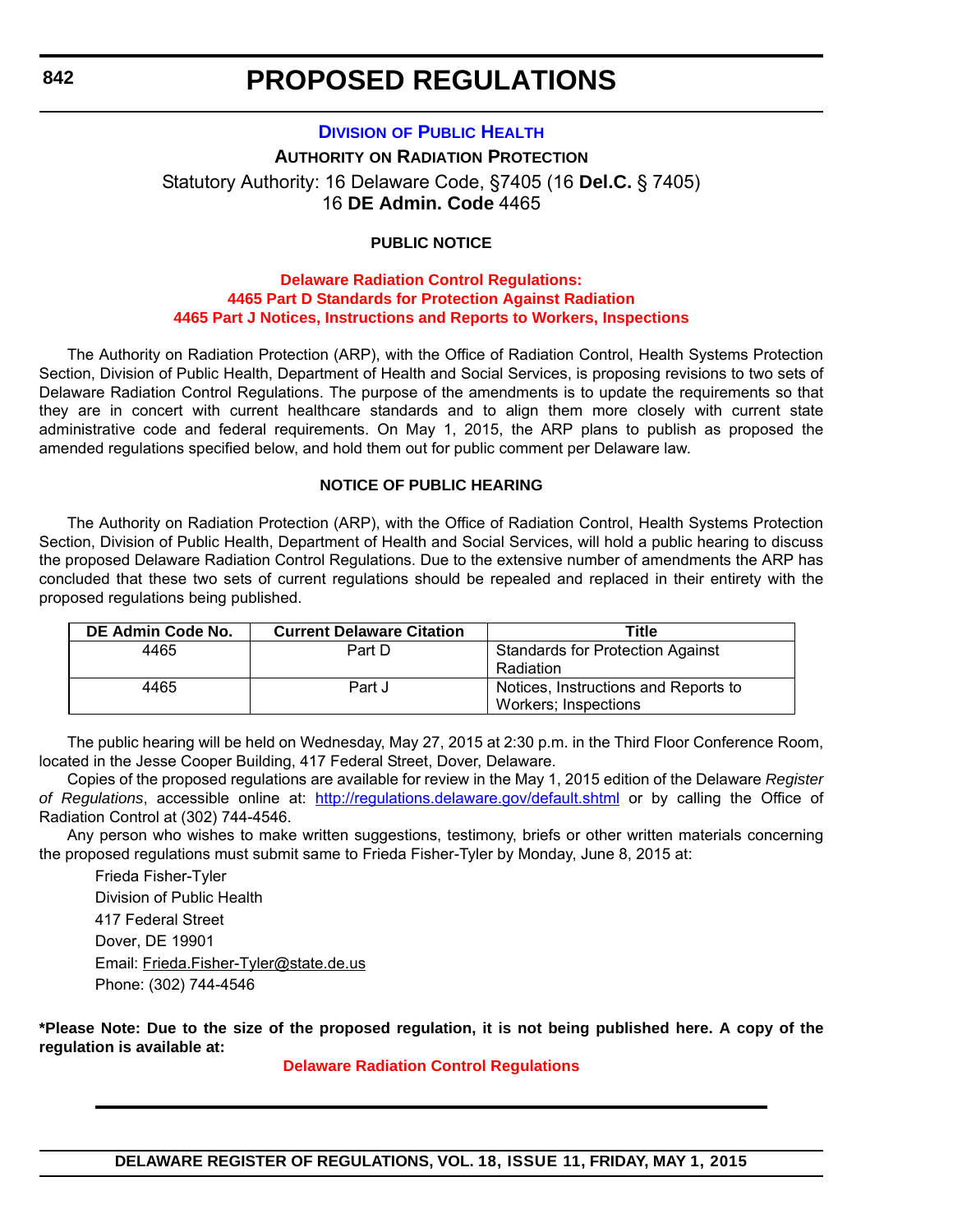# PROPOSED REGULATIONS

## DIVISION OF PUBLIC HEALTH

**AUTHORITY ON RADIATION PROTECTION**

Statutory Authority: 16 Delaware Code, §7405 (16 **Del.C.** § 7405)
16 **DE Admin. Code** 4465

**PUBLIC NOTICE**

**Delaware Radiation Control Regulations:**
**4465 Part D Standards for Protection Against Radiation**
**4465 Part J Notices, Instructions and Reports to Workers, Inspections**

The Authority on Radiation Protection (ARP), with the Office of Radiation Control, Health Systems Protection Section, Division of Public Health, Department of Health and Social Services, is proposing revisions to two sets of Delaware Radiation Control Regulations. The purpose of the amendments is to update the requirements so that they are in concert with current healthcare standards and to align them more closely with current state administrative code and federal requirements. On May 1, 2015, the ARP plans to publish as proposed the amended regulations specified below, and hold them out for public comment per Delaware law.

**NOTICE OF PUBLIC HEARING**

The Authority on Radiation Protection (ARP), with the Office of Radiation Control, Health Systems Protection Section, Division of Public Health, Department of Health and Social Services, will hold a public hearing to discuss the proposed Delaware Radiation Control Regulations. Due to the extensive number of amendments the ARP has concluded that these two sets of current regulations should be repealed and replaced in their entirety with the proposed regulations being published.

| DE Admin Code No. | Current Delaware Citation | Title |
| --- | --- | --- |
| 4465 | Part D | Standards for Protection Against Radiation |
| 4465 | Part J | Notices, Instructions and Reports to Workers; Inspections |

The public hearing will be held on Wednesday, May 27, 2015 at 2:30 p.m. in the Third Floor Conference Room, located in the Jesse Cooper Building, 417 Federal Street, Dover, Delaware.

Copies of the proposed regulations are available for review in the May 1, 2015 edition of the Delaware *Register of Regulations*, accessible online at: http://regulations.delaware.gov/default.shtml or by calling the Office of Radiation Control at (302) 744-4546.

Any person who wishes to make written suggestions, testimony, briefs or other written materials concerning the proposed regulations must submit same to Frieda Fisher-Tyler by Monday, June 8, 2015 at:

Frieda Fisher-Tyler
Division of Public Health
417 Federal Street
Dover, DE 19901
Email: Frieda.Fisher-Tyler@state.de.us
Phone: (302) 744-4546

**\*Please Note: Due to the size of the proposed regulation, it is not being published here. A copy of the regulation is available at:**

**Delaware Radiation Control Regulations**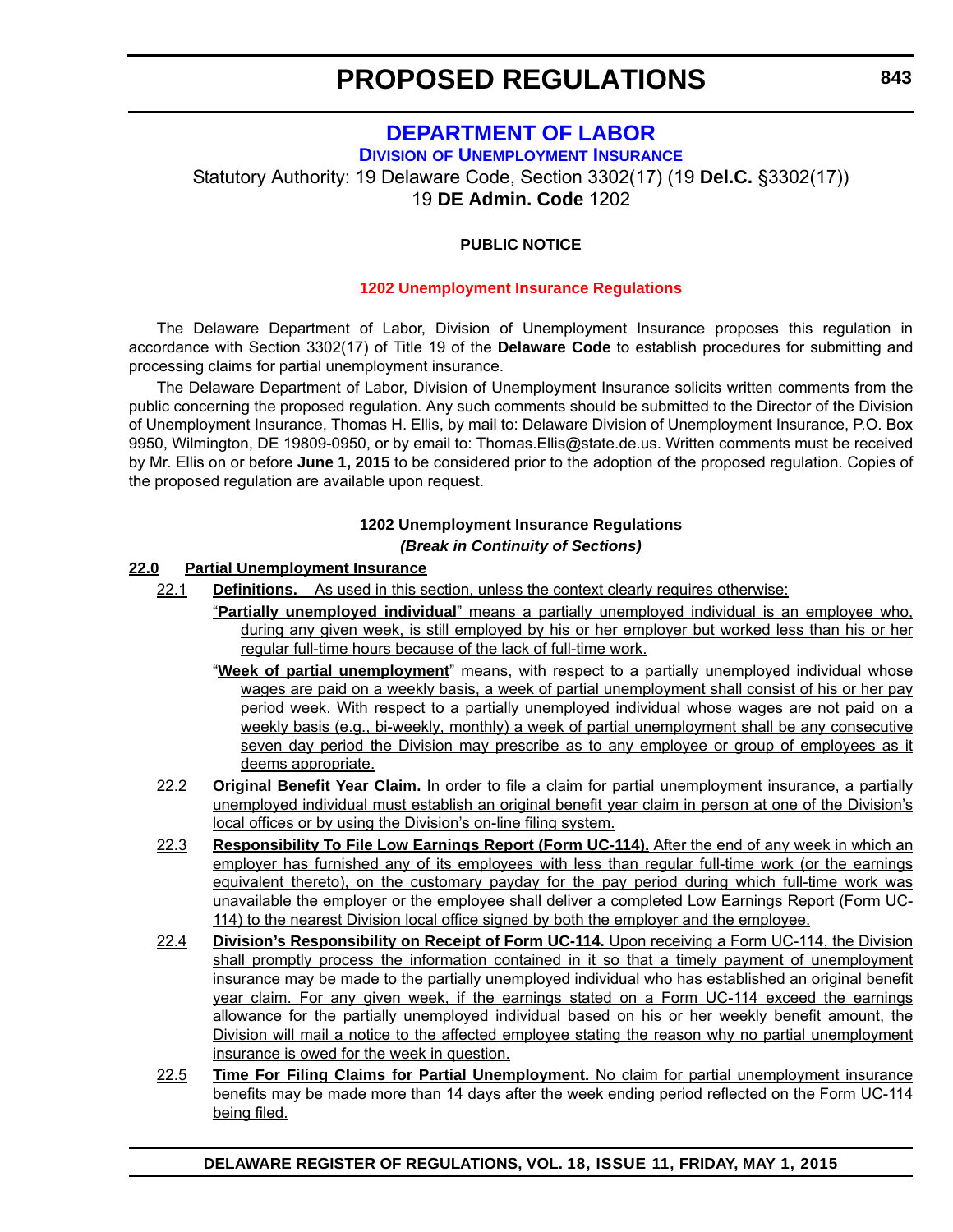# PROPOSED REGULATIONS

## DEPARTMENT OF LABOR

### Division of Unemployment Insurance

Statutory Authority: 19 Delaware Code, Section 3302(17) (19 **Del.C.** §3302(17))
19 **DE Admin. Code** 1202

**PUBLIC NOTICE**

**1202 Unemployment Insurance Regulations**

The Delaware Department of Labor, Division of Unemployment Insurance proposes this regulation in accordance with Section 3302(17) of Title 19 of the **Delaware Code** to establish procedures for submitting and processing claims for partial unemployment insurance.

The Delaware Department of Labor, Division of Unemployment Insurance solicits written comments from the public concerning the proposed regulation. Any such comments should be submitted to the Director of the Division of Unemployment Insurance, Thomas H. Ellis, by mail to: Delaware Division of Unemployment Insurance, P.O. Box 9950, Wilmington, DE 19809-0950, or by email to: Thomas.Ellis@state.de.us. Written comments must be received by Mr. Ellis on or before **June 1, 2015** to be considered prior to the adoption of the proposed regulation. Copies of the proposed regulation are available upon request.

**1202 Unemployment Insurance Regulations**

***(Break in Continuity of Sections)***

**22.0 Partial Unemployment Insurance**

22.1 **Definitions.** As used in this section, unless the context clearly requires otherwise:

"**Partially unemployed individual**" means a partially unemployed individual is an employee who, during any given week, is still employed by his or her employer but worked less than his or her regular full-time hours because of the lack of full-time work.

"**Week of partial unemployment**" means, with respect to a partially unemployed individual whose wages are paid on a weekly basis, a week of partial unemployment shall consist of his or her pay period week. With respect to a partially unemployed individual whose wages are not paid on a weekly basis (e.g., bi-weekly, monthly) a week of partial unemployment shall be any consecutive seven day period the Division may prescribe as to any employee or group of employees as it deems appropriate.

22.2 **Original Benefit Year Claim.** In order to file a claim for partial unemployment insurance, a partially unemployed individual must establish an original benefit year claim in person at one of the Division's local offices or by using the Division's on-line filing system.

22.3 **Responsibility To File Low Earnings Report (Form UC-114).** After the end of any week in which an employer has furnished any of its employees with less than regular full-time work (or the earnings equivalent thereto), on the customary payday for the pay period during which full-time work was unavailable the employer or the employee shall deliver a completed Low Earnings Report (Form UC-114) to the nearest Division local office signed by both the employer and the employee.

22.4 **Division's Responsibility on Receipt of Form UC-114.** Upon receiving a Form UC-114, the Division shall promptly process the information contained in it so that a timely payment of unemployment insurance may be made to the partially unemployed individual who has established an original benefit year claim. For any given week, if the earnings stated on a Form UC-114 exceed the earnings allowance for the partially unemployed individual based on his or her weekly benefit amount, the Division will mail a notice to the affected employee stating the reason why no partial unemployment insurance is owed for the week in question.

22.5 **Time For Filing Claims for Partial Unemployment.** No claim for partial unemployment insurance benefits may be made more than 14 days after the week ending period reflected on the Form UC-114 being filed.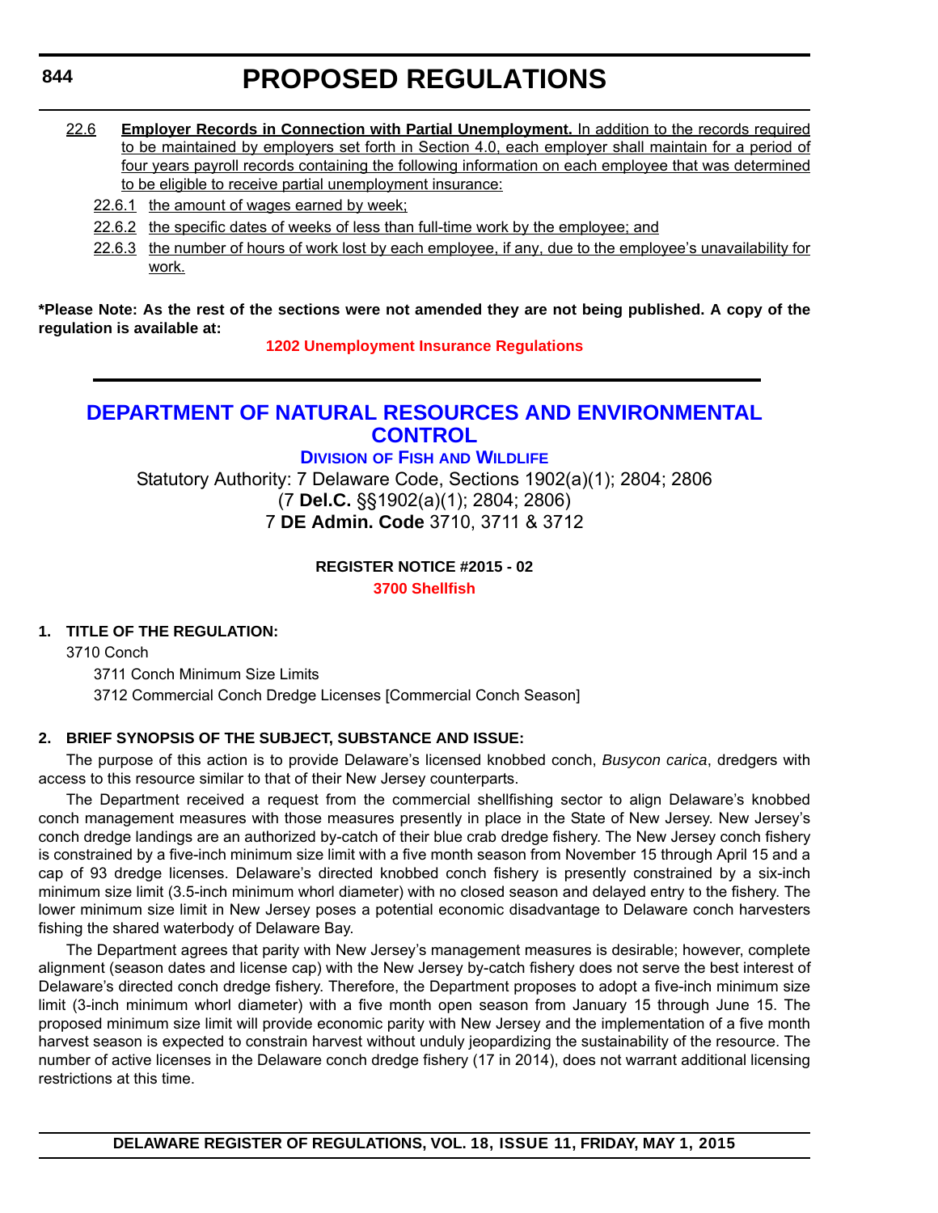22.6 **Employer Records in Connection with Partial Unemployment.** In addition to the records required to be maintained by employers set forth in Section 4.0, each employer shall maintain for a period of four years payroll records containing the following information on each employee that was determined to be eligible to receive partial unemployment insurance:

22.6.1 the amount of wages earned by week;

22.6.2 the specific dates of weeks of less than full-time work by the employee; and

22.6.3 the number of hours of work lost by each employee, if any, due to the employee's unavailability for work.

**\*Please Note: As the rest of the sections were not amended they are not being published. A copy of the regulation is available at:**

**1202 Unemployment Insurance Regulations**

---

# DEPARTMENT OF NATURAL RESOURCES AND ENVIRONMENTAL CONTROL

## Division of Fish and Wildlife

Statutory Authority: 7 Delaware Code, Sections 1902(a)(1); 2804; 2806 (7 **Del.C.** §§1902(a)(1); 2804; 2806)
7 **DE Admin. Code** 3710, 3711 & 3712

**REGISTER NOTICE #2015 - 02**

**3700 Shellfish**

**1. TITLE OF THE REGULATION:**

3710 Conch

3711 Conch Minimum Size Limits

3712 Commercial Conch Dredge Licenses [Commercial Conch Season]

**2. BRIEF SYNOPSIS OF THE SUBJECT, SUBSTANCE AND ISSUE:**

The purpose of this action is to provide Delaware's licensed knobbed conch, *Busycon carica*, dredgers with access to this resource similar to that of their New Jersey counterparts.

The Department received a request from the commercial shellfishing sector to align Delaware's knobbed conch management measures with those measures presently in place in the State of New Jersey. New Jersey's conch dredge landings are an authorized by-catch of their blue crab dredge fishery. The New Jersey conch fishery is constrained by a five-inch minimum size limit with a five month season from November 15 through April 15 and a cap of 93 dredge licenses. Delaware's directed knobbed conch fishery is presently constrained by a six-inch minimum size limit (3.5-inch minimum whorl diameter) with no closed season and delayed entry to the fishery. The lower minimum size limit in New Jersey poses a potential economic disadvantage to Delaware conch harvesters fishing the shared waterbody of Delaware Bay.

The Department agrees that parity with New Jersey's management measures is desirable; however, complete alignment (season dates and license cap) with the New Jersey by-catch fishery does not serve the best interest of Delaware's directed conch dredge fishery. Therefore, the Department proposes to adopt a five-inch minimum size limit (3-inch minimum whorl diameter) with a five month open season from January 15 through June 15. The proposed minimum size limit will provide economic parity with New Jersey and the implementation of a five month harvest season is expected to constrain harvest without unduly jeopardizing the sustainability of the resource. The number of active licenses in the Delaware conch dredge fishery (17 in 2014), does not warrant additional licensing restrictions at this time.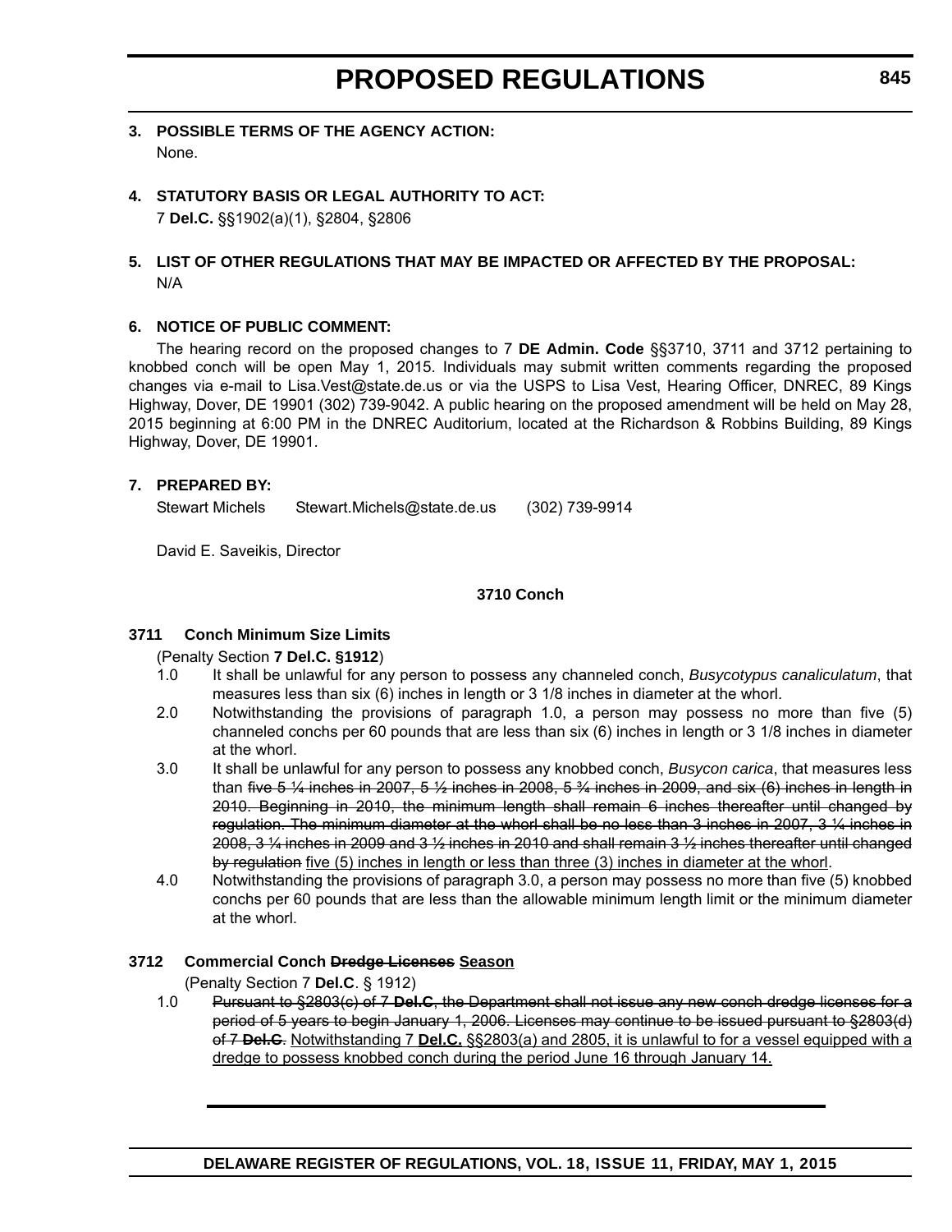**3. POSSIBLE TERMS OF THE AGENCY ACTION:**

None.

**4. STATUTORY BASIS OR LEGAL AUTHORITY TO ACT:**

7 **Del.C.** §§1902(a)(1), §2804, §2806

**5. LIST OF OTHER REGULATIONS THAT MAY BE IMPACTED OR AFFECTED BY THE PROPOSAL:**

N/A

**6. NOTICE OF PUBLIC COMMENT:**

The hearing record on the proposed changes to 7 **DE Admin. Code** §§3710, 3711 and 3712 pertaining to knobbed conch will be open May 1, 2015. Individuals may submit written comments regarding the proposed changes via e-mail to Lisa.Vest@state.de.us or via the USPS to Lisa Vest, Hearing Officer, DNREC, 89 Kings Highway, Dover, DE 19901 (302) 739-9042. A public hearing on the proposed amendment will be held on May 28, 2015 beginning at 6:00 PM in the DNREC Auditorium, located at the Richardson & Robbins Building, 89 Kings Highway, Dover, DE 19901.

**7. PREPARED BY:**

Stewart Michels Stewart.Michels@state.de.us (302) 739-9914

David E. Saveikis, Director

**3710 Conch**

**3711 Conch Minimum Size Limits**

(Penalty Section **7 Del.C. §1912**)

1.0 It shall be unlawful for any person to possess any channeled conch, *Busycotypus canaliculatum*, that measures less than six (6) inches in length or 3 1/8 inches in diameter at the whorl.

2.0 Notwithstanding the provisions of paragraph 1.0, a person may possess no more than five (5) channeled conchs per 60 pounds that are less than six (6) inches in length or 3 1/8 inches in diameter at the whorl.

3.0 It shall be unlawful for any person to possess any knobbed conch, *Busycon carica*, that measures less than ~~five 5 ¼ inches in 2007, 5 ½ inches in 2008, 5 ¾ inches in 2009, and six (6) inches in length in 2010. Beginning in 2010, the minimum length shall remain 6 inches thereafter until changed by regulation. The minimum diameter at the whorl shall be no less than 3 inches in 2007, 3 ¼ inches in 2008, 3 ¼ inches in 2009 and 3 ½ inches in 2010 and shall remain 3 ½ inches thereafter until changed by regulation~~ <u>five (5) inches in length or less than three (3) inches in diameter at the whorl</u>.

4.0 Notwithstanding the provisions of paragraph 3.0, a person may possess no more than five (5) knobbed conchs per 60 pounds that are less than the allowable minimum length limit or the minimum diameter at the whorl.

**3712 Commercial Conch ~~Dredge Licenses~~ <u>Season</u>**

(Penalty Section 7 **Del.C**. § 1912)

1.0 ~~Pursuant to §2803(c) of 7 **Del.C**, the Department shall not issue any new conch dredge licenses for a period of 5 years to begin January 1, 2006. Licenses may continue to be issued pursuant to §2803(d) of 7 **Del.C**.~~ <u>Notwithstanding 7 **Del.C.** §§2803(a) and 2805, it is unlawful to for a vessel equipped with a dredge to possess knobbed conch during the period June 16 through January 14.</u>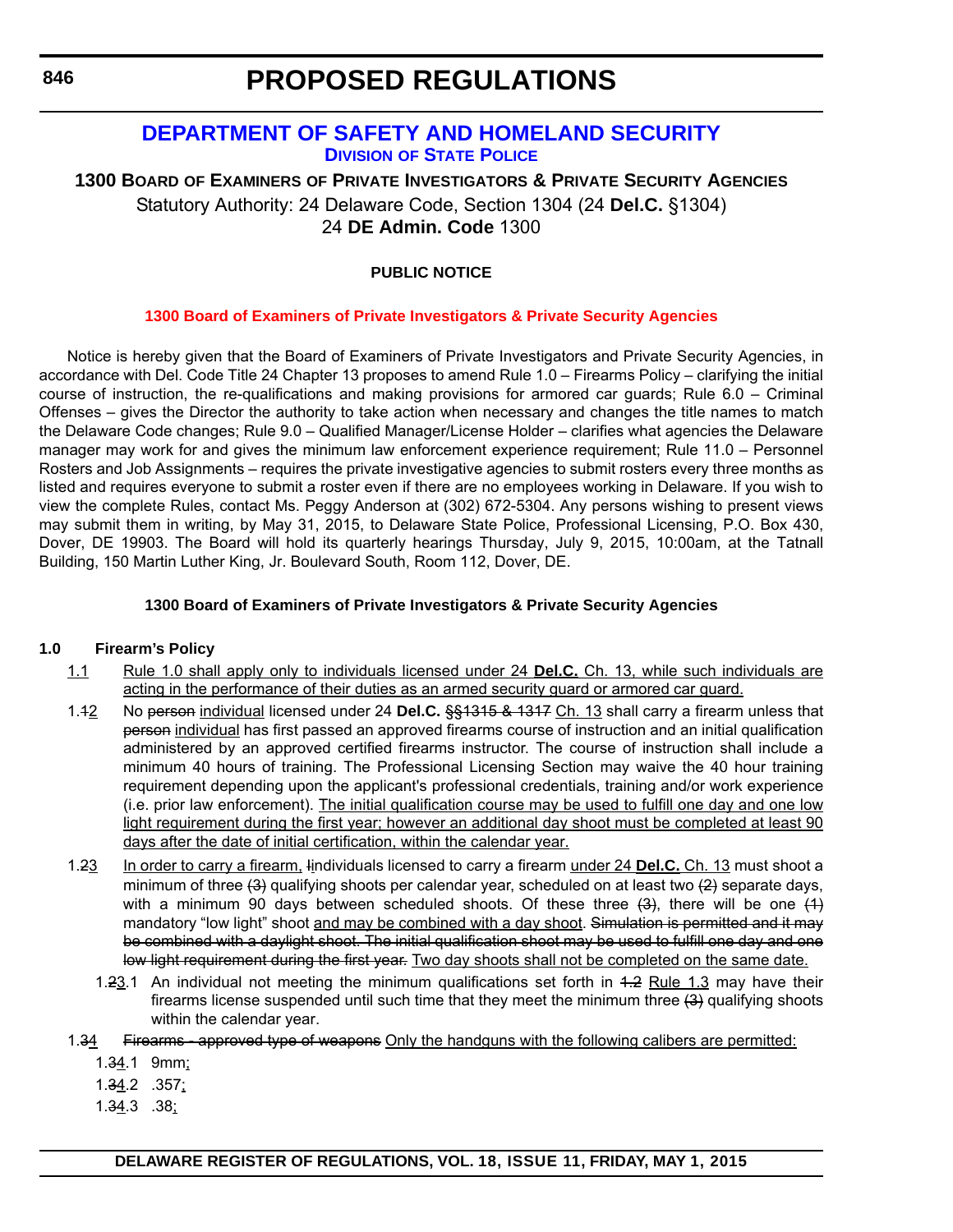# PROPOSED REGULATIONS

## DEPARTMENT OF SAFETY AND HOMELAND SECURITY

### DIVISION OF STATE POLICE

**1300 BOARD OF EXAMINERS OF PRIVATE INVESTIGATORS & PRIVATE SECURITY AGENCIES**

Statutory Authority: 24 Delaware Code, Section 1304 (24 **Del.C.** §1304)

24 **DE Admin. Code** 1300

**PUBLIC NOTICE**

**1300 Board of Examiners of Private Investigators & Private Security Agencies**

Notice is hereby given that the Board of Examiners of Private Investigators and Private Security Agencies, in accordance with Del. Code Title 24 Chapter 13 proposes to amend Rule 1.0 – Firearms Policy – clarifying the initial course of instruction, the re-qualifications and making provisions for armored car guards; Rule 6.0 – Criminal Offenses – gives the Director the authority to take action when necessary and changes the title names to match the Delaware Code changes; Rule 9.0 – Qualified Manager/License Holder – clarifies what agencies the Delaware manager may work for and gives the minimum law enforcement experience requirement; Rule 11.0 – Personnel Rosters and Job Assignments – requires the private investigative agencies to submit rosters every three months as listed and requires everyone to submit a roster even if there are no employees working in Delaware. If you wish to view the complete Rules, contact Ms. Peggy Anderson at (302) 672-5304. Any persons wishing to present views may submit them in writing, by May 31, 2015, to Delaware State Police, Professional Licensing, P.O. Box 430, Dover, DE 19903. The Board will hold its quarterly hearings Thursday, July 9, 2015, 10:00am, at the Tatnall Building, 150 Martin Luther King, Jr. Boulevard South, Room 112, Dover, DE.

**1300 Board of Examiners of Private Investigators & Private Security Agencies**

**1.0 Firearm's Policy**

1.1 Rule 1.0 shall apply only to individuals licensed under 24 **Del.C.** Ch. 13, while such individuals are acting in the performance of their duties as an armed security guard or armored car guard.

1.~~1~~2 No ~~person~~ individual licensed under 24 **Del.C.** ~~§§1315 & 1317~~ Ch. 13 shall carry a firearm unless that ~~person~~ individual has first passed an approved firearms course of instruction and an initial qualification administered by an approved certified firearms instructor. The course of instruction shall include a minimum 40 hours of training. The Professional Licensing Section may waive the 40 hour training requirement depending upon the applicant's professional credentials, training and/or work experience (i.e. prior law enforcement). The initial qualification course may be used to fulfill one day and one low light requirement during the first year; however an additional day shoot must be completed at least 90 days after the date of initial certification, within the calendar year.

1.~~2~~3 In order to carry a firearm, ~~I~~individuals licensed to carry a firearm under 24 **Del.C.** Ch. 13 must shoot a minimum of three ~~(3)~~ qualifying shoots per calendar year, scheduled on at least two ~~(2)~~ separate days, with a minimum 90 days between scheduled shoots. Of these three ~~(3)~~, there will be one ~~(1)~~ mandatory "low light" shoot and may be combined with a day shoot. ~~Simulation is permitted and it may be combined with a daylight shoot. The initial qualification shoot may be used to fulfill one day and one low light requirement during the first year.~~ Two day shoots shall not be completed on the same date.

1.~~2~~3.1 An individual not meeting the minimum qualifications set forth in ~~1.2~~ Rule 1.3 may have their firearms license suspended until such time that they meet the minimum three ~~(3)~~ qualifying shoots within the calendar year.

1.~~3~~4 ~~Firearms - approved type of weapons~~ Only the handguns with the following calibers are permitted:

1.~~3~~4.1 9mm;

1.~~3~~4.2 .357;

1.~~3~~4.3 .38;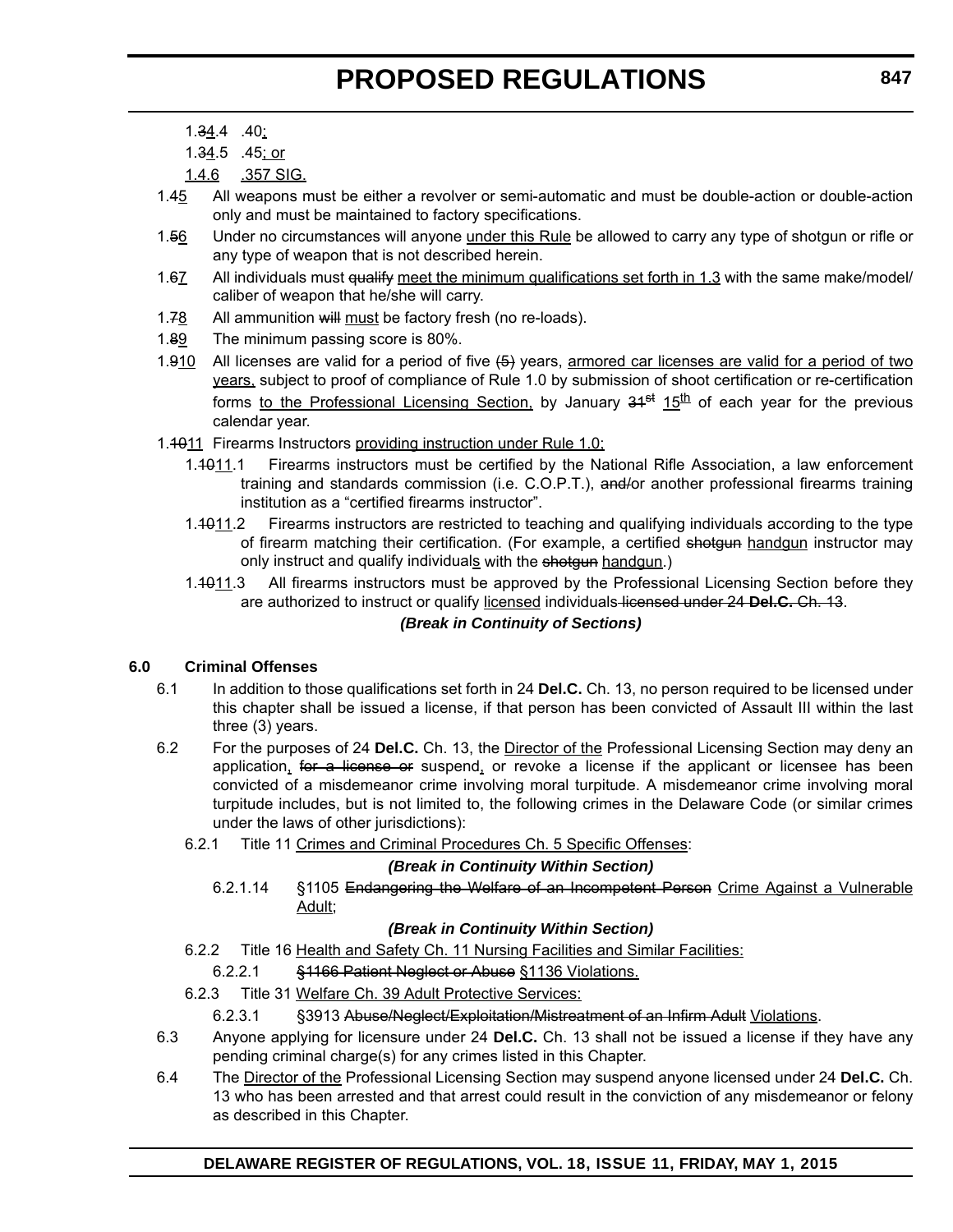1.~~3~~4.4 .40;

1.~~3~~4.5 .45; or

1.4.6 .357 SIG.

1.4~~5~~ All weapons must be either a revolver or semi-automatic and must be double-action or double-action only and must be maintained to factory specifications.

1.~~5~~6 Under no circumstances will anyone under this Rule be allowed to carry any type of shotgun or rifle or any type of weapon that is not described herein.

1.6~~7~~ All individuals must ~~qualify~~ meet the minimum qualifications set forth in 1.3 with the same make/model/ caliber of weapon that he/she will carry.

1.~~7~~8 All ammunition ~~will~~ must be factory fresh (no re-loads).

1.~~8~~9 The minimum passing score is 80%.

1.~~9~~10 All licenses are valid for a period of five ~~(5)~~ years, armored car licenses are valid for a period of two years, subject to proof of compliance of Rule 1.0 by submission of shoot certification or re-certification forms to the Professional Licensing Section, by January ~~31st~~ 15th of each year for the previous calendar year.

1.~~10~~11 Firearms Instructors providing instruction under Rule 1.0;

1.~~10~~11.1 Firearms instructors must be certified by the National Rifle Association, a law enforcement training and standards commission (i.e. C.O.P.T.), ~~and/~~or another professional firearms training institution as a "certified firearms instructor".

1.~~10~~11.2 Firearms instructors are restricted to teaching and qualifying individuals according to the type of firearm matching their certification. (For example, a certified ~~shotgun~~ handgun instructor may only instruct and qualify individuals with the ~~shotgun~~ handgun.)

1.~~10~~11.3 All firearms instructors must be approved by the Professional Licensing Section before they are authorized to instruct or qualify licensed individuals ~~licensed under 24 **Del.C.** Ch. 13~~.

***(Break in Continuity of Sections)***

**6.0 Criminal Offenses**

6.1 In addition to those qualifications set forth in 24 **Del.C.** Ch. 13, no person required to be licensed under this chapter shall be issued a license, if that person has been convicted of Assault III within the last three (3) years.

6.2 For the purposes of 24 **Del.C.** Ch. 13, the Director of the Professional Licensing Section may deny an application, ~~for a license or~~ suspend, or revoke a license if the applicant or licensee has been convicted of a misdemeanor crime involving moral turpitude. A misdemeanor crime involving moral turpitude includes, but is not limited to, the following crimes in the Delaware Code (or similar crimes under the laws of other jurisdictions):

6.2.1 Title 11 Crimes and Criminal Procedures Ch. 5 Specific Offenses:

***(Break in Continuity Within Section)***

6.2.1.14 §1105 ~~Endangering the Welfare of an Incompetent Person~~ Crime Against a Vulnerable Adult;

***(Break in Continuity Within Section)***

6.2.2 Title 16 Health and Safety Ch. 11 Nursing Facilities and Similar Facilities:

6.2.2.1 ~~§1166 Patient Neglect or Abuse~~ §1136 Violations.

6.2.3 Title 31 Welfare Ch. 39 Adult Protective Services:

6.2.3.1 §3913 ~~Abuse/Neglect/Exploitation/Mistreatment of an Infirm Adult~~ Violations.

6.3 Anyone applying for licensure under 24 **Del.C.** Ch. 13 shall not be issued a license if they have any pending criminal charge(s) for any crimes listed in this Chapter.

6.4 The Director of the Professional Licensing Section may suspend anyone licensed under 24 **Del.C.** Ch. 13 who has been arrested and that arrest could result in the conviction of any misdemeanor or felony as described in this Chapter.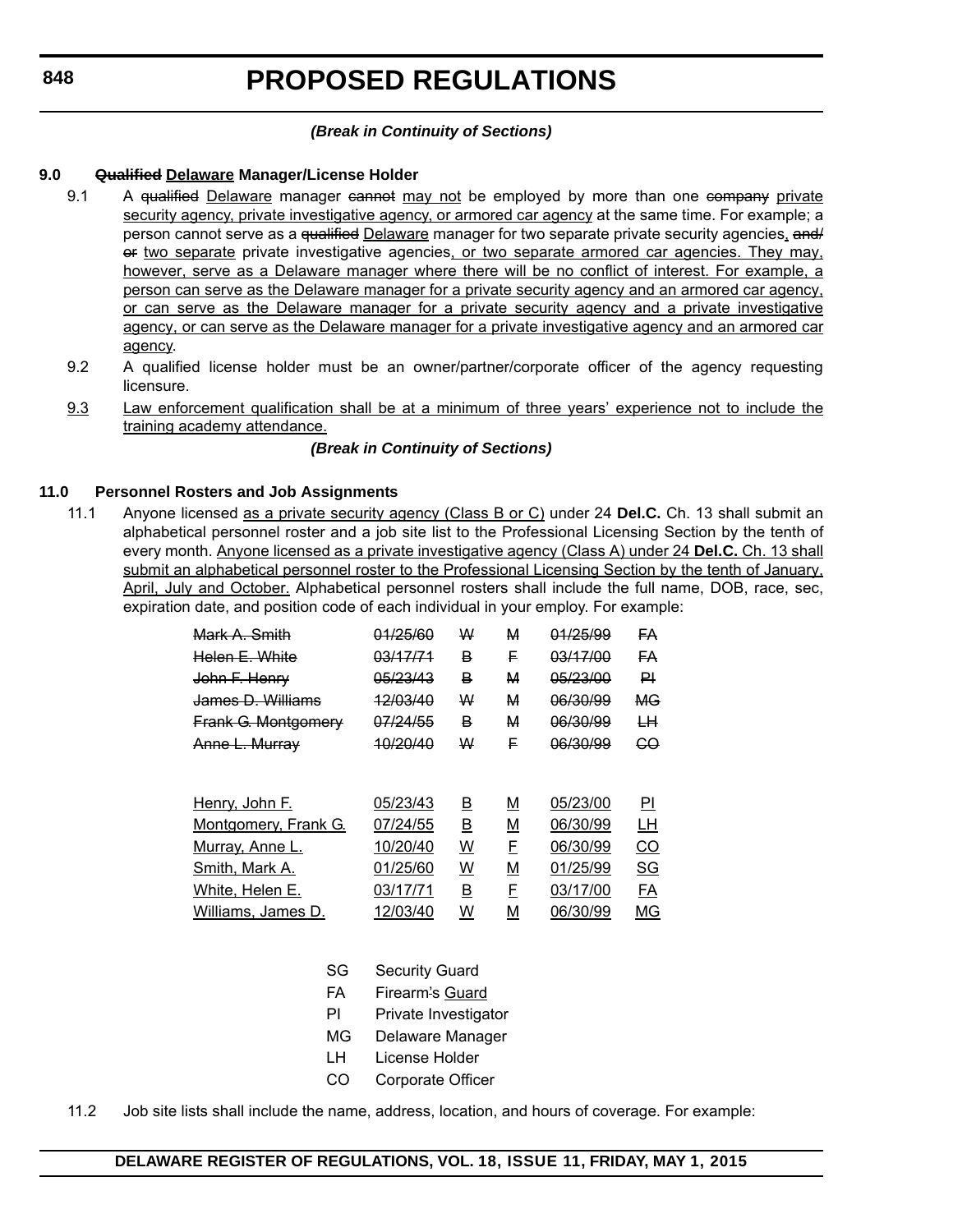*(Break in Continuity of Sections)*

**9.0 ~~Qualified~~ Delaware Manager/License Holder**

9.1 A ~~qualified~~ Delaware manager ~~cannot~~ may not be employed by more than one ~~company~~ private security agency, private investigative agency, or armored car agency at the same time. For example; a person cannot serve as a ~~qualified~~ Delaware manager for two separate private security agencies, ~~and/or~~ two separate private investigative agencies, or two separate armored car agencies. They may, however, serve as a Delaware manager where there will be no conflict of interest. For example, a person can serve as the Delaware manager for a private security agency and an armored car agency, or can serve as the Delaware manager for a private security agency and a private investigative agency, or can serve as the Delaware manager for a private investigative agency and an armored car agency.

9.2 A qualified license holder must be an owner/partner/corporate officer of the agency requesting licensure.

9.3 Law enforcement qualification shall be at a minimum of three years' experience not to include the training academy attendance.

*(Break in Continuity of Sections)*

**11.0 Personnel Rosters and Job Assignments**

11.1 Anyone licensed as a private security agency (Class B or C) under 24 **Del.C.** Ch. 13 shall submit an alphabetical personnel roster and a job site list to the Professional Licensing Section by the tenth of every month. Anyone licensed as a private investigative agency (Class A) under 24 **Del.C.** Ch. 13 shall submit an alphabetical personnel roster to the Professional Licensing Section by the tenth of January, April, July and October. Alphabetical personnel rosters shall include the full name, DOB, race, sec, expiration date, and position code of each individual in your employ. For example:

| | | | | | |
|---|---|---|---|---|---|
| ~~Mark A. Smith~~ | ~~01/25/60~~ | ~~W~~ | ~~M~~ | ~~01/25/99~~ | ~~FA~~ |
| ~~Helen E. White~~ | ~~03/17/71~~ | ~~B~~ | ~~F~~ | ~~03/17/00~~ | ~~FA~~ |
| ~~John F. Henry~~ | ~~05/23/43~~ | ~~B~~ | ~~M~~ | ~~05/23/00~~ | ~~PI~~ |
| ~~James D. Williams~~ | ~~12/03/40~~ | ~~W~~ | ~~M~~ | ~~06/30/99~~ | ~~MG~~ |
| ~~Frank G. Montgomery~~ | ~~07/24/55~~ | ~~B~~ | ~~M~~ | ~~06/30/99~~ | ~~LH~~ |
| ~~Anne L. Murray~~ | ~~10/20/40~~ | ~~W~~ | ~~F~~ | ~~06/30/99~~ | ~~CO~~ |
| Henry, John F. | 05/23/43 | B | M | 05/23/00 | PI |
| Montgomery, Frank G. | 07/24/55 | B | M | 06/30/99 | LH |
| Murray, Anne L. | 10/20/40 | W | F | 06/30/99 | CO |
| Smith, Mark A. | 01/25/60 | W | M | 01/25/99 | SG |
| White, Helen E. | 03/17/71 | B | F | 03/17/00 | FA |
| Williams, James D. | 12/03/40 | W | M | 06/30/99 | MG |

| | |
|---|---|
| SG | Security Guard |
| FA | Firearm~~'~~s Guard |
| PI | Private Investigator |
| MG | Delaware Manager |
| LH | License Holder |
| CO | Corporate Officer |

11.2 Job site lists shall include the name, address, location, and hours of coverage. For example: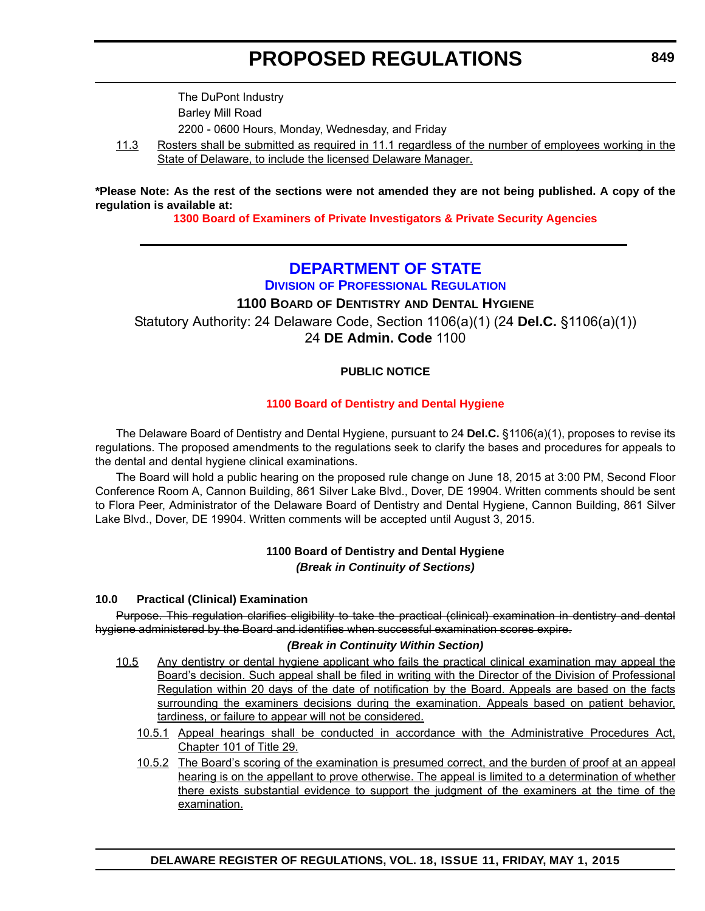The DuPont Industry

Barley Mill Road

2200 - 0600 Hours, Monday, Wednesday, and Friday

11.3 Rosters shall be submitted as required in 11.1 regardless of the number of employees working in the State of Delaware, to include the licensed Delaware Manager.

**\*Please Note: As the rest of the sections were not amended they are not being published. A copy of the regulation is available at:**

**1300 Board of Examiners of Private Investigators & Private Security Agencies**

---

# DEPARTMENT OF STATE

## Division of Professional Regulation

### 1100 Board of Dentistry and Dental Hygiene

Statutory Authority: 24 Delaware Code, Section 1106(a)(1) (24 **Del.C.** §1106(a)(1))
24 **DE Admin. Code** 1100

**PUBLIC NOTICE**

**1100 Board of Dentistry and Dental Hygiene**

The Delaware Board of Dentistry and Dental Hygiene, pursuant to 24 **Del.C.** §1106(a)(1), proposes to revise its regulations. The proposed amendments to the regulations seek to clarify the bases and procedures for appeals to the dental and dental hygiene clinical examinations.

The Board will hold a public hearing on the proposed rule change on June 18, 2015 at 3:00 PM, Second Floor Conference Room A, Cannon Building, 861 Silver Lake Blvd., Dover, DE 19904. Written comments should be sent to Flora Peer, Administrator of the Delaware Board of Dentistry and Dental Hygiene, Cannon Building, 861 Silver Lake Blvd., Dover, DE 19904. Written comments will be accepted until August 3, 2015.

**1100 Board of Dentistry and Dental Hygiene**

***(Break in Continuity of Sections)***

**10.0 Practical (Clinical) Examination**

~~Purpose. This regulation clarifies eligibility to take the practical (clinical) examination in dentistry and dental hygiene administered by the Board and identifies when successful examination scores expire.~~

***(Break in Continuity Within Section)***

10.5 Any dentistry or dental hygiene applicant who fails the practical clinical examination may appeal the Board's decision. Such appeal shall be filed in writing with the Director of the Division of Professional Regulation within 20 days of the date of notification by the Board. Appeals are based on the facts surrounding the examiners decisions during the examination. Appeals based on patient behavior, tardiness, or failure to appear will not be considered.

10.5.1 Appeal hearings shall be conducted in accordance with the Administrative Procedures Act, Chapter 101 of Title 29.

10.5.2 The Board's scoring of the examination is presumed correct, and the burden of proof at an appeal hearing is on the appellant to prove otherwise. The appeal is limited to a determination of whether there exists substantial evidence to support the judgment of the examiners at the time of the examination.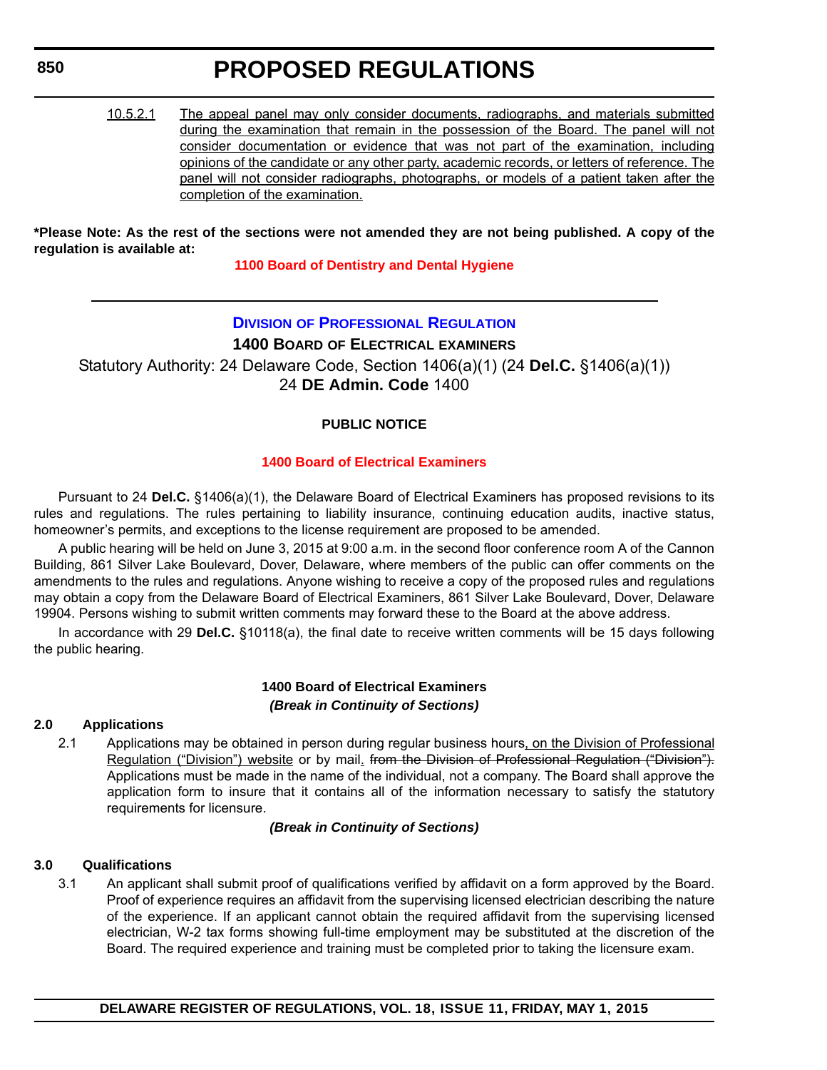10.5.2.1 <u>The appeal panel may only consider documents, radiographs, and materials submitted during the examination that remain in the possession of the Board. The panel will not consider documentation or evidence that was not part of the examination, including opinions of the candidate or any other party, academic records, or letters of reference. The panel will not consider radiographs, photographs, or models of a patient taken after the completion of the examination.</u>

**\*Please Note: As the rest of the sections were not amended they are not being published. A copy of the regulation is available at:**

**1100 Board of Dentistry and Dental Hygiene**

---

## DIVISION OF PROFESSIONAL REGULATION

### 1400 BOARD OF ELECTRICAL EXAMINERS

Statutory Authority: 24 Delaware Code, Section 1406(a)(1) (24 **Del.C.** §1406(a)(1))
24 **DE Admin. Code** 1400

**PUBLIC NOTICE**

**1400 Board of Electrical Examiners**

Pursuant to 24 **Del.C.** §1406(a)(1), the Delaware Board of Electrical Examiners has proposed revisions to its rules and regulations. The rules pertaining to liability insurance, continuing education audits, inactive status, homeowner's permits, and exceptions to the license requirement are proposed to be amended.

A public hearing will be held on June 3, 2015 at 9:00 a.m. in the second floor conference room A of the Cannon Building, 861 Silver Lake Boulevard, Dover, Delaware, where members of the public can offer comments on the amendments to the rules and regulations. Anyone wishing to receive a copy of the proposed rules and regulations may obtain a copy from the Delaware Board of Electrical Examiners, 861 Silver Lake Boulevard, Dover, Delaware 19904. Persons wishing to submit written comments may forward these to the Board at the above address.

In accordance with 29 **Del.C.** §10118(a), the final date to receive written comments will be 15 days following the public hearing.

**1400 Board of Electrical Examiners**

***(Break in Continuity of Sections)***

**2.0 Applications**

2.1 Applications may be obtained in person during regular business hours<u>, on the Division of Professional Regulation ("Division") website</u> or by mail<u>.</u> ~~from the Division of Professional Regulation ("Division").~~ Applications must be made in the name of the individual, not a company. The Board shall approve the application form to insure that it contains all of the information necessary to satisfy the statutory requirements for licensure.

***(Break in Continuity of Sections)***

**3.0 Qualifications**

3.1 An applicant shall submit proof of qualifications verified by affidavit on a form approved by the Board. Proof of experience requires an affidavit from the supervising licensed electrician describing the nature of the experience. If an applicant cannot obtain the required affidavit from the supervising licensed electrician, W-2 tax forms showing full-time employment may be substituted at the discretion of the Board. The required experience and training must be completed prior to taking the licensure exam.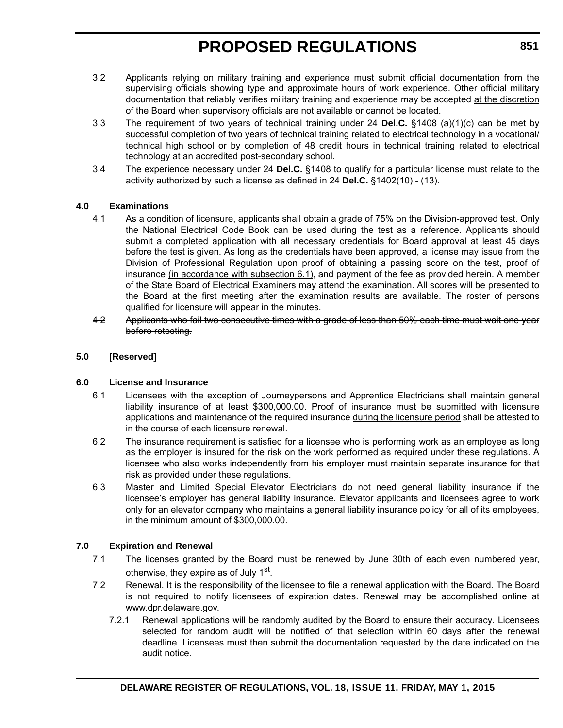3.2 Applicants relying on military training and experience must submit official documentation from the supervising officials showing type and approximate hours of work experience. Other official military documentation that reliably verifies military training and experience may be accepted <u>at the discretion of the Board</u> when supervisory officials are not available or cannot be located.

3.3 The requirement of two years of technical training under 24 **Del.C.** §1408 (a)(1)(c) can be met by successful completion of two years of technical training related to electrical technology in a vocational/technical high school or by completion of 48 credit hours in technical training related to electrical technology at an accredited post-secondary school.

3.4 The experience necessary under 24 **Del.C.** §1408 to qualify for a particular license must relate to the activity authorized by such a license as defined in 24 **Del.C.** §1402(10) - (13).

**4.0 Examinations**

4.1 As a condition of licensure, applicants shall obtain a grade of 75% on the Division-approved test. Only the National Electrical Code Book can be used during the test as a reference. Applicants should submit a completed application with all necessary credentials for Board approval at least 45 days before the test is given. As long as the credentials have been approved, a license may issue from the Division of Professional Regulation upon proof of obtaining a passing score on the test, proof of insurance <u>(in accordance with subsection 6.1)</u>, and payment of the fee as provided herein. A member of the State Board of Electrical Examiners may attend the examination. All scores will be presented to the Board at the first meeting after the examination results are available. The roster of persons qualified for licensure will appear in the minutes.

~~4.2 Applicants who fail two consecutive times with a grade of less than 50% each time must wait one year before retesting.~~

**5.0 [Reserved]**

**6.0 License and Insurance**

6.1 Licensees with the exception of Journeypersons and Apprentice Electricians shall maintain general liability insurance of at least $300,000.00. Proof of insurance must be submitted with licensure applications and maintenance of the required insurance <u>during the licensure period</u> shall be attested to in the course of each licensure renewal.

6.2 The insurance requirement is satisfied for a licensee who is performing work as an employee as long as the employer is insured for the risk on the work performed as required under these regulations. A licensee who also works independently from his employer must maintain separate insurance for that risk as provided under these regulations.

6.3 Master and Limited Special Elevator Electricians do not need general liability insurance if the licensee's employer has general liability insurance. Elevator applicants and licensees agree to work only for an elevator company who maintains a general liability insurance policy for all of its employees, in the minimum amount of $300,000.00.

**7.0 Expiration and Renewal**

7.1 The licenses granted by the Board must be renewed by June 30th of each even numbered year, otherwise, they expire as of July 1st.

7.2 Renewal. It is the responsibility of the licensee to file a renewal application with the Board. The Board is not required to notify licensees of expiration dates. Renewal may be accomplished online at www.dpr.delaware.gov.

7.2.1 Renewal applications will be randomly audited by the Board to ensure their accuracy. Licensees selected for random audit will be notified of that selection within 60 days after the renewal deadline. Licensees must then submit the documentation requested by the date indicated on the audit notice.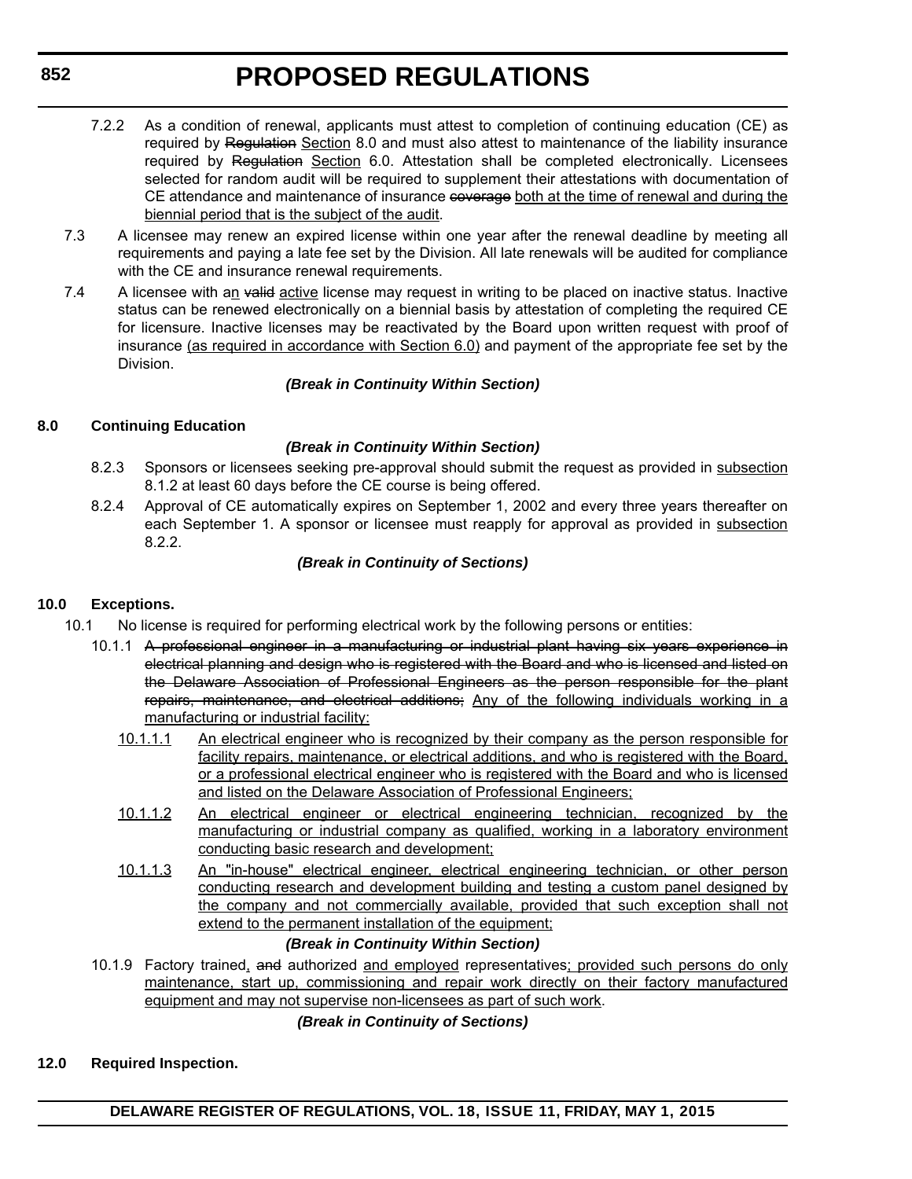7.2.2 As a condition of renewal, applicants must attest to completion of continuing education (CE) as required by ~~Regulation~~ <u>Section</u> 8.0 and must also attest to maintenance of the liability insurance required by ~~Regulation~~ <u>Section</u> 6.0. Attestation shall be completed electronically. Licensees selected for random audit will be required to supplement their attestations with documentation of CE attendance and maintenance of insurance ~~coverage~~ <u>both at the time of renewal and during the biennial period that is the subject of the audit</u>.

7.3 A licensee may renew an expired license within one year after the renewal deadline by meeting all requirements and paying a late fee set by the Division. All late renewals will be audited for compliance with the CE and insurance renewal requirements.

7.4 A licensee with a<u>n</u> ~~valid~~ <u>active</u> license may request in writing to be placed on inactive status. Inactive status can be renewed electronically on a biennial basis by attestation of completing the required CE for licensure. Inactive licenses may be reactivated by the Board upon written request with proof of insurance <u>(as required in accordance with Section 6.0)</u> and payment of the appropriate fee set by the Division.

***(Break in Continuity Within Section)***

**8.0 Continuing Education**

***(Break in Continuity Within Section)***

8.2.3 Sponsors or licensees seeking pre-approval should submit the request as provided in <u>subsection</u> 8.1.2 at least 60 days before the CE course is being offered.

8.2.4 Approval of CE automatically expires on September 1, 2002 and every three years thereafter on each September 1. A sponsor or licensee must reapply for approval as provided in <u>subsection</u> 8.2.2.

***(Break in Continuity of Sections)***

**10.0 Exceptions.**

10.1 No license is required for performing electrical work by the following persons or entities:

10.1.1 ~~A professional engineer in a manufacturing or industrial plant having six years experience in electrical planning and design who is registered with the Board and who is licensed and listed on the Delaware Association of Professional Engineers as the person responsible for the plant repairs, maintenance, and electrical additions;~~ <u>Any of the following individuals working in a manufacturing or industrial facility:</u>

<u>10.1.1.1</u> <u>An electrical engineer who is recognized by their company as the person responsible for facility repairs, maintenance, or electrical additions, and who is registered with the Board, or a professional electrical engineer who is registered with the Board and who is licensed and listed on the Delaware Association of Professional Engineers;</u>

<u>10.1.1.2</u> <u>An electrical engineer or electrical engineering technician, recognized by the manufacturing or industrial company as qualified, working in a laboratory environment conducting basic research and development;</u>

<u>10.1.1.3</u> <u>An "in-house" electrical engineer, electrical engineering technician, or other person conducting research and development building and testing a custom panel designed by the company and not commercially available, provided that such exception shall not extend to the permanent installation of the equipment;</u>

***(Break in Continuity Within Section)***

10.1.9 Factory trained<u>,</u> ~~and~~ authorized <u>and employed</u> representatives<u>; provided such persons do only maintenance, start up, commissioning and repair work directly on their factory manufactured equipment and may not supervise non-licensees as part of such work</u>.

***(Break in Continuity of Sections)***

**12.0 Required Inspection.**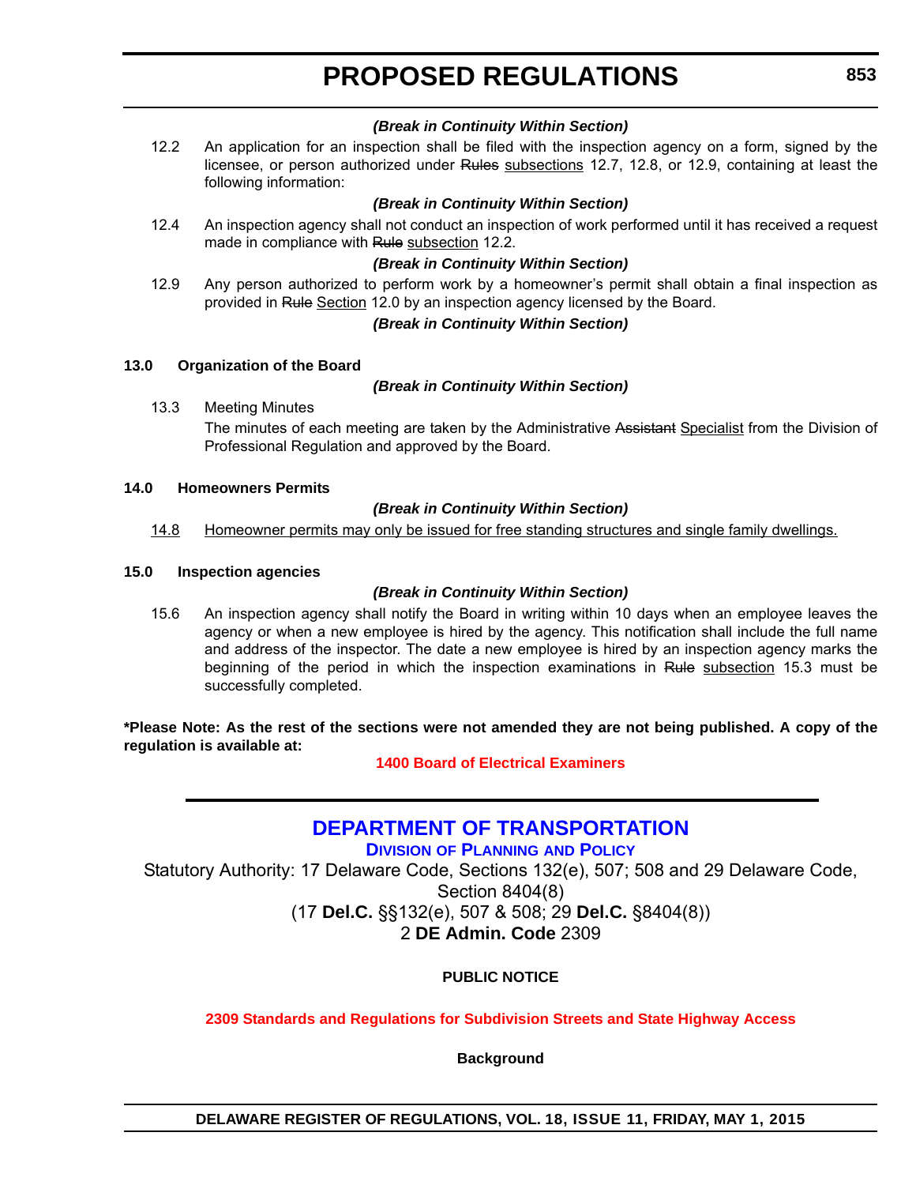***(Break in Continuity Within Section)***

12.2 An application for an inspection shall be filed with the inspection agency on a form, signed by the licensee, or person authorized under ~~Rules~~ <u>subsections</u> 12.7, 12.8, or 12.9, containing at least the following information:

***(Break in Continuity Within Section)***

12.4 An inspection agency shall not conduct an inspection of work performed until it has received a request made in compliance with ~~Rule~~ <u>subsection</u> 12.2.

***(Break in Continuity Within Section)***

12.9 Any person authorized to perform work by a homeowner's permit shall obtain a final inspection as provided in ~~Rule~~ <u>Section</u> 12.0 by an inspection agency licensed by the Board.

***(Break in Continuity Within Section)***

**13.0 Organization of the Board**

***(Break in Continuity Within Section)***

13.3 Meeting Minutes

The minutes of each meeting are taken by the Administrative ~~Assistant~~ <u>Specialist</u> from the Division of Professional Regulation and approved by the Board.

**14.0 Homeowners Permits**

***(Break in Continuity Within Section)***

<u>14.8 Homeowner permits may only be issued for free standing structures and single family dwellings.</u>

**15.0 Inspection agencies**

***(Break in Continuity Within Section)***

15.6 An inspection agency shall notify the Board in writing within 10 days when an employee leaves the agency or when a new employee is hired by the agency. This notification shall include the full name and address of the inspector. The date a new employee is hired by an inspection agency marks the beginning of the period in which the inspection examinations in ~~Rule~~ <u>subsection</u> 15.3 must be successfully completed.

**\*Please Note: As the rest of the sections were not amended they are not being published. A copy of the regulation is available at:**

**1400 Board of Electrical Examiners**

---

## DEPARTMENT OF TRANSPORTATION

### DIVISION OF PLANNING AND POLICY

Statutory Authority: 17 Delaware Code, Sections 132(e), 507; 508 and 29 Delaware Code, Section 8404(8)
(17 **Del.C.** §§132(e), 507 & 508; 29 **Del.C.** §8404(8))
2 **DE Admin. Code** 2309

**PUBLIC NOTICE**

**2309 Standards and Regulations for Subdivision Streets and State Highway Access**

**Background**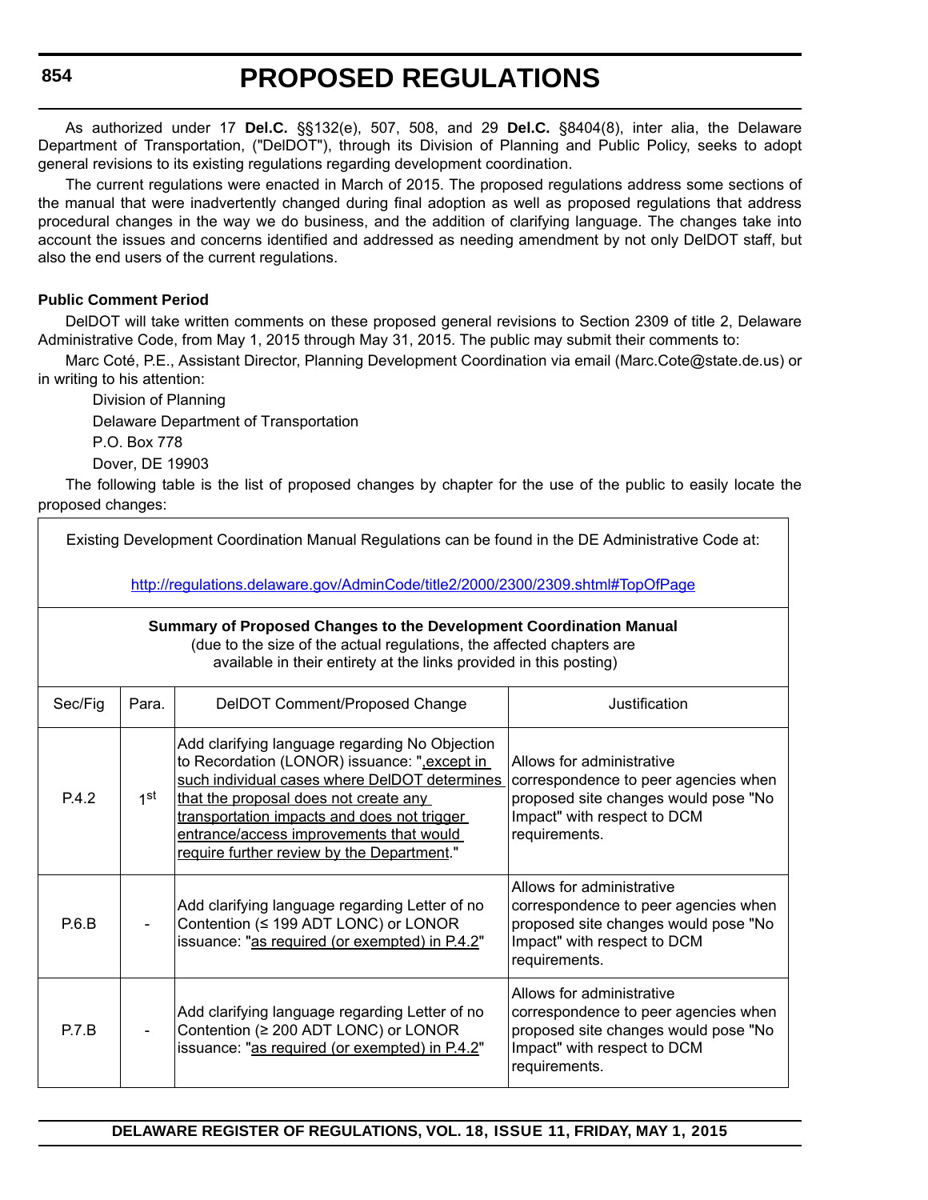As authorized under 17 **Del.C.** §§132(e), 507, 508, and 29 **Del.C.** §8404(8), inter alia, the Delaware Department of Transportation, ("DelDOT"), through its Division of Planning and Public Policy, seeks to adopt general revisions to its existing regulations regarding development coordination.

The current regulations were enacted in March of 2015. The proposed regulations address some sections of the manual that were inadvertently changed during final adoption as well as proposed regulations that address procedural changes in the way we do business, and the addition of clarifying language. The changes take into account the issues and concerns identified and addressed as needing amendment by not only DelDOT staff, but also the end users of the current regulations.

**Public Comment Period**

DelDOT will take written comments on these proposed general revisions to Section 2309 of title 2, Delaware Administrative Code, from May 1, 2015 through May 31, 2015. The public may submit their comments to:

Marc Coté, P.E., Assistant Director, Planning Development Coordination via email (Marc.Cote@state.de.us) or in writing to his attention:

Division of Planning

Delaware Department of Transportation

P.O. Box 778

Dover, DE 19903

The following table is the list of proposed changes by chapter for the use of the public to easily locate the proposed changes:

Existing Development Coordination Manual Regulations can be found in the DE Administrative Code at:

http://regulations.delaware.gov/AdminCode/title2/2000/2300/2309.shtml#TopOfPage

**Summary of Proposed Changes to the Development Coordination Manual**
(due to the size of the actual regulations, the affected chapters are available in their entirety at the links provided in this posting)

| Sec/Fig | Para. | DelDOT Comment/Proposed Change | Justification |
|---|---|---|---|
| P.4.2 | 1st | Add clarifying language regarding No Objection to Recordation (LONOR) issuance: "<u>, except in such individual cases where DelDOT determines that the proposal does not create any transportation impacts and does not trigger entrance/access improvements that would require further review by the Department</u>." | Allows for administrative correspondence to peer agencies when proposed site changes would pose "No Impact" with respect to DCM requirements. |
| P.6.B | - | Add clarifying language regarding Letter of no Contention (≤ 199 ADT LONC) or LONOR issuance: "<u>as required (or exempted) in P.4.2</u>" | Allows for administrative correspondence to peer agencies when proposed site changes would pose "No Impact" with respect to DCM requirements. |
| P.7.B | - | Add clarifying language regarding Letter of no Contention (≥ 200 ADT LONC) or LONOR issuance: "<u>as required (or exempted) in P.4.2</u>" | Allows for administrative correspondence to peer agencies when proposed site changes would pose "No Impact" with respect to DCM requirements. |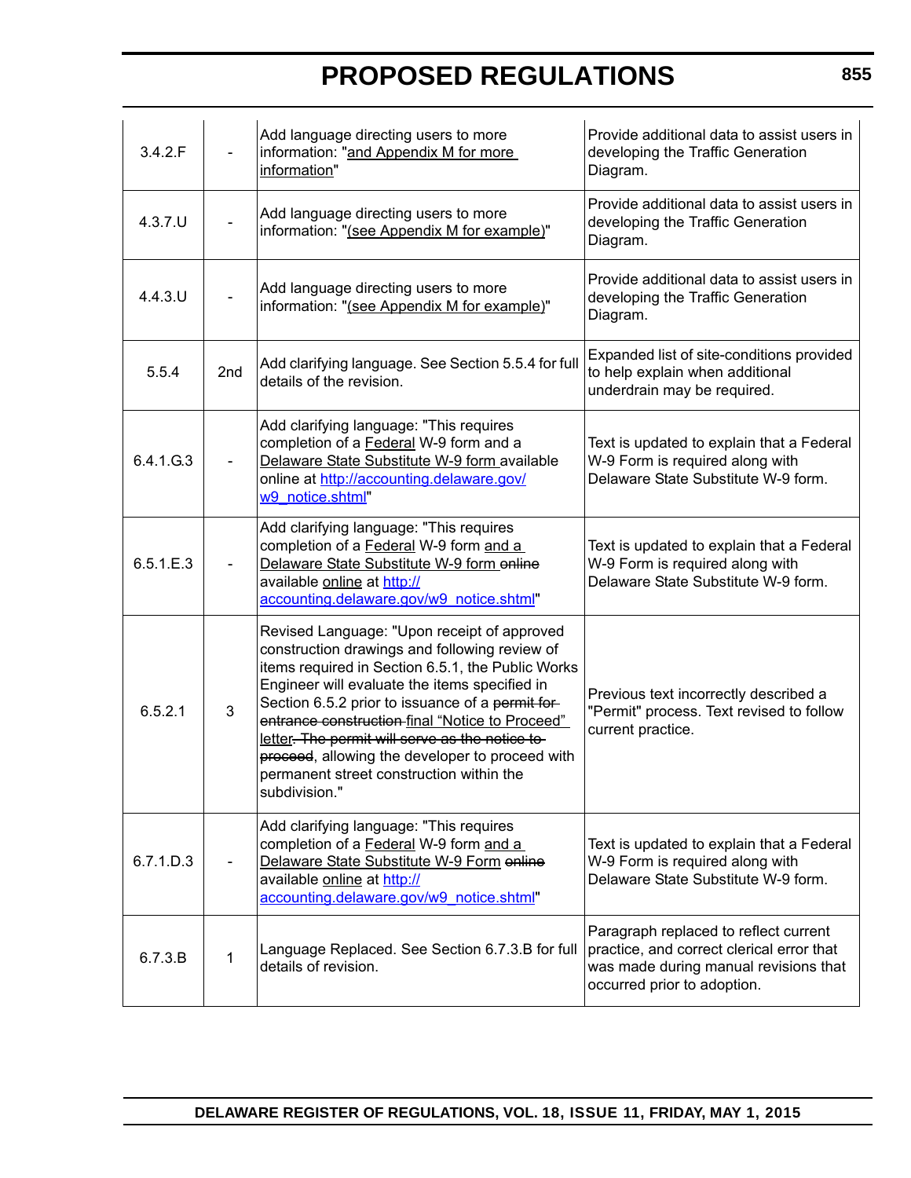| 3.4.2.F | - | Add language directing users to more information: "and Appendix M for more information" | Provide additional data to assist users in developing the Traffic Generation Diagram. |
|---|---|---|---|
| 4.3.7.U | - | Add language directing users to more information: "(see Appendix M for example)" | Provide additional data to assist users in developing the Traffic Generation Diagram. |
| 4.4.3.U | - | Add language directing users to more information: "(see Appendix M for example)" | Provide additional data to assist users in developing the Traffic Generation Diagram. |
| 5.5.4 | 2nd | Add clarifying language. See Section 5.5.4 for full details of the revision. | Expanded list of site-conditions provided to help explain when additional underdrain may be required. |
| 6.4.1.G.3 | - | Add clarifying language: "This requires completion of a Federal W-9 form and a Delaware State Substitute W-9 form available online at http://accounting.delaware.gov/w9_notice.shtml" | Text is updated to explain that a Federal W-9 Form is required along with Delaware State Substitute W-9 form. |
| 6.5.1.E.3 | - | Add clarifying language: "This requires completion of a Federal W-9 form and a Delaware State Substitute W-9 form ~~online~~ available online at http://accounting.delaware.gov/w9_notice.shtml" | Text is updated to explain that a Federal W-9 Form is required along with Delaware State Substitute W-9 form. |
| 6.5.2.1 | 3 | Revised Language: "Upon receipt of approved construction drawings and following review of items required in Section 6.5.1, the Public Works Engineer will evaluate the items specified in Section 6.5.2 prior to issuance of a ~~permit for entrance construction~~ final "Notice to Proceed" letter~~. The permit will serve as the notice to proceed~~, allowing the developer to proceed with permanent street construction within the subdivision." | Previous text incorrectly described a "Permit" process. Text revised to follow current practice. |
| 6.7.1.D.3 | - | Add clarifying language: "This requires completion of a Federal W-9 form and a Delaware State Substitute W-9 Form ~~online~~ available online at http://accounting.delaware.gov/w9_notice.shtml" | Text is updated to explain that a Federal W-9 Form is required along with Delaware State Substitute W-9 form. |
| 6.7.3.B | 1 | Language Replaced. See Section 6.7.3.B for full details of revision. | Paragraph replaced to reflect current practice, and correct clerical error that was made during manual revisions that occurred prior to adoption. |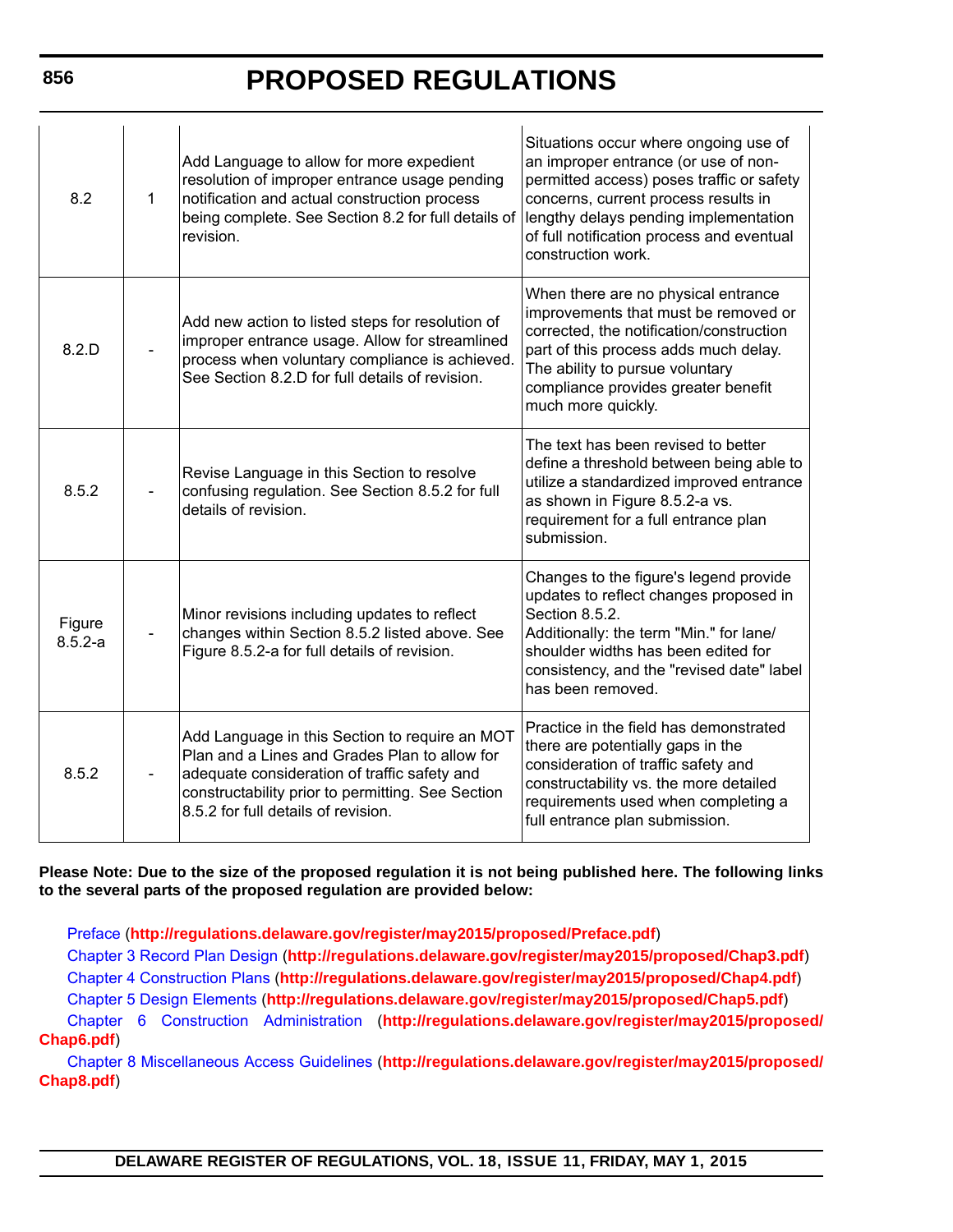| | | | |
|---|---|---|---|
| 8.2 | 1 | Add Language to allow for more expedient resolution of improper entrance usage pending notification and actual construction process being complete. See Section 8.2 for full details of revision. | Situations occur where ongoing use of an improper entrance (or use of non-permitted access) poses traffic or safety concerns, current process results in lengthy delays pending implementation of full notification process and eventual construction work. |
| 8.2.D | - | Add new action to listed steps for resolution of improper entrance usage. Allow for streamlined process when voluntary compliance is achieved. See Section 8.2.D for full details of revision. | When there are no physical entrance improvements that must be removed or corrected, the notification/construction part of this process adds much delay. The ability to pursue voluntary compliance provides greater benefit much more quickly. |
| 8.5.2 | - | Revise Language in this Section to resolve confusing regulation. See Section 8.5.2 for full details of revision. | The text has been revised to better define a threshold between being able to utilize a standardized improved entrance as shown in Figure 8.5.2-a vs. requirement for a full entrance plan submission. |
| Figure 8.5.2-a | - | Minor revisions including updates to reflect changes within Section 8.5.2 listed above. See Figure 8.5.2-a for full details of revision. | Changes to the figure's legend provide updates to reflect changes proposed in Section 8.5.2. Additionally: the term "Min." for lane/ shoulder widths has been edited for consistency, and the "revised date" label has been removed. |
| 8.5.2 | - | Add Language in this Section to require an MOT Plan and a Lines and Grades Plan to allow for adequate consideration of traffic safety and constructability prior to permitting. See Section 8.5.2 for full details of revision. | Practice in the field has demonstrated there are potentially gaps in the consideration of traffic safety and constructability vs. the more detailed requirements used when completing a full entrance plan submission. |

**Please Note: Due to the size of the proposed regulation it is not being published here. The following links to the several parts of the proposed regulation are provided below:**

Preface (**http://regulations.delaware.gov/register/may2015/proposed/Preface.pdf**)

Chapter 3 Record Plan Design (**http://regulations.delaware.gov/register/may2015/proposed/Chap3.pdf**)

Chapter 4 Construction Plans (**http://regulations.delaware.gov/register/may2015/proposed/Chap4.pdf**)

Chapter 5 Design Elements (**http://regulations.delaware.gov/register/may2015/proposed/Chap5.pdf**)

Chapter 6 Construction Administration (**http://regulations.delaware.gov/register/may2015/proposed/Chap6.pdf**)

Chapter 8 Miscellaneous Access Guidelines (**http://regulations.delaware.gov/register/may2015/proposed/Chap8.pdf**)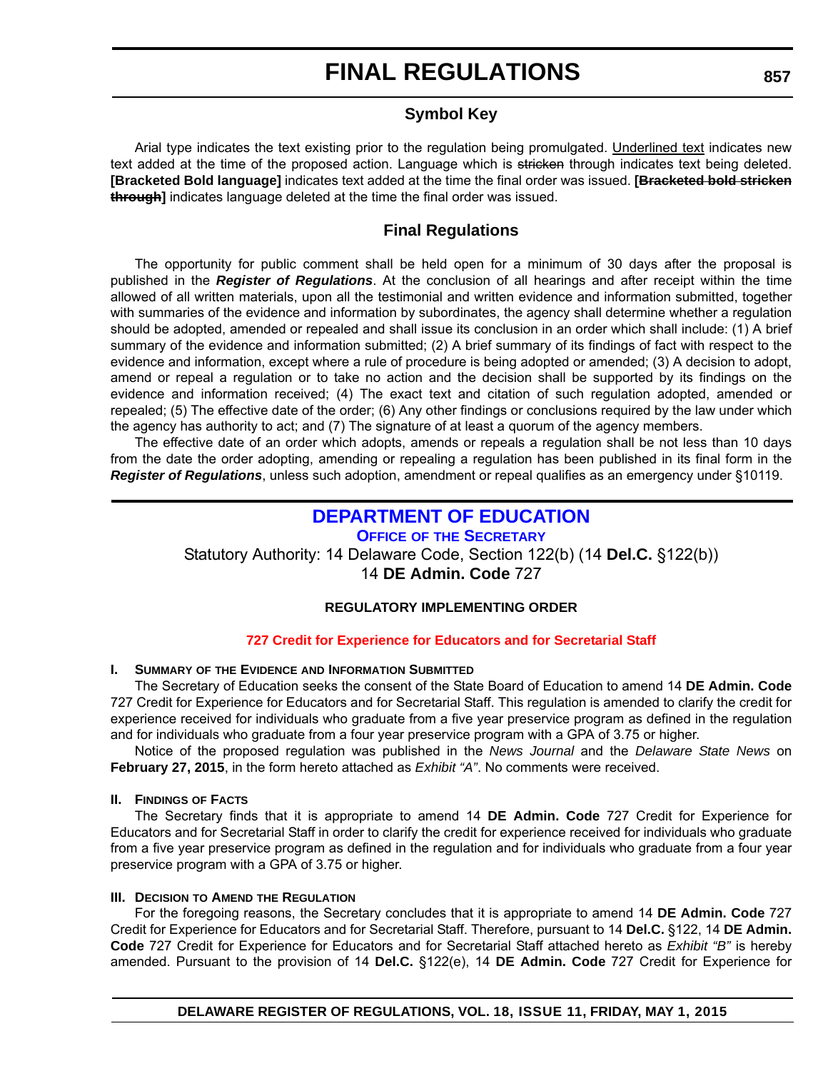# FINAL REGULATIONS

## Symbol Key

Arial type indicates the text existing prior to the regulation being promulgated. Underlined text indicates new text added at the time of the proposed action. Language which is ~~stricken~~ through indicates text being deleted. **[Bracketed Bold language]** indicates text added at the time the final order was issued. **[~~Bracketed bold stricken through~~]** indicates language deleted at the time the final order was issued.

## Final Regulations

The opportunity for public comment shall be held open for a minimum of 30 days after the proposal is published in the ***Register of Regulations***. At the conclusion of all hearings and after receipt within the time allowed of all written materials, upon all the testimonial and written evidence and information submitted, together with summaries of the evidence and information by subordinates, the agency shall determine whether a regulation should be adopted, amended or repealed and shall issue its conclusion in an order which shall include: (1) A brief summary of the evidence and information submitted; (2) A brief summary of its findings of fact with respect to the evidence and information, except where a rule of procedure is being adopted or amended; (3) A decision to adopt, amend or repeal a regulation or to take no action and the decision shall be supported by its findings on the evidence and information received; (4) The exact text and citation of such regulation adopted, amended or repealed; (5) The effective date of the order; (6) Any other findings or conclusions required by the law under which the agency has authority to act; and (7) The signature of at least a quorum of the agency members.

The effective date of an order which adopts, amends or repeals a regulation shall be not less than 10 days from the date the order adopting, amending or repealing a regulation has been published in its final form in the ***Register of Regulations***, unless such adoption, amendment or repeal qualifies as an emergency under §10119.

## DEPARTMENT OF EDUCATION

### OFFICE OF THE SECRETARY

Statutory Authority: 14 Delaware Code, Section 122(b) (14 **Del.C.** §122(b))
14 **DE Admin. Code** 727

**REGULATORY IMPLEMENTING ORDER**

**727 Credit for Experience for Educators and for Secretarial Staff**

**I. Summary of the Evidence and Information Submitted**

The Secretary of Education seeks the consent of the State Board of Education to amend 14 **DE Admin. Code** 727 Credit for Experience for Educators and for Secretarial Staff. This regulation is amended to clarify the credit for experience received for individuals who graduate from a five year preservice program as defined in the regulation and for individuals who graduate from a four year preservice program with a GPA of 3.75 or higher.

Notice of the proposed regulation was published in the *News Journal* and the *Delaware State News* on **February 27, 2015**, in the form hereto attached as *Exhibit "A"*. No comments were received.

**II. Findings of Facts**

The Secretary finds that it is appropriate to amend 14 **DE Admin. Code** 727 Credit for Experience for Educators and for Secretarial Staff in order to clarify the credit for experience received for individuals who graduate from a five year preservice program as defined in the regulation and for individuals who graduate from a four year preservice program with a GPA of 3.75 or higher.

**III. Decision to Amend the Regulation**

For the foregoing reasons, the Secretary concludes that it is appropriate to amend 14 **DE Admin. Code** 727 Credit for Experience for Educators and for Secretarial Staff. Therefore, pursuant to 14 **Del.C.** §122, 14 **DE Admin. Code** 727 Credit for Experience for Educators and for Secretarial Staff attached hereto as *Exhibit "B"* is hereby amended. Pursuant to the provision of 14 **Del.C.** §122(e), 14 **DE Admin. Code** 727 Credit for Experience for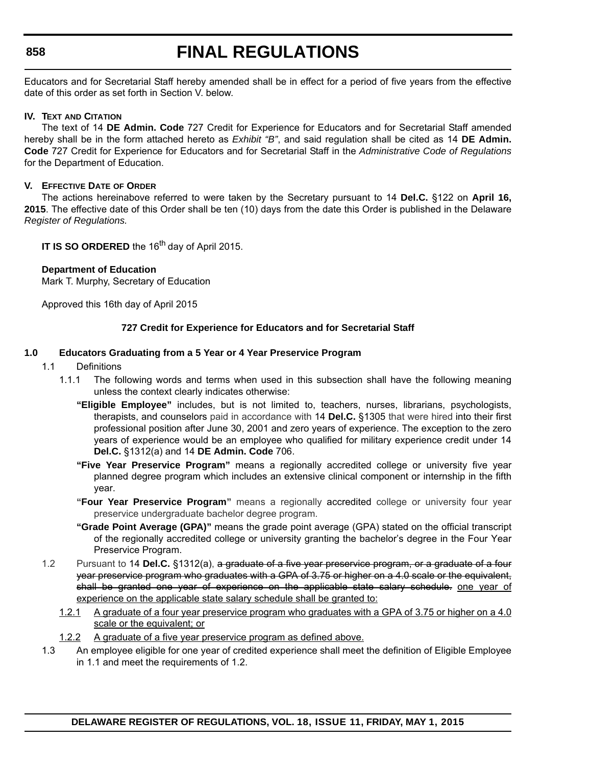Educators and for Secretarial Staff hereby amended shall be in effect for a period of five years from the effective date of this order as set forth in Section V. below.

**IV. Text and Citation**

The text of 14 **DE Admin. Code** 727 Credit for Experience for Educators and for Secretarial Staff amended hereby shall be in the form attached hereto as *Exhibit "B"*, and said regulation shall be cited as 14 **DE Admin. Code** 727 Credit for Experience for Educators and for Secretarial Staff in the *Administrative Code of Regulations* for the Department of Education.

**V. Effective Date of Order**

The actions hereinabove referred to were taken by the Secretary pursuant to 14 **Del.C.** §122 on **April 16, 2015**. The effective date of this Order shall be ten (10) days from the date this Order is published in the Delaware *Register of Regulations.*

**IT IS SO ORDERED** the 16th day of April 2015.

**Department of Education**
Mark T. Murphy, Secretary of Education

Approved this 16th day of April 2015

**727 Credit for Experience for Educators and for Secretarial Staff**

**1.0 Educators Graduating from a 5 Year or 4 Year Preservice Program**

1.1 Definitions

1.1.1 The following words and terms when used in this subsection shall have the following meaning unless the context clearly indicates otherwise:

**"Eligible Employee"** includes, but is not limited to, teachers, nurses, librarians, psychologists, therapists, and counselors paid in accordance with 14 **Del.C.** §1305 that were hired into their first professional position after June 30, 2001 and zero years of experience. The exception to the zero years of experience would be an employee who qualified for military experience credit under 14 **Del.C.** §1312(a) and 14 **DE Admin. Code** 706.

**"Five Year Preservice Program"** means a regionally accredited college or university five year planned degree program which includes an extensive clinical component or internship in the fifth year.

**"Four Year Preservice Program"** means a regionally accredited college or university four year preservice undergraduate bachelor degree program.

**"Grade Point Average (GPA)"** means the grade point average (GPA) stated on the official transcript of the regionally accredited college or university granting the bachelor's degree in the Four Year Preservice Program.

1.2 Pursuant to 14 **Del.C.** §1312(a), ~~a graduate of a five year preservice program, or a graduate of a four year preservice program who graduates with a GPA of 3.75 or higher on a 4.0 scale or the equivalent, shall be granted one year of experience on the applicable state salary schedule.~~ <u>one year of experience on the applicable state salary schedule shall be granted to:</u>

<u>1.2.1 A graduate of a four year preservice program who graduates with a GPA of 3.75 or higher on a 4.0 scale or the equivalent; or</u>

<u>1.2.2 A graduate of a five year preservice program as defined above.</u>

1.3 An employee eligible for one year of credited experience shall meet the definition of Eligible Employee in 1.1 and meet the requirements of 1.2.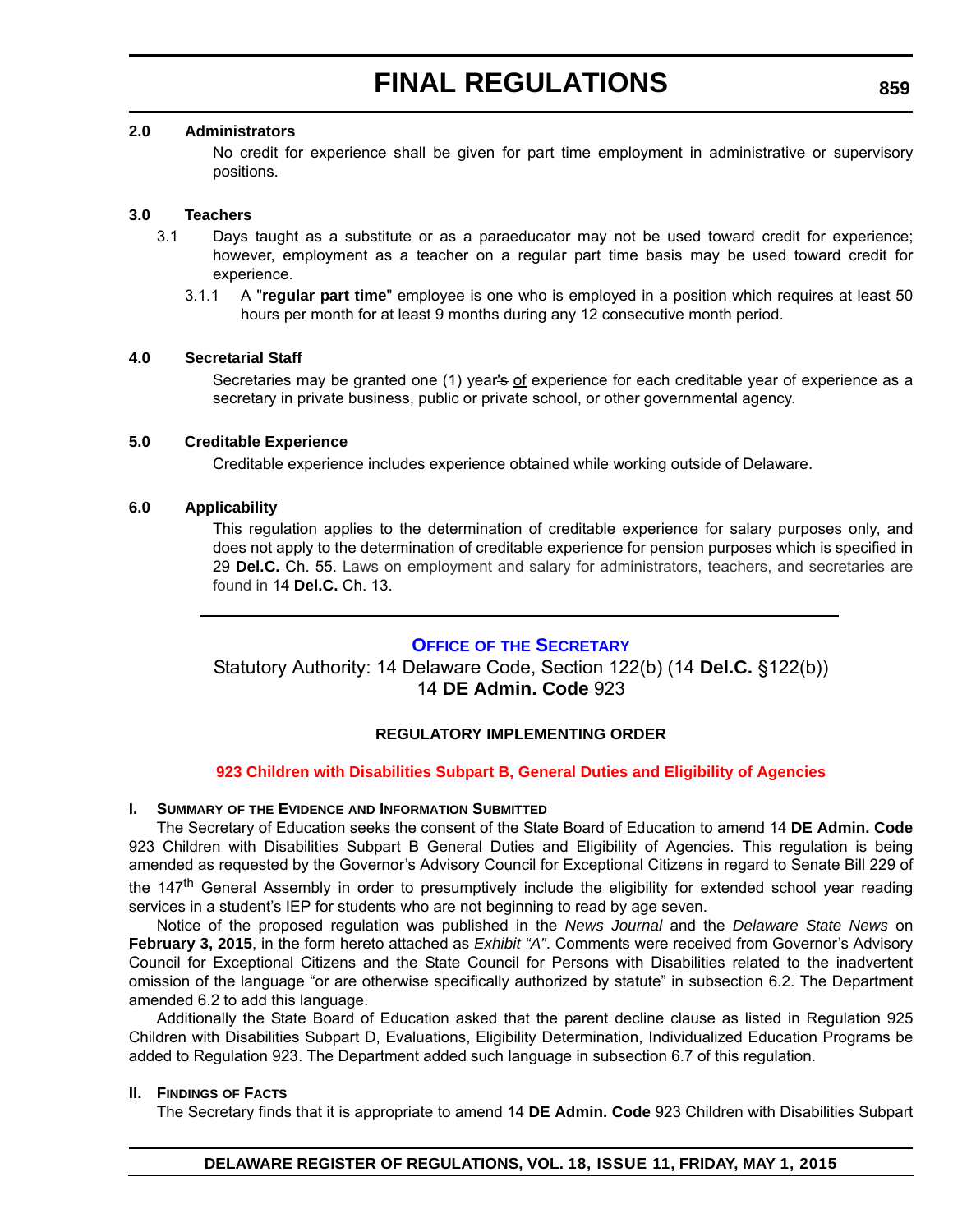**2.0 Administrators**

No credit for experience shall be given for part time employment in administrative or supervisory positions.

**3.0 Teachers**

3.1 Days taught as a substitute or as a paraeducator may not be used toward credit for experience; however, employment as a teacher on a regular part time basis may be used toward credit for experience.

3.1.1 A "**regular part time**" employee is one who is employed in a position which requires at least 50 hours per month for at least 9 months during any 12 consecutive month period.

**4.0 Secretarial Staff**

Secretaries may be granted one (1) year~~'s~~ of experience for each creditable year of experience as a secretary in private business, public or private school, or other governmental agency.

**5.0 Creditable Experience**

Creditable experience includes experience obtained while working outside of Delaware.

**6.0 Applicability**

This regulation applies to the determination of creditable experience for salary purposes only, and does not apply to the determination of creditable experience for pension purposes which is specified in 29 **Del.C.** Ch. 55. Laws on employment and salary for administrators, teachers, and secretaries are found in 14 **Del.C.** Ch. 13.

---

## OFFICE OF THE SECRETARY

Statutory Authority: 14 Delaware Code, Section 122(b) (14 **Del.C.** §122(b))
14 **DE Admin. Code** 923

### REGULATORY IMPLEMENTING ORDER

### 923 Children with Disabilities Subpart B, General Duties and Eligibility of Agencies

**I. Summary of the Evidence and Information Submitted**

The Secretary of Education seeks the consent of the State Board of Education to amend 14 **DE Admin. Code** 923 Children with Disabilities Subpart B General Duties and Eligibility of Agencies. This regulation is being amended as requested by the Governor's Advisory Council for Exceptional Citizens in regard to Senate Bill 229 of the 147th General Assembly in order to presumptively include the eligibility for extended school year reading services in a student's IEP for students who are not beginning to read by age seven.

Notice of the proposed regulation was published in the *News Journal* and the *Delaware State News* on **February 3, 2015**, in the form hereto attached as *Exhibit "A"*. Comments were received from Governor's Advisory Council for Exceptional Citizens and the State Council for Persons with Disabilities related to the inadvertent omission of the language "or are otherwise specifically authorized by statute" in subsection 6.2. The Department amended 6.2 to add this language.

Additionally the State Board of Education asked that the parent decline clause as listed in Regulation 925 Children with Disabilities Subpart D, Evaluations, Eligibility Determination, Individualized Education Programs be added to Regulation 923. The Department added such language in subsection 6.7 of this regulation.

**II. Findings of Facts**

The Secretary finds that it is appropriate to amend 14 **DE Admin. Code** 923 Children with Disabilities Subpart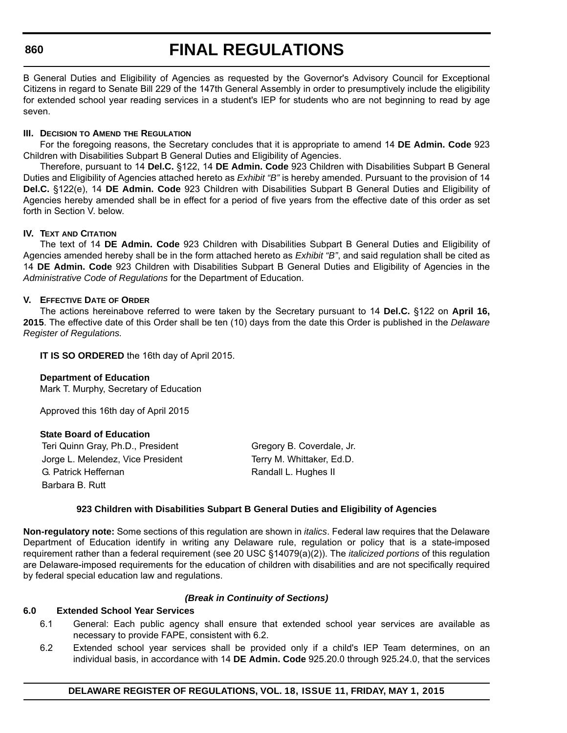B General Duties and Eligibility of Agencies as requested by the Governor's Advisory Council for Exceptional Citizens in regard to Senate Bill 229 of the 147th General Assembly in order to presumptively include the eligibility for extended school year reading services in a student's IEP for students who are not beginning to read by age seven.

**III. Decision to Amend the Regulation**

For the foregoing reasons, the Secretary concludes that it is appropriate to amend 14 **DE Admin. Code** 923 Children with Disabilities Subpart B General Duties and Eligibility of Agencies.

Therefore, pursuant to 14 **Del.C.** §122, 14 **DE Admin. Code** 923 Children with Disabilities Subpart B General Duties and Eligibility of Agencies attached hereto as *Exhibit "B"* is hereby amended. Pursuant to the provision of 14 **Del.C.** §122(e), 14 **DE Admin. Code** 923 Children with Disabilities Subpart B General Duties and Eligibility of Agencies hereby amended shall be in effect for a period of five years from the effective date of this order as set forth in Section V. below.

**IV. Text and Citation**

The text of 14 **DE Admin. Code** 923 Children with Disabilities Subpart B General Duties and Eligibility of Agencies amended hereby shall be in the form attached hereto as *Exhibit "B"*, and said regulation shall be cited as 14 **DE Admin. Code** 923 Children with Disabilities Subpart B General Duties and Eligibility of Agencies in the *Administrative Code of Regulations* for the Department of Education.

**V. Effective Date of Order**

The actions hereinabove referred to were taken by the Secretary pursuant to 14 **Del.C.** §122 on **April 16, 2015**. The effective date of this Order shall be ten (10) days from the date this Order is published in the *Delaware Register of Regulations.*

**IT IS SO ORDERED** the 16th day of April 2015.

**Department of Education**
Mark T. Murphy, Secretary of Education

Approved this 16th day of April 2015

**State Board of Education**

Teri Quinn Gray, Ph.D., President
Jorge L. Melendez, Vice President
G. Patrick Heffernan
Barbara B. Rutt
Gregory B. Coverdale, Jr.
Terry M. Whittaker, Ed.D.
Randall L. Hughes II

**923 Children with Disabilities Subpart B General Duties and Eligibility of Agencies**

**Non-regulatory note:** Some sections of this regulation are shown in *italics*. Federal law requires that the Delaware Department of Education identify in writing any Delaware rule, regulation or policy that is a state-imposed requirement rather than a federal requirement (see 20 USC §14079(a)(2)). The *italicized portions* of this regulation are Delaware-imposed requirements for the education of children with disabilities and are not specifically required by federal special education law and regulations.

***(Break in Continuity of Sections)***

**6.0 Extended School Year Services**

6.1 General: Each public agency shall ensure that extended school year services are available as necessary to provide FAPE, consistent with 6.2.

6.2 Extended school year services shall be provided only if a child's IEP Team determines, on an individual basis, in accordance with 14 **DE Admin. Code** 925.20.0 through 925.24.0, that the services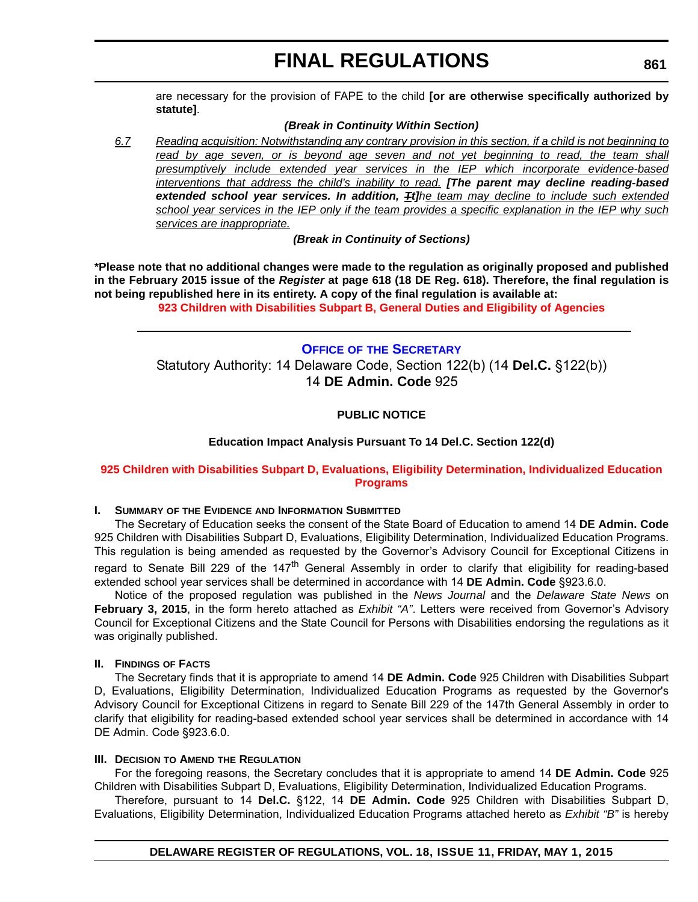are necessary for the provision of FAPE to the child **[or are otherwise specifically authorized by statute]**.

***(Break in Continuity Within Section)***

*6.7* *Reading acquisition: Notwithstanding any contrary provision in this section, if a child is not beginning to read by age seven, or is beyond age seven and not yet beginning to read, the team shall presumptively include extended year services in the IEP which incorporate evidence-based interventions that address the child's inability to read.* ***[The parent may decline reading-based extended school year services. In addition, ~~T~~t]****he team may decline to include such extended school year services in the IEP only if the team provides a specific explanation in the IEP why such services are inappropriate.*

***(Break in Continuity of Sections)***

**\*Please note that no additional changes were made to the regulation as originally proposed and published in the February 2015 issue of the *Register* at page 618 (18 DE Reg. 618). Therefore, the final regulation is not being republished here in its entirety. A copy of the final regulation is available at:**

**923 Children with Disabilities Subpart B, General Duties and Eligibility of Agencies**

---

## OFFICE OF THE SECRETARY

Statutory Authority: 14 Delaware Code, Section 122(b) (14 **Del.C.** §122(b))
14 **DE Admin. Code** 925

### PUBLIC NOTICE

#### Education Impact Analysis Pursuant To 14 Del.C. Section 122(d)

#### 925 Children with Disabilities Subpart D, Evaluations, Eligibility Determination, Individualized Education Programs

**I. SUMMARY OF THE EVIDENCE AND INFORMATION SUBMITTED**

The Secretary of Education seeks the consent of the State Board of Education to amend 14 **DE Admin. Code** 925 Children with Disabilities Subpart D, Evaluations, Eligibility Determination, Individualized Education Programs. This regulation is being amended as requested by the Governor's Advisory Council for Exceptional Citizens in regard to Senate Bill 229 of the 147th General Assembly in order to clarify that eligibility for reading-based extended school year services shall be determined in accordance with 14 **DE Admin. Code** §923.6.0.

Notice of the proposed regulation was published in the *News Journal* and the *Delaware State News* on **February 3, 2015**, in the form hereto attached as *Exhibit "A"*. Letters were received from Governor's Advisory Council for Exceptional Citizens and the State Council for Persons with Disabilities endorsing the regulations as it was originally published.

**II. FINDINGS OF FACTS**

The Secretary finds that it is appropriate to amend 14 **DE Admin. Code** 925 Children with Disabilities Subpart D, Evaluations, Eligibility Determination, Individualized Education Programs as requested by the Governor's Advisory Council for Exceptional Citizens in regard to Senate Bill 229 of the 147th General Assembly in order to clarify that eligibility for reading-based extended school year services shall be determined in accordance with 14 DE Admin. Code §923.6.0.

**III. DECISION TO AMEND THE REGULATION**

For the foregoing reasons, the Secretary concludes that it is appropriate to amend 14 **DE Admin. Code** 925 Children with Disabilities Subpart D, Evaluations, Eligibility Determination, Individualized Education Programs.

Therefore, pursuant to 14 **Del.C.** §122, 14 **DE Admin. Code** 925 Children with Disabilities Subpart D, Evaluations, Eligibility Determination, Individualized Education Programs attached hereto as *Exhibit "B"* is hereby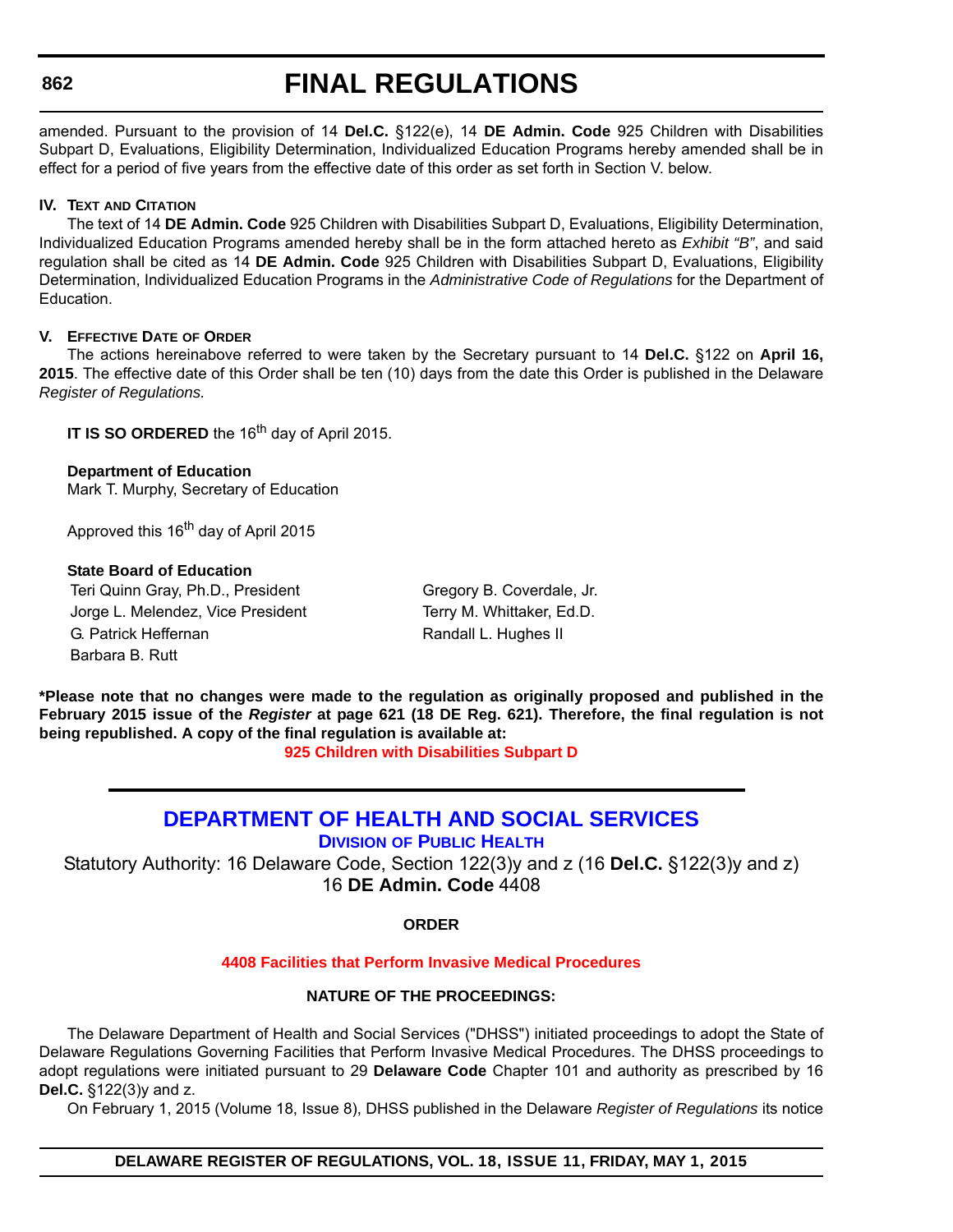amended. Pursuant to the provision of 14 **Del.C.** §122(e), 14 **DE Admin. Code** 925 Children with Disabilities Subpart D, Evaluations, Eligibility Determination, Individualized Education Programs hereby amended shall be in effect for a period of five years from the effective date of this order as set forth in Section V. below.

**IV. Text and Citation**

The text of 14 **DE Admin. Code** 925 Children with Disabilities Subpart D, Evaluations, Eligibility Determination, Individualized Education Programs amended hereby shall be in the form attached hereto as *Exhibit "B"*, and said regulation shall be cited as 14 **DE Admin. Code** 925 Children with Disabilities Subpart D, Evaluations, Eligibility Determination, Individualized Education Programs in the *Administrative Code of Regulations* for the Department of Education.

**V. Effective Date of Order**

The actions hereinabove referred to were taken by the Secretary pursuant to 14 **Del.C.** §122 on **April 16, 2015**. The effective date of this Order shall be ten (10) days from the date this Order is published in the Delaware *Register of Regulations.*

**IT IS SO ORDERED** the 16th day of April 2015.

**Department of Education**
Mark T. Murphy, Secretary of Education

Approved this 16th day of April 2015

**State Board of Education**

Teri Quinn Gray, Ph.D., President
Jorge L. Melendez, Vice President
G. Patrick Heffernan
Barbara B. Rutt
Gregory B. Coverdale, Jr.
Terry M. Whittaker, Ed.D.
Randall L. Hughes II

**\*Please note that no changes were made to the regulation as originally proposed and published in the February 2015 issue of the *Register* at page 621 (18 DE Reg. 621). Therefore, the final regulation is not being republished. A copy of the final regulation is available at:**

**925 Children with Disabilities Subpart D**

## DEPARTMENT OF HEALTH AND SOCIAL SERVICES

### Division of Public Health

Statutory Authority: 16 Delaware Code, Section 122(3)y and z (16 **Del.C.** §122(3)y and z)
16 **DE Admin. Code** 4408

**ORDER**

**4408 Facilities that Perform Invasive Medical Procedures**

**NATURE OF THE PROCEEDINGS:**

The Delaware Department of Health and Social Services ("DHSS") initiated proceedings to adopt the State of Delaware Regulations Governing Facilities that Perform Invasive Medical Procedures. The DHSS proceedings to adopt regulations were initiated pursuant to 29 **Delaware Code** Chapter 101 and authority as prescribed by 16 **Del.C.** §122(3)y and z.

On February 1, 2015 (Volume 18, Issue 8), DHSS published in the Delaware *Register of Regulations* its notice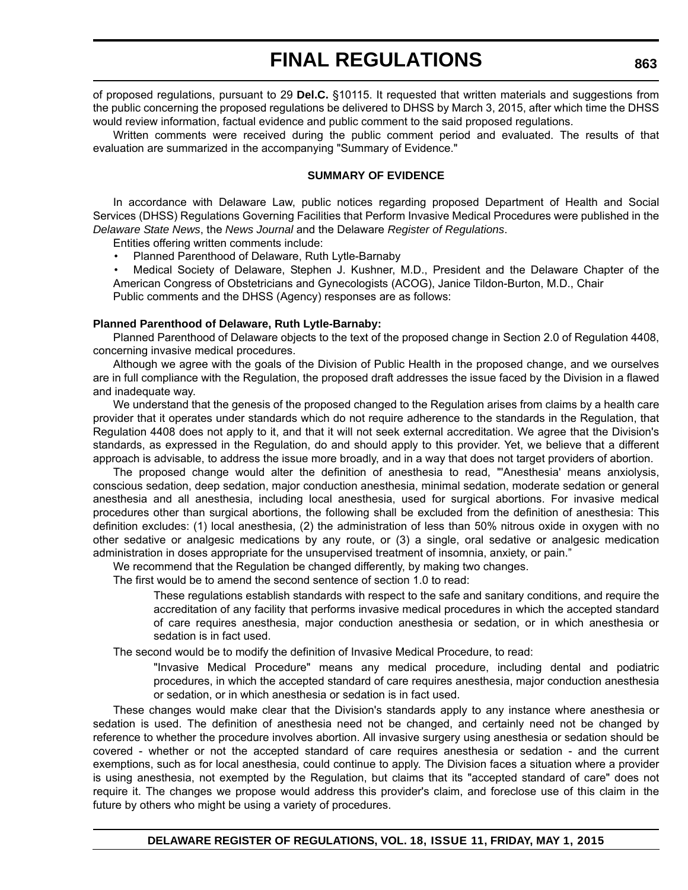of proposed regulations, pursuant to 29 **Del.C.** §10115. It requested that written materials and suggestions from the public concerning the proposed regulations be delivered to DHSS by March 3, 2015, after which time the DHSS would review information, factual evidence and public comment to the said proposed regulations.

Written comments were received during the public comment period and evaluated. The results of that evaluation are summarized in the accompanying "Summary of Evidence."

**SUMMARY OF EVIDENCE**

In accordance with Delaware Law, public notices regarding proposed Department of Health and Social Services (DHSS) Regulations Governing Facilities that Perform Invasive Medical Procedures were published in the *Delaware State News*, the *News Journal* and the Delaware *Register of Regulations*.

Entities offering written comments include:

- Planned Parenthood of Delaware, Ruth Lytle-Barnaby
- Medical Society of Delaware, Stephen J. Kushner, M.D., President and the Delaware Chapter of the American Congress of Obstetricians and Gynecologists (ACOG), Janice Tildon-Burton, M.D., Chair

Public comments and the DHSS (Agency) responses are as follows:

**Planned Parenthood of Delaware, Ruth Lytle-Barnaby:**

Planned Parenthood of Delaware objects to the text of the proposed change in Section 2.0 of Regulation 4408, concerning invasive medical procedures.

Although we agree with the goals of the Division of Public Health in the proposed change, and we ourselves are in full compliance with the Regulation, the proposed draft addresses the issue faced by the Division in a flawed and inadequate way.

We understand that the genesis of the proposed changed to the Regulation arises from claims by a health care provider that it operates under standards which do not require adherence to the standards in the Regulation, that Regulation 4408 does not apply to it, and that it will not seek external accreditation. We agree that the Division's standards, as expressed in the Regulation, do and should apply to this provider. Yet, we believe that a different approach is advisable, to address the issue more broadly, and in a way that does not target providers of abortion.

The proposed change would alter the definition of anesthesia to read, "'Anesthesia' means anxiolysis, conscious sedation, deep sedation, major conduction anesthesia, minimal sedation, moderate sedation or general anesthesia and all anesthesia, including local anesthesia, used for surgical abortions. For invasive medical procedures other than surgical abortions, the following shall be excluded from the definition of anesthesia: This definition excludes: (1) local anesthesia, (2) the administration of less than 50% nitrous oxide in oxygen with no other sedative or analgesic medications by any route, or (3) a single, oral sedative or analgesic medication administration in doses appropriate for the unsupervised treatment of insomnia, anxiety, or pain."

We recommend that the Regulation be changed differently, by making two changes.

The first would be to amend the second sentence of section 1.0 to read:

> These regulations establish standards with respect to the safe and sanitary conditions, and require the accreditation of any facility that performs invasive medical procedures in which the accepted standard of care requires anesthesia, major conduction anesthesia or sedation, or in which anesthesia or sedation is in fact used.

The second would be to modify the definition of Invasive Medical Procedure, to read:

> "Invasive Medical Procedure" means any medical procedure, including dental and podiatric procedures, in which the accepted standard of care requires anesthesia, major conduction anesthesia or sedation, or in which anesthesia or sedation is in fact used.

These changes would make clear that the Division's standards apply to any instance where anesthesia or sedation is used. The definition of anesthesia need not be changed, and certainly need not be changed by reference to whether the procedure involves abortion. All invasive surgery using anesthesia or sedation should be covered - whether or not the accepted standard of care requires anesthesia or sedation - and the current exemptions, such as for local anesthesia, could continue to apply. The Division faces a situation where a provider is using anesthesia, not exempted by the Regulation, but claims that its "accepted standard of care" does not require it. The changes we propose would address this provider's claim, and foreclose use of this claim in the future by others who might be using a variety of procedures.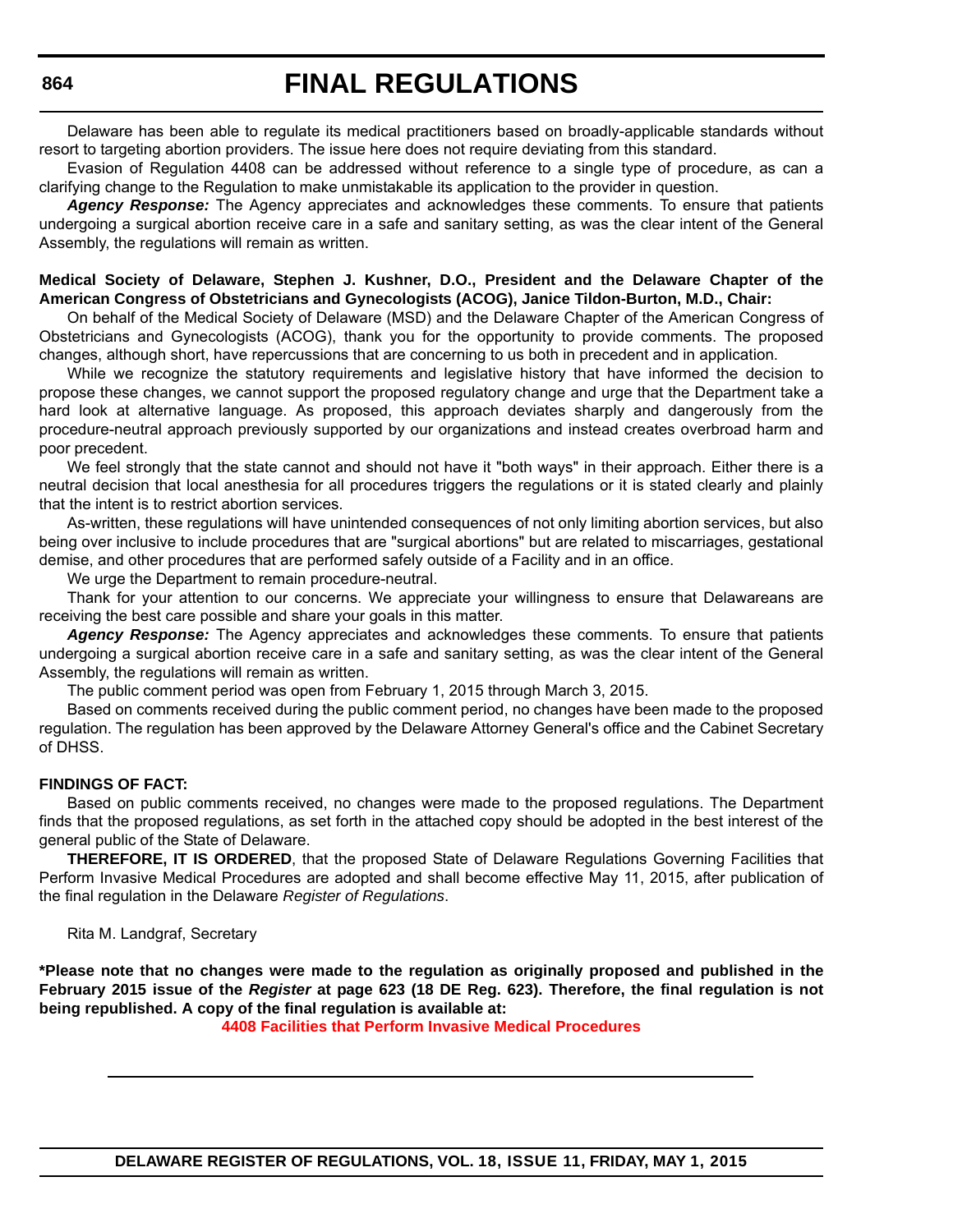Delaware has been able to regulate its medical practitioners based on broadly-applicable standards without resort to targeting abortion providers. The issue here does not require deviating from this standard.

Evasion of Regulation 4408 can be addressed without reference to a single type of procedure, as can a clarifying change to the Regulation to make unmistakable its application to the provider in question.

***Agency Response:*** The Agency appreciates and acknowledges these comments. To ensure that patients undergoing a surgical abortion receive care in a safe and sanitary setting, as was the clear intent of the General Assembly, the regulations will remain as written.

**Medical Society of Delaware, Stephen J. Kushner, D.O., President and the Delaware Chapter of the American Congress of Obstetricians and Gynecologists (ACOG), Janice Tildon-Burton, M.D., Chair:**

On behalf of the Medical Society of Delaware (MSD) and the Delaware Chapter of the American Congress of Obstetricians and Gynecologists (ACOG), thank you for the opportunity to provide comments. The proposed changes, although short, have repercussions that are concerning to us both in precedent and in application.

While we recognize the statutory requirements and legislative history that have informed the decision to propose these changes, we cannot support the proposed regulatory change and urge that the Department take a hard look at alternative language. As proposed, this approach deviates sharply and dangerously from the procedure-neutral approach previously supported by our organizations and instead creates overbroad harm and poor precedent.

We feel strongly that the state cannot and should not have it "both ways" in their approach. Either there is a neutral decision that local anesthesia for all procedures triggers the regulations or it is stated clearly and plainly that the intent is to restrict abortion services.

As-written, these regulations will have unintended consequences of not only limiting abortion services, but also being over inclusive to include procedures that are "surgical abortions" but are related to miscarriages, gestational demise, and other procedures that are performed safely outside of a Facility and in an office.

We urge the Department to remain procedure-neutral.

Thank for your attention to our concerns. We appreciate your willingness to ensure that Delawareans are receiving the best care possible and share your goals in this matter.

***Agency Response:*** The Agency appreciates and acknowledges these comments. To ensure that patients undergoing a surgical abortion receive care in a safe and sanitary setting, as was the clear intent of the General Assembly, the regulations will remain as written.

The public comment period was open from February 1, 2015 through March 3, 2015.

Based on comments received during the public comment period, no changes have been made to the proposed regulation. The regulation has been approved by the Delaware Attorney General's office and the Cabinet Secretary of DHSS.

**FINDINGS OF FACT:**

Based on public comments received, no changes were made to the proposed regulations. The Department finds that the proposed regulations, as set forth in the attached copy should be adopted in the best interest of the general public of the State of Delaware.

**THEREFORE, IT IS ORDERED**, that the proposed State of Delaware Regulations Governing Facilities that Perform Invasive Medical Procedures are adopted and shall become effective May 11, 2015, after publication of the final regulation in the Delaware *Register of Regulations*.

Rita M. Landgraf, Secretary

**\*Please note that no changes were made to the regulation as originally proposed and published in the February 2015 issue of the *Register* at page 623 (18 DE Reg. 623). Therefore, the final regulation is not being republished. A copy of the final regulation is available at:**

**4408 Facilities that Perform Invasive Medical Procedures**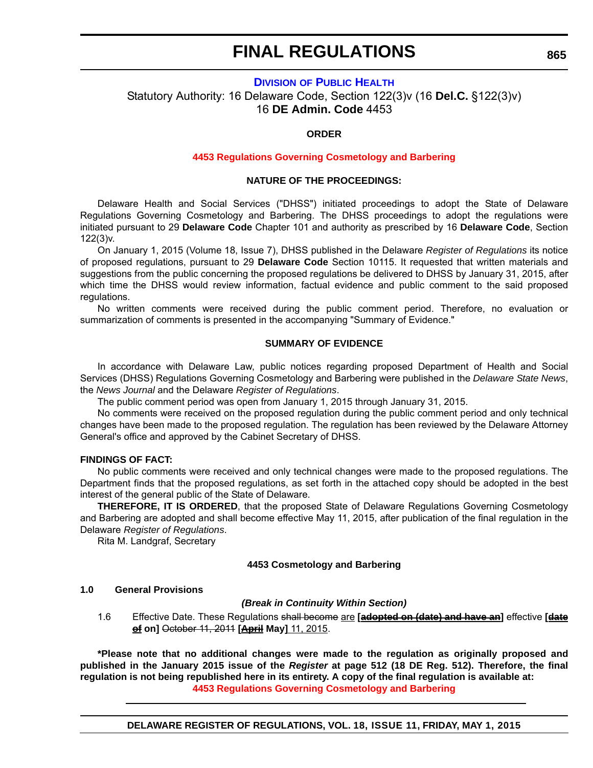# FINAL REGULATIONS

## DIVISION OF PUBLIC HEALTH

Statutory Authority: 16 Delaware Code, Section 122(3)v (16 **Del.C.** §122(3)v)
16 **DE Admin. Code** 4453

**ORDER**

**4453 Regulations Governing Cosmetology and Barbering**

**NATURE OF THE PROCEEDINGS:**

Delaware Health and Social Services ("DHSS") initiated proceedings to adopt the State of Delaware Regulations Governing Cosmetology and Barbering. The DHSS proceedings to adopt the regulations were initiated pursuant to 29 **Delaware Code** Chapter 101 and authority as prescribed by 16 **Delaware Code**, Section 122(3)v.

On January 1, 2015 (Volume 18, Issue 7), DHSS published in the Delaware *Register of Regulations* its notice of proposed regulations, pursuant to 29 **Delaware Code** Section 10115. It requested that written materials and suggestions from the public concerning the proposed regulations be delivered to DHSS by January 31, 2015, after which time the DHSS would review information, factual evidence and public comment to the said proposed regulations.

No written comments were received during the public comment period. Therefore, no evaluation or summarization of comments is presented in the accompanying "Summary of Evidence."

**SUMMARY OF EVIDENCE**

In accordance with Delaware Law, public notices regarding proposed Department of Health and Social Services (DHSS) Regulations Governing Cosmetology and Barbering were published in the *Delaware State News*, the *News Journal* and the Delaware *Register of Regulations*.

The public comment period was open from January 1, 2015 through January 31, 2015.

No comments were received on the proposed regulation during the public comment period and only technical changes have been made to the proposed regulation. The regulation has been reviewed by the Delaware Attorney General's office and approved by the Cabinet Secretary of DHSS.

**FINDINGS OF FACT:**

No public comments were received and only technical changes were made to the proposed regulations. The Department finds that the proposed regulations, as set forth in the attached copy should be adopted in the best interest of the general public of the State of Delaware.

**THEREFORE, IT IS ORDERED**, that the proposed State of Delaware Regulations Governing Cosmetology and Barbering are adopted and shall become effective May 11, 2015, after publication of the final regulation in the Delaware *Register of Regulations*.

Rita M. Landgraf, Secretary

**4453 Cosmetology and Barbering**

**1.0 General Provisions**

***(Break in Continuity Within Section)***

1.6 Effective Date. These Regulations ~~shall become~~ are **[~~adopted on (date) and have an~~]** effective **[~~date of~~ on]** ~~October 11, 2011~~ **[~~April~~ May]** 11, 2015.

**\*Please note that no additional changes were made to the regulation as originally proposed and published in the January 2015 issue of the *Register* at page 512 (18 DE Reg. 512). Therefore, the final regulation is not being republished here in its entirety. A copy of the final regulation is available at:**
**4453 Regulations Governing Cosmetology and Barbering**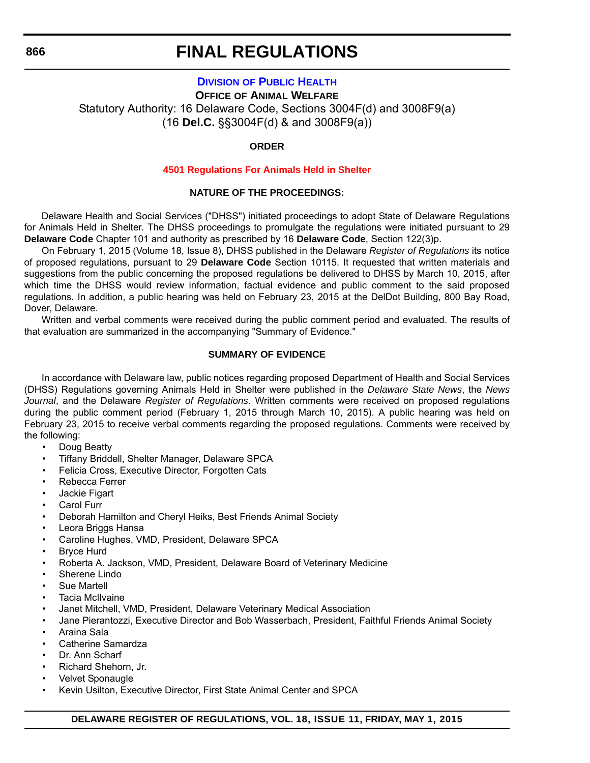# FINAL REGULATIONS

## DIVISION OF PUBLIC HEALTH

**OFFICE OF ANIMAL WELFARE**

Statutory Authority: 16 Delaware Code, Sections 3004F(d) and 3008F9(a)
(16 **Del.C.** §§3004F(d) & and 3008F9(a))

**ORDER**

**4501 Regulations For Animals Held in Shelter**

**NATURE OF THE PROCEEDINGS:**

Delaware Health and Social Services ("DHSS") initiated proceedings to adopt State of Delaware Regulations for Animals Held in Shelter. The DHSS proceedings to promulgate the regulations were initiated pursuant to 29 **Delaware Code** Chapter 101 and authority as prescribed by 16 **Delaware Code**, Section 122(3)p.

On February 1, 2015 (Volume 18, Issue 8), DHSS published in the Delaware *Register of Regulations* its notice of proposed regulations, pursuant to 29 **Delaware Code** Section 10115. It requested that written materials and suggestions from the public concerning the proposed regulations be delivered to DHSS by March 10, 2015, after which time the DHSS would review information, factual evidence and public comment to the said proposed regulations. In addition, a public hearing was held on February 23, 2015 at the DelDot Building, 800 Bay Road, Dover, Delaware.

Written and verbal comments were received during the public comment period and evaluated. The results of that evaluation are summarized in the accompanying "Summary of Evidence."

**SUMMARY OF EVIDENCE**

In accordance with Delaware law, public notices regarding proposed Department of Health and Social Services (DHSS) Regulations governing Animals Held in Shelter were published in the *Delaware State News*, the *News Journal*, and the Delaware *Register of Regulations*. Written comments were received on proposed regulations during the public comment period (February 1, 2015 through March 10, 2015). A public hearing was held on February 23, 2015 to receive verbal comments regarding the proposed regulations. Comments were received by the following:

- Doug Beatty
- Tiffany Briddell, Shelter Manager, Delaware SPCA
- Felicia Cross, Executive Director, Forgotten Cats
- Rebecca Ferrer
- Jackie Figart
- Carol Furr
- Deborah Hamilton and Cheryl Heiks, Best Friends Animal Society
- Leora Briggs Hansa
- Caroline Hughes, VMD, President, Delaware SPCA
- Bryce Hurd
- Roberta A. Jackson, VMD, President, Delaware Board of Veterinary Medicine
- Sherene Lindo
- Sue Martell
- Tacia McIlvaine
- Janet Mitchell, VMD, President, Delaware Veterinary Medical Association
- Jane Pierantozzi, Executive Director and Bob Wasserbach, President, Faithful Friends Animal Society
- Araina Sala
- Catherine Samardza
- Dr. Ann Scharf
- Richard Shehorn, Jr.
- Velvet Sponaugle
- Kevin Usilton, Executive Director, First State Animal Center and SPCA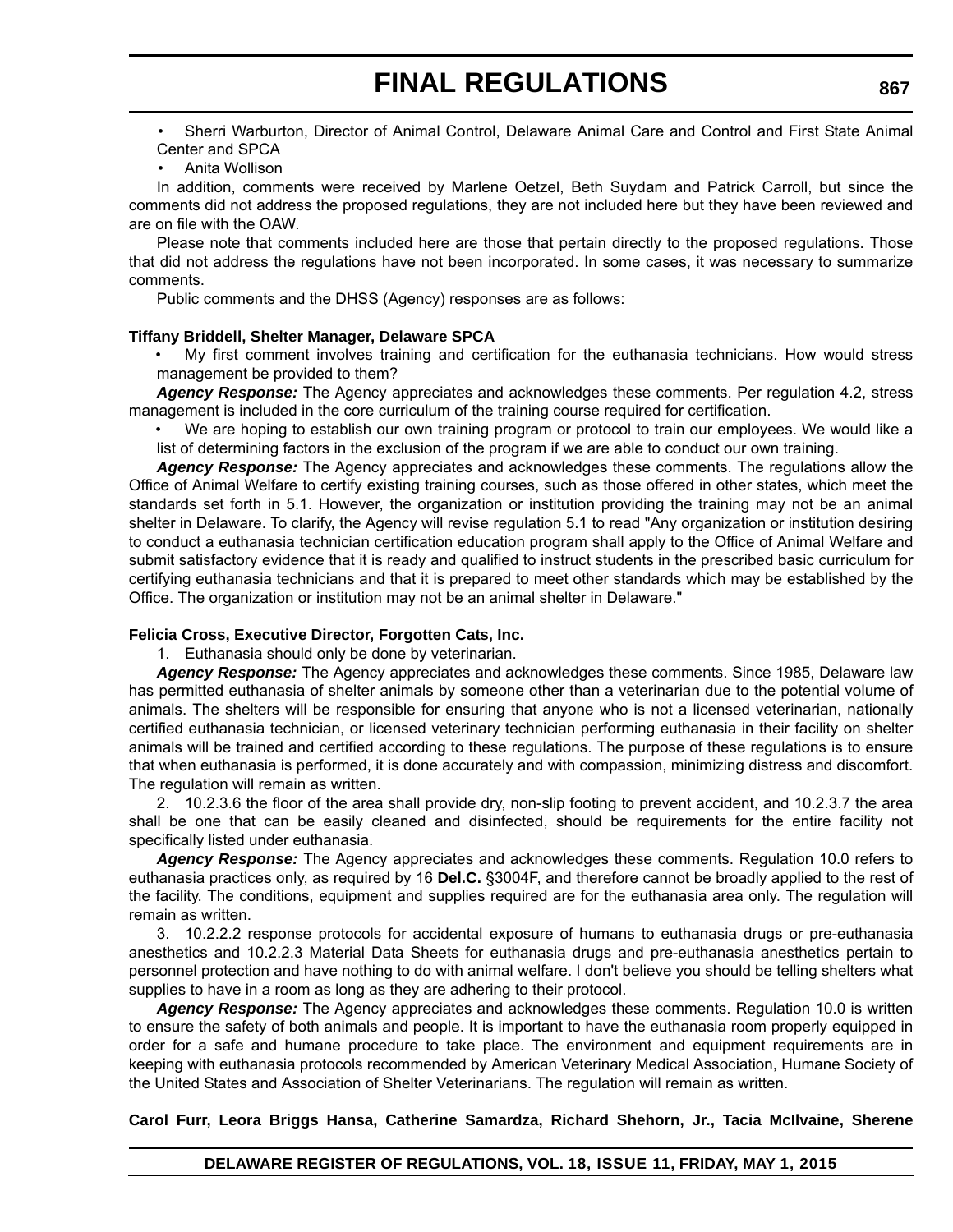- Sherri Warburton, Director of Animal Control, Delaware Animal Care and Control and First State Animal Center and SPCA
- Anita Wollison

In addition, comments were received by Marlene Oetzel, Beth Suydam and Patrick Carroll, but since the comments did not address the proposed regulations, they are not included here but they have been reviewed and are on file with the OAW.

Please note that comments included here are those that pertain directly to the proposed regulations. Those that did not address the regulations have not been incorporated. In some cases, it was necessary to summarize comments.

Public comments and the DHSS (Agency) responses are as follows:

**Tiffany Briddell, Shelter Manager, Delaware SPCA**

- My first comment involves training and certification for the euthanasia technicians. How would stress management be provided to them?

***Agency Response:*** The Agency appreciates and acknowledges these comments. Per regulation 4.2, stress management is included in the core curriculum of the training course required for certification.

- We are hoping to establish our own training program or protocol to train our employees. We would like a list of determining factors in the exclusion of the program if we are able to conduct our own training.

***Agency Response:*** The Agency appreciates and acknowledges these comments. The regulations allow the Office of Animal Welfare to certify existing training courses, such as those offered in other states, which meet the standards set forth in 5.1. However, the organization or institution providing the training may not be an animal shelter in Delaware. To clarify, the Agency will revise regulation 5.1 to read "Any organization or institution desiring to conduct a euthanasia technician certification education program shall apply to the Office of Animal Welfare and submit satisfactory evidence that it is ready and qualified to instruct students in the prescribed basic curriculum for certifying euthanasia technicians and that it is prepared to meet other standards which may be established by the Office. The organization or institution may not be an animal shelter in Delaware."

**Felicia Cross, Executive Director, Forgotten Cats, Inc.**

1. Euthanasia should only be done by veterinarian.

***Agency Response:*** The Agency appreciates and acknowledges these comments. Since 1985, Delaware law has permitted euthanasia of shelter animals by someone other than a veterinarian due to the potential volume of animals. The shelters will be responsible for ensuring that anyone who is not a licensed veterinarian, nationally certified euthanasia technician, or licensed veterinary technician performing euthanasia in their facility on shelter animals will be trained and certified according to these regulations. The purpose of these regulations is to ensure that when euthanasia is performed, it is done accurately and with compassion, minimizing distress and discomfort. The regulation will remain as written.

2. 10.2.3.6 the floor of the area shall provide dry, non-slip footing to prevent accident, and 10.2.3.7 the area shall be one that can be easily cleaned and disinfected, should be requirements for the entire facility not specifically listed under euthanasia.

***Agency Response:*** The Agency appreciates and acknowledges these comments. Regulation 10.0 refers to euthanasia practices only, as required by 16 **Del.C.** §3004F, and therefore cannot be broadly applied to the rest of the facility. The conditions, equipment and supplies required are for the euthanasia area only. The regulation will remain as written.

3. 10.2.2.2 response protocols for accidental exposure of humans to euthanasia drugs or pre-euthanasia anesthetics and 10.2.2.3 Material Data Sheets for euthanasia drugs and pre-euthanasia anesthetics pertain to personnel protection and have nothing to do with animal welfare. I don't believe you should be telling shelters what supplies to have in a room as long as they are adhering to their protocol.

***Agency Response:*** The Agency appreciates and acknowledges these comments. Regulation 10.0 is written to ensure the safety of both animals and people. It is important to have the euthanasia room properly equipped in order for a safe and humane procedure to take place. The environment and equipment requirements are in keeping with euthanasia protocols recommended by American Veterinary Medical Association, Humane Society of the United States and Association of Shelter Veterinarians. The regulation will remain as written.

**Carol Furr, Leora Briggs Hansa, Catherine Samardza, Richard Shehorn, Jr., Tacia McIlvaine, Sherene**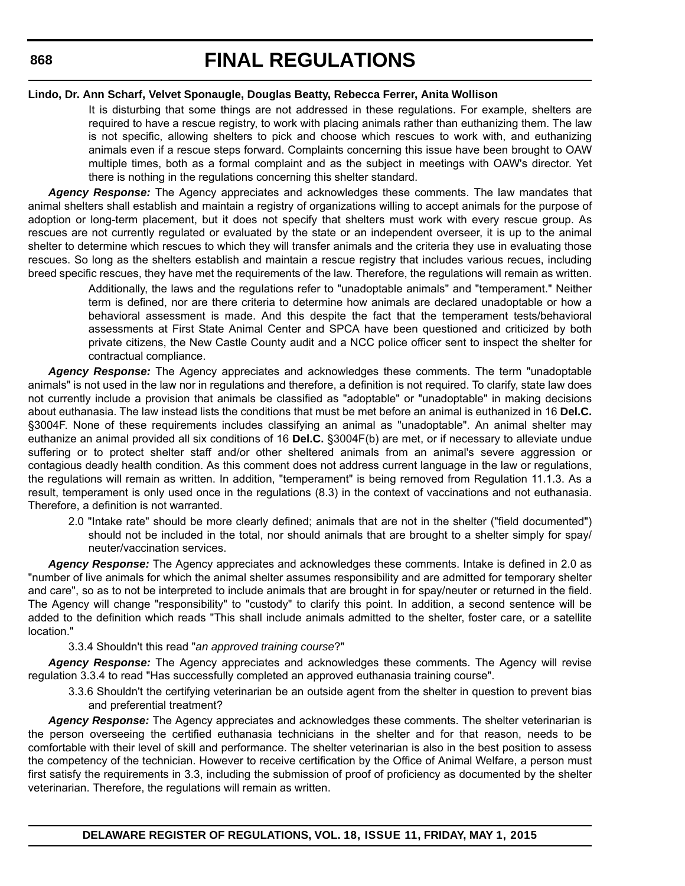**Lindo, Dr. Ann Scharf, Velvet Sponaugle, Douglas Beatty, Rebecca Ferrer, Anita Wollison**

> It is disturbing that some things are not addressed in these regulations. For example, shelters are required to have a rescue registry, to work with placing animals rather than euthanizing them. The law is not specific, allowing shelters to pick and choose which rescues to work with, and euthanizing animals even if a rescue steps forward. Complaints concerning this issue have been brought to OAW multiple times, both as a formal complaint and as the subject in meetings with OAW's director. Yet there is nothing in the regulations concerning this shelter standard.

***Agency Response:*** The Agency appreciates and acknowledges these comments. The law mandates that animal shelters shall establish and maintain a registry of organizations willing to accept animals for the purpose of adoption or long-term placement, but it does not specify that shelters must work with every rescue group. As rescues are not currently regulated or evaluated by the state or an independent overseer, it is up to the animal shelter to determine which rescues to which they will transfer animals and the criteria they use in evaluating those rescues. So long as the shelters establish and maintain a rescue registry that includes various recues, including breed specific rescues, they have met the requirements of the law. Therefore, the regulations will remain as written.

> Additionally, the laws and the regulations refer to "unadoptable animals" and "temperament." Neither term is defined, nor are there criteria to determine how animals are declared unadoptable or how a behavioral assessment is made. And this despite the fact that the temperament tests/behavioral assessments at First State Animal Center and SPCA have been questioned and criticized by both private citizens, the New Castle County audit and a NCC police officer sent to inspect the shelter for contractual compliance.

***Agency Response:*** The Agency appreciates and acknowledges these comments. The term "unadoptable animals" is not used in the law nor in regulations and therefore, a definition is not required. To clarify, state law does not currently include a provision that animals be classified as "adoptable" or "unadoptable" in making decisions about euthanasia. The law instead lists the conditions that must be met before an animal is euthanized in 16 **Del.C.** §3004F. None of these requirements includes classifying an animal as "unadoptable". An animal shelter may euthanize an animal provided all six conditions of 16 **Del.C.** §3004F(b) are met, or if necessary to alleviate undue suffering or to protect shelter staff and/or other sheltered animals from an animal's severe aggression or contagious deadly health condition. As this comment does not address current language in the law or regulations, the regulations will remain as written. In addition, "temperament" is being removed from Regulation 11.1.3. As a result, temperament is only used once in the regulations (8.3) in the context of vaccinations and not euthanasia. Therefore, a definition is not warranted.

> 2.0 "Intake rate" should be more clearly defined; animals that are not in the shelter ("field documented") should not be included in the total, nor should animals that are brought to a shelter simply for spay/neuter/vaccination services.

***Agency Response:*** The Agency appreciates and acknowledges these comments. Intake is defined in 2.0 as "number of live animals for which the animal shelter assumes responsibility and are admitted for temporary shelter and care", so as to not be interpreted to include animals that are brought in for spay/neuter or returned in the field. The Agency will change "responsibility" to "custody" to clarify this point. In addition, a second sentence will be added to the definition which reads "This shall include animals admitted to the shelter, foster care, or a satellite location."

> 3.3.4 Shouldn't this read "*an approved training course*?"

***Agency Response:*** The Agency appreciates and acknowledges these comments. The Agency will revise regulation 3.3.4 to read "Has successfully completed an approved euthanasia training course".

> 3.3.6 Shouldn't the certifying veterinarian be an outside agent from the shelter in question to prevent bias and preferential treatment?

***Agency Response:*** The Agency appreciates and acknowledges these comments. The shelter veterinarian is the person overseeing the certified euthanasia technicians in the shelter and for that reason, needs to be comfortable with their level of skill and performance. The shelter veterinarian is also in the best position to assess the competency of the technician. However to receive certification by the Office of Animal Welfare, a person must first satisfy the requirements in 3.3, including the submission of proof of proficiency as documented by the shelter veterinarian. Therefore, the regulations will remain as written.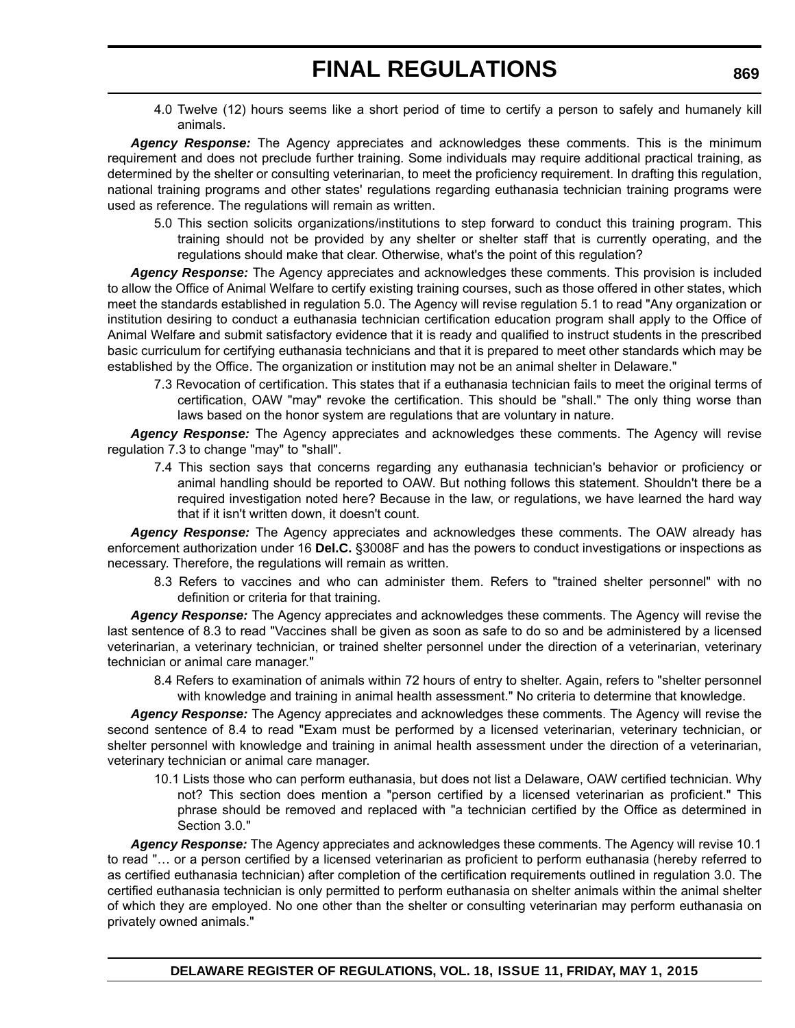4.0 Twelve (12) hours seems like a short period of time to certify a person to safely and humanely kill animals.

***Agency Response:*** The Agency appreciates and acknowledges these comments. This is the minimum requirement and does not preclude further training. Some individuals may require additional practical training, as determined by the shelter or consulting veterinarian, to meet the proficiency requirement. In drafting this regulation, national training programs and other states' regulations regarding euthanasia technician training programs were used as reference. The regulations will remain as written.

5.0 This section solicits organizations/institutions to step forward to conduct this training program. This training should not be provided by any shelter or shelter staff that is currently operating, and the regulations should make that clear. Otherwise, what's the point of this regulation?

***Agency Response:*** The Agency appreciates and acknowledges these comments. This provision is included to allow the Office of Animal Welfare to certify existing training courses, such as those offered in other states, which meet the standards established in regulation 5.0. The Agency will revise regulation 5.1 to read "Any organization or institution desiring to conduct a euthanasia technician certification education program shall apply to the Office of Animal Welfare and submit satisfactory evidence that it is ready and qualified to instruct students in the prescribed basic curriculum for certifying euthanasia technicians and that it is prepared to meet other standards which may be established by the Office. The organization or institution may not be an animal shelter in Delaware."

7.3 Revocation of certification. This states that if a euthanasia technician fails to meet the original terms of certification, OAW "may" revoke the certification. This should be "shall." The only thing worse than laws based on the honor system are regulations that are voluntary in nature.

***Agency Response:*** The Agency appreciates and acknowledges these comments. The Agency will revise regulation 7.3 to change "may" to "shall".

7.4 This section says that concerns regarding any euthanasia technician's behavior or proficiency or animal handling should be reported to OAW. But nothing follows this statement. Shouldn't there be a required investigation noted here? Because in the law, or regulations, we have learned the hard way that if it isn't written down, it doesn't count.

***Agency Response:*** The Agency appreciates and acknowledges these comments. The OAW already has enforcement authorization under 16 **Del.C.** §3008F and has the powers to conduct investigations or inspections as necessary. Therefore, the regulations will remain as written.

8.3 Refers to vaccines and who can administer them. Refers to "trained shelter personnel" with no definition or criteria for that training.

***Agency Response:*** The Agency appreciates and acknowledges these comments. The Agency will revise the last sentence of 8.3 to read "Vaccines shall be given as soon as safe to do so and be administered by a licensed veterinarian, a veterinary technician, or trained shelter personnel under the direction of a veterinarian, veterinary technician or animal care manager."

8.4 Refers to examination of animals within 72 hours of entry to shelter. Again, refers to "shelter personnel with knowledge and training in animal health assessment." No criteria to determine that knowledge.

***Agency Response:*** The Agency appreciates and acknowledges these comments. The Agency will revise the second sentence of 8.4 to read "Exam must be performed by a licensed veterinarian, veterinary technician, or shelter personnel with knowledge and training in animal health assessment under the direction of a veterinarian, veterinary technician or animal care manager.

10.1 Lists those who can perform euthanasia, but does not list a Delaware, OAW certified technician. Why not? This section does mention a "person certified by a licensed veterinarian as proficient." This phrase should be removed and replaced with "a technician certified by the Office as determined in Section 3.0."

***Agency Response:*** The Agency appreciates and acknowledges these comments. The Agency will revise 10.1 to read "… or a person certified by a licensed veterinarian as proficient to perform euthanasia (hereby referred to as certified euthanasia technician) after completion of the certification requirements outlined in regulation 3.0. The certified euthanasia technician is only permitted to perform euthanasia on shelter animals within the animal shelter of which they are employed. No one other than the shelter or consulting veterinarian may perform euthanasia on privately owned animals."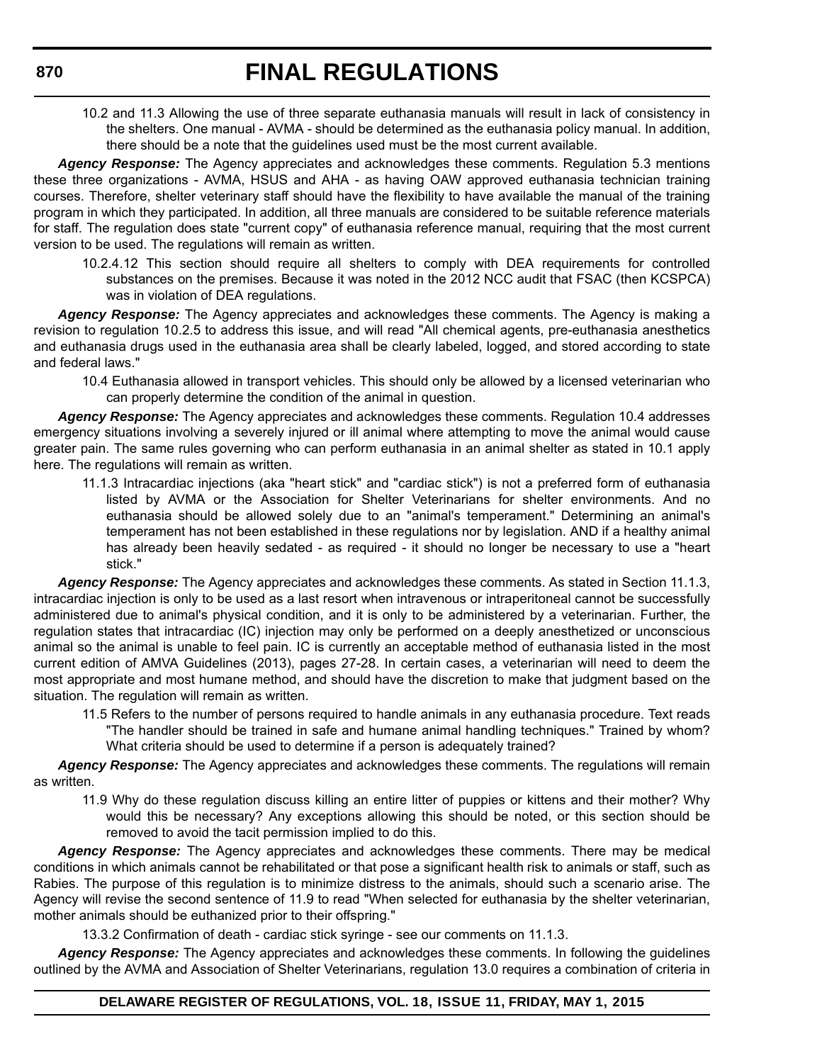10.2 and 11.3 Allowing the use of three separate euthanasia manuals will result in lack of consistency in the shelters. One manual - AVMA - should be determined as the euthanasia policy manual. In addition, there should be a note that the guidelines used must be the most current available.

***Agency Response:*** The Agency appreciates and acknowledges these comments. Regulation 5.3 mentions these three organizations - AVMA, HSUS and AHA - as having OAW approved euthanasia technician training courses. Therefore, shelter veterinary staff should have the flexibility to have available the manual of the training program in which they participated. In addition, all three manuals are considered to be suitable reference materials for staff. The regulation does state "current copy" of euthanasia reference manual, requiring that the most current version to be used. The regulations will remain as written.

10.2.4.12 This section should require all shelters to comply with DEA requirements for controlled substances on the premises. Because it was noted in the 2012 NCC audit that FSAC (then KCSPCA) was in violation of DEA regulations.

***Agency Response:*** The Agency appreciates and acknowledges these comments. The Agency is making a revision to regulation 10.2.5 to address this issue, and will read "All chemical agents, pre-euthanasia anesthetics and euthanasia drugs used in the euthanasia area shall be clearly labeled, logged, and stored according to state and federal laws."

10.4 Euthanasia allowed in transport vehicles. This should only be allowed by a licensed veterinarian who can properly determine the condition of the animal in question.

***Agency Response:*** The Agency appreciates and acknowledges these comments. Regulation 10.4 addresses emergency situations involving a severely injured or ill animal where attempting to move the animal would cause greater pain. The same rules governing who can perform euthanasia in an animal shelter as stated in 10.1 apply here. The regulations will remain as written.

11.1.3 Intracardiac injections (aka "heart stick" and "cardiac stick") is not a preferred form of euthanasia listed by AVMA or the Association for Shelter Veterinarians for shelter environments. And no euthanasia should be allowed solely due to an "animal's temperament." Determining an animal's temperament has not been established in these regulations nor by legislation. AND if a healthy animal has already been heavily sedated - as required - it should no longer be necessary to use a "heart stick."

***Agency Response:*** The Agency appreciates and acknowledges these comments. As stated in Section 11.1.3, intracardiac injection is only to be used as a last resort when intravenous or intraperitoneal cannot be successfully administered due to animal's physical condition, and it is only to be administered by a veterinarian. Further, the regulation states that intracardiac (IC) injection may only be performed on a deeply anesthetized or unconscious animal so the animal is unable to feel pain. IC is currently an acceptable method of euthanasia listed in the most current edition of AMVA Guidelines (2013), pages 27-28. In certain cases, a veterinarian will need to deem the most appropriate and most humane method, and should have the discretion to make that judgment based on the situation. The regulation will remain as written.

11.5 Refers to the number of persons required to handle animals in any euthanasia procedure. Text reads "The handler should be trained in safe and humane animal handling techniques." Trained by whom? What criteria should be used to determine if a person is adequately trained?

***Agency Response:*** The Agency appreciates and acknowledges these comments. The regulations will remain as written.

11.9 Why do these regulation discuss killing an entire litter of puppies or kittens and their mother? Why would this be necessary? Any exceptions allowing this should be noted, or this section should be removed to avoid the tacit permission implied to do this.

***Agency Response:*** The Agency appreciates and acknowledges these comments. There may be medical conditions in which animals cannot be rehabilitated or that pose a significant health risk to animals or staff, such as Rabies. The purpose of this regulation is to minimize distress to the animals, should such a scenario arise. The Agency will revise the second sentence of 11.9 to read "When selected for euthanasia by the shelter veterinarian, mother animals should be euthanized prior to their offspring."

13.3.2 Confirmation of death - cardiac stick syringe - see our comments on 11.1.3.

***Agency Response:*** The Agency appreciates and acknowledges these comments. In following the guidelines outlined by the AVMA and Association of Shelter Veterinarians, regulation 13.0 requires a combination of criteria in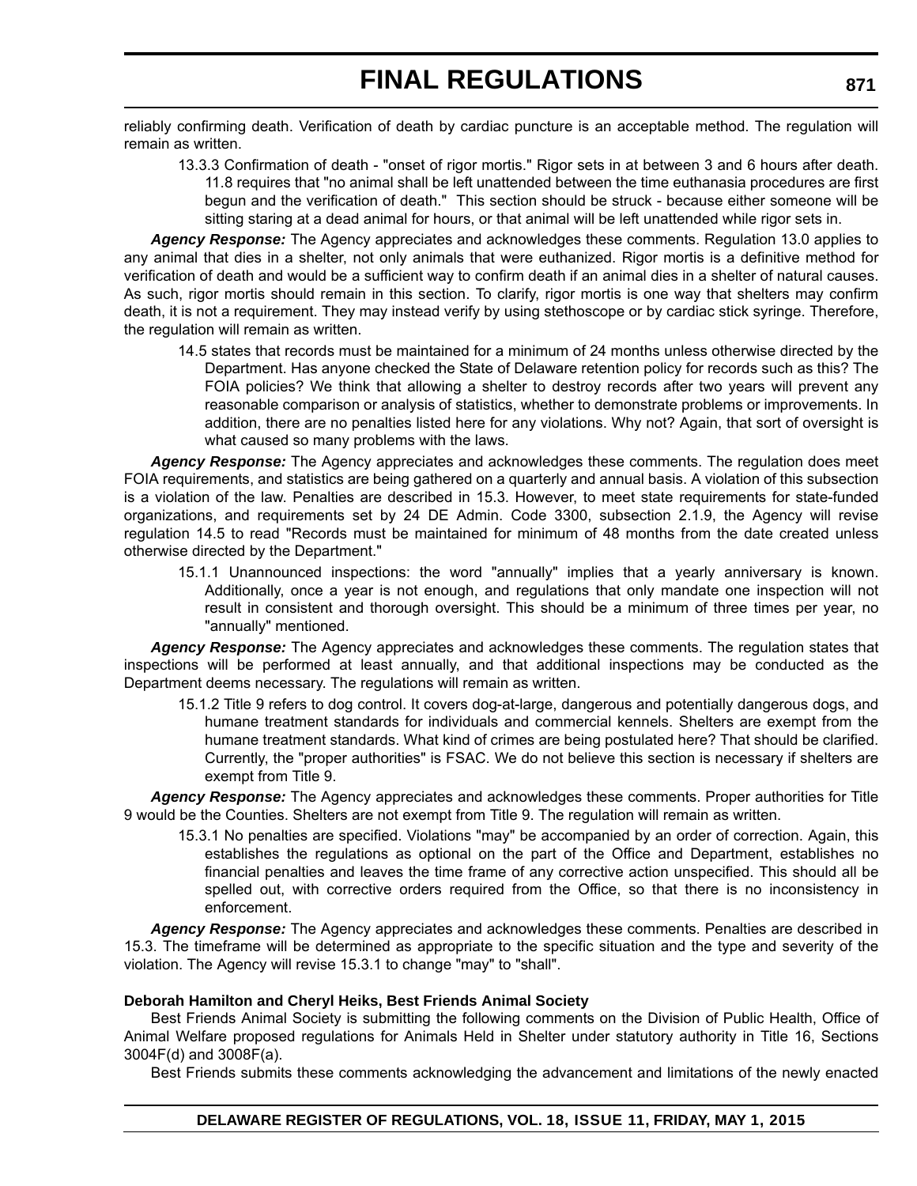reliably confirming death. Verification of death by cardiac puncture is an acceptable method. The regulation will remain as written.

> 13.3.3 Confirmation of death - "onset of rigor mortis." Rigor sets in at between 3 and 6 hours after death. 11.8 requires that "no animal shall be left unattended between the time euthanasia procedures are first begun and the verification of death." This section should be struck - because either someone will be sitting staring at a dead animal for hours, or that animal will be left unattended while rigor sets in.

***Agency Response:*** The Agency appreciates and acknowledges these comments. Regulation 13.0 applies to any animal that dies in a shelter, not only animals that were euthanized. Rigor mortis is a definitive method for verification of death and would be a sufficient way to confirm death if an animal dies in a shelter of natural causes. As such, rigor mortis should remain in this section. To clarify, rigor mortis is one way that shelters may confirm death, it is not a requirement. They may instead verify by using stethoscope or by cardiac stick syringe. Therefore, the regulation will remain as written.

> 14.5 states that records must be maintained for a minimum of 24 months unless otherwise directed by the Department. Has anyone checked the State of Delaware retention policy for records such as this? The FOIA policies? We think that allowing a shelter to destroy records after two years will prevent any reasonable comparison or analysis of statistics, whether to demonstrate problems or improvements. In addition, there are no penalties listed here for any violations. Why not? Again, that sort of oversight is what caused so many problems with the laws.

***Agency Response:*** The Agency appreciates and acknowledges these comments. The regulation does meet FOIA requirements, and statistics are being gathered on a quarterly and annual basis. A violation of this subsection is a violation of the law. Penalties are described in 15.3. However, to meet state requirements for state-funded organizations, and requirements set by 24 DE Admin. Code 3300, subsection 2.1.9, the Agency will revise regulation 14.5 to read "Records must be maintained for minimum of 48 months from the date created unless otherwise directed by the Department."

> 15.1.1 Unannounced inspections: the word "annually" implies that a yearly anniversary is known. Additionally, once a year is not enough, and regulations that only mandate one inspection will not result in consistent and thorough oversight. This should be a minimum of three times per year, no "annually" mentioned.

***Agency Response:*** The Agency appreciates and acknowledges these comments. The regulation states that inspections will be performed at least annually, and that additional inspections may be conducted as the Department deems necessary. The regulations will remain as written.

> 15.1.2 Title 9 refers to dog control. It covers dog-at-large, dangerous and potentially dangerous dogs, and humane treatment standards for individuals and commercial kennels. Shelters are exempt from the humane treatment standards. What kind of crimes are being postulated here? That should be clarified. Currently, the "proper authorities" is FSAC. We do not believe this section is necessary if shelters are exempt from Title 9.

***Agency Response:*** The Agency appreciates and acknowledges these comments. Proper authorities for Title 9 would be the Counties. Shelters are not exempt from Title 9. The regulation will remain as written.

> 15.3.1 No penalties are specified. Violations "may" be accompanied by an order of correction. Again, this establishes the regulations as optional on the part of the Office and Department, establishes no financial penalties and leaves the time frame of any corrective action unspecified. This should all be spelled out, with corrective orders required from the Office, so that there is no inconsistency in enforcement.

***Agency Response:*** The Agency appreciates and acknowledges these comments. Penalties are described in 15.3. The timeframe will be determined as appropriate to the specific situation and the type and severity of the violation. The Agency will revise 15.3.1 to change "may" to "shall".

**Deborah Hamilton and Cheryl Heiks, Best Friends Animal Society**

Best Friends Animal Society is submitting the following comments on the Division of Public Health, Office of Animal Welfare proposed regulations for Animals Held in Shelter under statutory authority in Title 16, Sections 3004F(d) and 3008F(a).

Best Friends submits these comments acknowledging the advancement and limitations of the newly enacted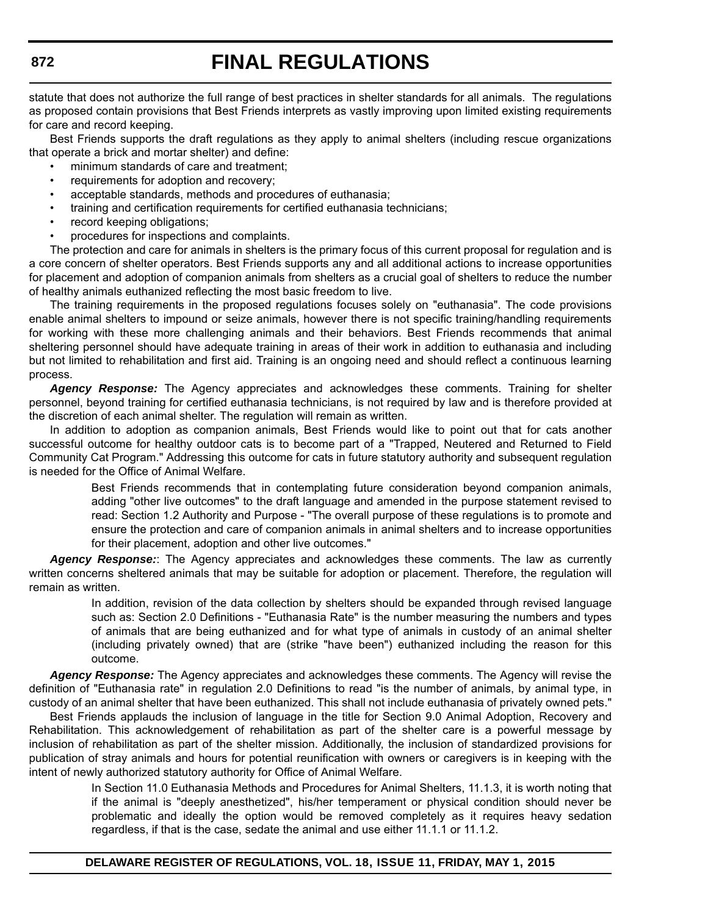statute that does not authorize the full range of best practices in shelter standards for all animals. The regulations as proposed contain provisions that Best Friends interprets as vastly improving upon limited existing requirements for care and record keeping.

Best Friends supports the draft regulations as they apply to animal shelters (including rescue organizations that operate a brick and mortar shelter) and define:

- minimum standards of care and treatment;
- requirements for adoption and recovery;
- acceptable standards, methods and procedures of euthanasia;
- training and certification requirements for certified euthanasia technicians;
- record keeping obligations;
- procedures for inspections and complaints.

The protection and care for animals in shelters is the primary focus of this current proposal for regulation and is a core concern of shelter operators. Best Friends supports any and all additional actions to increase opportunities for placement and adoption of companion animals from shelters as a crucial goal of shelters to reduce the number of healthy animals euthanized reflecting the most basic freedom to live.

The training requirements in the proposed regulations focuses solely on "euthanasia". The code provisions enable animal shelters to impound or seize animals, however there is not specific training/handling requirements for working with these more challenging animals and their behaviors. Best Friends recommends that animal sheltering personnel should have adequate training in areas of their work in addition to euthanasia and including but not limited to rehabilitation and first aid. Training is an ongoing need and should reflect a continuous learning process.

***Agency Response:*** The Agency appreciates and acknowledges these comments. Training for shelter personnel, beyond training for certified euthanasia technicians, is not required by law and is therefore provided at the discretion of each animal shelter. The regulation will remain as written.

In addition to adoption as companion animals, Best Friends would like to point out that for cats another successful outcome for healthy outdoor cats is to become part of a "Trapped, Neutered and Returned to Field Community Cat Program." Addressing this outcome for cats in future statutory authority and subsequent regulation is needed for the Office of Animal Welfare.

> Best Friends recommends that in contemplating future consideration beyond companion animals, adding "other live outcomes" to the draft language and amended in the purpose statement revised to read: Section 1.2 Authority and Purpose - "The overall purpose of these regulations is to promote and ensure the protection and care of companion animals in animal shelters and to increase opportunities for their placement, adoption and other live outcomes."

***Agency Response:***: The Agency appreciates and acknowledges these comments. The law as currently written concerns sheltered animals that may be suitable for adoption or placement. Therefore, the regulation will remain as written.

> In addition, revision of the data collection by shelters should be expanded through revised language such as: Section 2.0 Definitions - "Euthanasia Rate" is the number measuring the numbers and types of animals that are being euthanized and for what type of animals in custody of an animal shelter (including privately owned) that are (strike "have been") euthanized including the reason for this outcome.

***Agency Response:*** The Agency appreciates and acknowledges these comments. The Agency will revise the definition of "Euthanasia rate" in regulation 2.0 Definitions to read "is the number of animals, by animal type, in custody of an animal shelter that have been euthanized. This shall not include euthanasia of privately owned pets."

Best Friends applauds the inclusion of language in the title for Section 9.0 Animal Adoption, Recovery and Rehabilitation. This acknowledgement of rehabilitation as part of the shelter care is a powerful message by inclusion of rehabilitation as part of the shelter mission. Additionally, the inclusion of standardized provisions for publication of stray animals and hours for potential reunification with owners or caregivers is in keeping with the intent of newly authorized statutory authority for Office of Animal Welfare.

> In Section 11.0 Euthanasia Methods and Procedures for Animal Shelters, 11.1.3, it is worth noting that if the animal is "deeply anesthetized", his/her temperament or physical condition should never be problematic and ideally the option would be removed completely as it requires heavy sedation regardless, if that is the case, sedate the animal and use either 11.1.1 or 11.1.2.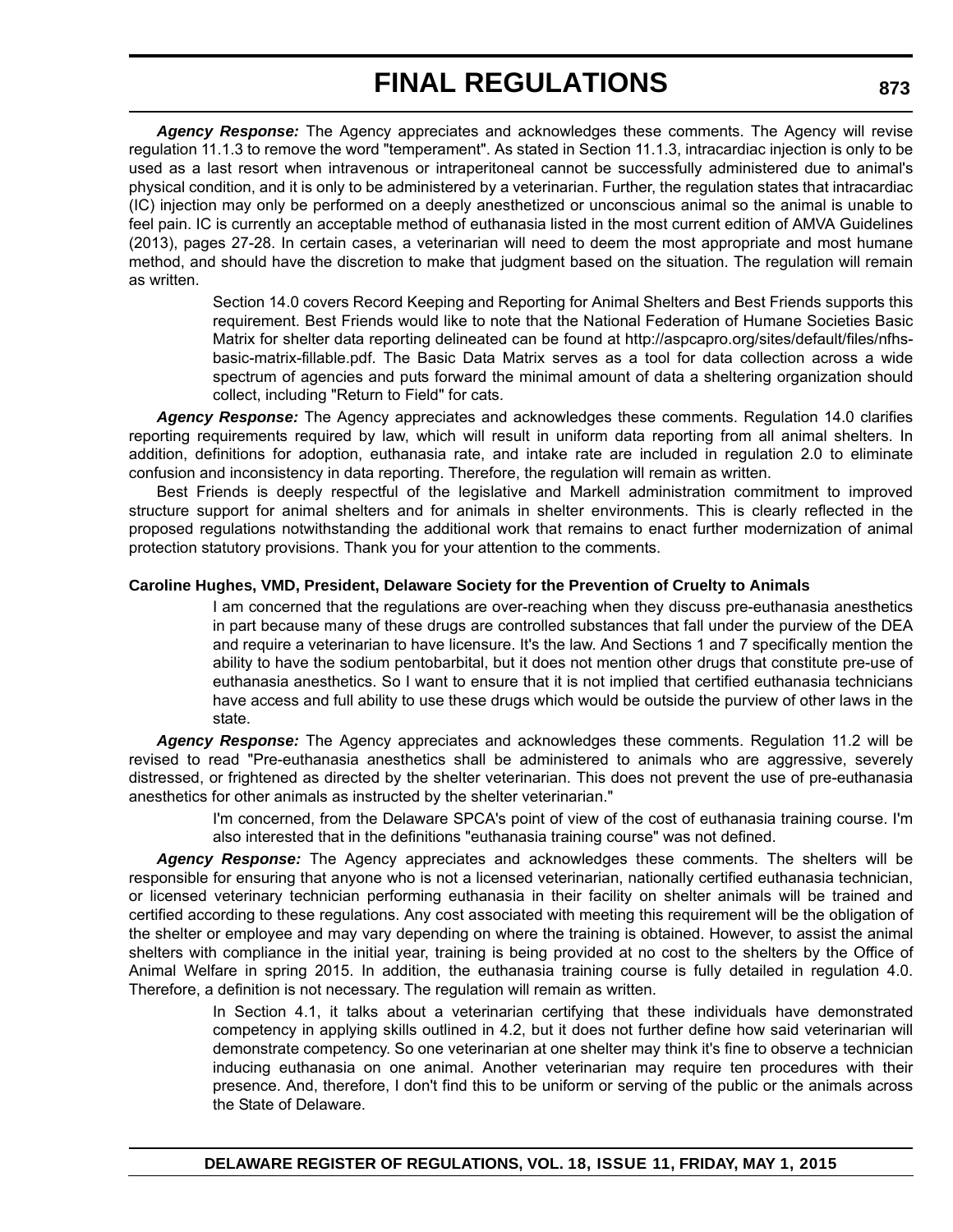***Agency Response:*** The Agency appreciates and acknowledges these comments. The Agency will revise regulation 11.1.3 to remove the word "temperament". As stated in Section 11.1.3, intracardiac injection is only to be used as a last resort when intravenous or intraperitoneal cannot be successfully administered due to animal's physical condition, and it is only to be administered by a veterinarian. Further, the regulation states that intracardiac (IC) injection may only be performed on a deeply anesthetized or unconscious animal so the animal is unable to feel pain. IC is currently an acceptable method of euthanasia listed in the most current edition of AMVA Guidelines (2013), pages 27-28. In certain cases, a veterinarian will need to deem the most appropriate and most humane method, and should have the discretion to make that judgment based on the situation. The regulation will remain as written.

> Section 14.0 covers Record Keeping and Reporting for Animal Shelters and Best Friends supports this requirement. Best Friends would like to note that the National Federation of Humane Societies Basic Matrix for shelter data reporting delineated can be found at http://aspcapro.org/sites/default/files/nfhs-basic-matrix-fillable.pdf. The Basic Data Matrix serves as a tool for data collection across a wide spectrum of agencies and puts forward the minimal amount of data a sheltering organization should collect, including "Return to Field" for cats.

***Agency Response:*** The Agency appreciates and acknowledges these comments. Regulation 14.0 clarifies reporting requirements required by law, which will result in uniform data reporting from all animal shelters. In addition, definitions for adoption, euthanasia rate, and intake rate are included in regulation 2.0 to eliminate confusion and inconsistency in data reporting. Therefore, the regulation will remain as written.

Best Friends is deeply respectful of the legislative and Markell administration commitment to improved structure support for animal shelters and for animals in shelter environments. This is clearly reflected in the proposed regulations notwithstanding the additional work that remains to enact further modernization of animal protection statutory provisions. Thank you for your attention to the comments.

**Caroline Hughes, VMD, President, Delaware Society for the Prevention of Cruelty to Animals**

> I am concerned that the regulations are over-reaching when they discuss pre-euthanasia anesthetics in part because many of these drugs are controlled substances that fall under the purview of the DEA and require a veterinarian to have licensure. It's the law. And Sections 1 and 7 specifically mention the ability to have the sodium pentobarbital, but it does not mention other drugs that constitute pre-use of euthanasia anesthetics. So I want to ensure that it is not implied that certified euthanasia technicians have access and full ability to use these drugs which would be outside the purview of other laws in the state.

***Agency Response:*** The Agency appreciates and acknowledges these comments. Regulation 11.2 will be revised to read "Pre-euthanasia anesthetics shall be administered to animals who are aggressive, severely distressed, or frightened as directed by the shelter veterinarian. This does not prevent the use of pre-euthanasia anesthetics for other animals as instructed by the shelter veterinarian."

> I'm concerned, from the Delaware SPCA's point of view of the cost of euthanasia training course. I'm also interested that in the definitions "euthanasia training course" was not defined.

***Agency Response:*** The Agency appreciates and acknowledges these comments. The shelters will be responsible for ensuring that anyone who is not a licensed veterinarian, nationally certified euthanasia technician, or licensed veterinary technician performing euthanasia in their facility on shelter animals will be trained and certified according to these regulations. Any cost associated with meeting this requirement will be the obligation of the shelter or employee and may vary depending on where the training is obtained. However, to assist the animal shelters with compliance in the initial year, training is being provided at no cost to the shelters by the Office of Animal Welfare in spring 2015. In addition, the euthanasia training course is fully detailed in regulation 4.0. Therefore, a definition is not necessary. The regulation will remain as written.

> In Section 4.1, it talks about a veterinarian certifying that these individuals have demonstrated competency in applying skills outlined in 4.2, but it does not further define how said veterinarian will demonstrate competency. So one veterinarian at one shelter may think it's fine to observe a technician inducing euthanasia on one animal. Another veterinarian may require ten procedures with their presence. And, therefore, I don't find this to be uniform or serving of the public or the animals across the State of Delaware.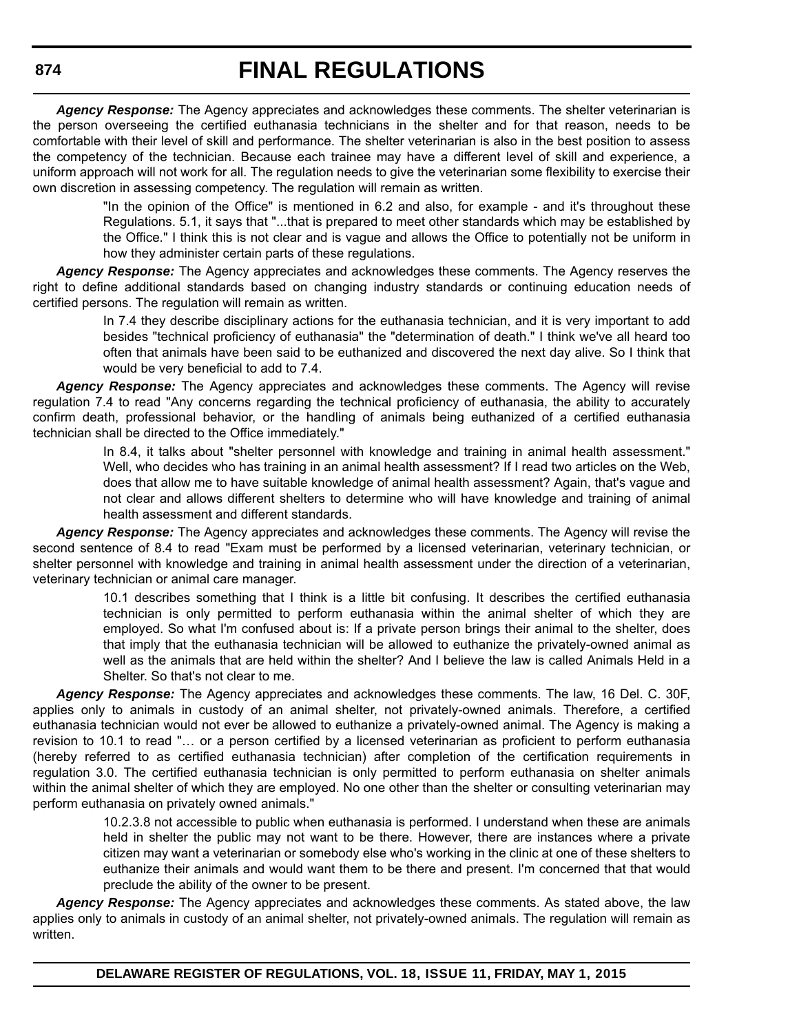***Agency Response:*** The Agency appreciates and acknowledges these comments. The shelter veterinarian is the person overseeing the certified euthanasia technicians in the shelter and for that reason, needs to be comfortable with their level of skill and performance. The shelter veterinarian is also in the best position to assess the competency of the technician. Because each trainee may have a different level of skill and experience, a uniform approach will not work for all. The regulation needs to give the veterinarian some flexibility to exercise their own discretion in assessing competency. The regulation will remain as written.

> "In the opinion of the Office" is mentioned in 6.2 and also, for example - and it's throughout these Regulations. 5.1, it says that "...that is prepared to meet other standards which may be established by the Office." I think this is not clear and is vague and allows the Office to potentially not be uniform in how they administer certain parts of these regulations.

***Agency Response:*** The Agency appreciates and acknowledges these comments. The Agency reserves the right to define additional standards based on changing industry standards or continuing education needs of certified persons. The regulation will remain as written.

> In 7.4 they describe disciplinary actions for the euthanasia technician, and it is very important to add besides "technical proficiency of euthanasia" the "determination of death." I think we've all heard too often that animals have been said to be euthanized and discovered the next day alive. So I think that would be very beneficial to add to 7.4.

***Agency Response:*** The Agency appreciates and acknowledges these comments. The Agency will revise regulation 7.4 to read "Any concerns regarding the technical proficiency of euthanasia, the ability to accurately confirm death, professional behavior, or the handling of animals being euthanized of a certified euthanasia technician shall be directed to the Office immediately."

> In 8.4, it talks about "shelter personnel with knowledge and training in animal health assessment." Well, who decides who has training in an animal health assessment? If I read two articles on the Web, does that allow me to have suitable knowledge of animal health assessment? Again, that's vague and not clear and allows different shelters to determine who will have knowledge and training of animal health assessment and different standards.

***Agency Response:*** The Agency appreciates and acknowledges these comments. The Agency will revise the second sentence of 8.4 to read "Exam must be performed by a licensed veterinarian, veterinary technician, or shelter personnel with knowledge and training in animal health assessment under the direction of a veterinarian, veterinary technician or animal care manager.

> 10.1 describes something that I think is a little bit confusing. It describes the certified euthanasia technician is only permitted to perform euthanasia within the animal shelter of which they are employed. So what I'm confused about is: If a private person brings their animal to the shelter, does that imply that the euthanasia technician will be allowed to euthanize the privately-owned animal as well as the animals that are held within the shelter? And I believe the law is called Animals Held in a Shelter. So that's not clear to me.

***Agency Response:*** The Agency appreciates and acknowledges these comments. The law, 16 Del. C. 30F, applies only to animals in custody of an animal shelter, not privately-owned animals. Therefore, a certified euthanasia technician would not ever be allowed to euthanize a privately-owned animal. The Agency is making a revision to 10.1 to read "… or a person certified by a licensed veterinarian as proficient to perform euthanasia (hereby referred to as certified euthanasia technician) after completion of the certification requirements in regulation 3.0. The certified euthanasia technician is only permitted to perform euthanasia on shelter animals within the animal shelter of which they are employed. No one other than the shelter or consulting veterinarian may perform euthanasia on privately owned animals."

> 10.2.3.8 not accessible to public when euthanasia is performed. I understand when these are animals held in shelter the public may not want to be there. However, there are instances where a private citizen may want a veterinarian or somebody else who's working in the clinic at one of these shelters to euthanize their animals and would want them to be there and present. I'm concerned that that would preclude the ability of the owner to be present.

***Agency Response:*** The Agency appreciates and acknowledges these comments. As stated above, the law applies only to animals in custody of an animal shelter, not privately-owned animals. The regulation will remain as written.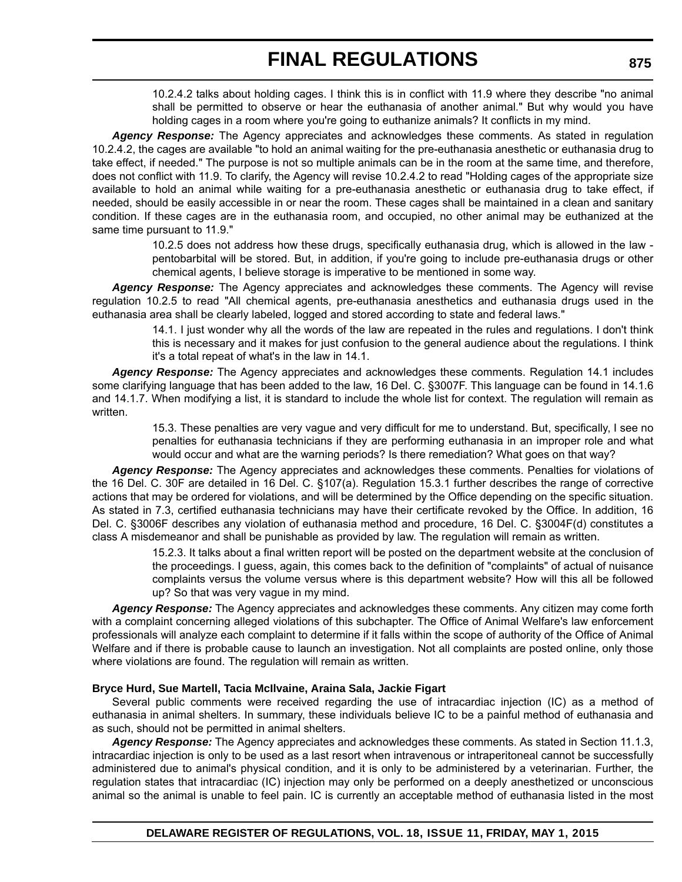> 10.2.4.2 talks about holding cages. I think this is in conflict with 11.9 where they describe "no animal shall be permitted to observe or hear the euthanasia of another animal." But why would you have holding cages in a room where you're going to euthanize animals? It conflicts in my mind.

***Agency Response:*** The Agency appreciates and acknowledges these comments. As stated in regulation 10.2.4.2, the cages are available "to hold an animal waiting for the pre-euthanasia anesthetic or euthanasia drug to take effect, if needed." The purpose is not so multiple animals can be in the room at the same time, and therefore, does not conflict with 11.9. To clarify, the Agency will revise 10.2.4.2 to read "Holding cages of the appropriate size available to hold an animal while waiting for a pre-euthanasia anesthetic or euthanasia drug to take effect, if needed, should be easily accessible in or near the room. These cages shall be maintained in a clean and sanitary condition. If these cages are in the euthanasia room, and occupied, no other animal may be euthanized at the same time pursuant to 11.9."

> 10.2.5 does not address how these drugs, specifically euthanasia drug, which is allowed in the law - pentobarbital will be stored. But, in addition, if you're going to include pre-euthanasia drugs or other chemical agents, I believe storage is imperative to be mentioned in some way.

***Agency Response:*** The Agency appreciates and acknowledges these comments. The Agency will revise regulation 10.2.5 to read "All chemical agents, pre-euthanasia anesthetics and euthanasia drugs used in the euthanasia area shall be clearly labeled, logged and stored according to state and federal laws."

> 14.1. I just wonder why all the words of the law are repeated in the rules and regulations. I don't think this is necessary and it makes for just confusion to the general audience about the regulations. I think it's a total repeat of what's in the law in 14.1.

***Agency Response:*** The Agency appreciates and acknowledges these comments. Regulation 14.1 includes some clarifying language that has been added to the law, 16 Del. C. §3007F. This language can be found in 14.1.6 and 14.1.7. When modifying a list, it is standard to include the whole list for context. The regulation will remain as written.

> 15.3. These penalties are very vague and very difficult for me to understand. But, specifically, I see no penalties for euthanasia technicians if they are performing euthanasia in an improper role and what would occur and what are the warning periods? Is there remediation? What goes on that way?

***Agency Response:*** The Agency appreciates and acknowledges these comments. Penalties for violations of the 16 Del. C. 30F are detailed in 16 Del. C. §107(a). Regulation 15.3.1 further describes the range of corrective actions that may be ordered for violations, and will be determined by the Office depending on the specific situation. As stated in 7.3, certified euthanasia technicians may have their certificate revoked by the Office. In addition, 16 Del. C. §3006F describes any violation of euthanasia method and procedure, 16 Del. C. §3004F(d) constitutes a class A misdemeanor and shall be punishable as provided by law. The regulation will remain as written.

> 15.2.3. It talks about a final written report will be posted on the department website at the conclusion of the proceedings. I guess, again, this comes back to the definition of "complaints" of actual of nuisance complaints versus the volume versus where is this department website? How will this all be followed up? So that was very vague in my mind.

***Agency Response:*** The Agency appreciates and acknowledges these comments. Any citizen may come forth with a complaint concerning alleged violations of this subchapter. The Office of Animal Welfare's law enforcement professionals will analyze each complaint to determine if it falls within the scope of authority of the Office of Animal Welfare and if there is probable cause to launch an investigation. Not all complaints are posted online, only those where violations are found. The regulation will remain as written.

**Bryce Hurd, Sue Martell, Tacia McIlvaine, Araina Sala, Jackie Figart**

Several public comments were received regarding the use of intracardiac injection (IC) as a method of euthanasia in animal shelters. In summary, these individuals believe IC to be a painful method of euthanasia and as such, should not be permitted in animal shelters.

***Agency Response:*** The Agency appreciates and acknowledges these comments. As stated in Section 11.1.3, intracardiac injection is only to be used as a last resort when intravenous or intraperitoneal cannot be successfully administered due to animal's physical condition, and it is only to be administered by a veterinarian. Further, the regulation states that intracardiac (IC) injection may only be performed on a deeply anesthetized or unconscious animal so the animal is unable to feel pain. IC is currently an acceptable method of euthanasia listed in the most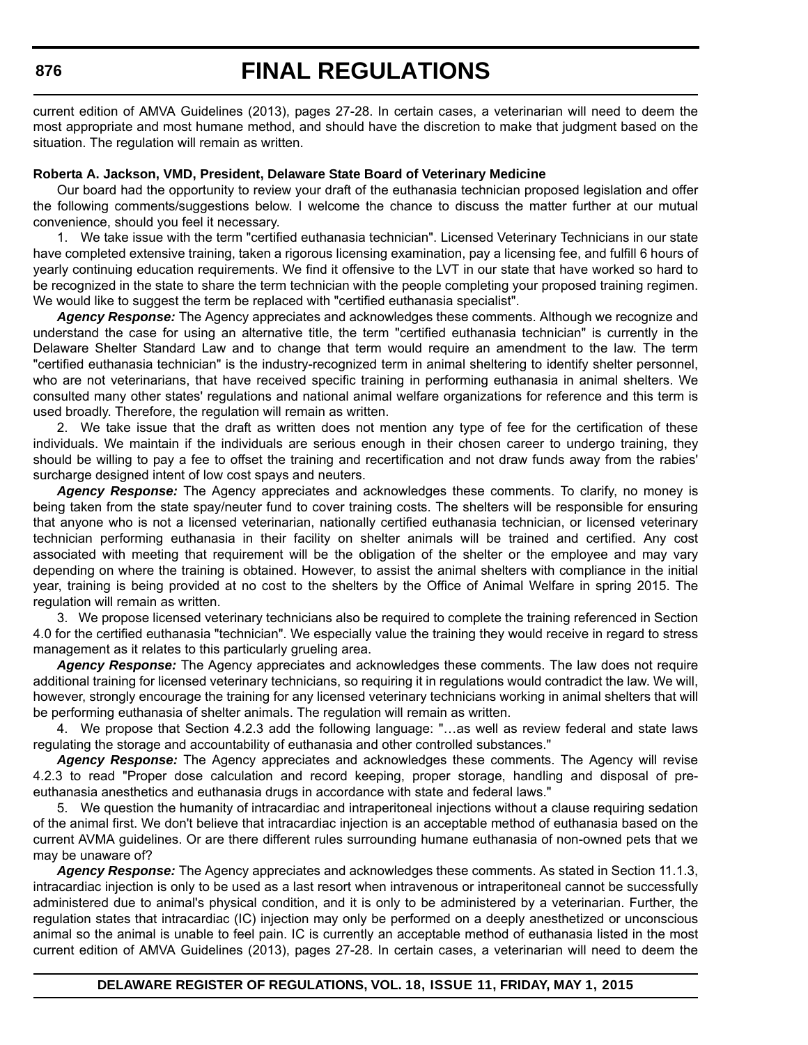current edition of AMVA Guidelines (2013), pages 27-28. In certain cases, a veterinarian will need to deem the most appropriate and most humane method, and should have the discretion to make that judgment based on the situation. The regulation will remain as written.

**Roberta A. Jackson, VMD, President, Delaware State Board of Veterinary Medicine**

Our board had the opportunity to review your draft of the euthanasia technician proposed legislation and offer the following comments/suggestions below. I welcome the chance to discuss the matter further at our mutual convenience, should you feel it necessary.

1. We take issue with the term "certified euthanasia technician". Licensed Veterinary Technicians in our state have completed extensive training, taken a rigorous licensing examination, pay a licensing fee, and fulfill 6 hours of yearly continuing education requirements. We find it offensive to the LVT in our state that have worked so hard to be recognized in the state to share the term technician with the people completing your proposed training regimen. We would like to suggest the term be replaced with "certified euthanasia specialist".

***Agency Response:*** The Agency appreciates and acknowledges these comments. Although we recognize and understand the case for using an alternative title, the term "certified euthanasia technician" is currently in the Delaware Shelter Standard Law and to change that term would require an amendment to the law. The term "certified euthanasia technician" is the industry-recognized term in animal sheltering to identify shelter personnel, who are not veterinarians, that have received specific training in performing euthanasia in animal shelters. We consulted many other states' regulations and national animal welfare organizations for reference and this term is used broadly. Therefore, the regulation will remain as written.

2. We take issue that the draft as written does not mention any type of fee for the certification of these individuals. We maintain if the individuals are serious enough in their chosen career to undergo training, they should be willing to pay a fee to offset the training and recertification and not draw funds away from the rabies' surcharge designed intent of low cost spays and neuters.

***Agency Response:*** The Agency appreciates and acknowledges these comments. To clarify, no money is being taken from the state spay/neuter fund to cover training costs. The shelters will be responsible for ensuring that anyone who is not a licensed veterinarian, nationally certified euthanasia technician, or licensed veterinary technician performing euthanasia in their facility on shelter animals will be trained and certified. Any cost associated with meeting that requirement will be the obligation of the shelter or the employee and may vary depending on where the training is obtained. However, to assist the animal shelters with compliance in the initial year, training is being provided at no cost to the shelters by the Office of Animal Welfare in spring 2015. The regulation will remain as written.

3. We propose licensed veterinary technicians also be required to complete the training referenced in Section 4.0 for the certified euthanasia "technician". We especially value the training they would receive in regard to stress management as it relates to this particularly grueling area.

***Agency Response:*** The Agency appreciates and acknowledges these comments. The law does not require additional training for licensed veterinary technicians, so requiring it in regulations would contradict the law. We will, however, strongly encourage the training for any licensed veterinary technicians working in animal shelters that will be performing euthanasia of shelter animals. The regulation will remain as written.

4. We propose that Section 4.2.3 add the following language: "…as well as review federal and state laws regulating the storage and accountability of euthanasia and other controlled substances."

***Agency Response:*** The Agency appreciates and acknowledges these comments. The Agency will revise 4.2.3 to read "Proper dose calculation and record keeping, proper storage, handling and disposal of pre-euthanasia anesthetics and euthanasia drugs in accordance with state and federal laws."

5. We question the humanity of intracardiac and intraperitoneal injections without a clause requiring sedation of the animal first. We don't believe that intracardiac injection is an acceptable method of euthanasia based on the current AVMA guidelines. Or are there different rules surrounding humane euthanasia of non-owned pets that we may be unaware of?

***Agency Response:*** The Agency appreciates and acknowledges these comments. As stated in Section 11.1.3, intracardiac injection is only to be used as a last resort when intravenous or intraperitoneal cannot be successfully administered due to animal's physical condition, and it is only to be administered by a veterinarian. Further, the regulation states that intracardiac (IC) injection may only be performed on a deeply anesthetized or unconscious animal so the animal is unable to feel pain. IC is currently an acceptable method of euthanasia listed in the most current edition of AMVA Guidelines (2013), pages 27-28. In certain cases, a veterinarian will need to deem the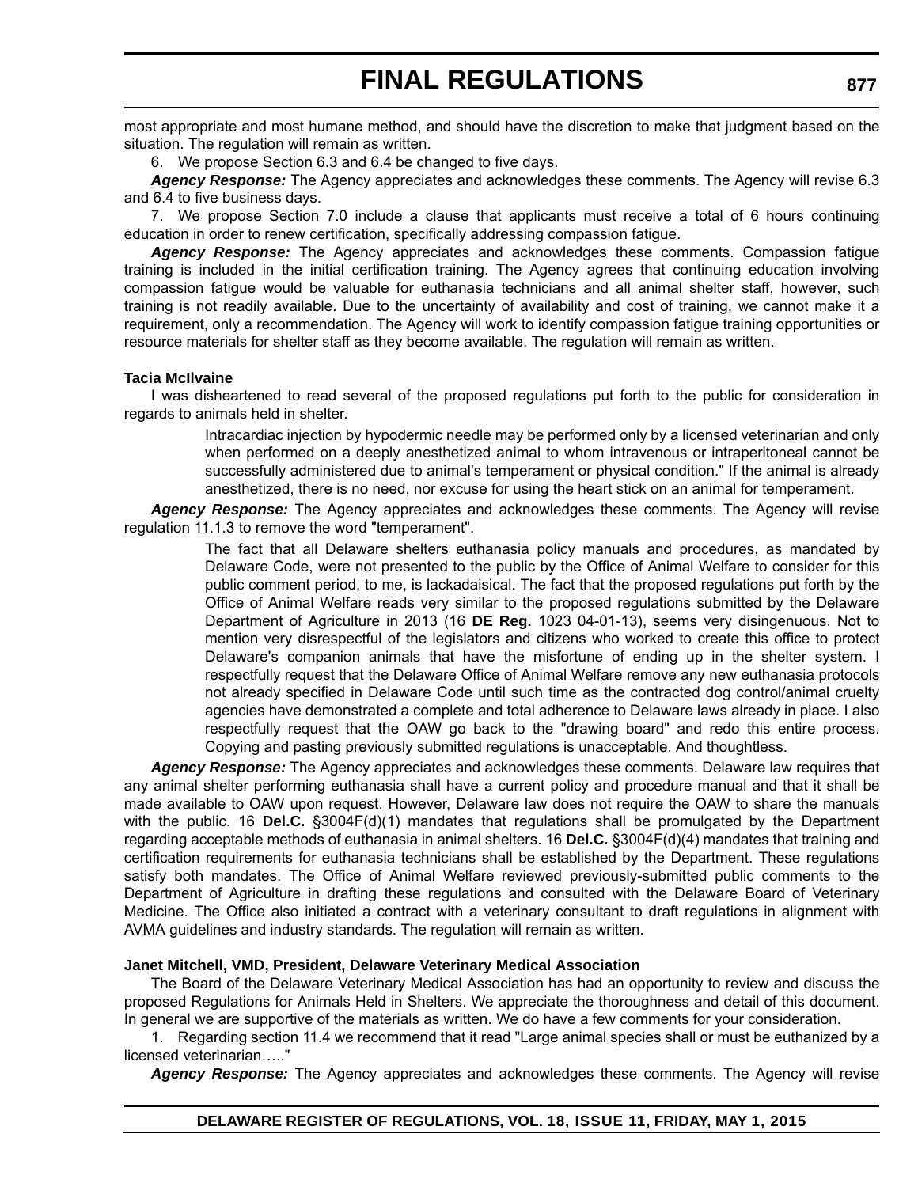most appropriate and most humane method, and should have the discretion to make that judgment based on the situation. The regulation will remain as written.

6. We propose Section 6.3 and 6.4 be changed to five days.

***Agency Response:*** The Agency appreciates and acknowledges these comments. The Agency will revise 6.3 and 6.4 to five business days.

7. We propose Section 7.0 include a clause that applicants must receive a total of 6 hours continuing education in order to renew certification, specifically addressing compassion fatigue.

***Agency Response:*** The Agency appreciates and acknowledges these comments. Compassion fatigue training is included in the initial certification training. The Agency agrees that continuing education involving compassion fatigue would be valuable for euthanasia technicians and all animal shelter staff, however, such training is not readily available. Due to the uncertainty of availability and cost of training, we cannot make it a requirement, only a recommendation. The Agency will work to identify compassion fatigue training opportunities or resource materials for shelter staff as they become available. The regulation will remain as written.

**Tacia McIlvaine**

I was disheartened to read several of the proposed regulations put forth to the public for consideration in regards to animals held in shelter.

> Intracardiac injection by hypodermic needle may be performed only by a licensed veterinarian and only when performed on a deeply anesthetized animal to whom intravenous or intraperitoneal cannot be successfully administered due to animal's temperament or physical condition." If the animal is already anesthetized, there is no need, nor excuse for using the heart stick on an animal for temperament.

***Agency Response:*** The Agency appreciates and acknowledges these comments. The Agency will revise regulation 11.1.3 to remove the word "temperament".

> The fact that all Delaware shelters euthanasia policy manuals and procedures, as mandated by Delaware Code, were not presented to the public by the Office of Animal Welfare to consider for this public comment period, to me, is lackadaisical. The fact that the proposed regulations put forth by the Office of Animal Welfare reads very similar to the proposed regulations submitted by the Delaware Department of Agriculture in 2013 (16 **DE Reg.** 1023 04-01-13), seems very disingenuous. Not to mention very disrespectful of the legislators and citizens who worked to create this office to protect Delaware's companion animals that have the misfortune of ending up in the shelter system. I respectfully request that the Delaware Office of Animal Welfare remove any new euthanasia protocols not already specified in Delaware Code until such time as the contracted dog control/animal cruelty agencies have demonstrated a complete and total adherence to Delaware laws already in place. I also respectfully request that the OAW go back to the "drawing board" and redo this entire process. Copying and pasting previously submitted regulations is unacceptable. And thoughtless.

***Agency Response:*** The Agency appreciates and acknowledges these comments. Delaware law requires that any animal shelter performing euthanasia shall have a current policy and procedure manual and that it shall be made available to OAW upon request. However, Delaware law does not require the OAW to share the manuals with the public. 16 **Del.C.** §3004F(d)(1) mandates that regulations shall be promulgated by the Department regarding acceptable methods of euthanasia in animal shelters. 16 **Del.C.** §3004F(d)(4) mandates that training and certification requirements for euthanasia technicians shall be established by the Department. These regulations satisfy both mandates. The Office of Animal Welfare reviewed previously-submitted public comments to the Department of Agriculture in drafting these regulations and consulted with the Delaware Board of Veterinary Medicine. The Office also initiated a contract with a veterinary consultant to draft regulations in alignment with AVMA guidelines and industry standards. The regulation will remain as written.

**Janet Mitchell, VMD, President, Delaware Veterinary Medical Association**

The Board of the Delaware Veterinary Medical Association has had an opportunity to review and discuss the proposed Regulations for Animals Held in Shelters. We appreciate the thoroughness and detail of this document. In general we are supportive of the materials as written. We do have a few comments for your consideration.

1. Regarding section 11.4 we recommend that it read "Large animal species shall or must be euthanized by a licensed veterinarian….."

***Agency Response:*** The Agency appreciates and acknowledges these comments. The Agency will revise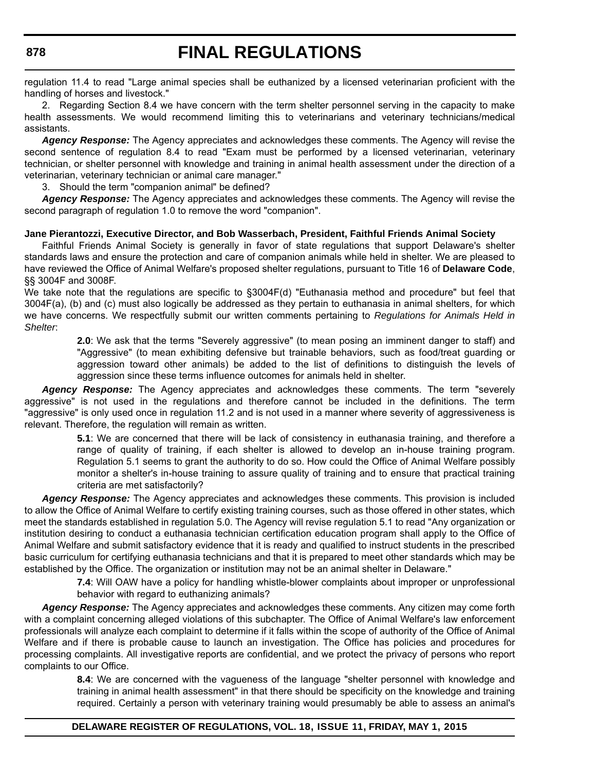regulation 11.4 to read "Large animal species shall be euthanized by a licensed veterinarian proficient with the handling of horses and livestock."

2. Regarding Section 8.4 we have concern with the term shelter personnel serving in the capacity to make health assessments. We would recommend limiting this to veterinarians and veterinary technicians/medical assistants.

***Agency Response:*** The Agency appreciates and acknowledges these comments. The Agency will revise the second sentence of regulation 8.4 to read "Exam must be performed by a licensed veterinarian, veterinary technician, or shelter personnel with knowledge and training in animal health assessment under the direction of a veterinarian, veterinary technician or animal care manager."

3. Should the term "companion animal" be defined?

***Agency Response:*** The Agency appreciates and acknowledges these comments. The Agency will revise the second paragraph of regulation 1.0 to remove the word "companion".

**Jane Pierantozzi, Executive Director, and Bob Wasserbach, President, Faithful Friends Animal Society**

Faithful Friends Animal Society is generally in favor of state regulations that support Delaware's shelter standards laws and ensure the protection and care of companion animals while held in shelter. We are pleased to have reviewed the Office of Animal Welfare's proposed shelter regulations, pursuant to Title 16 of **Delaware Code**, §§ 3004F and 3008F.

We take note that the regulations are specific to §3004F(d) "Euthanasia method and procedure" but feel that 3004F(a), (b) and (c) must also logically be addressed as they pertain to euthanasia in animal shelters, for which we have concerns. We respectfully submit our written comments pertaining to *Regulations for Animals Held in Shelter*:

> **2.0**: We ask that the terms "Severely aggressive" (to mean posing an imminent danger to staff) and "Aggressive" (to mean exhibiting defensive but trainable behaviors, such as food/treat guarding or aggression toward other animals) be added to the list of definitions to distinguish the levels of aggression since these terms influence outcomes for animals held in shelter.

***Agency Response:*** The Agency appreciates and acknowledges these comments. The term "severely aggressive" is not used in the regulations and therefore cannot be included in the definitions. The term "aggressive" is only used once in regulation 11.2 and is not used in a manner where severity of aggressiveness is relevant. Therefore, the regulation will remain as written.

> **5.1**: We are concerned that there will be lack of consistency in euthanasia training, and therefore a range of quality of training, if each shelter is allowed to develop an in-house training program. Regulation 5.1 seems to grant the authority to do so. How could the Office of Animal Welfare possibly monitor a shelter's in-house training to assure quality of training and to ensure that practical training criteria are met satisfactorily?

***Agency Response:*** The Agency appreciates and acknowledges these comments. This provision is included to allow the Office of Animal Welfare to certify existing training courses, such as those offered in other states, which meet the standards established in regulation 5.0. The Agency will revise regulation 5.1 to read "Any organization or institution desiring to conduct a euthanasia technician certification education program shall apply to the Office of Animal Welfare and submit satisfactory evidence that it is ready and qualified to instruct students in the prescribed basic curriculum for certifying euthanasia technicians and that it is prepared to meet other standards which may be established by the Office. The organization or institution may not be an animal shelter in Delaware."

> **7.4**: Will OAW have a policy for handling whistle-blower complaints about improper or unprofessional behavior with regard to euthanizing animals?

***Agency Response:*** The Agency appreciates and acknowledges these comments. Any citizen may come forth with a complaint concerning alleged violations of this subchapter. The Office of Animal Welfare's law enforcement professionals will analyze each complaint to determine if it falls within the scope of authority of the Office of Animal Welfare and if there is probable cause to launch an investigation. The Office has policies and procedures for processing complaints. All investigative reports are confidential, and we protect the privacy of persons who report complaints to our Office.

> **8.4**: We are concerned with the vagueness of the language "shelter personnel with knowledge and training in animal health assessment" in that there should be specificity on the knowledge and training required. Certainly a person with veterinary training would presumably be able to assess an animal's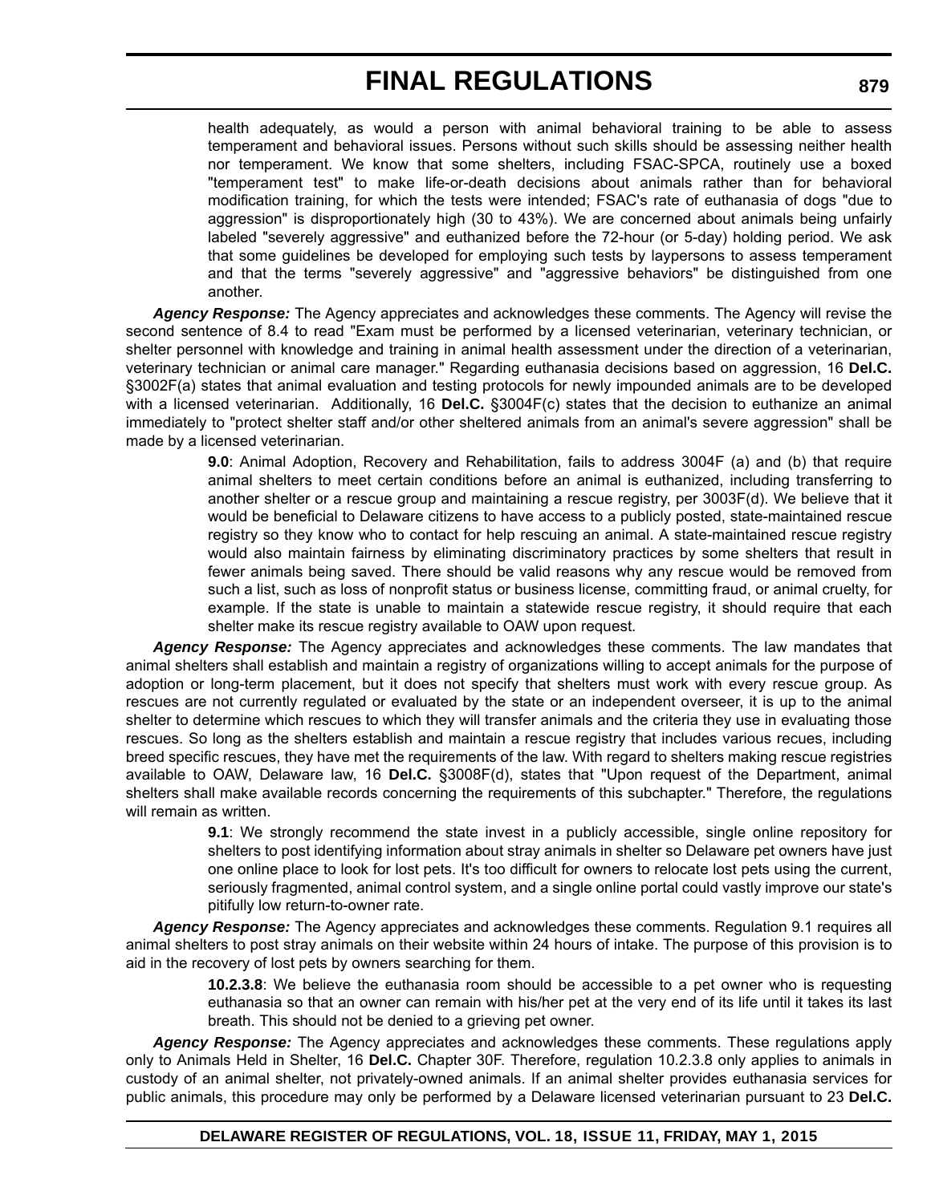health adequately, as would a person with animal behavioral training to be able to assess temperament and behavioral issues. Persons without such skills should be assessing neither health nor temperament. We know that some shelters, including FSAC-SPCA, routinely use a boxed "temperament test" to make life-or-death decisions about animals rather than for behavioral modification training, for which the tests were intended; FSAC's rate of euthanasia of dogs "due to aggression" is disproportionately high (30 to 43%). We are concerned about animals being unfairly labeled "severely aggressive" and euthanized before the 72-hour (or 5-day) holding period. We ask that some guidelines be developed for employing such tests by laypersons to assess temperament and that the terms "severely aggressive" and "aggressive behaviors" be distinguished from one another.

***Agency Response:*** The Agency appreciates and acknowledges these comments. The Agency will revise the second sentence of 8.4 to read "Exam must be performed by a licensed veterinarian, veterinary technician, or shelter personnel with knowledge and training in animal health assessment under the direction of a veterinarian, veterinary technician or animal care manager." Regarding euthanasia decisions based on aggression, 16 **Del.C.** §3002F(a) states that animal evaluation and testing protocols for newly impounded animals are to be developed with a licensed veterinarian. Additionally, 16 **Del.C.** §3004F(c) states that the decision to euthanize an animal immediately to "protect shelter staff and/or other sheltered animals from an animal's severe aggression" shall be made by a licensed veterinarian.

**9.0**: Animal Adoption, Recovery and Rehabilitation, fails to address 3004F (a) and (b) that require animal shelters to meet certain conditions before an animal is euthanized, including transferring to another shelter or a rescue group and maintaining a rescue registry, per 3003F(d). We believe that it would be beneficial to Delaware citizens to have access to a publicly posted, state-maintained rescue registry so they know who to contact for help rescuing an animal. A state-maintained rescue registry would also maintain fairness by eliminating discriminatory practices by some shelters that result in fewer animals being saved. There should be valid reasons why any rescue would be removed from such a list, such as loss of nonprofit status or business license, committing fraud, or animal cruelty, for example. If the state is unable to maintain a statewide rescue registry, it should require that each shelter make its rescue registry available to OAW upon request.

***Agency Response:*** The Agency appreciates and acknowledges these comments. The law mandates that animal shelters shall establish and maintain a registry of organizations willing to accept animals for the purpose of adoption or long-term placement, but it does not specify that shelters must work with every rescue group. As rescues are not currently regulated or evaluated by the state or an independent overseer, it is up to the animal shelter to determine which rescues to which they will transfer animals and the criteria they use in evaluating those rescues. So long as the shelters establish and maintain a rescue registry that includes various recues, including breed specific rescues, they have met the requirements of the law. With regard to shelters making rescue registries available to OAW, Delaware law, 16 **Del.C.** §3008F(d), states that "Upon request of the Department, animal shelters shall make available records concerning the requirements of this subchapter." Therefore, the regulations will remain as written.

**9.1**: We strongly recommend the state invest in a publicly accessible, single online repository for shelters to post identifying information about stray animals in shelter so Delaware pet owners have just one online place to look for lost pets. It's too difficult for owners to relocate lost pets using the current, seriously fragmented, animal control system, and a single online portal could vastly improve our state's pitifully low return-to-owner rate.

***Agency Response:*** The Agency appreciates and acknowledges these comments. Regulation 9.1 requires all animal shelters to post stray animals on their website within 24 hours of intake. The purpose of this provision is to aid in the recovery of lost pets by owners searching for them.

**10.2.3.8**: We believe the euthanasia room should be accessible to a pet owner who is requesting euthanasia so that an owner can remain with his/her pet at the very end of its life until it takes its last breath. This should not be denied to a grieving pet owner.

***Agency Response:*** The Agency appreciates and acknowledges these comments. These regulations apply only to Animals Held in Shelter, 16 **Del.C.** Chapter 30F. Therefore, regulation 10.2.3.8 only applies to animals in custody of an animal shelter, not privately-owned animals. If an animal shelter provides euthanasia services for public animals, this procedure may only be performed by a Delaware licensed veterinarian pursuant to 23 **Del.C.**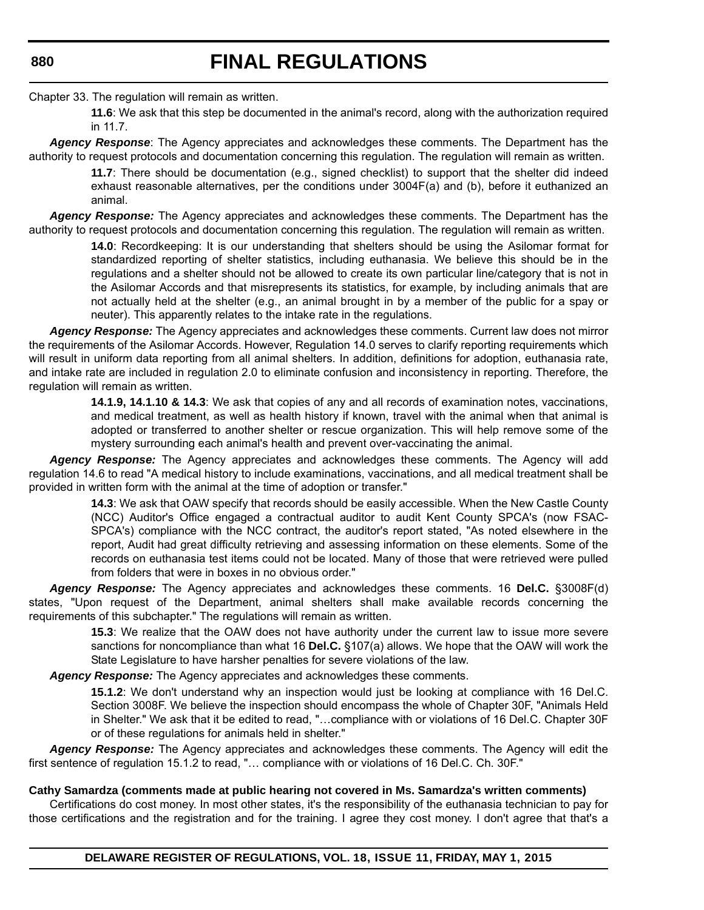Chapter 33. The regulation will remain as written.

> **11.6**: We ask that this step be documented in the animal's record, along with the authorization required in 11.7.

***Agency Response***: The Agency appreciates and acknowledges these comments. The Department has the authority to request protocols and documentation concerning this regulation. The regulation will remain as written.

> **11.7**: There should be documentation (e.g., signed checklist) to support that the shelter did indeed exhaust reasonable alternatives, per the conditions under 3004F(a) and (b), before it euthanized an animal.

***Agency Response:*** The Agency appreciates and acknowledges these comments. The Department has the authority to request protocols and documentation concerning this regulation. The regulation will remain as written.

> **14.0**: Recordkeeping: It is our understanding that shelters should be using the Asilomar format for standardized reporting of shelter statistics, including euthanasia. We believe this should be in the regulations and a shelter should not be allowed to create its own particular line/category that is not in the Asilomar Accords and that misrepresents its statistics, for example, by including animals that are not actually held at the shelter (e.g., an animal brought in by a member of the public for a spay or neuter). This apparently relates to the intake rate in the regulations.

***Agency Response:*** The Agency appreciates and acknowledges these comments. Current law does not mirror the requirements of the Asilomar Accords. However, Regulation 14.0 serves to clarify reporting requirements which will result in uniform data reporting from all animal shelters. In addition, definitions for adoption, euthanasia rate, and intake rate are included in regulation 2.0 to eliminate confusion and inconsistency in reporting. Therefore, the regulation will remain as written.

> **14.1.9, 14.1.10 & 14.3**: We ask that copies of any and all records of examination notes, vaccinations, and medical treatment, as well as health history if known, travel with the animal when that animal is adopted or transferred to another shelter or rescue organization. This will help remove some of the mystery surrounding each animal's health and prevent over-vaccinating the animal.

***Agency Response:*** The Agency appreciates and acknowledges these comments. The Agency will add regulation 14.6 to read "A medical history to include examinations, vaccinations, and all medical treatment shall be provided in written form with the animal at the time of adoption or transfer."

> **14.3**: We ask that OAW specify that records should be easily accessible. When the New Castle County (NCC) Auditor's Office engaged a contractual auditor to audit Kent County SPCA's (now FSAC-SPCA's) compliance with the NCC contract, the auditor's report stated, "As noted elsewhere in the report, Audit had great difficulty retrieving and assessing information on these elements. Some of the records on euthanasia test items could not be located. Many of those that were retrieved were pulled from folders that were in boxes in no obvious order."

***Agency Response:*** The Agency appreciates and acknowledges these comments. 16 **Del.C.** §3008F(d) states, "Upon request of the Department, animal shelters shall make available records concerning the requirements of this subchapter." The regulations will remain as written.

> **15.3**: We realize that the OAW does not have authority under the current law to issue more severe sanctions for noncompliance than what 16 **Del.C.** §107(a) allows. We hope that the OAW will work the State Legislature to have harsher penalties for severe violations of the law.

***Agency Response:*** The Agency appreciates and acknowledges these comments.

> **15.1.2**: We don't understand why an inspection would just be looking at compliance with 16 Del.C. Section 3008F. We believe the inspection should encompass the whole of Chapter 30F, "Animals Held in Shelter." We ask that it be edited to read, "…compliance with or violations of 16 Del.C. Chapter 30F or of these regulations for animals held in shelter."

***Agency Response:*** The Agency appreciates and acknowledges these comments. The Agency will edit the first sentence of regulation 15.1.2 to read, "… compliance with or violations of 16 Del.C. Ch. 30F."

**Cathy Samardza (comments made at public hearing not covered in Ms. Samardza's written comments)**

Certifications do cost money. In most other states, it's the responsibility of the euthanasia technician to pay for those certifications and the registration and for the training. I agree they cost money. I don't agree that that's a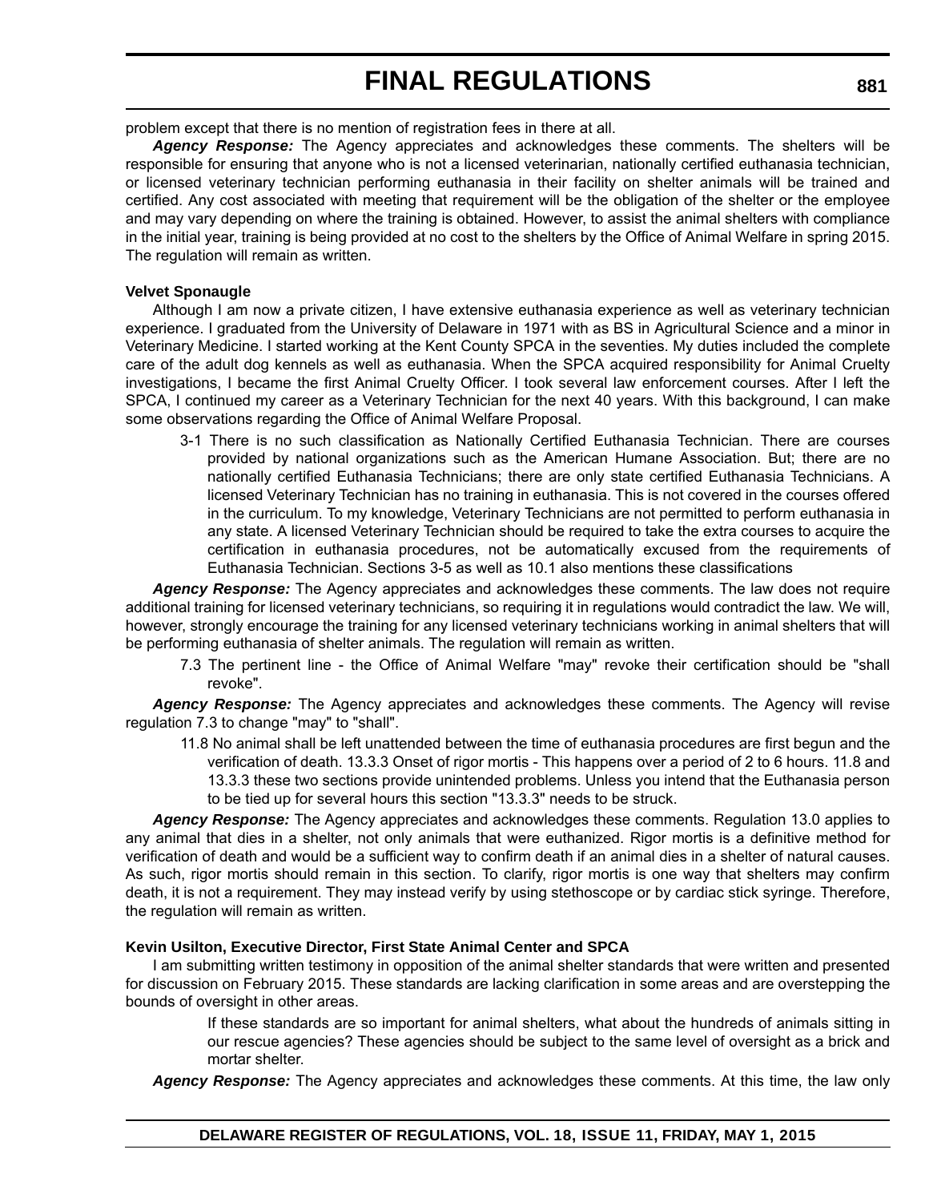problem except that there is no mention of registration fees in there at all.

***Agency Response:*** The Agency appreciates and acknowledges these comments. The shelters will be responsible for ensuring that anyone who is not a licensed veterinarian, nationally certified euthanasia technician, or licensed veterinary technician performing euthanasia in their facility on shelter animals will be trained and certified. Any cost associated with meeting that requirement will be the obligation of the shelter or the employee and may vary depending on where the training is obtained. However, to assist the animal shelters with compliance in the initial year, training is being provided at no cost to the shelters by the Office of Animal Welfare in spring 2015. The regulation will remain as written.

**Velvet Sponaugle**

Although I am now a private citizen, I have extensive euthanasia experience as well as veterinary technician experience. I graduated from the University of Delaware in 1971 with as BS in Agricultural Science and a minor in Veterinary Medicine. I started working at the Kent County SPCA in the seventies. My duties included the complete care of the adult dog kennels as well as euthanasia. When the SPCA acquired responsibility for Animal Cruelty investigations, I became the first Animal Cruelty Officer. I took several law enforcement courses. After I left the SPCA, I continued my career as a Veterinary Technician for the next 40 years. With this background, I can make some observations regarding the Office of Animal Welfare Proposal.

3-1 There is no such classification as Nationally Certified Euthanasia Technician. There are courses provided by national organizations such as the American Humane Association. But; there are no nationally certified Euthanasia Technicians; there are only state certified Euthanasia Technicians. A licensed Veterinary Technician has no training in euthanasia. This is not covered in the courses offered in the curriculum. To my knowledge, Veterinary Technicians are not permitted to perform euthanasia in any state. A licensed Veterinary Technician should be required to take the extra courses to acquire the certification in euthanasia procedures, not be automatically excused from the requirements of Euthanasia Technician. Sections 3-5 as well as 10.1 also mentions these classifications

***Agency Response:*** The Agency appreciates and acknowledges these comments. The law does not require additional training for licensed veterinary technicians, so requiring it in regulations would contradict the law. We will, however, strongly encourage the training for any licensed veterinary technicians working in animal shelters that will be performing euthanasia of shelter animals. The regulation will remain as written.

7.3 The pertinent line - the Office of Animal Welfare "may" revoke their certification should be "shall revoke".

***Agency Response:*** The Agency appreciates and acknowledges these comments. The Agency will revise regulation 7.3 to change "may" to "shall".

11.8 No animal shall be left unattended between the time of euthanasia procedures are first begun and the verification of death. 13.3.3 Onset of rigor mortis - This happens over a period of 2 to 6 hours. 11.8 and 13.3.3 these two sections provide unintended problems. Unless you intend that the Euthanasia person to be tied up for several hours this section "13.3.3" needs to be struck.

***Agency Response:*** The Agency appreciates and acknowledges these comments. Regulation 13.0 applies to any animal that dies in a shelter, not only animals that were euthanized. Rigor mortis is a definitive method for verification of death and would be a sufficient way to confirm death if an animal dies in a shelter of natural causes. As such, rigor mortis should remain in this section. To clarify, rigor mortis is one way that shelters may confirm death, it is not a requirement. They may instead verify by using stethoscope or by cardiac stick syringe. Therefore, the regulation will remain as written.

**Kevin Usilton, Executive Director, First State Animal Center and SPCA**

I am submitting written testimony in opposition of the animal shelter standards that were written and presented for discussion on February 2015. These standards are lacking clarification in some areas and are overstepping the bounds of oversight in other areas.

If these standards are so important for animal shelters, what about the hundreds of animals sitting in our rescue agencies? These agencies should be subject to the same level of oversight as a brick and mortar shelter.

***Agency Response:*** The Agency appreciates and acknowledges these comments. At this time, the law only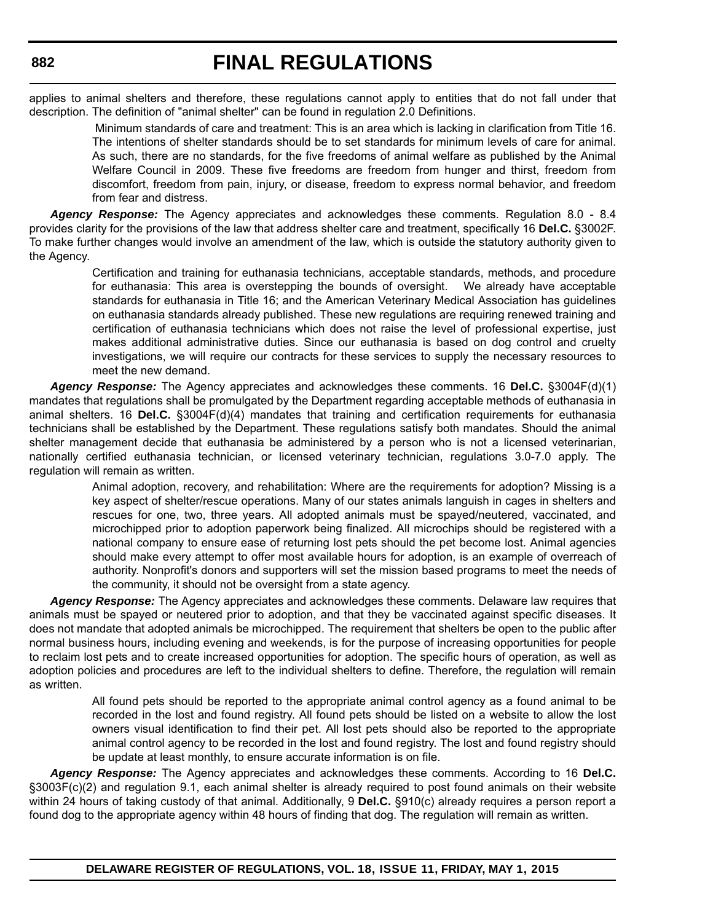applies to animal shelters and therefore, these regulations cannot apply to entities that do not fall under that description. The definition of "animal shelter" can be found in regulation 2.0 Definitions.

> Minimum standards of care and treatment: This is an area which is lacking in clarification from Title 16. The intentions of shelter standards should be to set standards for minimum levels of care for animal. As such, there are no standards, for the five freedoms of animal welfare as published by the Animal Welfare Council in 2009. These five freedoms are freedom from hunger and thirst, freedom from discomfort, freedom from pain, injury, or disease, freedom to express normal behavior, and freedom from fear and distress.

***Agency Response:*** The Agency appreciates and acknowledges these comments. Regulation 8.0 - 8.4 provides clarity for the provisions of the law that address shelter care and treatment, specifically 16 **Del.C.** §3002F. To make further changes would involve an amendment of the law, which is outside the statutory authority given to the Agency.

> Certification and training for euthanasia technicians, acceptable standards, methods, and procedure for euthanasia: This area is overstepping the bounds of oversight. We already have acceptable standards for euthanasia in Title 16; and the American Veterinary Medical Association has guidelines on euthanasia standards already published. These new regulations are requiring renewed training and certification of euthanasia technicians which does not raise the level of professional expertise, just makes additional administrative duties. Since our euthanasia is based on dog control and cruelty investigations, we will require our contracts for these services to supply the necessary resources to meet the new demand.

***Agency Response:*** The Agency appreciates and acknowledges these comments. 16 **Del.C.** §3004F(d)(1) mandates that regulations shall be promulgated by the Department regarding acceptable methods of euthanasia in animal shelters. 16 **Del.C.** §3004F(d)(4) mandates that training and certification requirements for euthanasia technicians shall be established by the Department. These regulations satisfy both mandates. Should the animal shelter management decide that euthanasia be administered by a person who is not a licensed veterinarian, nationally certified euthanasia technician, or licensed veterinary technician, regulations 3.0-7.0 apply. The regulation will remain as written.

> Animal adoption, recovery, and rehabilitation: Where are the requirements for adoption? Missing is a key aspect of shelter/rescue operations. Many of our states animals languish in cages in shelters and rescues for one, two, three years. All adopted animals must be spayed/neutered, vaccinated, and microchipped prior to adoption paperwork being finalized. All microchips should be registered with a national company to ensure ease of returning lost pets should the pet become lost. Animal agencies should make every attempt to offer most available hours for adoption, is an example of overreach of authority. Nonprofit's donors and supporters will set the mission based programs to meet the needs of the community, it should not be oversight from a state agency.

***Agency Response:*** The Agency appreciates and acknowledges these comments. Delaware law requires that animals must be spayed or neutered prior to adoption, and that they be vaccinated against specific diseases. It does not mandate that adopted animals be microchipped. The requirement that shelters be open to the public after normal business hours, including evening and weekends, is for the purpose of increasing opportunities for people to reclaim lost pets and to create increased opportunities for adoption. The specific hours of operation, as well as adoption policies and procedures are left to the individual shelters to define. Therefore, the regulation will remain as written.

> All found pets should be reported to the appropriate animal control agency as a found animal to be recorded in the lost and found registry. All found pets should be listed on a website to allow the lost owners visual identification to find their pet. All lost pets should also be reported to the appropriate animal control agency to be recorded in the lost and found registry. The lost and found registry should be update at least monthly, to ensure accurate information is on file.

***Agency Response:*** The Agency appreciates and acknowledges these comments. According to 16 **Del.C.** §3003F(c)(2) and regulation 9.1, each animal shelter is already required to post found animals on their website within 24 hours of taking custody of that animal. Additionally, 9 **Del.C.** §910(c) already requires a person report a found dog to the appropriate agency within 48 hours of finding that dog. The regulation will remain as written.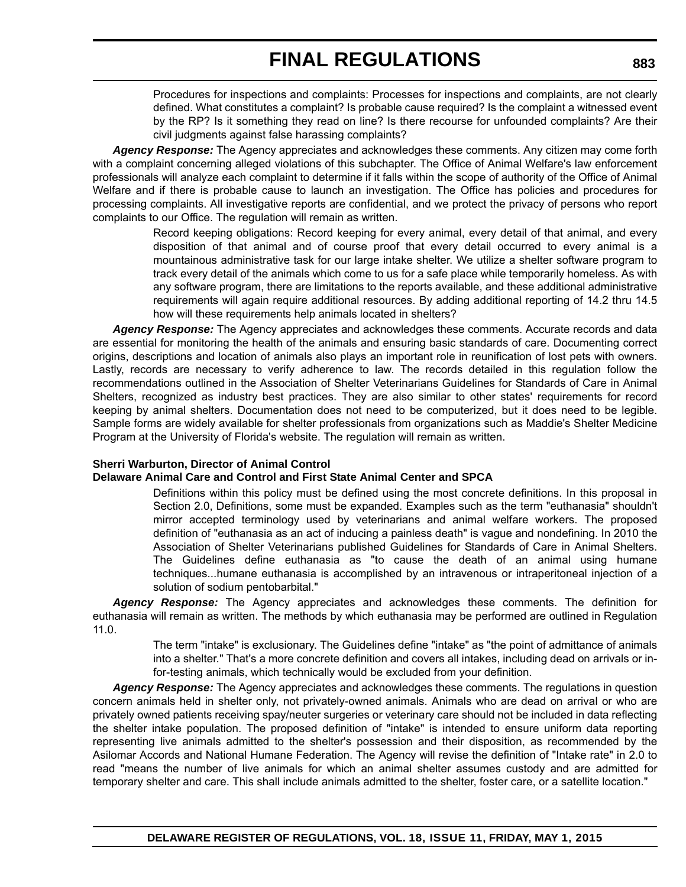Procedures for inspections and complaints: Processes for inspections and complaints, are not clearly defined. What constitutes a complaint? Is probable cause required? Is the complaint a witnessed event by the RP? Is it something they read on line? Is there recourse for unfounded complaints? Are their civil judgments against false harassing complaints?

***Agency Response:*** The Agency appreciates and acknowledges these comments. Any citizen may come forth with a complaint concerning alleged violations of this subchapter. The Office of Animal Welfare's law enforcement professionals will analyze each complaint to determine if it falls within the scope of authority of the Office of Animal Welfare and if there is probable cause to launch an investigation. The Office has policies and procedures for processing complaints. All investigative reports are confidential, and we protect the privacy of persons who report complaints to our Office. The regulation will remain as written.

Record keeping obligations: Record keeping for every animal, every detail of that animal, and every disposition of that animal and of course proof that every detail occurred to every animal is a mountainous administrative task for our large intake shelter. We utilize a shelter software program to track every detail of the animals which come to us for a safe place while temporarily homeless. As with any software program, there are limitations to the reports available, and these additional administrative requirements will again require additional resources. By adding additional reporting of 14.2 thru 14.5 how will these requirements help animals located in shelters?

***Agency Response:*** The Agency appreciates and acknowledges these comments. Accurate records and data are essential for monitoring the health of the animals and ensuring basic standards of care. Documenting correct origins, descriptions and location of animals also plays an important role in reunification of lost pets with owners. Lastly, records are necessary to verify adherence to law. The records detailed in this regulation follow the recommendations outlined in the Association of Shelter Veterinarians Guidelines for Standards of Care in Animal Shelters, recognized as industry best practices. They are also similar to other states' requirements for record keeping by animal shelters. Documentation does not need to be computerized, but it does need to be legible. Sample forms are widely available for shelter professionals from organizations such as Maddie's Shelter Medicine Program at the University of Florida's website. The regulation will remain as written.

**Sherri Warburton, Director of Animal Control**
**Delaware Animal Care and Control and First State Animal Center and SPCA**

Definitions within this policy must be defined using the most concrete definitions. In this proposal in Section 2.0, Definitions, some must be expanded. Examples such as the term "euthanasia" shouldn't mirror accepted terminology used by veterinarians and animal welfare workers. The proposed definition of "euthanasia as an act of inducing a painless death" is vague and nondefining. In 2010 the Association of Shelter Veterinarians published Guidelines for Standards of Care in Animal Shelters. The Guidelines define euthanasia as "to cause the death of an animal using humane techniques...humane euthanasia is accomplished by an intravenous or intraperitoneal injection of a solution of sodium pentobarbital."

***Agency Response:*** The Agency appreciates and acknowledges these comments. The definition for euthanasia will remain as written. The methods by which euthanasia may be performed are outlined in Regulation 11.0.

The term "intake" is exclusionary. The Guidelines define "intake" as "the point of admittance of animals into a shelter." That's a more concrete definition and covers all intakes, including dead on arrivals or in-for-testing animals, which technically would be excluded from your definition.

***Agency Response:*** The Agency appreciates and acknowledges these comments. The regulations in question concern animals held in shelter only, not privately-owned animals. Animals who are dead on arrival or who are privately owned patients receiving spay/neuter surgeries or veterinary care should not be included in data reflecting the shelter intake population. The proposed definition of "intake" is intended to ensure uniform data reporting representing live animals admitted to the shelter's possession and their disposition, as recommended by the Asilomar Accords and National Humane Federation. The Agency will revise the definition of "Intake rate" in 2.0 to read "means the number of live animals for which an animal shelter assumes custody and are admitted for temporary shelter and care. This shall include animals admitted to the shelter, foster care, or a satellite location."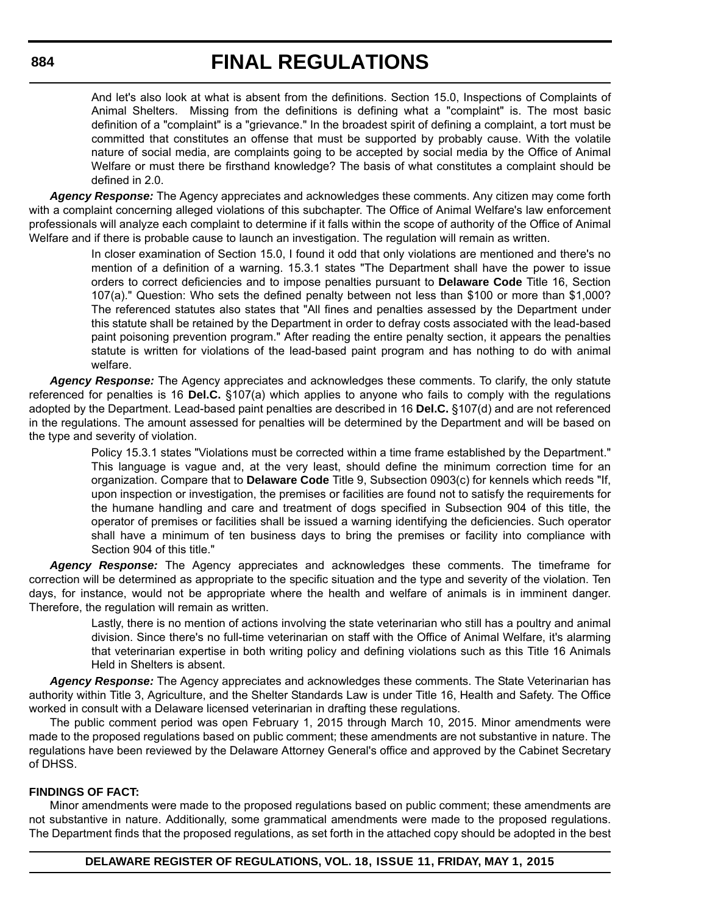> And let's also look at what is absent from the definitions. Section 15.0, Inspections of Complaints of Animal Shelters. Missing from the definitions is defining what a "complaint" is. The most basic definition of a "complaint" is a "grievance." In the broadest spirit of defining a complaint, a tort must be committed that constitutes an offense that must be supported by probably cause. With the volatile nature of social media, are complaints going to be accepted by social media by the Office of Animal Welfare or must there be firsthand knowledge? The basis of what constitutes a complaint should be defined in 2.0.

***Agency Response:*** The Agency appreciates and acknowledges these comments. Any citizen may come forth with a complaint concerning alleged violations of this subchapter. The Office of Animal Welfare's law enforcement professionals will analyze each complaint to determine if it falls within the scope of authority of the Office of Animal Welfare and if there is probable cause to launch an investigation. The regulation will remain as written.

> In closer examination of Section 15.0, I found it odd that only violations are mentioned and there's no mention of a definition of a warning. 15.3.1 states "The Department shall have the power to issue orders to correct deficiencies and to impose penalties pursuant to **Delaware Code** Title 16, Section 107(a)." Question: Who sets the defined penalty between not less than $100 or more than $1,000? The referenced statutes also states that "All fines and penalties assessed by the Department under this statute shall be retained by the Department in order to defray costs associated with the lead-based paint poisoning prevention program." After reading the entire penalty section, it appears the penalties statute is written for violations of the lead-based paint program and has nothing to do with animal welfare.

***Agency Response:*** The Agency appreciates and acknowledges these comments. To clarify, the only statute referenced for penalties is 16 **Del.C.** §107(a) which applies to anyone who fails to comply with the regulations adopted by the Department. Lead-based paint penalties are described in 16 **Del.C.** §107(d) and are not referenced in the regulations. The amount assessed for penalties will be determined by the Department and will be based on the type and severity of violation.

> Policy 15.3.1 states "Violations must be corrected within a time frame established by the Department." This language is vague and, at the very least, should define the minimum correction time for an organization. Compare that to **Delaware Code** Title 9, Subsection 0903(c) for kennels which reeds "If, upon inspection or investigation, the premises or facilities are found not to satisfy the requirements for the humane handling and care and treatment of dogs specified in Subsection 904 of this title, the operator of premises or facilities shall be issued a warning identifying the deficiencies. Such operator shall have a minimum of ten business days to bring the premises or facility into compliance with Section 904 of this title."

***Agency Response:*** The Agency appreciates and acknowledges these comments. The timeframe for correction will be determined as appropriate to the specific situation and the type and severity of the violation. Ten days, for instance, would not be appropriate where the health and welfare of animals is in imminent danger. Therefore, the regulation will remain as written.

> Lastly, there is no mention of actions involving the state veterinarian who still has a poultry and animal division. Since there's no full-time veterinarian on staff with the Office of Animal Welfare, it's alarming that veterinarian expertise in both writing policy and defining violations such as this Title 16 Animals Held in Shelters is absent.

***Agency Response:*** The Agency appreciates and acknowledges these comments. The State Veterinarian has authority within Title 3, Agriculture, and the Shelter Standards Law is under Title 16, Health and Safety. The Office worked in consult with a Delaware licensed veterinarian in drafting these regulations.

The public comment period was open February 1, 2015 through March 10, 2015. Minor amendments were made to the proposed regulations based on public comment; these amendments are not substantive in nature. The regulations have been reviewed by the Delaware Attorney General's office and approved by the Cabinet Secretary of DHSS.

**FINDINGS OF FACT:**

Minor amendments were made to the proposed regulations based on public comment; these amendments are not substantive in nature. Additionally, some grammatical amendments were made to the proposed regulations. The Department finds that the proposed regulations, as set forth in the attached copy should be adopted in the best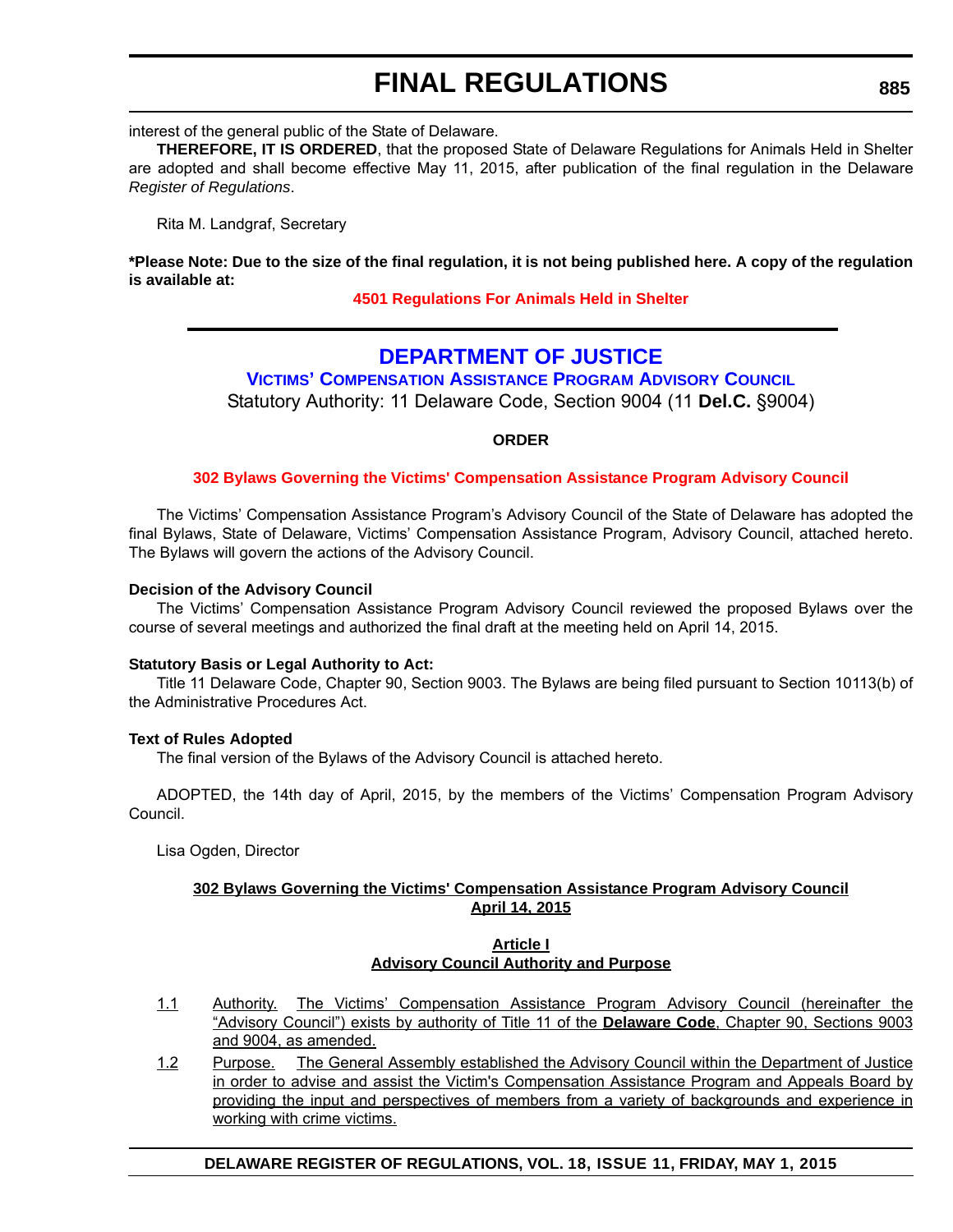interest of the general public of the State of Delaware.

**THEREFORE, IT IS ORDERED**, that the proposed State of Delaware Regulations for Animals Held in Shelter are adopted and shall become effective May 11, 2015, after publication of the final regulation in the Delaware *Register of Regulations*.

Rita M. Landgraf, Secretary

**\*Please Note: Due to the size of the final regulation, it is not being published here. A copy of the regulation is available at:**

**4501 Regulations For Animals Held in Shelter**

## DEPARTMENT OF JUSTICE

### VICTIMS' COMPENSATION ASSISTANCE PROGRAM ADVISORY COUNCIL

Statutory Authority: 11 Delaware Code, Section 9004 (11 **Del.C.** §9004)

**ORDER**

**302 Bylaws Governing the Victims' Compensation Assistance Program Advisory Council**

The Victims' Compensation Assistance Program's Advisory Council of the State of Delaware has adopted the final Bylaws, State of Delaware, Victims' Compensation Assistance Program, Advisory Council, attached hereto. The Bylaws will govern the actions of the Advisory Council.

**Decision of the Advisory Council**

The Victims' Compensation Assistance Program Advisory Council reviewed the proposed Bylaws over the course of several meetings and authorized the final draft at the meeting held on April 14, 2015.

**Statutory Basis or Legal Authority to Act:**

Title 11 Delaware Code, Chapter 90, Section 9003. The Bylaws are being filed pursuant to Section 10113(b) of the Administrative Procedures Act.

**Text of Rules Adopted**

The final version of the Bylaws of the Advisory Council is attached hereto.

ADOPTED, the 14th day of April, 2015, by the members of the Victims' Compensation Program Advisory Council.

Lisa Ogden, Director

**302 Bylaws Governing the Victims' Compensation Assistance Program Advisory Council**
**April 14, 2015**

**Article I**
**Advisory Council Authority and Purpose**

1.1 Authority. The Victims' Compensation Assistance Program Advisory Council (hereinafter the "Advisory Council") exists by authority of Title 11 of the **Delaware Code**, Chapter 90, Sections 9003 and 9004, as amended.

1.2 Purpose. The General Assembly established the Advisory Council within the Department of Justice in order to advise and assist the Victim's Compensation Assistance Program and Appeals Board by providing the input and perspectives of members from a variety of backgrounds and experience in working with crime victims.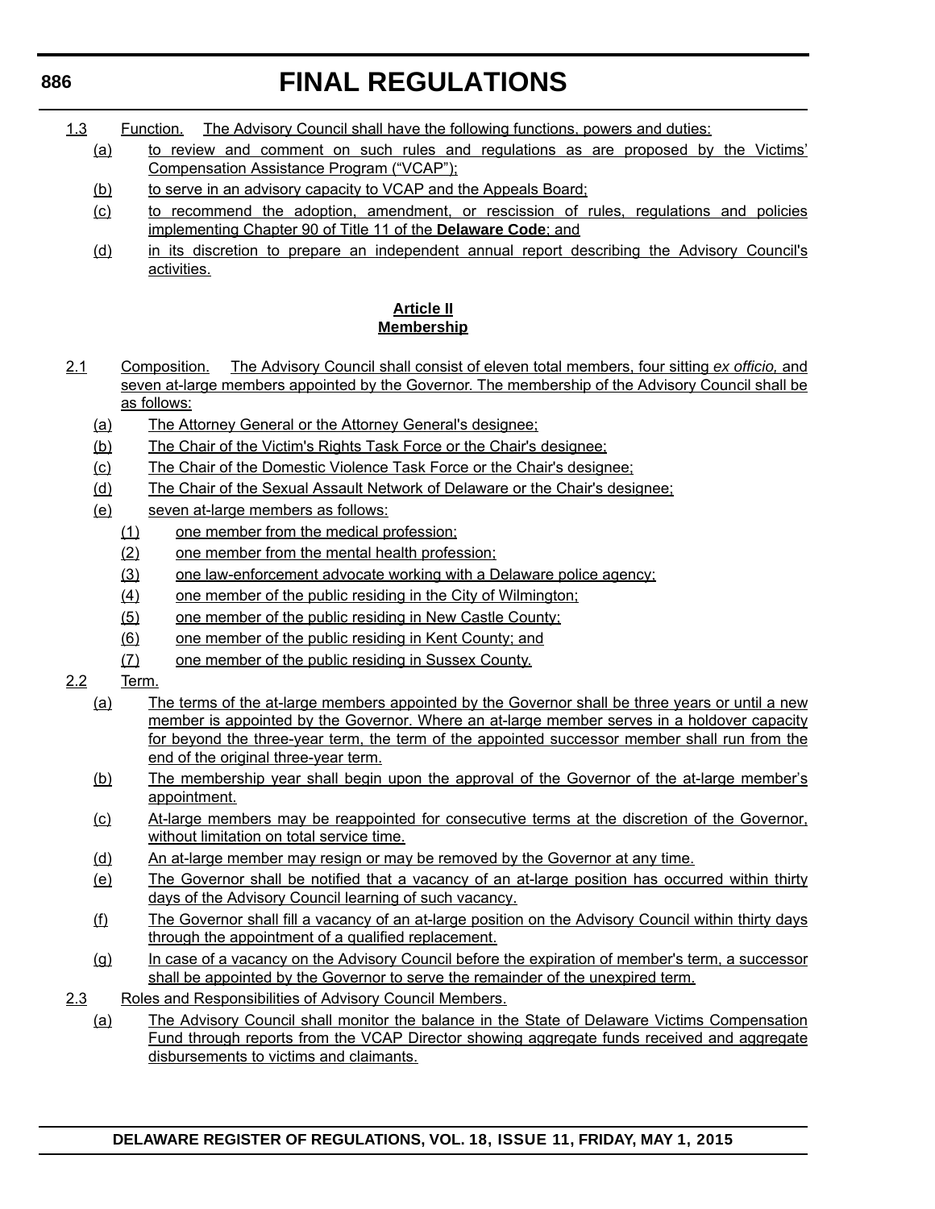1.3 Function. The Advisory Council shall have the following functions, powers and duties:

(a) to review and comment on such rules and regulations as are proposed by the Victims' Compensation Assistance Program ("VCAP");

(b) to serve in an advisory capacity to VCAP and the Appeals Board;

(c) to recommend the adoption, amendment, or rescission of rules, regulations and policies implementing Chapter 90 of Title 11 of the **Delaware Code**; and

(d) in its discretion to prepare an independent annual report describing the Advisory Council's activities.

**Article II**
**Membership**

2.1 Composition. The Advisory Council shall consist of eleven total members, four sitting *ex officio,* and seven at-large members appointed by the Governor. The membership of the Advisory Council shall be as follows:

(a) The Attorney General or the Attorney General's designee;

(b) The Chair of the Victim's Rights Task Force or the Chair's designee;

(c) The Chair of the Domestic Violence Task Force or the Chair's designee;

(d) The Chair of the Sexual Assault Network of Delaware or the Chair's designee;

(e) seven at-large members as follows:

(1) one member from the medical profession;

(2) one member from the mental health profession;

(3) one law-enforcement advocate working with a Delaware police agency;

(4) one member of the public residing in the City of Wilmington;

(5) one member of the public residing in New Castle County;

(6) one member of the public residing in Kent County; and

(7) one member of the public residing in Sussex County.

2.2 Term.

(a) The terms of the at-large members appointed by the Governor shall be three years or until a new member is appointed by the Governor. Where an at-large member serves in a holdover capacity for beyond the three-year term, the term of the appointed successor member shall run from the end of the original three-year term.

(b) The membership year shall begin upon the approval of the Governor of the at-large member's appointment.

(c) At-large members may be reappointed for consecutive terms at the discretion of the Governor, without limitation on total service time.

(d) An at-large member may resign or may be removed by the Governor at any time.

(e) The Governor shall be notified that a vacancy of an at-large position has occurred within thirty days of the Advisory Council learning of such vacancy.

(f) The Governor shall fill a vacancy of an at-large position on the Advisory Council within thirty days through the appointment of a qualified replacement.

(g) In case of a vacancy on the Advisory Council before the expiration of member's term, a successor shall be appointed by the Governor to serve the remainder of the unexpired term.

2.3 Roles and Responsibilities of Advisory Council Members.

(a) The Advisory Council shall monitor the balance in the State of Delaware Victims Compensation Fund through reports from the VCAP Director showing aggregate funds received and aggregate disbursements to victims and claimants.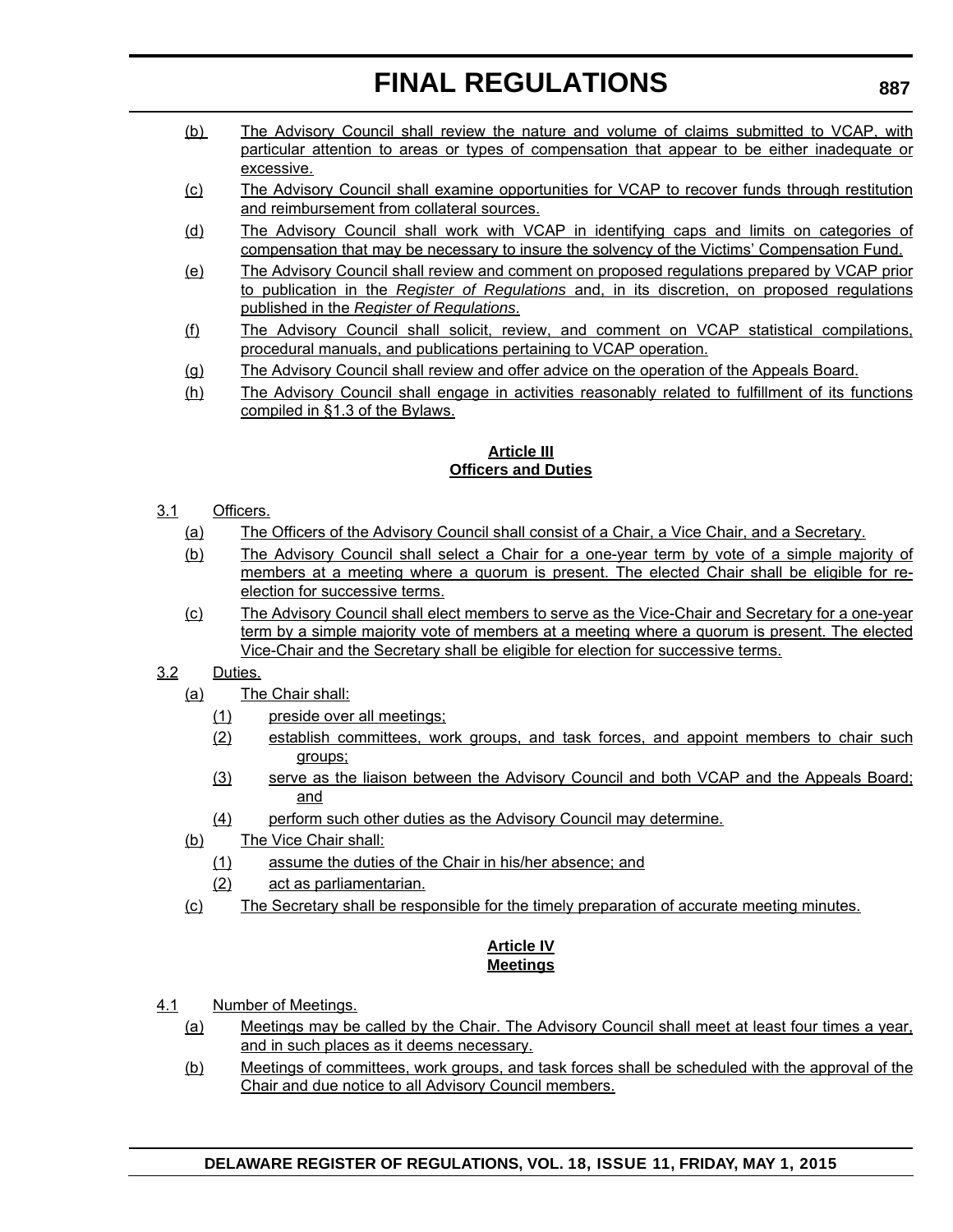(b) The Advisory Council shall review the nature and volume of claims submitted to VCAP, with particular attention to areas or types of compensation that appear to be either inadequate or excessive.

(c) The Advisory Council shall examine opportunities for VCAP to recover funds through restitution and reimbursement from collateral sources.

(d) The Advisory Council shall work with VCAP in identifying caps and limits on categories of compensation that may be necessary to insure the solvency of the Victims' Compensation Fund.

(e) The Advisory Council shall review and comment on proposed regulations prepared by VCAP prior to publication in the *Register of Regulations* and, in its discretion, on proposed regulations published in the *Register of Regulations*.

(f) The Advisory Council shall solicit, review, and comment on VCAP statistical compilations, procedural manuals, and publications pertaining to VCAP operation.

(g) The Advisory Council shall review and offer advice on the operation of the Appeals Board.

(h) The Advisory Council shall engage in activities reasonably related to fulfillment of its functions compiled in §1.3 of the Bylaws.

**Article III**
**Officers and Duties**

3.1 Officers.

(a) The Officers of the Advisory Council shall consist of a Chair, a Vice Chair, and a Secretary.

(b) The Advisory Council shall select a Chair for a one-year term by vote of a simple majority of members at a meeting where a quorum is present. The elected Chair shall be eligible for re-election for successive terms.

(c) The Advisory Council shall elect members to serve as the Vice-Chair and Secretary for a one-year term by a simple majority vote of members at a meeting where a quorum is present. The elected Vice-Chair and the Secretary shall be eligible for election for successive terms.

3.2 Duties.

(a) The Chair shall:

(1) preside over all meetings;

(2) establish committees, work groups, and task forces, and appoint members to chair such groups;

(3) serve as the liaison between the Advisory Council and both VCAP and the Appeals Board; and

(4) perform such other duties as the Advisory Council may determine.

(b) The Vice Chair shall:

(1) assume the duties of the Chair in his/her absence; and

(2) act as parliamentarian.

(c) The Secretary shall be responsible for the timely preparation of accurate meeting minutes.

**Article IV**
**Meetings**

4.1 Number of Meetings.

(a) Meetings may be called by the Chair. The Advisory Council shall meet at least four times a year, and in such places as it deems necessary.

(b) Meetings of committees, work groups, and task forces shall be scheduled with the approval of the Chair and due notice to all Advisory Council members.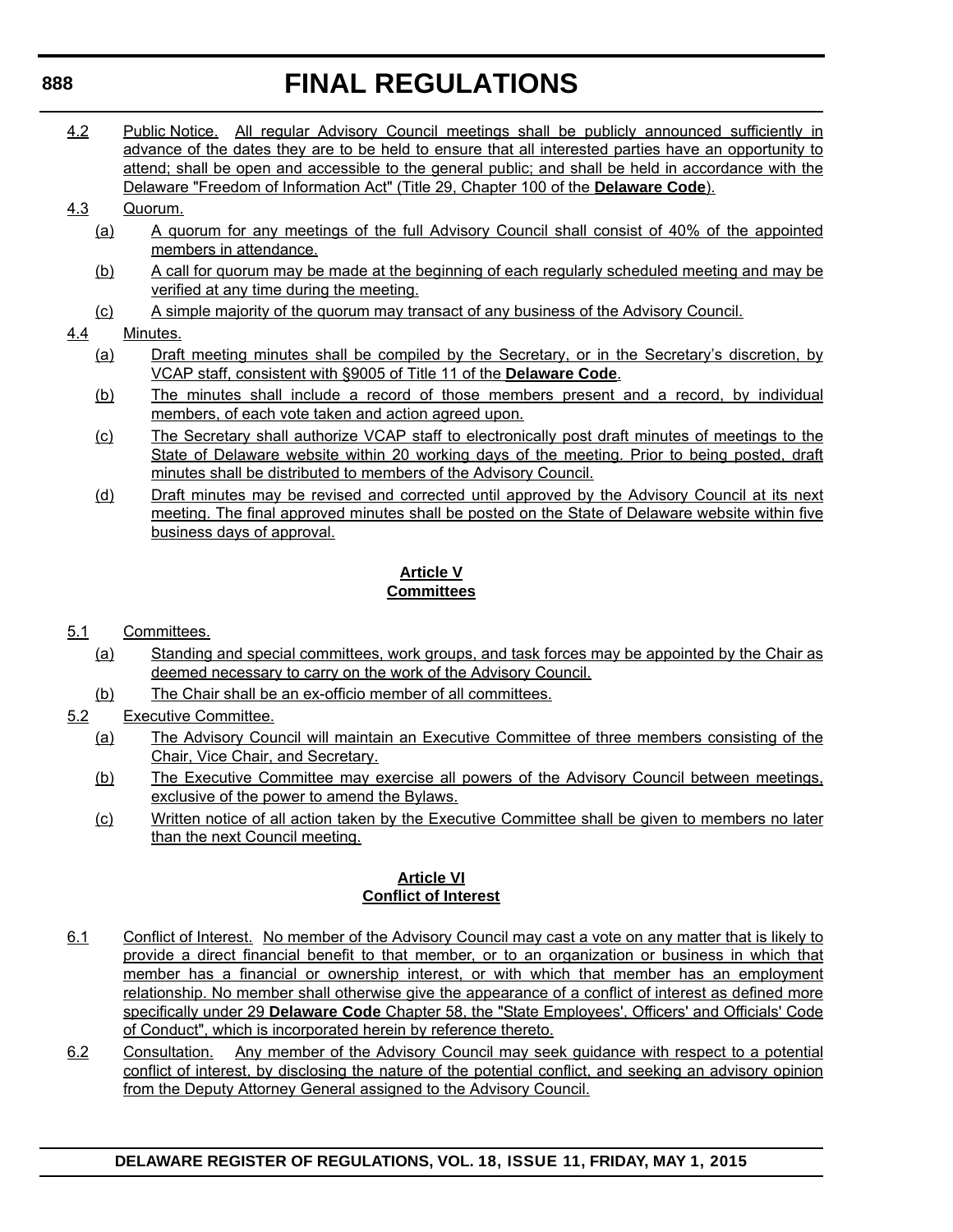4.2 Public Notice. All regular Advisory Council meetings shall be publicly announced sufficiently in advance of the dates they are to be held to ensure that all interested parties have an opportunity to attend; shall be open and accessible to the general public; and shall be held in accordance with the Delaware "Freedom of Information Act" (Title 29, Chapter 100 of the **Delaware Code**).

4.3 Quorum.

(a) A quorum for any meetings of the full Advisory Council shall consist of 40% of the appointed members in attendance.

(b) A call for quorum may be made at the beginning of each regularly scheduled meeting and may be verified at any time during the meeting.

(c) A simple majority of the quorum may transact of any business of the Advisory Council.

4.4 Minutes.

(a) Draft meeting minutes shall be compiled by the Secretary, or in the Secretary's discretion, by VCAP staff, consistent with §9005 of Title 11 of the **Delaware Code**.

(b) The minutes shall include a record of those members present and a record, by individual members, of each vote taken and action agreed upon.

(c) The Secretary shall authorize VCAP staff to electronically post draft minutes of meetings to the State of Delaware website within 20 working days of the meeting. Prior to being posted, draft minutes shall be distributed to members of the Advisory Council.

(d) Draft minutes may be revised and corrected until approved by the Advisory Council at its next meeting. The final approved minutes shall be posted on the State of Delaware website within five business days of approval.

## Article V
## Committees

5.1 Committees.

(a) Standing and special committees, work groups, and task forces may be appointed by the Chair as deemed necessary to carry on the work of the Advisory Council.

(b) The Chair shall be an ex-officio member of all committees.

5.2 Executive Committee.

(a) The Advisory Council will maintain an Executive Committee of three members consisting of the Chair, Vice Chair, and Secretary.

(b) The Executive Committee may exercise all powers of the Advisory Council between meetings, exclusive of the power to amend the Bylaws.

(c) Written notice of all action taken by the Executive Committee shall be given to members no later than the next Council meeting.

## Article VI
## Conflict of Interest

6.1 Conflict of Interest. No member of the Advisory Council may cast a vote on any matter that is likely to provide a direct financial benefit to that member, or to an organization or business in which that member has a financial or ownership interest, or with which that member has an employment relationship. No member shall otherwise give the appearance of a conflict of interest as defined more specifically under 29 **Delaware Code** Chapter 58, the "State Employees', Officers' and Officials' Code of Conduct", which is incorporated herein by reference thereto.

6.2 Consultation. Any member of the Advisory Council may seek guidance with respect to a potential conflict of interest, by disclosing the nature of the potential conflict, and seeking an advisory opinion from the Deputy Attorney General assigned to the Advisory Council.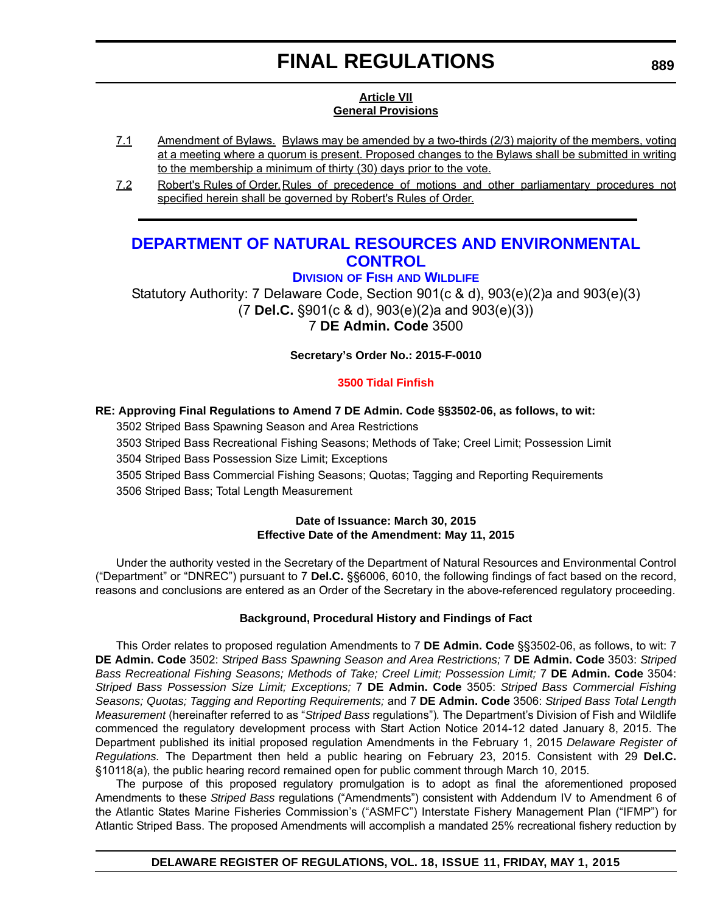**Article VII**
**General Provisions**

7.1 Amendment of Bylaws. Bylaws may be amended by a two-thirds (2/3) majority of the members, voting at a meeting where a quorum is present. Proposed changes to the Bylaws shall be submitted in writing to the membership a minimum of thirty (30) days prior to the vote.

7.2 Robert's Rules of Order. Rules of precedence of motions and other parliamentary procedures not specified herein shall be governed by Robert's Rules of Order.

---

# DEPARTMENT OF NATURAL RESOURCES AND ENVIRONMENTAL CONTROL

## DIVISION OF FISH AND WILDLIFE

Statutory Authority: 7 Delaware Code, Section 901(c & d), 903(e)(2)a and 903(e)(3)
(7 **Del.C.** §901(c & d), 903(e)(2)a and 903(e)(3))
7 **DE Admin. Code** 3500

**Secretary's Order No.: 2015-F-0010**

**3500 Tidal Finfish**

**RE: Approving Final Regulations to Amend 7 DE Admin. Code §§3502-06, as follows, to wit:**

3502 Striped Bass Spawning Season and Area Restrictions

3503 Striped Bass Recreational Fishing Seasons; Methods of Take; Creel Limit; Possession Limit

3504 Striped Bass Possession Size Limit; Exceptions

3505 Striped Bass Commercial Fishing Seasons; Quotas; Tagging and Reporting Requirements

3506 Striped Bass; Total Length Measurement

**Date of Issuance: March 30, 2015**
**Effective Date of the Amendment: May 11, 2015**

Under the authority vested in the Secretary of the Department of Natural Resources and Environmental Control ("Department" or "DNREC") pursuant to 7 **Del.C.** §§6006, 6010, the following findings of fact based on the record, reasons and conclusions are entered as an Order of the Secretary in the above-referenced regulatory proceeding.

**Background, Procedural History and Findings of Fact**

This Order relates to proposed regulation Amendments to 7 **DE Admin. Code** §§3502-06, as follows, to wit: 7 **DE Admin. Code** 3502: *Striped Bass Spawning Season and Area Restrictions;* 7 **DE Admin. Code** 3503: *Striped Bass Recreational Fishing Seasons; Methods of Take; Creel Limit; Possession Limit;* 7 **DE Admin. Code** 3504: *Striped Bass Possession Size Limit; Exceptions;* 7 **DE Admin. Code** 3505: *Striped Bass Commercial Fishing Seasons; Quotas; Tagging and Reporting Requirements;* and 7 **DE Admin. Code** 3506: *Striped Bass Total Length Measurement* (hereinafter referred to as "*Striped Bass* regulations")*.* The Department's Division of Fish and Wildlife commenced the regulatory development process with Start Action Notice 2014-12 dated January 8, 2015. The Department published its initial proposed regulation Amendments in the February 1, 2015 *Delaware Register of Regulations.* The Department then held a public hearing on February 23, 2015. Consistent with 29 **Del.C.** §10118(a), the public hearing record remained open for public comment through March 10, 2015.

The purpose of this proposed regulatory promulgation is to adopt as final the aforementioned proposed Amendments to these *Striped Bass* regulations ("Amendments") consistent with Addendum IV to Amendment 6 of the Atlantic States Marine Fisheries Commission's ("ASMFC") Interstate Fishery Management Plan ("IFMP") for Atlantic Striped Bass. The proposed Amendments will accomplish a mandated 25% recreational fishery reduction by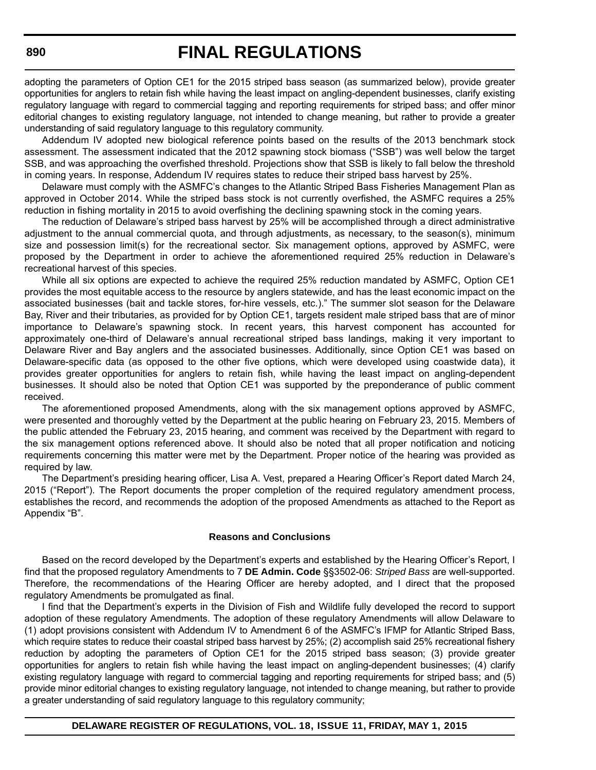adopting the parameters of Option CE1 for the 2015 striped bass season (as summarized below), provide greater opportunities for anglers to retain fish while having the least impact on angling-dependent businesses, clarify existing regulatory language with regard to commercial tagging and reporting requirements for striped bass; and offer minor editorial changes to existing regulatory language, not intended to change meaning, but rather to provide a greater understanding of said regulatory language to this regulatory community.

Addendum IV adopted new biological reference points based on the results of the 2013 benchmark stock assessment. The assessment indicated that the 2012 spawning stock biomass ("SSB") was well below the target SSB, and was approaching the overfished threshold. Projections show that SSB is likely to fall below the threshold in coming years. In response, Addendum IV requires states to reduce their striped bass harvest by 25%.

Delaware must comply with the ASMFC's changes to the Atlantic Striped Bass Fisheries Management Plan as approved in October 2014. While the striped bass stock is not currently overfished, the ASMFC requires a 25% reduction in fishing mortality in 2015 to avoid overfishing the declining spawning stock in the coming years.

The reduction of Delaware's striped bass harvest by 25% will be accomplished through a direct administrative adjustment to the annual commercial quota, and through adjustments, as necessary, to the season(s), minimum size and possession limit(s) for the recreational sector. Six management options, approved by ASMFC, were proposed by the Department in order to achieve the aforementioned required 25% reduction in Delaware's recreational harvest of this species.

While all six options are expected to achieve the required 25% reduction mandated by ASMFC, Option CE1 provides the most equitable access to the resource by anglers statewide, and has the least economic impact on the associated businesses (bait and tackle stores, for-hire vessels, etc.)." The summer slot season for the Delaware Bay, River and their tributaries, as provided for by Option CE1, targets resident male striped bass that are of minor importance to Delaware's spawning stock. In recent years, this harvest component has accounted for approximately one-third of Delaware's annual recreational striped bass landings, making it very important to Delaware River and Bay anglers and the associated businesses. Additionally, since Option CE1 was based on Delaware-specific data (as opposed to the other five options, which were developed using coastwide data), it provides greater opportunities for anglers to retain fish, while having the least impact on angling-dependent businesses. It should also be noted that Option CE1 was supported by the preponderance of public comment received.

The aforementioned proposed Amendments, along with the six management options approved by ASMFC, were presented and thoroughly vetted by the Department at the public hearing on February 23, 2015. Members of the public attended the February 23, 2015 hearing, and comment was received by the Department with regard to the six management options referenced above. It should also be noted that all proper notification and noticing requirements concerning this matter were met by the Department. Proper notice of the hearing was provided as required by law.

The Department's presiding hearing officer, Lisa A. Vest, prepared a Hearing Officer's Report dated March 24, 2015 ("Report"). The Report documents the proper completion of the required regulatory amendment process, establishes the record, and recommends the adoption of the proposed Amendments as attached to the Report as Appendix "B".

**Reasons and Conclusions**

Based on the record developed by the Department's experts and established by the Hearing Officer's Report, I find that the proposed regulatory Amendments to 7 **DE Admin. Code** §§3502-06: *Striped Bass* are well-supported. Therefore, the recommendations of the Hearing Officer are hereby adopted, and I direct that the proposed regulatory Amendments be promulgated as final.

I find that the Department's experts in the Division of Fish and Wildlife fully developed the record to support adoption of these regulatory Amendments. The adoption of these regulatory Amendments will allow Delaware to (1) adopt provisions consistent with Addendum IV to Amendment 6 of the ASMFC's IFMP for Atlantic Striped Bass, which require states to reduce their coastal striped bass harvest by 25%; (2) accomplish said 25% recreational fishery reduction by adopting the parameters of Option CE1 for the 2015 striped bass season; (3) provide greater opportunities for anglers to retain fish while having the least impact on angling-dependent businesses; (4) clarify existing regulatory language with regard to commercial tagging and reporting requirements for striped bass; and (5) provide minor editorial changes to existing regulatory language, not intended to change meaning, but rather to provide a greater understanding of said regulatory language to this regulatory community;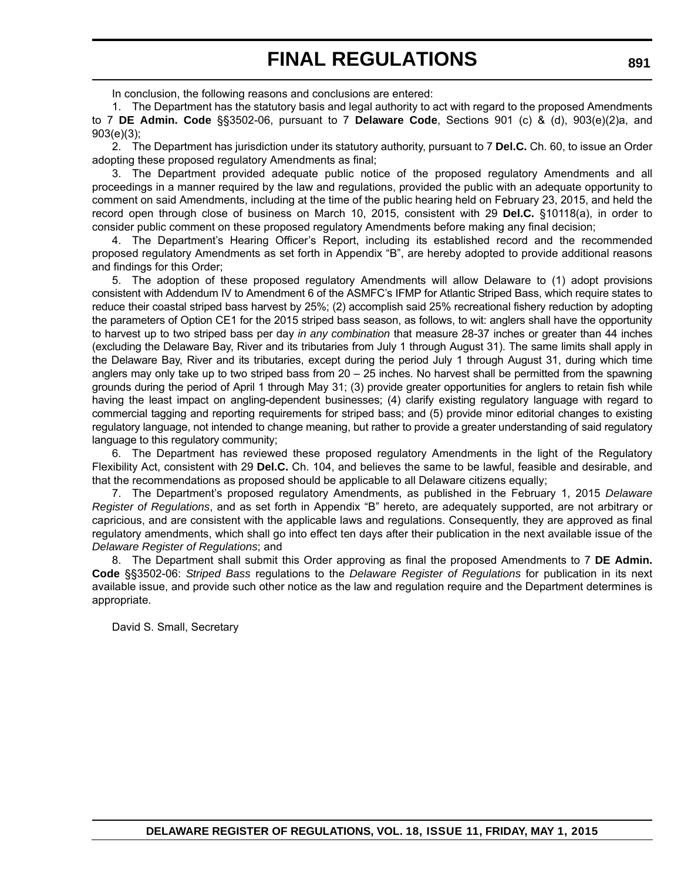In conclusion, the following reasons and conclusions are entered:

1. The Department has the statutory basis and legal authority to act with regard to the proposed Amendments to 7 **DE Admin. Code** §§3502-06, pursuant to 7 **Delaware Code**, Sections 901 (c) & (d), 903(e)(2)a, and 903(e)(3);

2. The Department has jurisdiction under its statutory authority, pursuant to 7 **Del.C.** Ch. 60, to issue an Order adopting these proposed regulatory Amendments as final;

3. The Department provided adequate public notice of the proposed regulatory Amendments and all proceedings in a manner required by the law and regulations, provided the public with an adequate opportunity to comment on said Amendments, including at the time of the public hearing held on February 23, 2015, and held the record open through close of business on March 10, 2015, consistent with 29 **Del.C.** §10118(a), in order to consider public comment on these proposed regulatory Amendments before making any final decision;

4. The Department's Hearing Officer's Report, including its established record and the recommended proposed regulatory Amendments as set forth in Appendix "B", are hereby adopted to provide additional reasons and findings for this Order;

5. The adoption of these proposed regulatory Amendments will allow Delaware to (1) adopt provisions consistent with Addendum IV to Amendment 6 of the ASMFC's IFMP for Atlantic Striped Bass, which require states to reduce their coastal striped bass harvest by 25%; (2) accomplish said 25% recreational fishery reduction by adopting the parameters of Option CE1 for the 2015 striped bass season, as follows, to wit: anglers shall have the opportunity to harvest up to two striped bass per day *in any combination* that measure 28-37 inches or greater than 44 inches (excluding the Delaware Bay, River and its tributaries from July 1 through August 31). The same limits shall apply in the Delaware Bay, River and its tributaries, except during the period July 1 through August 31, during which time anglers may only take up to two striped bass from 20 – 25 inches. No harvest shall be permitted from the spawning grounds during the period of April 1 through May 31; (3) provide greater opportunities for anglers to retain fish while having the least impact on angling-dependent businesses; (4) clarify existing regulatory language with regard to commercial tagging and reporting requirements for striped bass; and (5) provide minor editorial changes to existing regulatory language, not intended to change meaning, but rather to provide a greater understanding of said regulatory language to this regulatory community;

6. The Department has reviewed these proposed regulatory Amendments in the light of the Regulatory Flexibility Act, consistent with 29 **Del.C.** Ch. 104, and believes the same to be lawful, feasible and desirable, and that the recommendations as proposed should be applicable to all Delaware citizens equally;

7. The Department's proposed regulatory Amendments, as published in the February 1, 2015 *Delaware Register of Regulations*, and as set forth in Appendix "B" hereto, are adequately supported, are not arbitrary or capricious, and are consistent with the applicable laws and regulations. Consequently, they are approved as final regulatory amendments, which shall go into effect ten days after their publication in the next available issue of the *Delaware Register of Regulations*; and

8. The Department shall submit this Order approving as final the proposed Amendments to 7 **DE Admin. Code** §§3502-06: *Striped Bass* regulations to the *Delaware Register of Regulations* for publication in its next available issue, and provide such other notice as the law and regulation require and the Department determines is appropriate.

David S. Small, Secretary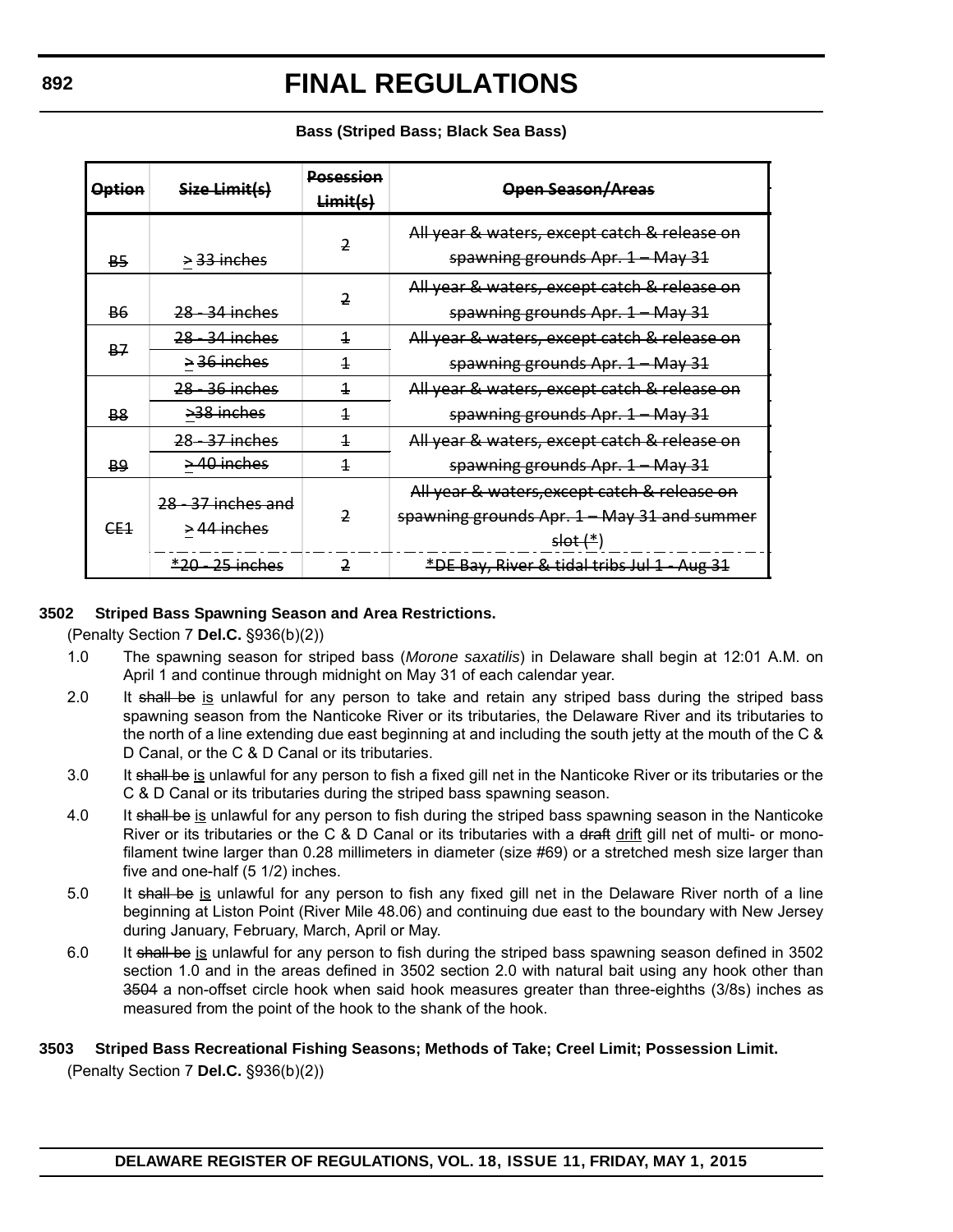**Bass (Striped Bass; Black Sea Bass)**

| ~~Option~~ | ~~Size Limit(s)~~ | ~~Posession Limit(s)~~ | ~~Open Season/Areas~~ |
|---|---|---|---|
| ~~B5~~ | ~~> 33 inches~~ | ~~2~~ | ~~All year & waters, except catch & release on spawning grounds Apr. 1 – May 31~~ |
| ~~B6~~ | ~~28 - 34 inches~~ | ~~2~~ | ~~All year & waters, except catch & release on spawning grounds Apr. 1 – May 31~~ |
| ~~B7~~ | ~~28 - 34 inches~~ | ~~1~~ | ~~All year & waters, except catch & release on spawning grounds Apr. 1 – May 31~~ |
| | ~~> 36 inches~~ | ~~1~~ | |
| ~~B8~~ | ~~28 - 36 inches~~ | ~~1~~ | ~~All year & waters, except catch & release on spawning grounds Apr. 1 – May 31~~ |
| | ~~>38 inches~~ | ~~1~~ | |
| ~~B9~~ | ~~28 - 37 inches~~ | ~~1~~ | ~~All year & waters, except catch & release on spawning grounds Apr. 1 – May 31~~ |
| | ~~> 40 inches~~ | ~~1~~ | |
| ~~CE1~~ | ~~28 - 37 inches and > 44 inches~~ | ~~2~~ | ~~All year & waters,except catch & release on spawning grounds Apr. 1 – May 31 and summer slot (*)~~ |
| | ~~*20 - 25 inches~~ | ~~2~~ | ~~*DE Bay, River & tidal tribs Jul 1 - Aug 31~~ |

**3502 Striped Bass Spawning Season and Area Restrictions.**

(Penalty Section 7 **Del.C.** §936(b)(2))

1.0 The spawning season for striped bass (*Morone saxatilis*) in Delaware shall begin at 12:01 A.M. on April 1 and continue through midnight on May 31 of each calendar year.

2.0 It ~~shall be~~ is unlawful for any person to take and retain any striped bass during the striped bass spawning season from the Nanticoke River or its tributaries, the Delaware River and its tributaries to the north of a line extending due east beginning at and including the south jetty at the mouth of the C & D Canal, or the C & D Canal or its tributaries.

3.0 It ~~shall be~~ is unlawful for any person to fish a fixed gill net in the Nanticoke River or its tributaries or the C & D Canal or its tributaries during the striped bass spawning season.

4.0 It ~~shall be~~ is unlawful for any person to fish during the striped bass spawning season in the Nanticoke River or its tributaries or the C & D Canal or its tributaries with a ~~draft~~ drift gill net of multi- or mono-filament twine larger than 0.28 millimeters in diameter (size #69) or a stretched mesh size larger than five and one-half (5 1/2) inches.

5.0 It ~~shall be~~ is unlawful for any person to fish any fixed gill net in the Delaware River north of a line beginning at Liston Point (River Mile 48.06) and continuing due east to the boundary with New Jersey during January, February, March, April or May.

6.0 It ~~shall be~~ is unlawful for any person to fish during the striped bass spawning season defined in 3502 section 1.0 and in the areas defined in 3502 section 2.0 with natural bait using any hook other than ~~3504~~ a non-offset circle hook when said hook measures greater than three-eighths (3/8s) inches as measured from the point of the hook to the shank of the hook.

**3503 Striped Bass Recreational Fishing Seasons; Methods of Take; Creel Limit; Possession Limit.**

(Penalty Section 7 **Del.C.** §936(b)(2))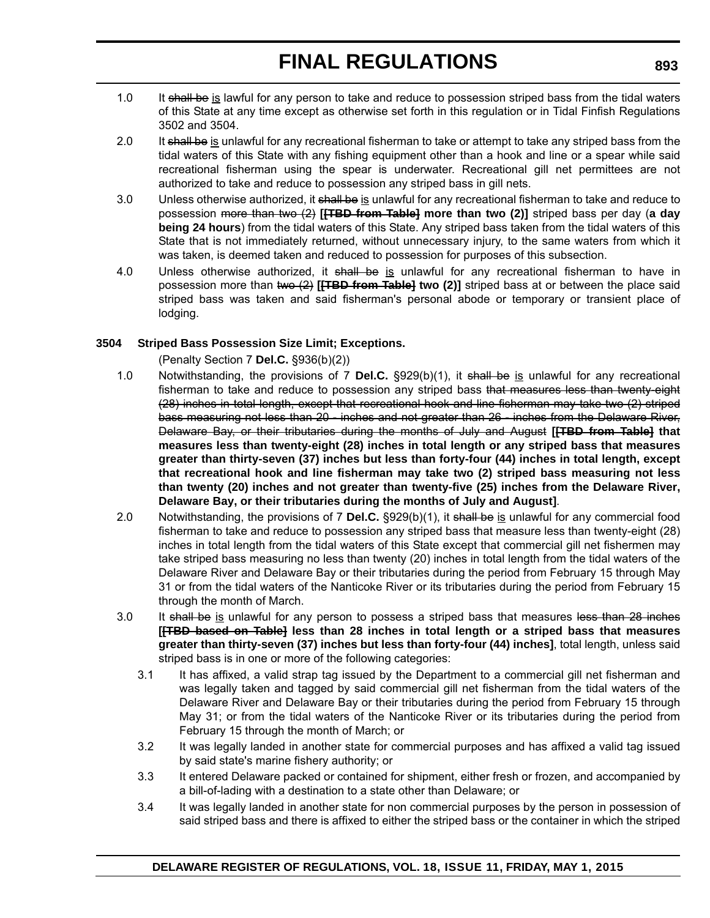1.0 It ~~shall be~~ <u>is</u> lawful for any person to take and reduce to possession striped bass from the tidal waters of this State at any time except as otherwise set forth in this regulation or in Tidal Finfish Regulations 3502 and 3504.

2.0 It ~~shall be~~ <u>is</u> unlawful for any recreational fisherman to take or attempt to take any striped bass from the tidal waters of this State with any fishing equipment other than a hook and line or a spear while said recreational fisherman using the spear is underwater. Recreational gill net permittees are not authorized to take and reduce to possession any striped bass in gill nets.

3.0 Unless otherwise authorized, it ~~shall be~~ <u>is</u> unlawful for any recreational fisherman to take and reduce to possession ~~more than two (2)~~ **[~~[TBD from Table]~~ more than two (2)]** striped bass per day (**a day being 24 hours**) from the tidal waters of this State. Any striped bass taken from the tidal waters of this State that is not immediately returned, without unnecessary injury, to the same waters from which it was taken, is deemed taken and reduced to possession for purposes of this subsection.

4.0 Unless otherwise authorized, it ~~shall be~~ <u>is</u> unlawful for any recreational fisherman to have in possession more than ~~two (2)~~ **[~~[TBD from Table]~~ two (2)]** striped bass at or between the place said striped bass was taken and said fisherman's personal abode or temporary or transient place of lodging.

**3504 Striped Bass Possession Size Limit; Exceptions.**

(Penalty Section 7 **Del.C.** §936(b)(2))

1.0 Notwithstanding, the provisions of 7 **Del.C.** §929(b)(1), it ~~shall be~~ <u>is</u> unlawful for any recreational fisherman to take and reduce to possession any striped bass ~~that measures less than twenty-eight (28) inches in total length, except that recreational hook and line fisherman may take two (2) striped bass measuring not less than 20 - inches and not greater than 26 - inches from the Delaware River, Delaware Bay, or their tributaries during the months of July and August~~ **[~~[TBD from Table]~~ that measures less than twenty-eight (28) inches in total length or any striped bass that measures greater than thirty-seven (37) inches but less than forty-four (44) inches in total length, except that recreational hook and line fisherman may take two (2) striped bass measuring not less than twenty (20) inches and not greater than twenty-five (25) inches from the Delaware River, Delaware Bay, or their tributaries during the months of July and August]**.

2.0 Notwithstanding, the provisions of 7 **Del.C.** §929(b)(1), it ~~shall be~~ <u>is</u> unlawful for any commercial food fisherman to take and reduce to possession any striped bass that measure less than twenty-eight (28) inches in total length from the tidal waters of this State except that commercial gill net fishermen may take striped bass measuring no less than twenty (20) inches in total length from the tidal waters of the Delaware River and Delaware Bay or their tributaries during the period from February 15 through May 31 or from the tidal waters of the Nanticoke River or its tributaries during the period from February 15 through the month of March.

3.0 It ~~shall be~~ <u>is</u> unlawful for any person to possess a striped bass that measures ~~less than 28 inches~~ **[~~[TBD based on Table]~~ less than 28 inches in total length or a striped bass that measures greater than thirty-seven (37) inches but less than forty-four (44) inches]**, total length, unless said striped bass is in one or more of the following categories:

3.1 It has affixed, a valid strap tag issued by the Department to a commercial gill net fisherman and was legally taken and tagged by said commercial gill net fisherman from the tidal waters of the Delaware River and Delaware Bay or their tributaries during the period from February 15 through May 31; or from the tidal waters of the Nanticoke River or its tributaries during the period from February 15 through the month of March; or

3.2 It was legally landed in another state for commercial purposes and has affixed a valid tag issued by said state's marine fishery authority; or

3.3 It entered Delaware packed or contained for shipment, either fresh or frozen, and accompanied by a bill-of-lading with a destination to a state other than Delaware; or

3.4 It was legally landed in another state for non commercial purposes by the person in possession of said striped bass and there is affixed to either the striped bass or the container in which the striped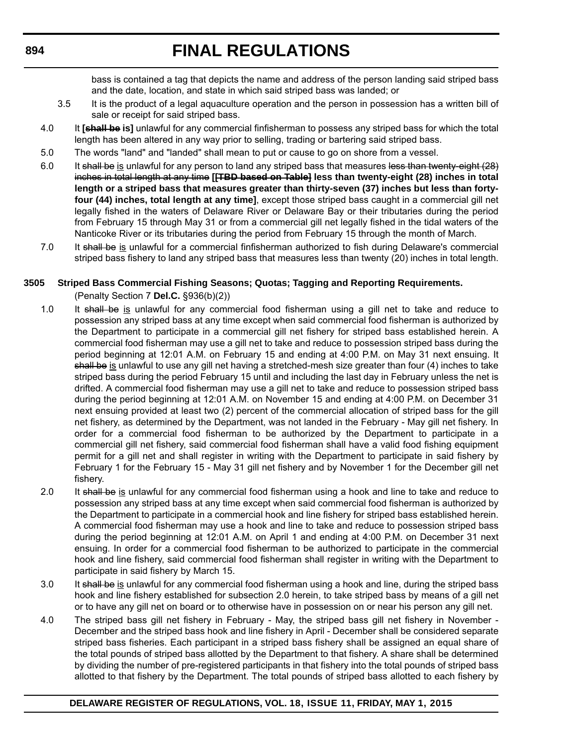bass is contained a tag that depicts the name and address of the person landing said striped bass and the date, location, and state in which said striped bass was landed; or

3.5 It is the product of a legal aquaculture operation and the person in possession has a written bill of sale or receipt for said striped bass.

4.0 It **[~~shall be~~ is]** unlawful for any commercial finfisherman to possess any striped bass for which the total length has been altered in any way prior to selling, trading or bartering said striped bass.

5.0 The words "land" and "landed" shall mean to put or cause to go on shore from a vessel.

6.0 It ~~shall be~~ is unlawful for any person to land any striped bass that measures ~~less than twenty-eight (28) inches in total length at any time~~ **[~~[TBD based on Table]~~ less than twenty-eight (28) inches in total length or a striped bass that measures greater than thirty-seven (37) inches but less than forty-four (44) inches, total length at any time]**, except those striped bass caught in a commercial gill net legally fished in the waters of Delaware River or Delaware Bay or their tributaries during the period from February 15 through May 31 or from a commercial gill net legally fished in the tidal waters of the Nanticoke River or its tributaries during the period from February 15 through the month of March.

7.0 It ~~shall be~~ is unlawful for a commercial finfisherman authorized to fish during Delaware's commercial striped bass fishery to land any striped bass that measures less than twenty (20) inches in total length.

**3505 Striped Bass Commercial Fishing Seasons; Quotas; Tagging and Reporting Requirements.**

(Penalty Section 7 **Del.C.** §936(b)(2))

1.0 It ~~shall be~~ is unlawful for any commercial food fisherman using a gill net to take and reduce to possession any striped bass at any time except when said commercial food fisherman is authorized by the Department to participate in a commercial gill net fishery for striped bass established herein. A commercial food fisherman may use a gill net to take and reduce to possession striped bass during the period beginning at 12:01 A.M. on February 15 and ending at 4:00 P.M. on May 31 next ensuing. It ~~shall be~~ is unlawful to use any gill net having a stretched-mesh size greater than four (4) inches to take striped bass during the period February 15 until and including the last day in February unless the net is drifted. A commercial food fisherman may use a gill net to take and reduce to possession striped bass during the period beginning at 12:01 A.M. on November 15 and ending at 4:00 P.M. on December 31 next ensuing provided at least two (2) percent of the commercial allocation of striped bass for the gill net fishery, as determined by the Department, was not landed in the February - May gill net fishery. In order for a commercial food fisherman to be authorized by the Department to participate in a commercial gill net fishery, said commercial food fisherman shall have a valid food fishing equipment permit for a gill net and shall register in writing with the Department to participate in said fishery by February 1 for the February 15 - May 31 gill net fishery and by November 1 for the December gill net fishery.

2.0 It ~~shall be~~ is unlawful for any commercial food fisherman using a hook and line to take and reduce to possession any striped bass at any time except when said commercial food fisherman is authorized by the Department to participate in a commercial hook and line fishery for striped bass established herein. A commercial food fisherman may use a hook and line to take and reduce to possession striped bass during the period beginning at 12:01 A.M. on April 1 and ending at 4:00 P.M. on December 31 next ensuing. In order for a commercial food fisherman to be authorized to participate in the commercial hook and line fishery, said commercial food fisherman shall register in writing with the Department to participate in said fishery by March 15.

3.0 It ~~shall be~~ is unlawful for any commercial food fisherman using a hook and line, during the striped bass hook and line fishery established for subsection 2.0 herein, to take striped bass by means of a gill net or to have any gill net on board or to otherwise have in possession on or near his person any gill net.

4.0 The striped bass gill net fishery in February - May, the striped bass gill net fishery in November - December and the striped bass hook and line fishery in April - December shall be considered separate striped bass fisheries. Each participant in a striped bass fishery shall be assigned an equal share of the total pounds of striped bass allotted by the Department to that fishery. A share shall be determined by dividing the number of pre-registered participants in that fishery into the total pounds of striped bass allotted to that fishery by the Department. The total pounds of striped bass allotted to each fishery by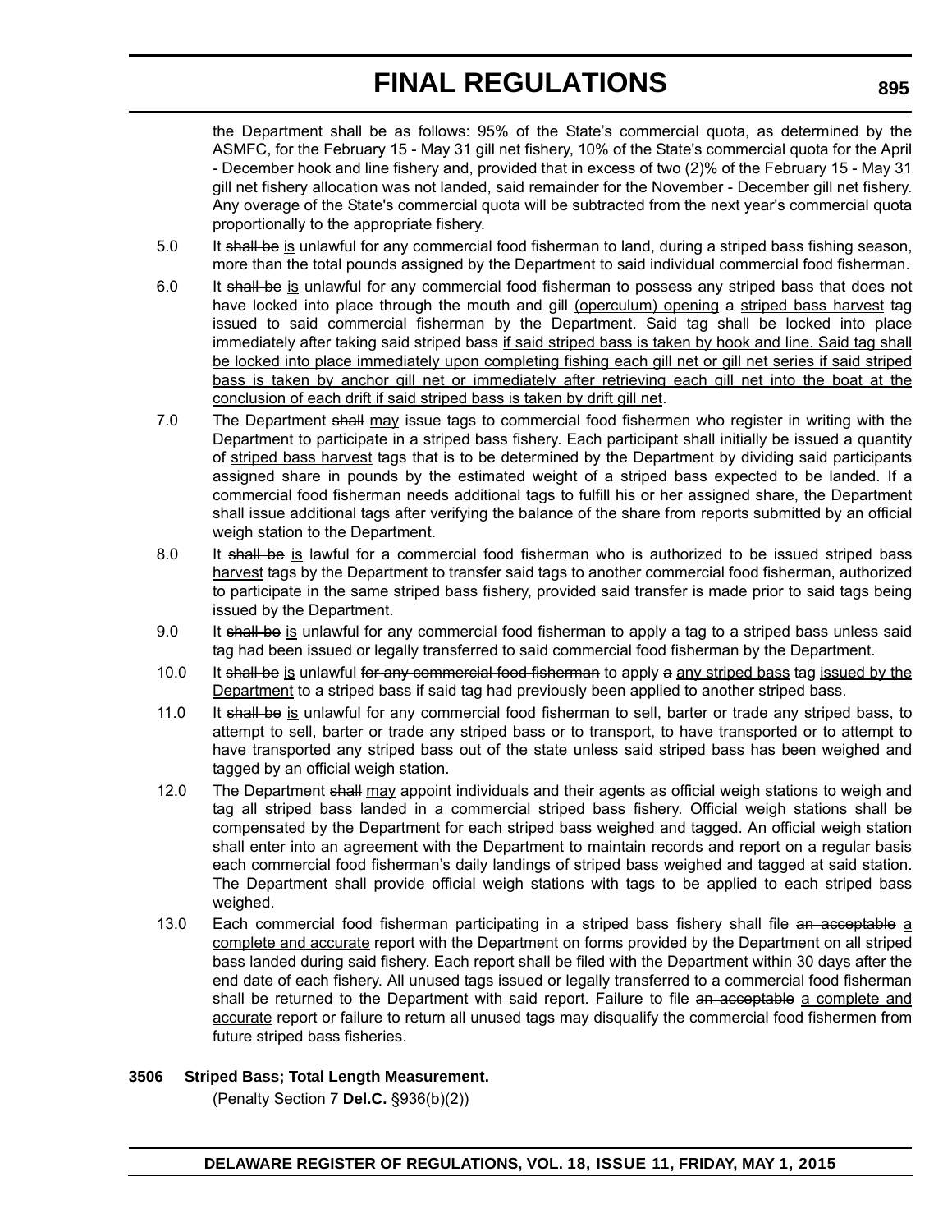the Department shall be as follows: 95% of the State's commercial quota, as determined by the ASMFC, for the February 15 - May 31 gill net fishery, 10% of the State's commercial quota for the April - December hook and line fishery and, provided that in excess of two (2)% of the February 15 - May 31 gill net fishery allocation was not landed, said remainder for the November - December gill net fishery. Any overage of the State's commercial quota will be subtracted from the next year's commercial quota proportionally to the appropriate fishery.

5.0 It ~~shall be~~ <u>is</u> unlawful for any commercial food fisherman to land, during a striped bass fishing season, more than the total pounds assigned by the Department to said individual commercial food fisherman.

6.0 It ~~shall be~~ <u>is</u> unlawful for any commercial food fisherman to possess any striped bass that does not have locked into place through the mouth and gill <u>(operculum) opening</u> a <u>striped bass harvest</u> tag issued to said commercial fisherman by the Department. Said tag shall be locked into place immediately after taking said striped bass <u>if said striped bass is taken by hook and line. Said tag shall be locked into place immediately upon completing fishing each gill net or gill net series if said striped bass is taken by anchor gill net or immediately after retrieving each gill net into the boat at the conclusion of each drift if said striped bass is taken by drift gill net</u>.

7.0 The Department ~~shall~~ <u>may</u> issue tags to commercial food fishermen who register in writing with the Department to participate in a striped bass fishery. Each participant shall initially be issued a quantity of <u>striped bass harvest</u> tags that is to be determined by the Department by dividing said participants assigned share in pounds by the estimated weight of a striped bass expected to be landed. If a commercial food fisherman needs additional tags to fulfill his or her assigned share, the Department shall issue additional tags after verifying the balance of the share from reports submitted by an official weigh station to the Department.

8.0 It ~~shall be~~ <u>is</u> lawful for a commercial food fisherman who is authorized to be issued striped bass <u>harvest</u> tags by the Department to transfer said tags to another commercial food fisherman, authorized to participate in the same striped bass fishery, provided said transfer is made prior to said tags being issued by the Department.

9.0 It ~~shall be~~ <u>is</u> unlawful for any commercial food fisherman to apply a tag to a striped bass unless said tag had been issued or legally transferred to said commercial food fisherman by the Department.

10.0 It ~~shall be~~ <u>is</u> unlawful ~~for any commercial food fisherman~~ to apply ~~a~~ <u>any striped bass</u> tag <u>issued by the Department</u> to a striped bass if said tag had previously been applied to another striped bass.

11.0 It ~~shall be~~ <u>is</u> unlawful for any commercial food fisherman to sell, barter or trade any striped bass, to attempt to sell, barter or trade any striped bass or to transport, to have transported or to attempt to have transported any striped bass out of the state unless said striped bass has been weighed and tagged by an official weigh station.

12.0 The Department ~~shall~~ <u>may</u> appoint individuals and their agents as official weigh stations to weigh and tag all striped bass landed in a commercial striped bass fishery. Official weigh stations shall be compensated by the Department for each striped bass weighed and tagged. An official weigh station shall enter into an agreement with the Department to maintain records and report on a regular basis each commercial food fisherman's daily landings of striped bass weighed and tagged at said station. The Department shall provide official weigh stations with tags to be applied to each striped bass weighed.

13.0 Each commercial food fisherman participating in a striped bass fishery shall file ~~an acceptable~~ <u>a complete and accurate</u> report with the Department on forms provided by the Department on all striped bass landed during said fishery. Each report shall be filed with the Department within 30 days after the end date of each fishery. All unused tags issued or legally transferred to a commercial food fisherman shall be returned to the Department with said report. Failure to file ~~an acceptable~~ <u>a complete and accurate</u> report or failure to return all unused tags may disqualify the commercial food fishermen from future striped bass fisheries.

**3506 Striped Bass; Total Length Measurement.**

(Penalty Section 7 **Del.C.** §936(b)(2))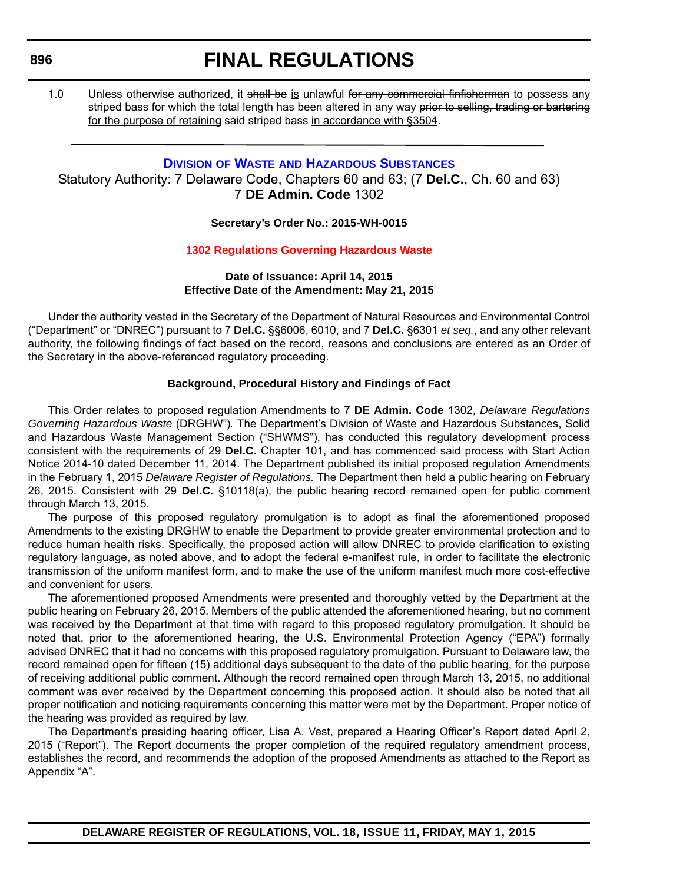1.0 Unless otherwise authorized, it ~~shall be~~ is unlawful ~~for any commercial finfisherman~~ to possess any striped bass for which the total length has been altered in any way ~~prior to selling, trading or bartering~~ for the purpose of retaining said striped bass in accordance with §3504.

---

## DIVISION OF WASTE AND HAZARDOUS SUBSTANCES

Statutory Authority: 7 Delaware Code, Chapters 60 and 63; (7 **Del.C.**, Ch. 60 and 63)
7 **DE Admin. Code** 1302

**Secretary's Order No.: 2015-WH-0015**

### 1302 Regulations Governing Hazardous Waste

**Date of Issuance: April 14, 2015**
**Effective Date of the Amendment: May 21, 2015**

Under the authority vested in the Secretary of the Department of Natural Resources and Environmental Control ("Department" or "DNREC") pursuant to 7 **Del.C.** §§6006, 6010, and 7 **Del.C.** §6301 *et seq.*, and any other relevant authority, the following findings of fact based on the record, reasons and conclusions are entered as an Order of the Secretary in the above-referenced regulatory proceeding.

**Background, Procedural History and Findings of Fact**

This Order relates to proposed regulation Amendments to 7 **DE Admin. Code** 1302, *Delaware Regulations Governing Hazardous Waste* (DRGHW"). The Department's Division of Waste and Hazardous Substances, Solid and Hazardous Waste Management Section ("SHWMS"), has conducted this regulatory development process consistent with the requirements of 29 **Del.C.** Chapter 101, and has commenced said process with Start Action Notice 2014-10 dated December 11, 2014. The Department published its initial proposed regulation Amendments in the February 1, 2015 *Delaware Register of Regulations.* The Department then held a public hearing on February 26, 2015. Consistent with 29 **Del.C.** §10118(a), the public hearing record remained open for public comment through March 13, 2015.

The purpose of this proposed regulatory promulgation is to adopt as final the aforementioned proposed Amendments to the existing DRGHW to enable the Department to provide greater environmental protection and to reduce human health risks. Specifically, the proposed action will allow DNREC to provide clarification to existing regulatory language, as noted above, and to adopt the federal e-manifest rule, in order to facilitate the electronic transmission of the uniform manifest form, and to make the use of the uniform manifest much more cost-effective and convenient for users.

The aforementioned proposed Amendments were presented and thoroughly vetted by the Department at the public hearing on February 26, 2015. Members of the public attended the aforementioned hearing, but no comment was received by the Department at that time with regard to this proposed regulatory promulgation. It should be noted that, prior to the aforementioned hearing, the U.S. Environmental Protection Agency ("EPA") formally advised DNREC that it had no concerns with this proposed regulatory promulgation. Pursuant to Delaware law, the record remained open for fifteen (15) additional days subsequent to the date of the public hearing, for the purpose of receiving additional public comment. Although the record remained open through March 13, 2015, no additional comment was ever received by the Department concerning this proposed action. It should also be noted that all proper notification and noticing requirements concerning this matter were met by the Department. Proper notice of the hearing was provided as required by law.

The Department's presiding hearing officer, Lisa A. Vest, prepared a Hearing Officer's Report dated April 2, 2015 ("Report"). The Report documents the proper completion of the required regulatory amendment process, establishes the record, and recommends the adoption of the proposed Amendments as attached to the Report as Appendix "A".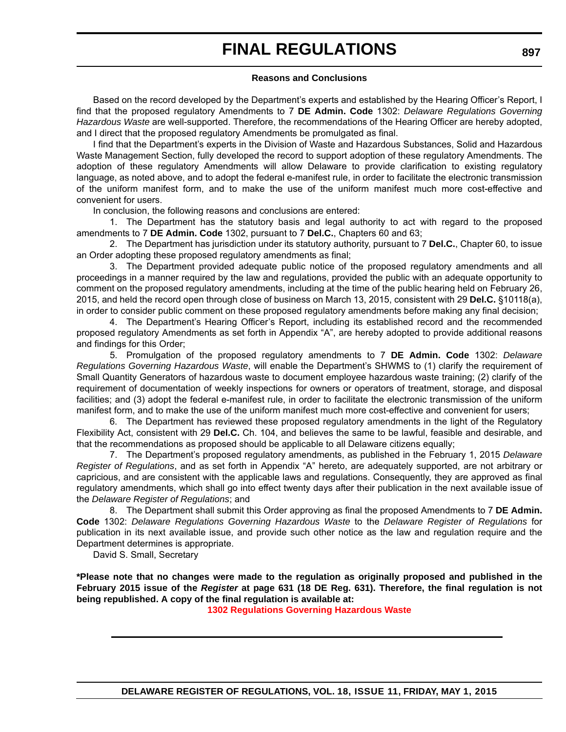### Reasons and Conclusions

Based on the record developed by the Department's experts and established by the Hearing Officer's Report, I find that the proposed regulatory Amendments to 7 **DE Admin. Code** 1302: *Delaware Regulations Governing Hazardous Waste* are well-supported. Therefore, the recommendations of the Hearing Officer are hereby adopted, and I direct that the proposed regulatory Amendments be promulgated as final.

I find that the Department's experts in the Division of Waste and Hazardous Substances, Solid and Hazardous Waste Management Section, fully developed the record to support adoption of these regulatory Amendments. The adoption of these regulatory Amendments will allow Delaware to provide clarification to existing regulatory language, as noted above, and to adopt the federal e-manifest rule, in order to facilitate the electronic transmission of the uniform manifest form, and to make the use of the uniform manifest much more cost-effective and convenient for users.

In conclusion, the following reasons and conclusions are entered:

1. The Department has the statutory basis and legal authority to act with regard to the proposed amendments to 7 **DE Admin. Code** 1302, pursuant to 7 **Del.C.**, Chapters 60 and 63;

2. The Department has jurisdiction under its statutory authority, pursuant to 7 **Del.C.**, Chapter 60, to issue an Order adopting these proposed regulatory amendments as final;

3. The Department provided adequate public notice of the proposed regulatory amendments and all proceedings in a manner required by the law and regulations, provided the public with an adequate opportunity to comment on the proposed regulatory amendments, including at the time of the public hearing held on February 26, 2015, and held the record open through close of business on March 13, 2015, consistent with 29 **Del.C.** §10118(a), in order to consider public comment on these proposed regulatory amendments before making any final decision;

4. The Department's Hearing Officer's Report, including its established record and the recommended proposed regulatory Amendments as set forth in Appendix "A", are hereby adopted to provide additional reasons and findings for this Order;

5. Promulgation of the proposed regulatory amendments to 7 **DE Admin. Code** 1302: *Delaware Regulations Governing Hazardous Waste*, will enable the Department's SHWMS to (1) clarify the requirement of Small Quantity Generators of hazardous waste to document employee hazardous waste training; (2) clarify of the requirement of documentation of weekly inspections for owners or operators of treatment, storage, and disposal facilities; and (3) adopt the federal e-manifest rule, in order to facilitate the electronic transmission of the uniform manifest form, and to make the use of the uniform manifest much more cost-effective and convenient for users;

6. The Department has reviewed these proposed regulatory amendments in the light of the Regulatory Flexibility Act, consistent with 29 **Del.C.** Ch. 104, and believes the same to be lawful, feasible and desirable, and that the recommendations as proposed should be applicable to all Delaware citizens equally;

7. The Department's proposed regulatory amendments, as published in the February 1, 2015 *Delaware Register of Regulations*, and as set forth in Appendix "A" hereto, are adequately supported, are not arbitrary or capricious, and are consistent with the applicable laws and regulations. Consequently, they are approved as final regulatory amendments, which shall go into effect twenty days after their publication in the next available issue of the *Delaware Register of Regulations*; and

8. The Department shall submit this Order approving as final the proposed Amendments to 7 **DE Admin. Code** 1302: *Delaware Regulations Governing Hazardous Waste* to the *Delaware Register of Regulations* for publication in its next available issue, and provide such other notice as the law and regulation require and the Department determines is appropriate.

David S. Small, Secretary

**\*Please note that no changes were made to the regulation as originally proposed and published in the February 2015 issue of the *Register* at page 631 (18 DE Reg. 631). Therefore, the final regulation is not being republished. A copy of the final regulation is available at:**

**1302 Regulations Governing Hazardous Waste**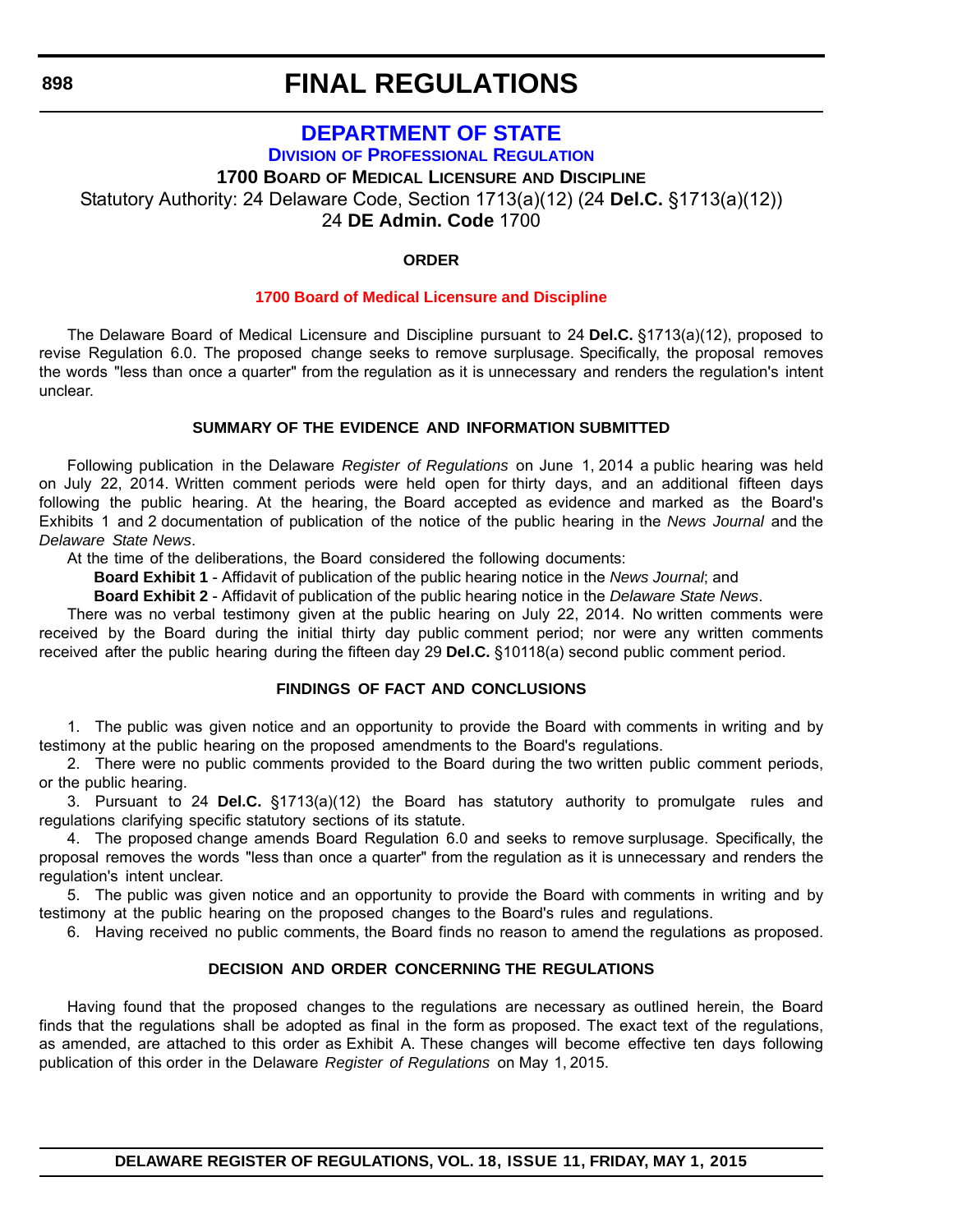# FINAL REGULATIONS

## DEPARTMENT OF STATE

### DIVISION OF PROFESSIONAL REGULATION

**1700 BOARD OF MEDICAL LICENSURE AND DISCIPLINE**

Statutory Authority: 24 Delaware Code, Section 1713(a)(12) (24 **Del.C.** §1713(a)(12))

24 **DE Admin. Code** 1700

**ORDER**

**1700 Board of Medical Licensure and Discipline**

The Delaware Board of Medical Licensure and Discipline pursuant to 24 **Del.C.** §1713(a)(12), proposed to revise Regulation 6.0. The proposed change seeks to remove surplusage. Specifically, the proposal removes the words "less than once a quarter" from the regulation as it is unnecessary and renders the regulation's intent unclear.

**SUMMARY OF THE EVIDENCE AND INFORMATION SUBMITTED**

Following publication in the Delaware *Register of Regulations* on June 1, 2014 a public hearing was held on July 22, 2014. Written comment periods were held open for thirty days, and an additional fifteen days following the public hearing. At the hearing, the Board accepted as evidence and marked as the Board's Exhibits 1 and 2 documentation of publication of the notice of the public hearing in the *News Journal* and the *Delaware State News*.

At the time of the deliberations, the Board considered the following documents:

**Board Exhibit 1** - Affidavit of publication of the public hearing notice in the *News Journal*; and

**Board Exhibit 2** - Affidavit of publication of the public hearing notice in the *Delaware State News*.

There was no verbal testimony given at the public hearing on July 22, 2014. No written comments were received by the Board during the initial thirty day public comment period; nor were any written comments received after the public hearing during the fifteen day 29 **Del.C.** §10118(a) second public comment period.

**FINDINGS OF FACT AND CONCLUSIONS**

1. The public was given notice and an opportunity to provide the Board with comments in writing and by testimony at the public hearing on the proposed amendments to the Board's regulations.

2. There were no public comments provided to the Board during the two written public comment periods, or the public hearing.

3. Pursuant to 24 **Del.C.** §1713(a)(12) the Board has statutory authority to promulgate rules and regulations clarifying specific statutory sections of its statute.

4. The proposed change amends Board Regulation 6.0 and seeks to remove surplusage. Specifically, the proposal removes the words "less than once a quarter" from the regulation as it is unnecessary and renders the regulation's intent unclear.

5. The public was given notice and an opportunity to provide the Board with comments in writing and by testimony at the public hearing on the proposed changes to the Board's rules and regulations.

6. Having received no public comments, the Board finds no reason to amend the regulations as proposed.

**DECISION AND ORDER CONCERNING THE REGULATIONS**

Having found that the proposed changes to the regulations are necessary as outlined herein, the Board finds that the regulations shall be adopted as final in the form as proposed. The exact text of the regulations, as amended, are attached to this order as Exhibit A. These changes will become effective ten days following publication of this order in the Delaware *Register of Regulations* on May 1, 2015.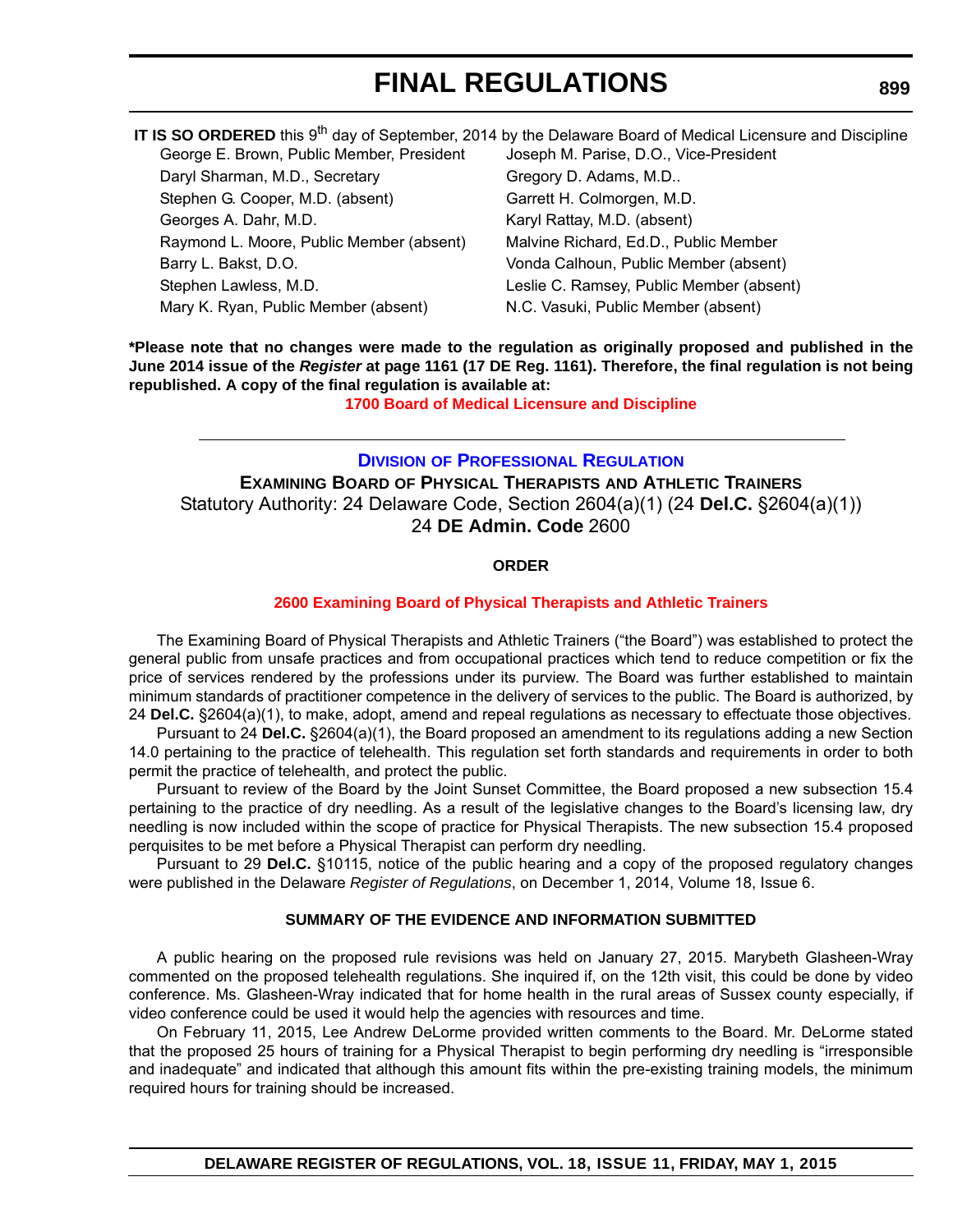**IT IS SO ORDERED** this 9th day of September, 2014 by the Delaware Board of Medical Licensure and Discipline

George E. Brown, Public Member, President
Joseph M. Parise, D.O., Vice-President
Daryl Sharman, M.D., Secretary
Gregory D. Adams, M.D..
Stephen G. Cooper, M.D. (absent)
Garrett H. Colmorgen, M.D.
Georges A. Dahr, M.D.
Karyl Rattay, M.D. (absent)
Raymond L. Moore, Public Member (absent)
Malvine Richard, Ed.D., Public Member
Barry L. Bakst, D.O.
Vonda Calhoun, Public Member (absent)
Stephen Lawless, M.D.
Leslie C. Ramsey, Public Member (absent)
Mary K. Ryan, Public Member (absent)
N.C. Vasuki, Public Member (absent)

**\*Please note that no changes were made to the regulation as originally proposed and published in the June 2014 issue of the *Register* at page 1161 (17 DE Reg. 1161). Therefore, the final regulation is not being republished. A copy of the final regulation is available at:**

**1700 Board of Medical Licensure and Discipline**

---

## Division of Professional Regulation

### Examining Board of Physical Therapists and Athletic Trainers

Statutory Authority: 24 Delaware Code, Section 2604(a)(1) (24 **Del.C.** §2604(a)(1))
24 **DE Admin. Code** 2600

**ORDER**

**2600 Examining Board of Physical Therapists and Athletic Trainers**

The Examining Board of Physical Therapists and Athletic Trainers ("the Board") was established to protect the general public from unsafe practices and from occupational practices which tend to reduce competition or fix the price of services rendered by the professions under its purview. The Board was further established to maintain minimum standards of practitioner competence in the delivery of services to the public. The Board is authorized, by 24 **Del.C.** §2604(a)(1), to make, adopt, amend and repeal regulations as necessary to effectuate those objectives.

Pursuant to 24 **Del.C.** §2604(a)(1), the Board proposed an amendment to its regulations adding a new Section 14.0 pertaining to the practice of telehealth. This regulation set forth standards and requirements in order to both permit the practice of telehealth, and protect the public.

Pursuant to review of the Board by the Joint Sunset Committee, the Board proposed a new subsection 15.4 pertaining to the practice of dry needling. As a result of the legislative changes to the Board's licensing law, dry needling is now included within the scope of practice for Physical Therapists. The new subsection 15.4 proposed perquisites to be met before a Physical Therapist can perform dry needling.

Pursuant to 29 **Del.C.** §10115, notice of the public hearing and a copy of the proposed regulatory changes were published in the Delaware *Register of Regulations*, on December 1, 2014, Volume 18, Issue 6.

**SUMMARY OF THE EVIDENCE AND INFORMATION SUBMITTED**

A public hearing on the proposed rule revisions was held on January 27, 2015. Marybeth Glasheen-Wray commented on the proposed telehealth regulations. She inquired if, on the 12th visit, this could be done by video conference. Ms. Glasheen-Wray indicated that for home health in the rural areas of Sussex county especially, if video conference could be used it would help the agencies with resources and time.

On February 11, 2015, Lee Andrew DeLorme provided written comments to the Board. Mr. DeLorme stated that the proposed 25 hours of training for a Physical Therapist to begin performing dry needling is "irresponsible and inadequate" and indicated that although this amount fits within the pre-existing training models, the minimum required hours for training should be increased.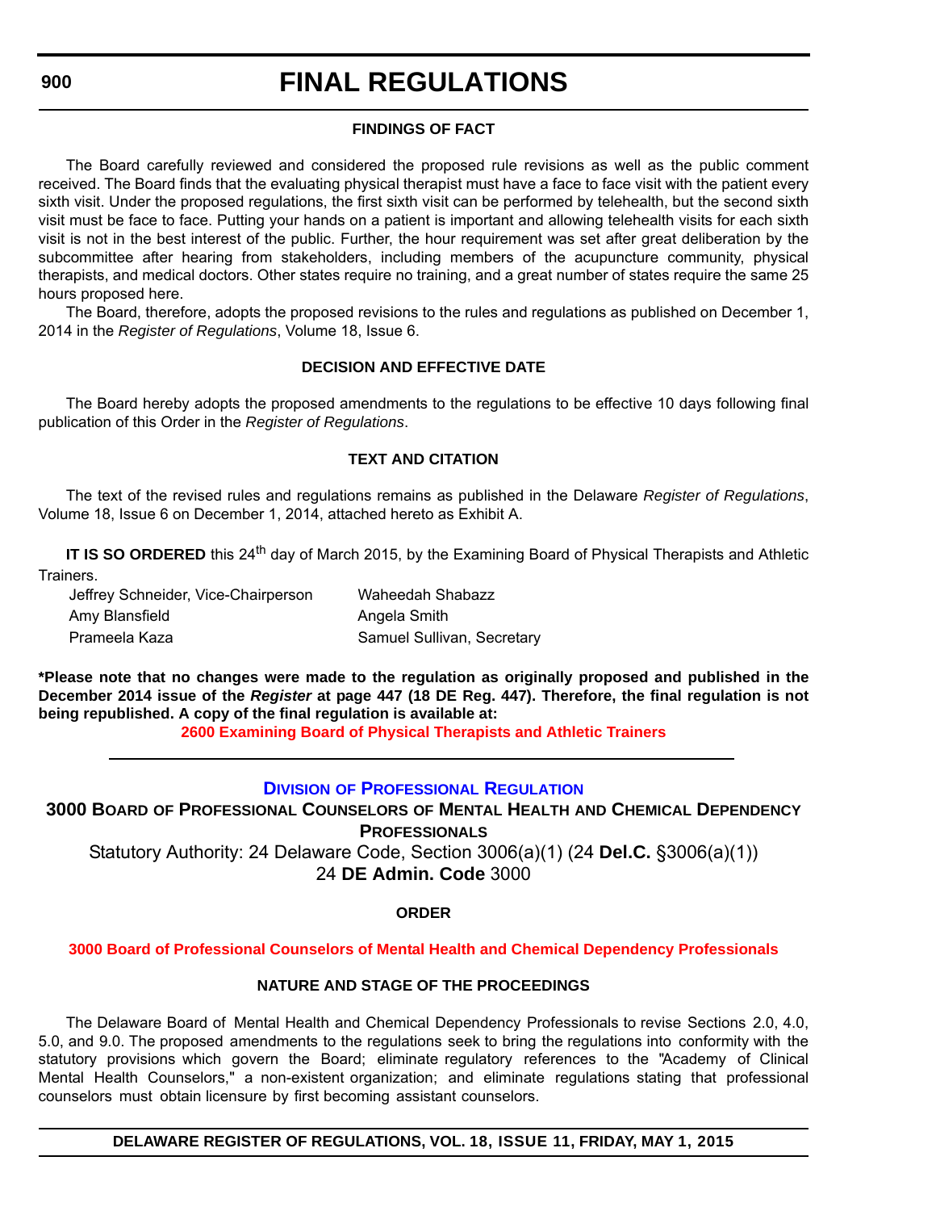### FINDINGS OF FACT

The Board carefully reviewed and considered the proposed rule revisions as well as the public comment received. The Board finds that the evaluating physical therapist must have a face to face visit with the patient every sixth visit. Under the proposed regulations, the first sixth visit can be performed by telehealth, but the second sixth visit must be face to face. Putting your hands on a patient is important and allowing telehealth visits for each sixth visit is not in the best interest of the public. Further, the hour requirement was set after great deliberation by the subcommittee after hearing from stakeholders, including members of the acupuncture community, physical therapists, and medical doctors. Other states require no training, and a great number of states require the same 25 hours proposed here.

The Board, therefore, adopts the proposed revisions to the rules and regulations as published on December 1, 2014 in the *Register of Regulations*, Volume 18, Issue 6.

### DECISION AND EFFECTIVE DATE

The Board hereby adopts the proposed amendments to the regulations to be effective 10 days following final publication of this Order in the *Register of Regulations*.

### TEXT AND CITATION

The text of the revised rules and regulations remains as published in the Delaware *Register of Regulations*, Volume 18, Issue 6 on December 1, 2014, attached hereto as Exhibit A.

**IT IS SO ORDERED** this 24th day of March 2015, by the Examining Board of Physical Therapists and Athletic Trainers.

Jeffrey Schneider, Vice-Chairperson
Amy Blansfield
Prameela Kaza
Waheedah Shabazz
Angela Smith
Samuel Sullivan, Secretary

**\*Please note that no changes were made to the regulation as originally proposed and published in the December 2014 issue of the *Register* at page 447 (18 DE Reg. 447). Therefore, the final regulation is not being republished. A copy of the final regulation is available at:**

**2600 Examining Board of Physical Therapists and Athletic Trainers**

---

## DIVISION OF PROFESSIONAL REGULATION

## 3000 BOARD OF PROFESSIONAL COUNSELORS OF MENTAL HEALTH AND CHEMICAL DEPENDENCY PROFESSIONALS

Statutory Authority: 24 Delaware Code, Section 3006(a)(1) (24 **Del.C.** §3006(a)(1))
24 **DE Admin. Code** 3000

### ORDER

**3000 Board of Professional Counselors of Mental Health and Chemical Dependency Professionals**

### NATURE AND STAGE OF THE PROCEEDINGS

The Delaware Board of Mental Health and Chemical Dependency Professionals to revise Sections 2.0, 4.0, 5.0, and 9.0. The proposed amendments to the regulations seek to bring the regulations into conformity with the statutory provisions which govern the Board; eliminate regulatory references to the "Academy of Clinical Mental Health Counselors," a non-existent organization; and eliminate regulations stating that professional counselors must obtain licensure by first becoming assistant counselors.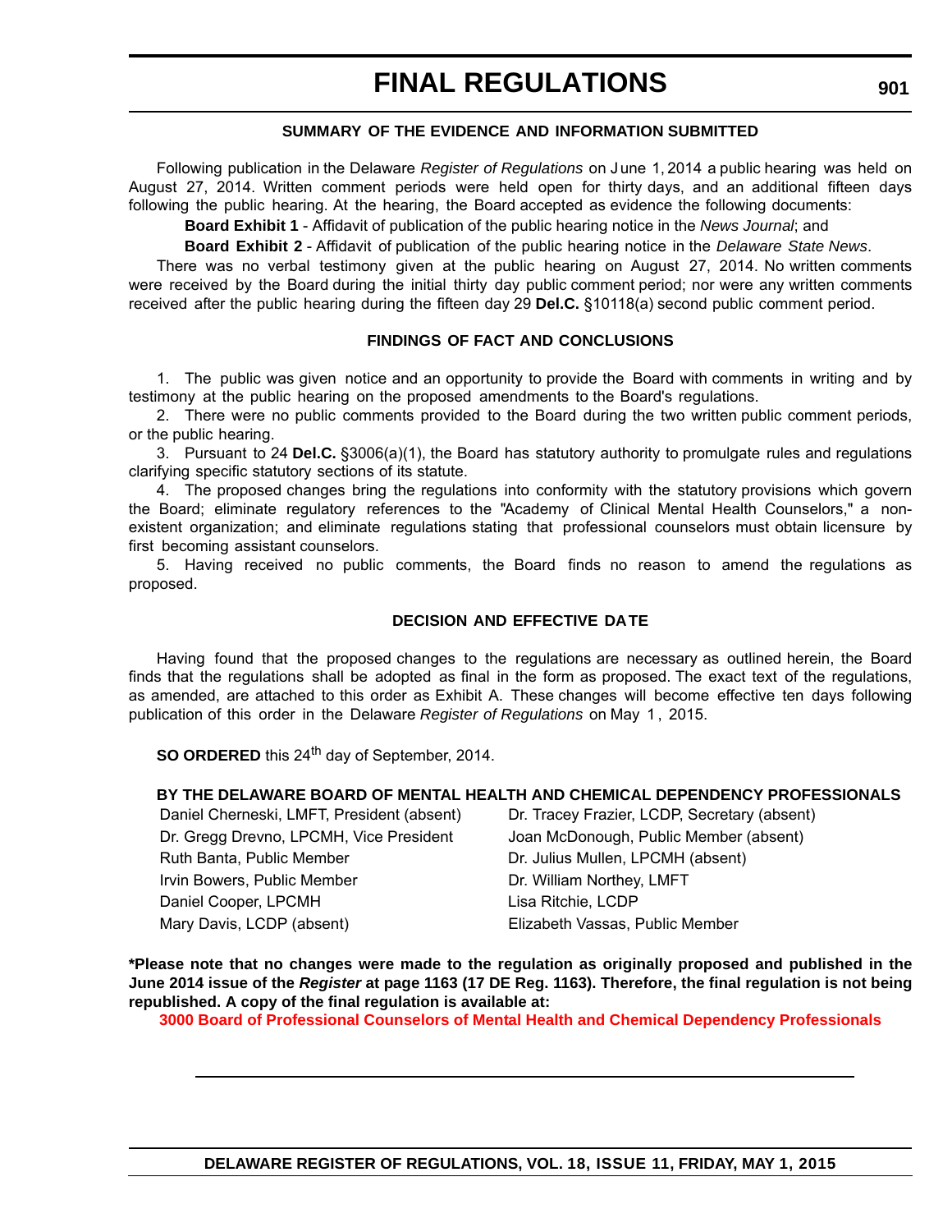### SUMMARY OF THE EVIDENCE AND INFORMATION SUBMITTED

Following publication in the Delaware *Register of Regulations* on June 1, 2014 a public hearing was held on August 27, 2014. Written comment periods were held open for thirty days, and an additional fifteen days following the public hearing. At the hearing, the Board accepted as evidence the following documents:

**Board Exhibit 1** - Affidavit of publication of the public hearing notice in the *News Journal*; and

**Board Exhibit 2** - Affidavit of publication of the public hearing notice in the *Delaware State News*.

There was no verbal testimony given at the public hearing on August 27, 2014. No written comments were received by the Board during the initial thirty day public comment period; nor were any written comments received after the public hearing during the fifteen day 29 **Del.C.** §10118(a) second public comment period.

### FINDINGS OF FACT AND CONCLUSIONS

1. The public was given notice and an opportunity to provide the Board with comments in writing and by testimony at the public hearing on the proposed amendments to the Board's regulations.

2. There were no public comments provided to the Board during the two written public comment periods, or the public hearing.

3. Pursuant to 24 **Del.C.** §3006(a)(1), the Board has statutory authority to promulgate rules and regulations clarifying specific statutory sections of its statute.

4. The proposed changes bring the regulations into conformity with the statutory provisions which govern the Board; eliminate regulatory references to the "Academy of Clinical Mental Health Counselors," a non-existent organization; and eliminate regulations stating that professional counselors must obtain licensure by first becoming assistant counselors.

5. Having received no public comments, the Board finds no reason to amend the regulations as proposed.

### DECISION AND EFFECTIVE DATE

Having found that the proposed changes to the regulations are necessary as outlined herein, the Board finds that the regulations shall be adopted as final in the form as proposed. The exact text of the regulations, as amended, are attached to this order as Exhibit A. These changes will become effective ten days following publication of this order in the Delaware *Register of Regulations* on May 1, 2015.

**SO ORDERED** this 24th day of September, 2014.

**BY THE DELAWARE BOARD OF MENTAL HEALTH AND CHEMICAL DEPENDENCY PROFESSIONALS**

Daniel Cherneski, LMFT, President (absent)
Dr. Gregg Drevno, LPCMH, Vice President
Ruth Banta, Public Member
Irvin Bowers, Public Member
Daniel Cooper, LPCMH
Mary Davis, LCDP (absent)
Dr. Tracey Frazier, LCDP, Secretary (absent)
Joan McDonough, Public Member (absent)
Dr. Julius Mullen, LPCMH (absent)
Dr. William Northey, LMFT
Lisa Ritchie, LCDP
Elizabeth Vassas, Public Member

**\*Please note that no changes were made to the regulation as originally proposed and published in the June 2014 issue of the *Register* at page 1163 (17 DE Reg. 1163). Therefore, the final regulation is not being republished. A copy of the final regulation is available at:**

**3000 Board of Professional Counselors of Mental Health and Chemical Dependency Professionals**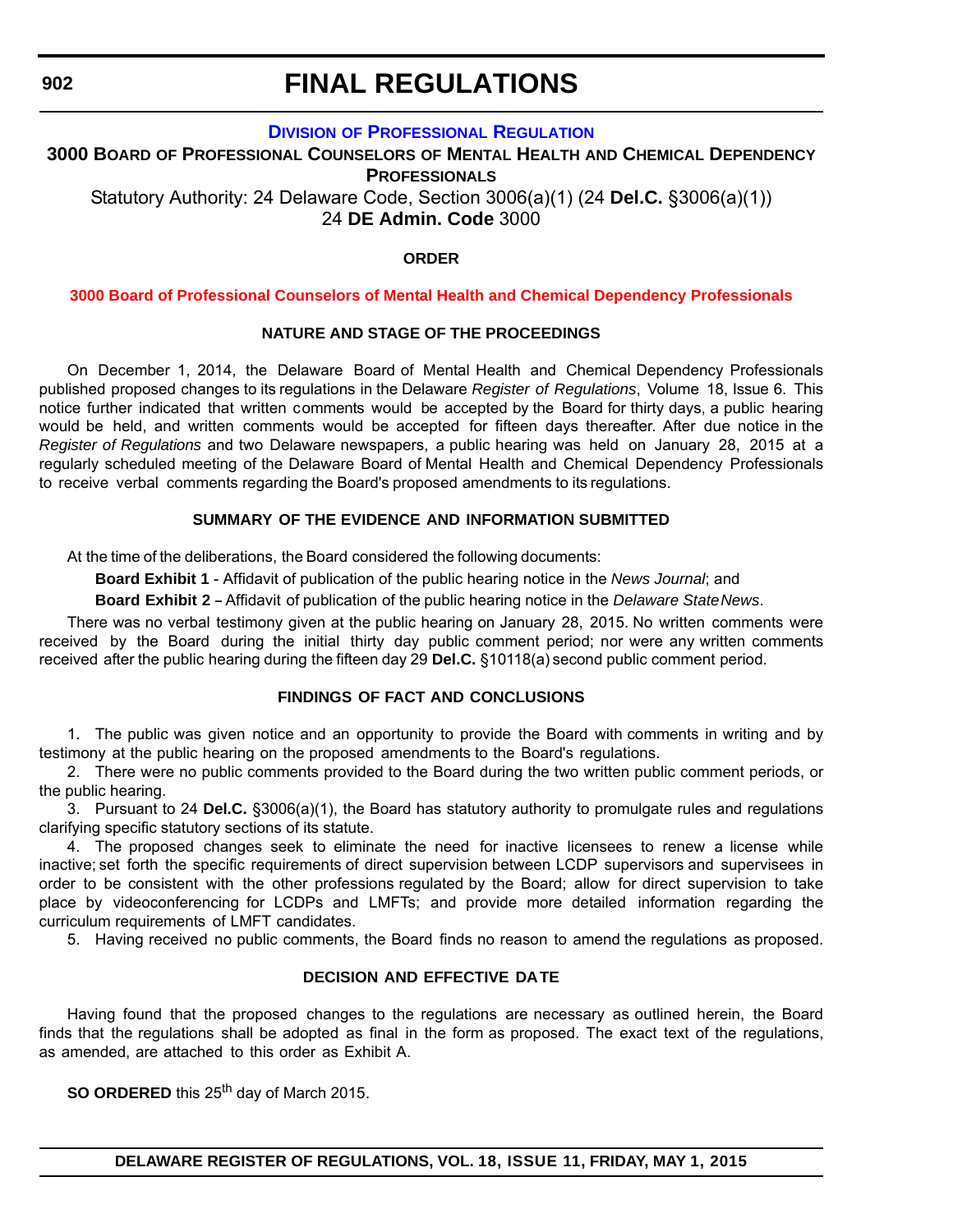# FINAL REGULATIONS

## DIVISION OF PROFESSIONAL REGULATION

### 3000 BOARD OF PROFESSIONAL COUNSELORS OF MENTAL HEALTH AND CHEMICAL DEPENDENCY PROFESSIONALS

Statutory Authority: 24 Delaware Code, Section 3006(a)(1) (24 **Del.C.** §3006(a)(1))
24 **DE Admin. Code** 3000

**ORDER**

**3000 Board of Professional Counselors of Mental Health and Chemical Dependency Professionals**

**NATURE AND STAGE OF THE PROCEEDINGS**

On December 1, 2014, the Delaware Board of Mental Health and Chemical Dependency Professionals published proposed changes to its regulations in the Delaware *Register of Regulations*, Volume 18, Issue 6. This notice further indicated that written comments would be accepted by the Board for thirty days, a public hearing would be held, and written comments would be accepted for fifteen days thereafter. After due notice in the *Register of Regulations* and two Delaware newspapers, a public hearing was held on January 28, 2015 at a regularly scheduled meeting of the Delaware Board of Mental Health and Chemical Dependency Professionals to receive verbal comments regarding the Board's proposed amendments to its regulations.

**SUMMARY OF THE EVIDENCE AND INFORMATION SUBMITTED**

At the time of the deliberations, the Board considered the following documents:

**Board Exhibit 1** - Affidavit of publication of the public hearing notice in the *News Journal*; and

**Board Exhibit 2** – Affidavit of publication of the public hearing notice in the *Delaware State News*.

There was no verbal testimony given at the public hearing on January 28, 2015. No written comments were received by the Board during the initial thirty day public comment period; nor were any written comments received after the public hearing during the fifteen day 29 **Del.C.** §10118(a) second public comment period.

**FINDINGS OF FACT AND CONCLUSIONS**

1. The public was given notice and an opportunity to provide the Board with comments in writing and by testimony at the public hearing on the proposed amendments to the Board's regulations.

2. There were no public comments provided to the Board during the two written public comment periods, or the public hearing.

3. Pursuant to 24 **Del.C.** §3006(a)(1), the Board has statutory authority to promulgate rules and regulations clarifying specific statutory sections of its statute.

4. The proposed changes seek to eliminate the need for inactive licensees to renew a license while inactive; set forth the specific requirements of direct supervision between LCDP supervisors and supervisees in order to be consistent with the other professions regulated by the Board; allow for direct supervision to take place by videoconferencing for LCDPs and LMFTs; and provide more detailed information regarding the curriculum requirements of LMFT candidates.

5. Having received no public comments, the Board finds no reason to amend the regulations as proposed.

**DECISION AND EFFECTIVE DATE**

Having found that the proposed changes to the regulations are necessary as outlined herein, the Board finds that the regulations shall be adopted as final in the form as proposed. The exact text of the regulations, as amended, are attached to this order as Exhibit A.

**SO ORDERED** this 25th day of March 2015.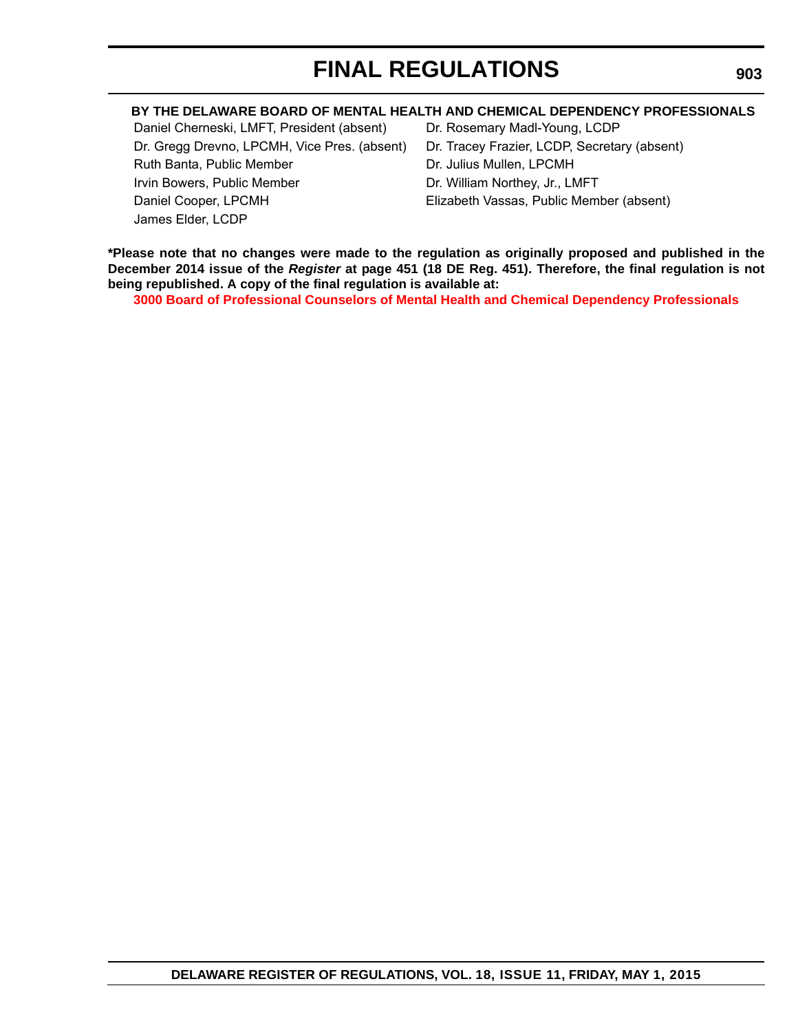**BY THE DELAWARE BOARD OF MENTAL HEALTH AND CHEMICAL DEPENDENCY PROFESSIONALS**

Daniel Cherneski, LMFT, President (absent)
Dr. Gregg Drevno, LPCMH, Vice Pres. (absent)
Ruth Banta, Public Member
Irvin Bowers, Public Member
Daniel Cooper, LPCMH
James Elder, LCDP
Dr. Rosemary Madl-Young, LCDP
Dr. Tracey Frazier, LCDP, Secretary (absent)
Dr. Julius Mullen, LPCMH
Dr. William Northey, Jr., LMFT
Elizabeth Vassas, Public Member (absent)

**\*Please note that no changes were made to the regulation as originally proposed and published in the December 2014 issue of the *Register* at page 451 (18 DE Reg. 451). Therefore, the final regulation is not being republished. A copy of the final regulation is available at:**

**3000 Board of Professional Counselors of Mental Health and Chemical Dependency Professionals**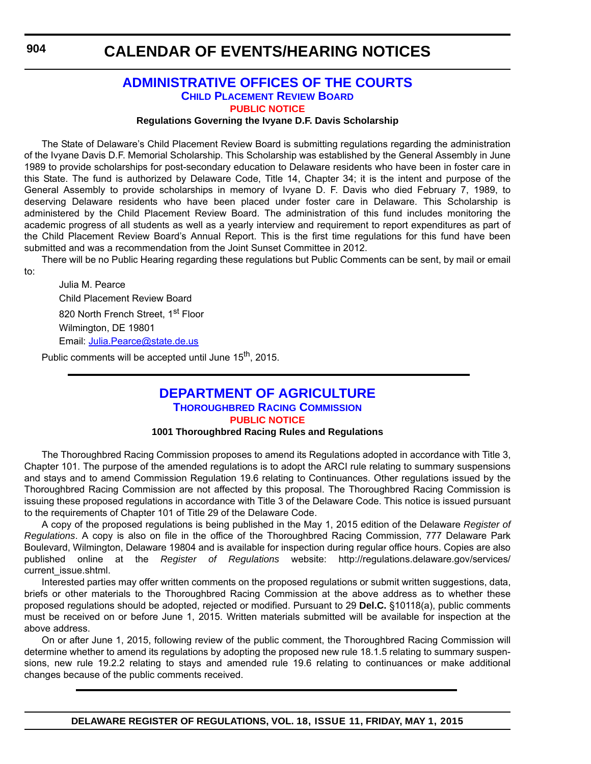# CALENDAR OF EVENTS/HEARING NOTICES

## ADMINISTRATIVE OFFICES OF THE COURTS

### CHILD PLACEMENT REVIEW BOARD

#### PUBLIC NOTICE

**Regulations Governing the Ivyane D.F. Davis Scholarship**

The State of Delaware's Child Placement Review Board is submitting regulations regarding the administration of the Ivyane Davis D.F. Memorial Scholarship. This Scholarship was established by the General Assembly in June 1989 to provide scholarships for post-secondary education to Delaware residents who have been in foster care in this State. The fund is authorized by Delaware Code, Title 14, Chapter 34; it is the intent and purpose of the General Assembly to provide scholarships in memory of Ivyane D. F. Davis who died February 7, 1989, to deserving Delaware residents who have been placed under foster care in Delaware. This Scholarship is administered by the Child Placement Review Board. The administration of this fund includes monitoring the academic progress of all students as well as a yearly interview and requirement to report expenditures as part of the Child Placement Review Board's Annual Report. This is the first time regulations for this fund have been submitted and was a recommendation from the Joint Sunset Committee in 2012.

There will be no Public Hearing regarding these regulations but Public Comments can be sent, by mail or email to:

Julia M. Pearce
Child Placement Review Board
820 North French Street, 1st Floor
Wilmington, DE 19801
Email: Julia.Pearce@state.de.us

Public comments will be accepted until June 15th, 2015.

## DEPARTMENT OF AGRICULTURE

### THOROUGHBRED RACING COMMISSION

#### PUBLIC NOTICE

**1001 Thoroughbred Racing Rules and Regulations**

The Thoroughbred Racing Commission proposes to amend its Regulations adopted in accordance with Title 3, Chapter 101. The purpose of the amended regulations is to adopt the ARCI rule relating to summary suspensions and stays and to amend Commission Regulation 19.6 relating to Continuances. Other regulations issued by the Thoroughbred Racing Commission are not affected by this proposal. The Thoroughbred Racing Commission is issuing these proposed regulations in accordance with Title 3 of the Delaware Code. This notice is issued pursuant to the requirements of Chapter 101 of Title 29 of the Delaware Code.

A copy of the proposed regulations is being published in the May 1, 2015 edition of the Delaware *Register of Regulations*. A copy is also on file in the office of the Thoroughbred Racing Commission, 777 Delaware Park Boulevard, Wilmington, Delaware 19804 and is available for inspection during regular office hours. Copies are also published online at the *Register of Regulations* website: http://regulations.delaware.gov/services/current_issue.shtml.

Interested parties may offer written comments on the proposed regulations or submit written suggestions, data, briefs or other materials to the Thoroughbred Racing Commission at the above address as to whether these proposed regulations should be adopted, rejected or modified. Pursuant to 29 **Del.C.** §10118(a), public comments must be received on or before June 1, 2015. Written materials submitted will be available for inspection at the above address.

On or after June 1, 2015, following review of the public comment, the Thoroughbred Racing Commission will determine whether to amend its regulations by adopting the proposed new rule 18.1.5 relating to summary suspensions, new rule 19.2.2 relating to stays and amended rule 19.6 relating to continuances or make additional changes because of the public comments received.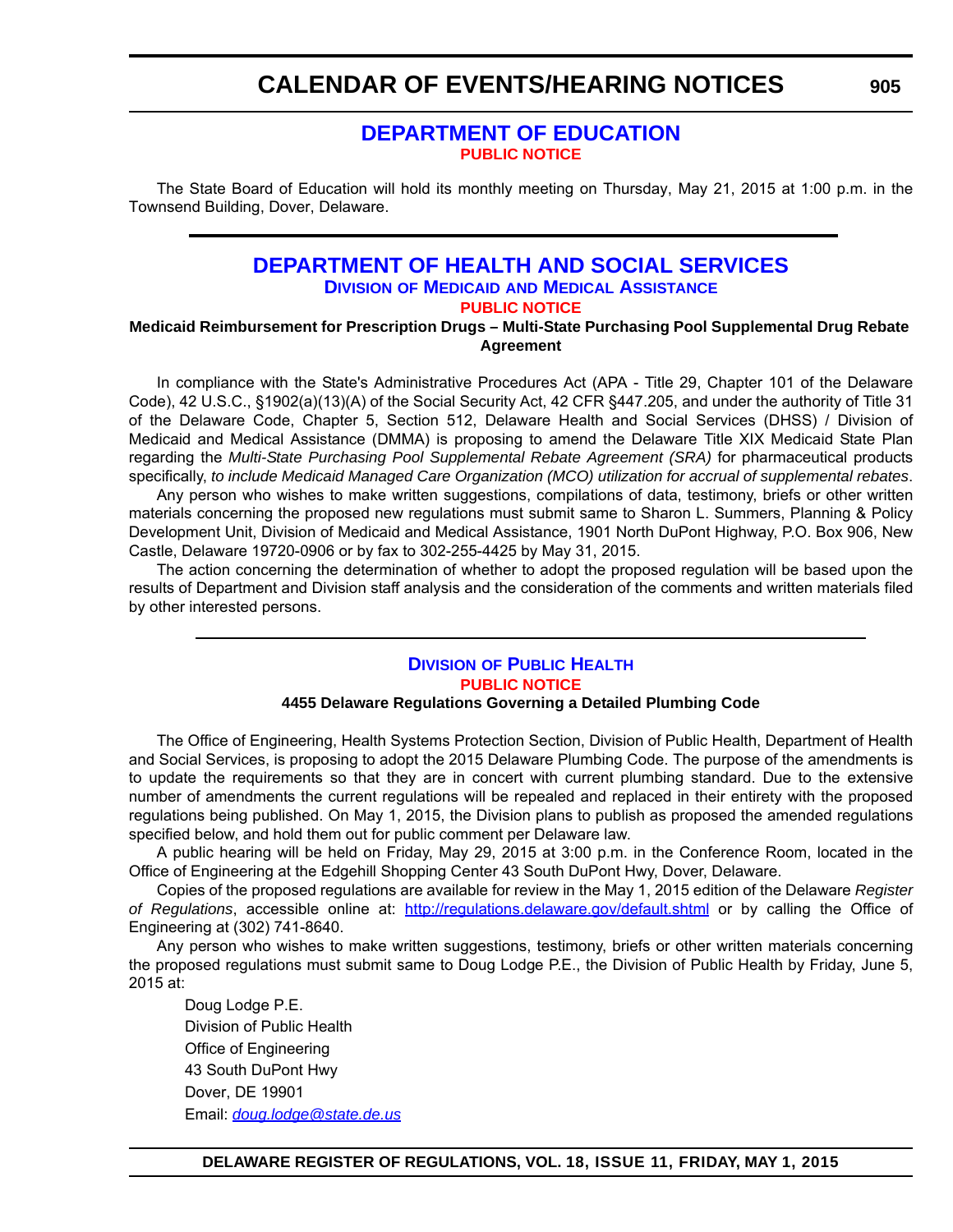# CALENDAR OF EVENTS/HEARING NOTICES

## DEPARTMENT OF EDUCATION

**PUBLIC NOTICE**

The State Board of Education will hold its monthly meeting on Thursday, May 21, 2015 at 1:00 p.m. in the Townsend Building, Dover, Delaware.

---

## DEPARTMENT OF HEALTH AND SOCIAL SERVICES

### Division of Medicaid and Medical Assistance

**PUBLIC NOTICE**

**Medicaid Reimbursement for Prescription Drugs – Multi-State Purchasing Pool Supplemental Drug Rebate Agreement**

In compliance with the State's Administrative Procedures Act (APA - Title 29, Chapter 101 of the Delaware Code), 42 U.S.C., §1902(a)(13)(A) of the Social Security Act, 42 CFR §447.205, and under the authority of Title 31 of the Delaware Code, Chapter 5, Section 512, Delaware Health and Social Services (DHSS) / Division of Medicaid and Medical Assistance (DMMA) is proposing to amend the Delaware Title XIX Medicaid State Plan regarding the *Multi-State Purchasing Pool Supplemental Rebate Agreement (SRA)* for pharmaceutical products specifically, *to include Medicaid Managed Care Organization (MCO) utilization for accrual of supplemental rebates*.

Any person who wishes to make written suggestions, compilations of data, testimony, briefs or other written materials concerning the proposed new regulations must submit same to Sharon L. Summers, Planning & Policy Development Unit, Division of Medicaid and Medical Assistance, 1901 North DuPont Highway, P.O. Box 906, New Castle, Delaware 19720-0906 or by fax to 302-255-4425 by May 31, 2015.

The action concerning the determination of whether to adopt the proposed regulation will be based upon the results of Department and Division staff analysis and the consideration of the comments and written materials filed by other interested persons.

---

### Division of Public Health

**PUBLIC NOTICE**

**4455 Delaware Regulations Governing a Detailed Plumbing Code**

The Office of Engineering, Health Systems Protection Section, Division of Public Health, Department of Health and Social Services, is proposing to adopt the 2015 Delaware Plumbing Code. The purpose of the amendments is to update the requirements so that they are in concert with current plumbing standard. Due to the extensive number of amendments the current regulations will be repealed and replaced in their entirety with the proposed regulations being published. On May 1, 2015, the Division plans to publish as proposed the amended regulations specified below, and hold them out for public comment per Delaware law.

A public hearing will be held on Friday, May 29, 2015 at 3:00 p.m. in the Conference Room, located in the Office of Engineering at the Edgehill Shopping Center 43 South DuPont Hwy, Dover, Delaware.

Copies of the proposed regulations are available for review in the May 1, 2015 edition of the Delaware *Register of Regulations*, accessible online at: http://regulations.delaware.gov/default.shtml or by calling the Office of Engineering at (302) 741-8640.

Any person who wishes to make written suggestions, testimony, briefs or other written materials concerning the proposed regulations must submit same to Doug Lodge P.E., the Division of Public Health by Friday, June 5, 2015 at:

Doug Lodge P.E.
Division of Public Health
Office of Engineering
43 South DuPont Hwy
Dover, DE 19901
Email: *doug.lodge@state.de.us*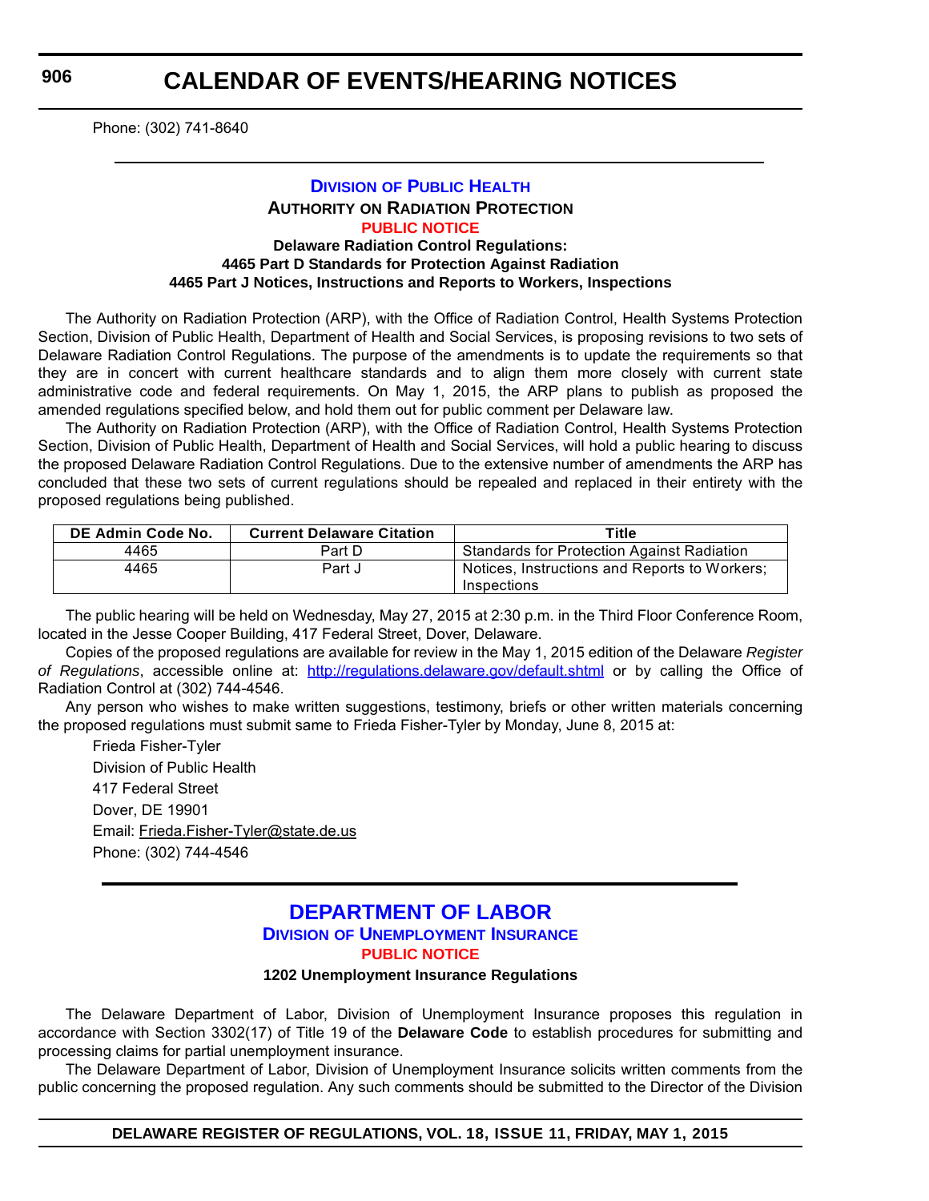Phone: (302) 741-8640

---

## Division of Public Health

### Authority on Radiation Protection

**PUBLIC NOTICE**

**Delaware Radiation Control Regulations:**
**4465 Part D Standards for Protection Against Radiation**
**4465 Part J Notices, Instructions and Reports to Workers, Inspections**

The Authority on Radiation Protection (ARP), with the Office of Radiation Control, Health Systems Protection Section, Division of Public Health, Department of Health and Social Services, is proposing revisions to two sets of Delaware Radiation Control Regulations. The purpose of the amendments is to update the requirements so that they are in concert with current healthcare standards and to align them more closely with current state administrative code and federal requirements. On May 1, 2015, the ARP plans to publish as proposed the amended regulations specified below, and hold them out for public comment per Delaware law.

The Authority on Radiation Protection (ARP), with the Office of Radiation Control, Health Systems Protection Section, Division of Public Health, Department of Health and Social Services, will hold a public hearing to discuss the proposed Delaware Radiation Control Regulations. Due to the extensive number of amendments the ARP has concluded that these two sets of current regulations should be repealed and replaced in their entirety with the proposed regulations being published.

| DE Admin Code No. | Current Delaware Citation | Title |
|---|---|---|
| 4465 | Part D | Standards for Protection Against Radiation |
| 4465 | Part J | Notices, Instructions and Reports to Workers; Inspections |

The public hearing will be held on Wednesday, May 27, 2015 at 2:30 p.m. in the Third Floor Conference Room, located in the Jesse Cooper Building, 417 Federal Street, Dover, Delaware.

Copies of the proposed regulations are available for review in the May 1, 2015 edition of the Delaware *Register of Regulations*, accessible online at: http://regulations.delaware.gov/default.shtml or by calling the Office of Radiation Control at (302) 744-4546.

Any person who wishes to make written suggestions, testimony, briefs or other written materials concerning the proposed regulations must submit same to Frieda Fisher-Tyler by Monday, June 8, 2015 at:

Frieda Fisher-Tyler
Division of Public Health
417 Federal Street
Dover, DE 19901
Email: Frieda.Fisher-Tyler@state.de.us
Phone: (302) 744-4546

---

## Department of Labor

### Division of Unemployment Insurance

**PUBLIC NOTICE**

**1202 Unemployment Insurance Regulations**

The Delaware Department of Labor, Division of Unemployment Insurance proposes this regulation in accordance with Section 3302(17) of Title 19 of the **Delaware Code** to establish procedures for submitting and processing claims for partial unemployment insurance.

The Delaware Department of Labor, Division of Unemployment Insurance solicits written comments from the public concerning the proposed regulation. Any such comments should be submitted to the Director of the Division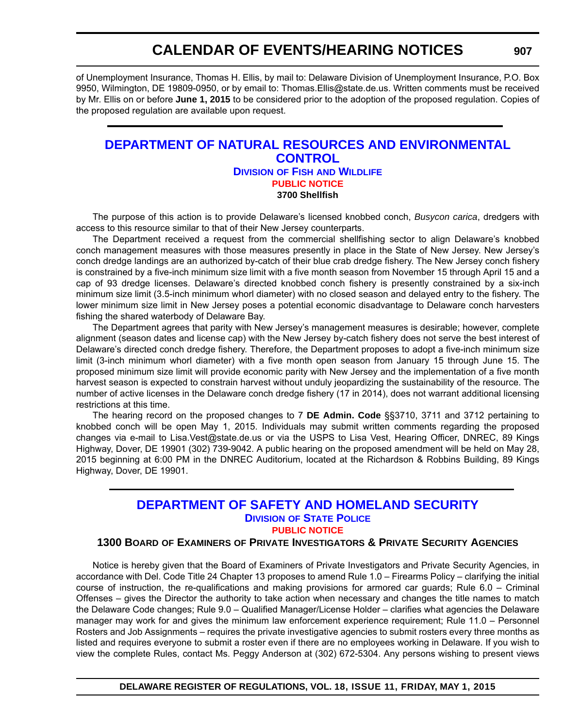of Unemployment Insurance, Thomas H. Ellis, by mail to: Delaware Division of Unemployment Insurance, P.O. Box 9950, Wilmington, DE 19809-0950, or by email to: Thomas.Ellis@state.de.us. Written comments must be received by Mr. Ellis on or before **June 1, 2015** to be considered prior to the adoption of the proposed regulation. Copies of the proposed regulation are available upon request.

## DEPARTMENT OF NATURAL RESOURCES AND ENVIRONMENTAL CONTROL

### Division of Fish and Wildlife

#### PUBLIC NOTICE

**3700 Shellfish**

The purpose of this action is to provide Delaware's licensed knobbed conch, *Busycon carica*, dredgers with access to this resource similar to that of their New Jersey counterparts.

The Department received a request from the commercial shellfishing sector to align Delaware's knobbed conch management measures with those measures presently in place in the State of New Jersey. New Jersey's conch dredge landings are an authorized by-catch of their blue crab dredge fishery. The New Jersey conch fishery is constrained by a five-inch minimum size limit with a five month season from November 15 through April 15 and a cap of 93 dredge licenses. Delaware's directed knobbed conch fishery is presently constrained by a six-inch minimum size limit (3.5-inch minimum whorl diameter) with no closed season and delayed entry to the fishery. The lower minimum size limit in New Jersey poses a potential economic disadvantage to Delaware conch harvesters fishing the shared waterbody of Delaware Bay.

The Department agrees that parity with New Jersey's management measures is desirable; however, complete alignment (season dates and license cap) with the New Jersey by-catch fishery does not serve the best interest of Delaware's directed conch dredge fishery. Therefore, the Department proposes to adopt a five-inch minimum size limit (3-inch minimum whorl diameter) with a five month open season from January 15 through June 15. The proposed minimum size limit will provide economic parity with New Jersey and the implementation of a five month harvest season is expected to constrain harvest without unduly jeopardizing the sustainability of the resource. The number of active licenses in the Delaware conch dredge fishery (17 in 2014), does not warrant additional licensing restrictions at this time.

The hearing record on the proposed changes to 7 **DE Admin. Code** §§3710, 3711 and 3712 pertaining to knobbed conch will be open May 1, 2015. Individuals may submit written comments regarding the proposed changes via e-mail to Lisa.Vest@state.de.us or via the USPS to Lisa Vest, Hearing Officer, DNREC, 89 Kings Highway, Dover, DE 19901 (302) 739-9042. A public hearing on the proposed amendment will be held on May 28, 2015 beginning at 6:00 PM in the DNREC Auditorium, located at the Richardson & Robbins Building, 89 Kings Highway, Dover, DE 19901.

## DEPARTMENT OF SAFETY AND HOMELAND SECURITY

### Division of State Police

#### PUBLIC NOTICE

**1300 Board of Examiners of Private Investigators & Private Security Agencies**

Notice is hereby given that the Board of Examiners of Private Investigators and Private Security Agencies, in accordance with Del. Code Title 24 Chapter 13 proposes to amend Rule 1.0 – Firearms Policy – clarifying the initial course of instruction, the re-qualifications and making provisions for armored car guards; Rule 6.0 – Criminal Offenses – gives the Director the authority to take action when necessary and changes the title names to match the Delaware Code changes; Rule 9.0 – Qualified Manager/License Holder – clarifies what agencies the Delaware manager may work for and gives the minimum law enforcement experience requirement; Rule 11.0 – Personnel Rosters and Job Assignments – requires the private investigative agencies to submit rosters every three months as listed and requires everyone to submit a roster even if there are no employees working in Delaware. If you wish to view the complete Rules, contact Ms. Peggy Anderson at (302) 672-5304. Any persons wishing to present views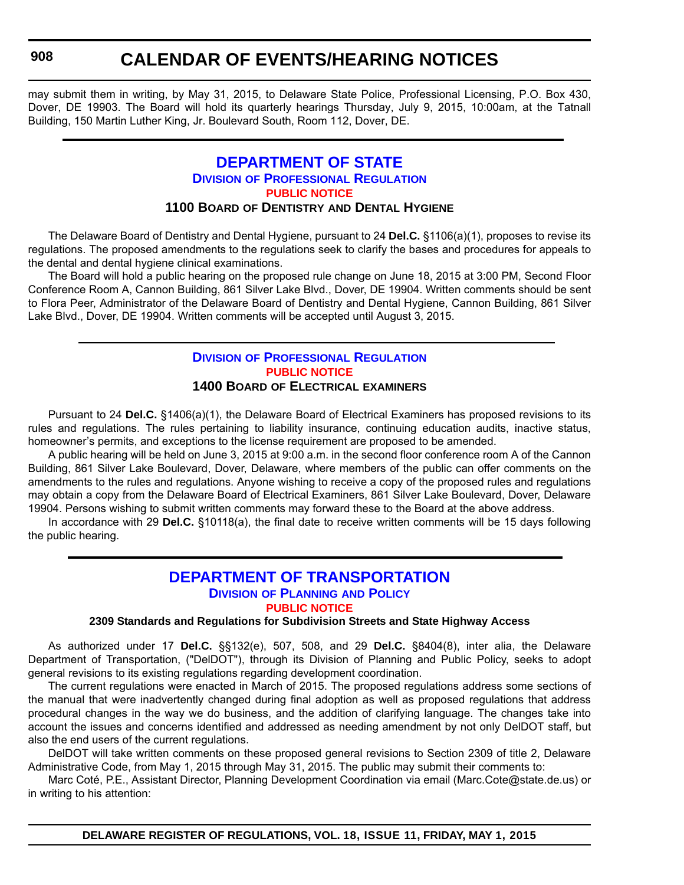may submit them in writing, by May 31, 2015, to Delaware State Police, Professional Licensing, P.O. Box 430, Dover, DE 19903. The Board will hold its quarterly hearings Thursday, July 9, 2015, 10:00am, at the Tatnall Building, 150 Martin Luther King, Jr. Boulevard South, Room 112, Dover, DE.

## DEPARTMENT OF STATE

### Division of Professional Regulation

#### PUBLIC NOTICE

#### 1100 Board of Dentistry and Dental Hygiene

The Delaware Board of Dentistry and Dental Hygiene, pursuant to 24 **Del.C.** §1106(a)(1), proposes to revise its regulations. The proposed amendments to the regulations seek to clarify the bases and procedures for appeals to the dental and dental hygiene clinical examinations.

The Board will hold a public hearing on the proposed rule change on June 18, 2015 at 3:00 PM, Second Floor Conference Room A, Cannon Building, 861 Silver Lake Blvd., Dover, DE 19904. Written comments should be sent to Flora Peer, Administrator of the Delaware Board of Dentistry and Dental Hygiene, Cannon Building, 861 Silver Lake Blvd., Dover, DE 19904. Written comments will be accepted until August 3, 2015.

### Division of Professional Regulation

#### PUBLIC NOTICE

#### 1400 Board of Electrical examiners

Pursuant to 24 **Del.C.** §1406(a)(1), the Delaware Board of Electrical Examiners has proposed revisions to its rules and regulations. The rules pertaining to liability insurance, continuing education audits, inactive status, homeowner's permits, and exceptions to the license requirement are proposed to be amended.

A public hearing will be held on June 3, 2015 at 9:00 a.m. in the second floor conference room A of the Cannon Building, 861 Silver Lake Boulevard, Dover, Delaware, where members of the public can offer comments on the amendments to the rules and regulations. Anyone wishing to receive a copy of the proposed rules and regulations may obtain a copy from the Delaware Board of Electrical Examiners, 861 Silver Lake Boulevard, Dover, Delaware 19904. Persons wishing to submit written comments may forward these to the Board at the above address.

In accordance with 29 **Del.C.** §10118(a), the final date to receive written comments will be 15 days following the public hearing.

## DEPARTMENT OF TRANSPORTATION

### Division of Planning and Policy

#### PUBLIC NOTICE

#### 2309 Standards and Regulations for Subdivision Streets and State Highway Access

As authorized under 17 **Del.C.** §§132(e), 507, 508, and 29 **Del.C.** §8404(8), inter alia, the Delaware Department of Transportation, ("DelDOT"), through its Division of Planning and Public Policy, seeks to adopt general revisions to its existing regulations regarding development coordination.

The current regulations were enacted in March of 2015. The proposed regulations address some sections of the manual that were inadvertently changed during final adoption as well as proposed regulations that address procedural changes in the way we do business, and the addition of clarifying language. The changes take into account the issues and concerns identified and addressed as needing amendment by not only DelDOT staff, but also the end users of the current regulations.

DelDOT will take written comments on these proposed general revisions to Section 2309 of title 2, Delaware Administrative Code, from May 1, 2015 through May 31, 2015. The public may submit their comments to:

Marc Coté, P.E., Assistant Director, Planning Development Coordination via email (Marc.Cote@state.de.us) or in writing to his attention: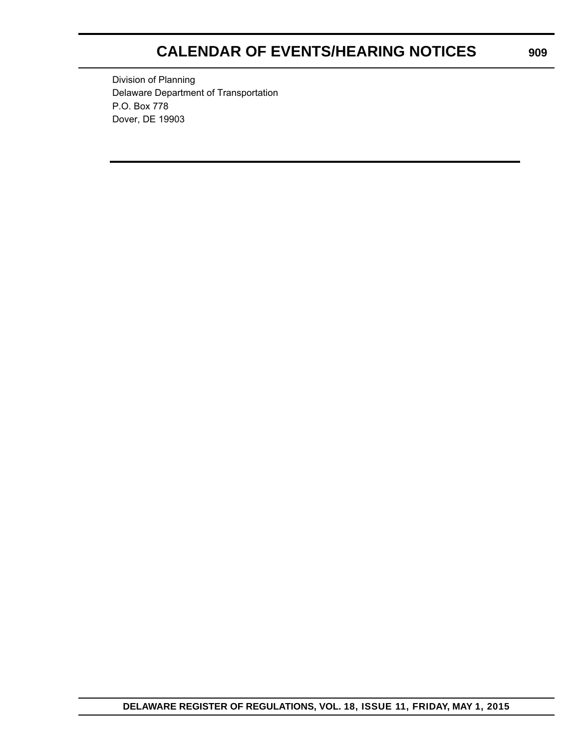Division of Planning
Delaware Department of Transportation
P.O. Box 778
Dover, DE 19903

---